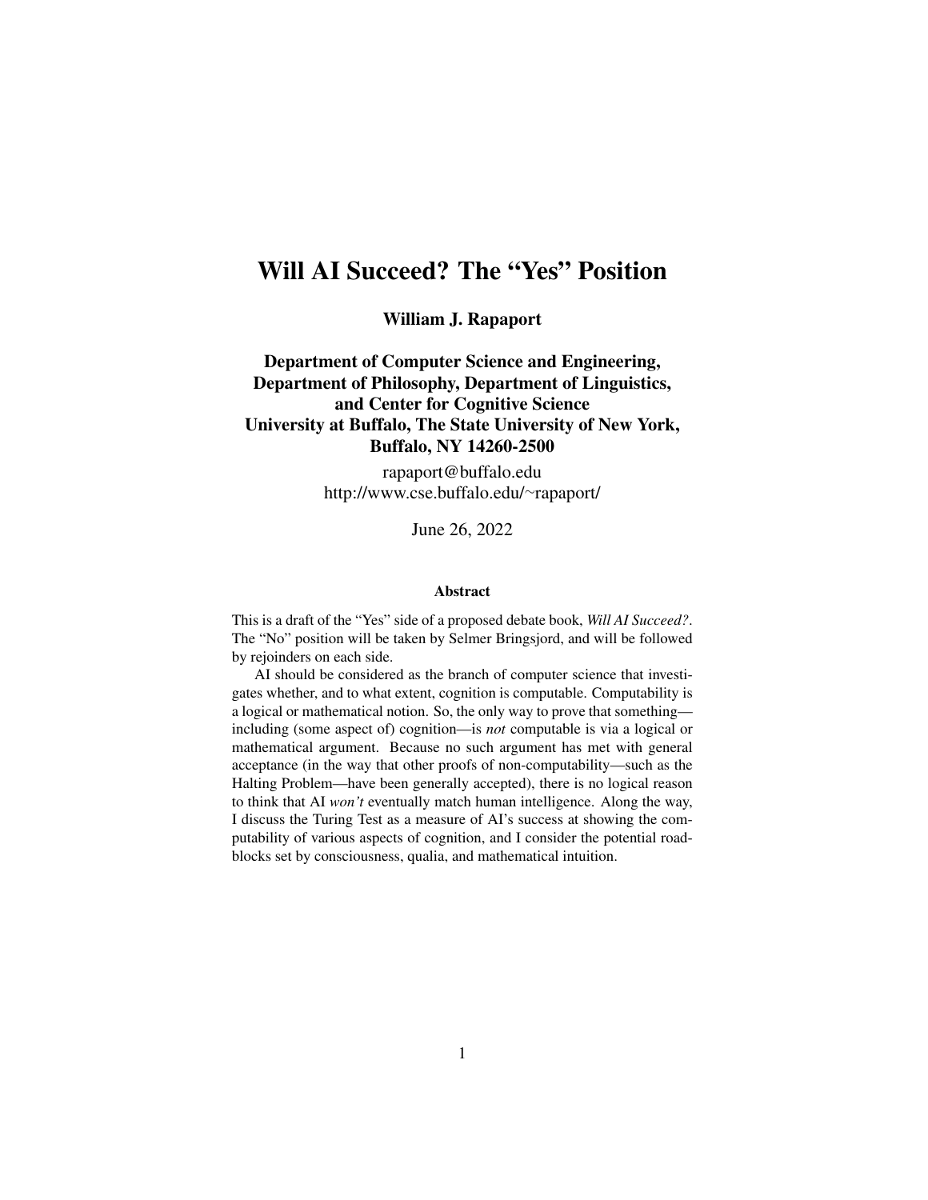# Will AI Succeed? The "Yes" Position

**William J. Rapaport**

**Department of Computer Science and Engineering, Department of Philosophy, Department of Linguistics, and Center for Cognitive Science**
**University at Buffalo, The State University of New York, Buffalo, NY 14260-2500**

rapaport@buffalo.edu
http://www.cse.buffalo.edu/~rapaport/

June 26, 2022

### Abstract

This is a draft of the "Yes" side of a proposed debate book, *Will AI Succeed?*. The "No" position will be taken by Selmer Bringsjord, and will be followed by rejoinders on each side.

AI should be considered as the branch of computer science that investigates whether, and to what extent, cognition is computable. Computability is a logical or mathematical notion. So, the only way to prove that something—including (some aspect of) cognition—is *not* computable is via a logical or mathematical argument. Because no such argument has met with general acceptance (in the way that other proofs of non-computability—such as the Halting Problem—have been generally accepted), there is no logical reason to think that AI *won't* eventually match human intelligence. Along the way, I discuss the Turing Test as a measure of AI's success at showing the computability of various aspects of cognition, and I consider the potential roadblocks set by consciousness, qualia, and mathematical intuition.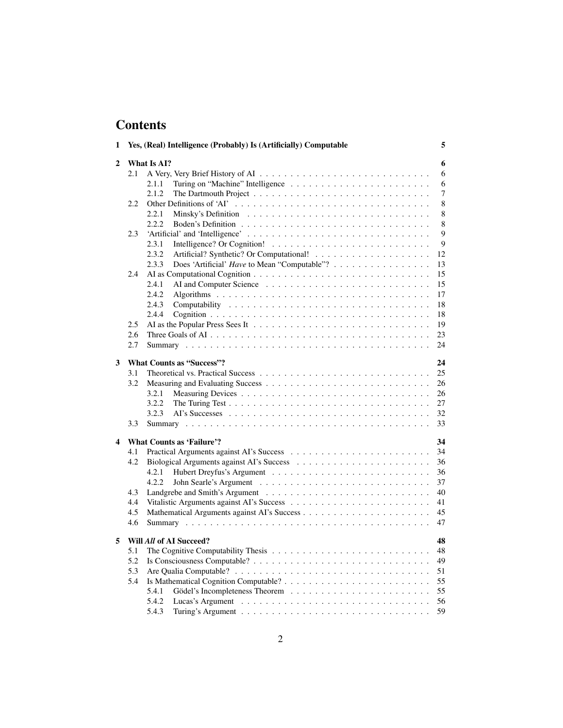# Contents

**1 Yes, (Real) Intelligence (Probably) Is (Artificially) Computable** **5**

**2 What Is AI?** **6**

- 2.1 A Very, Very Brief History of AI . . . 6
  - 2.1.1 Turing on "Machine" Intelligence . . . 6
  - 2.1.2 The Dartmouth Project . . . 7
- 2.2 Other Definitions of 'AI' . . . 8
  - 2.2.1 Minsky's Definition . . . 8
  - 2.2.2 Boden's Definition . . . 8
- 2.3 'Artificial' and 'Intelligence' . . . 9
  - 2.3.1 Intelligence? Or Cognition! . . . 9
  - 2.3.2 Artificial? Synthetic? Or Computational! . . . 12
  - 2.3.3 Does 'Artificial' *Have* to Mean "Computable"? . . . 13
- 2.4 AI as Computational Cognition . . . 15
  - 2.4.1 AI and Computer Science . . . 15
  - 2.4.2 Algorithms . . . 17
  - 2.4.3 Computability . . . 18
  - 2.4.4 Cognition . . . 18
- 2.5 AI as the Popular Press Sees It . . . 19
- 2.6 Three Goals of AI . . . 23
- 2.7 Summary . . . 24

**3 What Counts as "Success"?** **24**

- 3.1 Theoretical vs. Practical Success . . . 25
- 3.2 Measuring and Evaluating Success . . . 26
  - 3.2.1 Measuring Devices . . . 26
  - 3.2.2 The Turing Test . . . 27
  - 3.2.3 AI's Successes . . . 32
- 3.3 Summary . . . 33

**4 What Counts as 'Failure'?** **34**

- 4.1 Practical Arguments against AI's Success . . . 34
- 4.2 Biological Arguments against AI's Success . . . 36
  - 4.2.1 Hubert Dreyfus's Argument . . . 36
  - 4.2.2 John Searle's Argument . . . 37
- 4.3 Landgrebe and Smith's Argument . . . 40
- 4.4 Vitalistic Arguments against AI's Success . . . 41
- 4.5 Mathematical Arguments against AI's Success . . . 45
- 4.6 Summary . . . 47

**5 Will *All* of AI Succeed?** **48**

- 5.1 The Cognitive Computability Thesis . . . 48
- 5.2 Is Consciousness Computable? . . . 49
- 5.3 Are Qualia Computable? . . . 51
- 5.4 Is Mathematical Cognition Computable? . . . 55
  - 5.4.1 Gödel's Incompleteness Theorem . . . 55
  - 5.4.2 Lucas's Argument . . . 56
  - 5.4.3 Turing's Argument . . . 59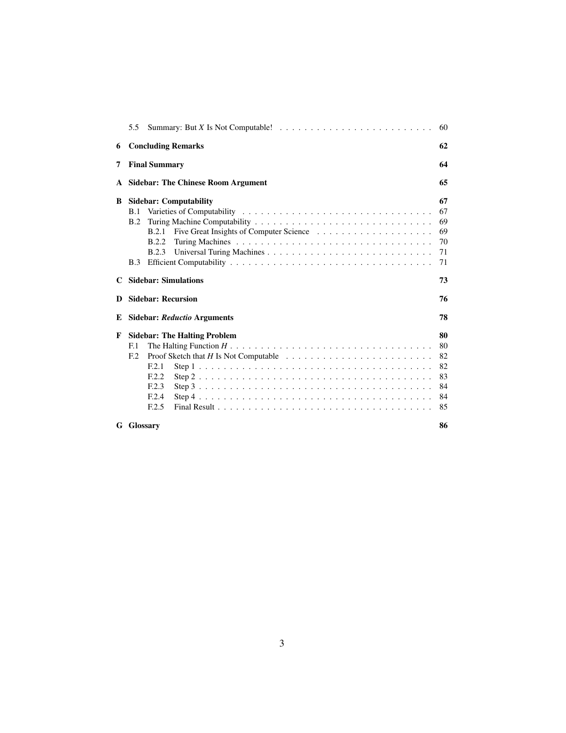5.5 Summary: But $X$ Is Not Computable! ... 60

**6 Concluding Remarks** **62**

**7 Final Summary** **64**

**A Sidebar: The Chinese Room Argument** **65**

**B Sidebar: Computability** **67**

- B.1 Varieties of Computability ... 67
- B.2 Turing Machine Computability ... 69
  - B.2.1 Five Great Insights of Computer Science ... 69
  - B.2.2 Turing Machines ... 70
  - B.2.3 Universal Turing Machines ... 71
- B.3 Efficient Computability ... 71

**C Sidebar: Simulations** **73**

**D Sidebar: Recursion** **76**

**E Sidebar: *Reductio* Arguments** **78**

**F Sidebar: The Halting Problem** **80**

- F.1 The Halting Function $H$ ... 80
- F.2 Proof Sketch that $H$ Is Not Computable ... 82
  - F.2.1 Step 1 ... 82
  - F.2.2 Step 2 ... 83
  - F.2.3 Step 3 ... 84
  - F.2.4 Step 4 ... 84
  - F.2.5 Final Result ... 85

**G Glossary** **86**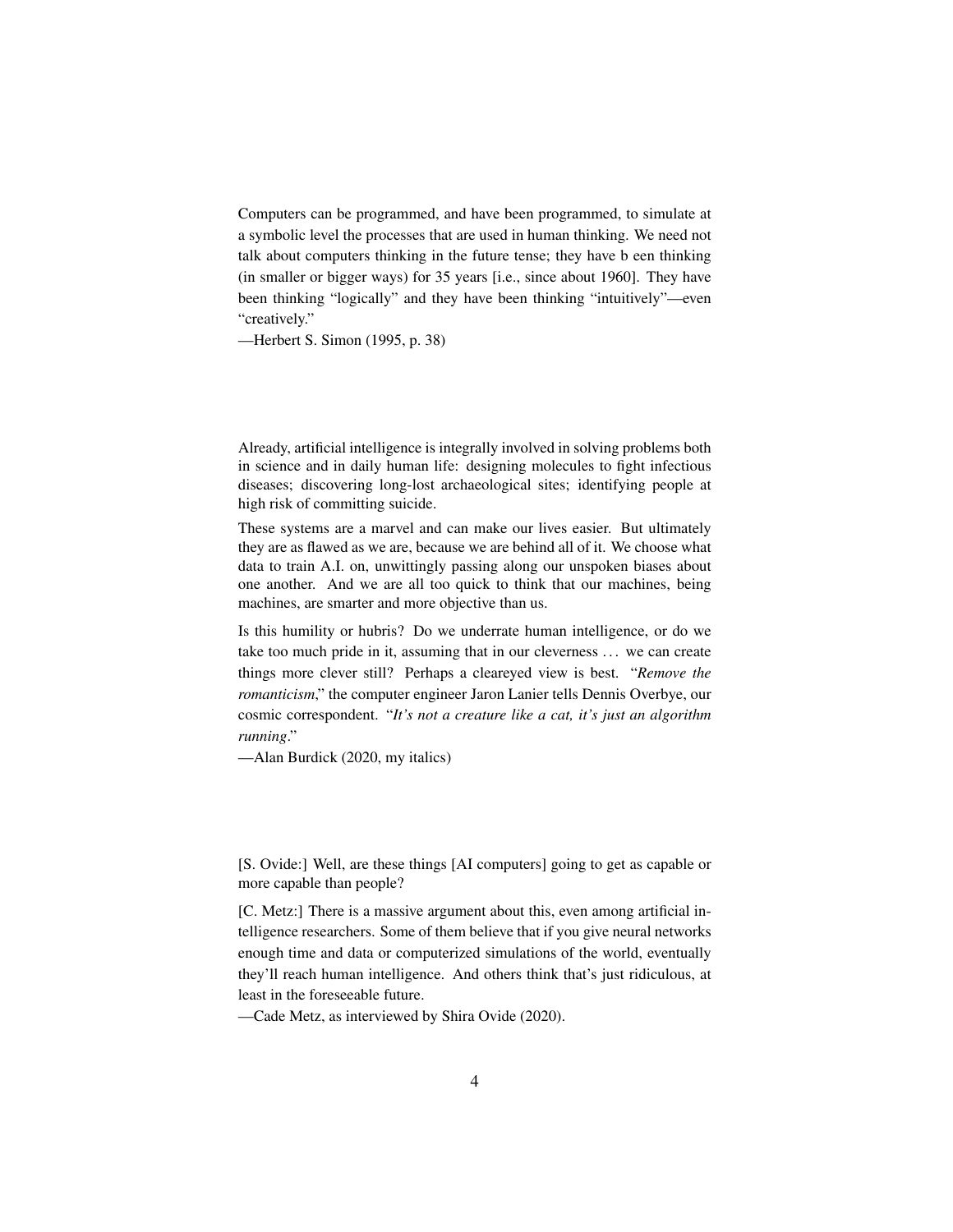Computers can be programmed, and have been programmed, to simulate at a symbolic level the processes that are used in human thinking. We need not talk about computers thinking in the future tense; they have b een thinking (in smaller or bigger ways) for 35 years [i.e., since about 1960]. They have been thinking "logically" and they have been thinking "intuitively"—even "creatively."

—Herbert S. Simon (1995, p. 38)

Already, artificial intelligence is integrally involved in solving problems both in science and in daily human life: designing molecules to fight infectious diseases; discovering long-lost archaeological sites; identifying people at high risk of committing suicide.

These systems are a marvel and can make our lives easier. But ultimately they are as flawed as we are, because we are behind all of it. We choose what data to train A.I. on, unwittingly passing along our unspoken biases about one another. And we are all too quick to think that our machines, being machines, are smarter and more objective than us.

Is this humility or hubris? Do we underrate human intelligence, or do we take too much pride in it, assuming that in our cleverness ... we can create things more clever still? Perhaps a cleareyed view is best. "*Remove the romanticism*," the computer engineer Jaron Lanier tells Dennis Overbye, our cosmic correspondent. "*It's not a creature like a cat, it's just an algorithm running*."

—Alan Burdick (2020, my italics)

[S. Ovide:] Well, are these things [AI computers] going to get as capable or more capable than people?

[C. Metz:] There is a massive argument about this, even among artificial intelligence researchers. Some of them believe that if you give neural networks enough time and data or computerized simulations of the world, eventually they'll reach human intelligence. And others think that's just ridiculous, at least in the foreseeable future.

—Cade Metz, as interviewed by Shira Ovide (2020).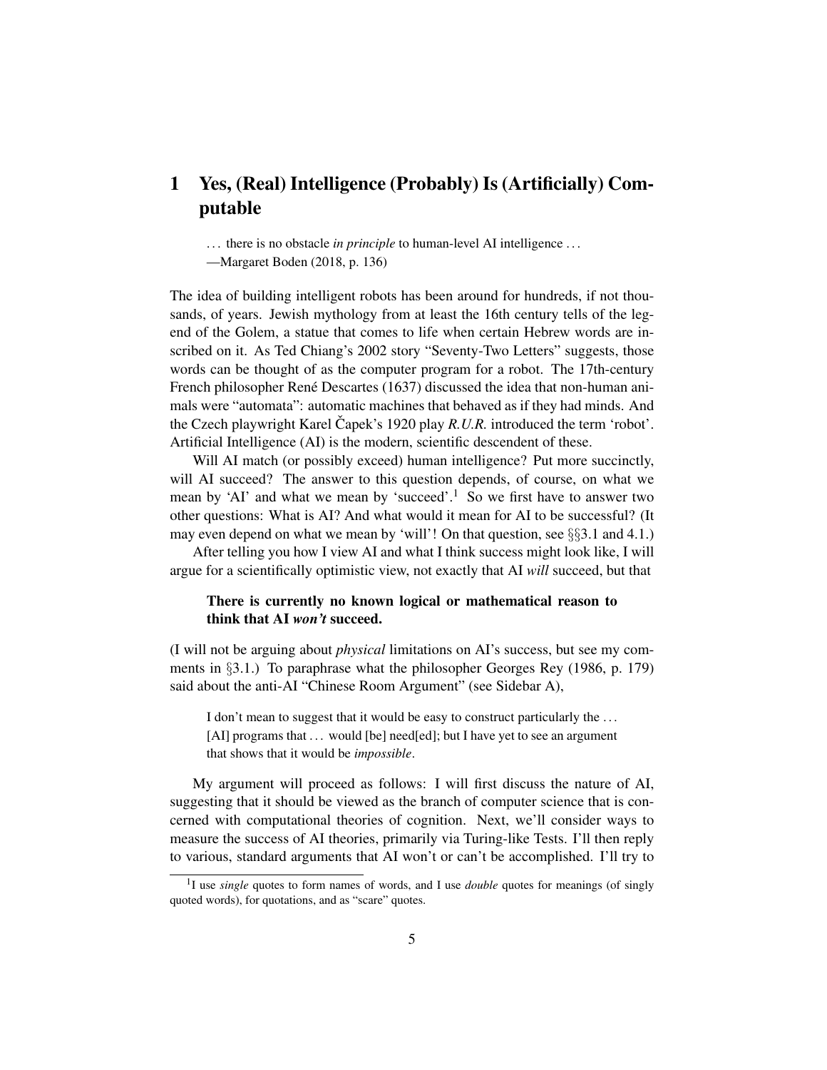# 1 Yes, (Real) Intelligence (Probably) Is (Artificially) Computable

> . . . there is no obstacle *in principle* to human-level AI intelligence . . .
> —Margaret Boden (2018, p. 136)

The idea of building intelligent robots has been around for hundreds, if not thousands, of years. Jewish mythology from at least the 16th century tells of the legend of the Golem, a statue that comes to life when certain Hebrew words are inscribed on it. As Ted Chiang's 2002 story "Seventy-Two Letters" suggests, those words can be thought of as the computer program for a robot. The 17th-century French philosopher René Descartes (1637) discussed the idea that non-human animals were "automata": automatic machines that behaved as if they had minds. And the Czech playwright Karel Čapek's 1920 play *R.U.R.* introduced the term 'robot'. Artificial Intelligence (AI) is the modern, scientific descendent of these.

Will AI match (or possibly exceed) human intelligence? Put more succinctly, will AI succeed? The answer to this question depends, of course, on what we mean by 'AI' and what we mean by 'succeed'.[1] So we first have to answer two other questions: What is AI? And what would it mean for AI to be successful? (It may even depend on what we mean by 'will'! On that question, see §§3.1 and 4.1.)

After telling you how I view AI and what I think success might look like, I will argue for a scientifically optimistic view, not exactly that AI *will* succeed, but that

> **There is currently no known logical or mathematical reason to think that AI *won't* succeed.**

(I will not be arguing about *physical* limitations on AI's success, but see my comments in §3.1.) To paraphrase what the philosopher Georges Rey (1986, p. 179) said about the anti-AI "Chinese Room Argument" (see Sidebar A),

> I don't mean to suggest that it would be easy to construct particularly the . . . [AI] programs that . . . would [be] need[ed]; but I have yet to see an argument that shows that it would be *impossible*.

My argument will proceed as follows: I will first discuss the nature of AI, suggesting that it should be viewed as the branch of computer science that is concerned with computational theories of cognition. Next, we'll consider ways to measure the success of AI theories, primarily via Turing-like Tests. I'll then reply to various, standard arguments that AI won't or can't be accomplished. I'll try to

[1] I use *single* quotes to form names of words, and I use *double* quotes for meanings (of singly quoted words), for quotations, and as "scare" quotes.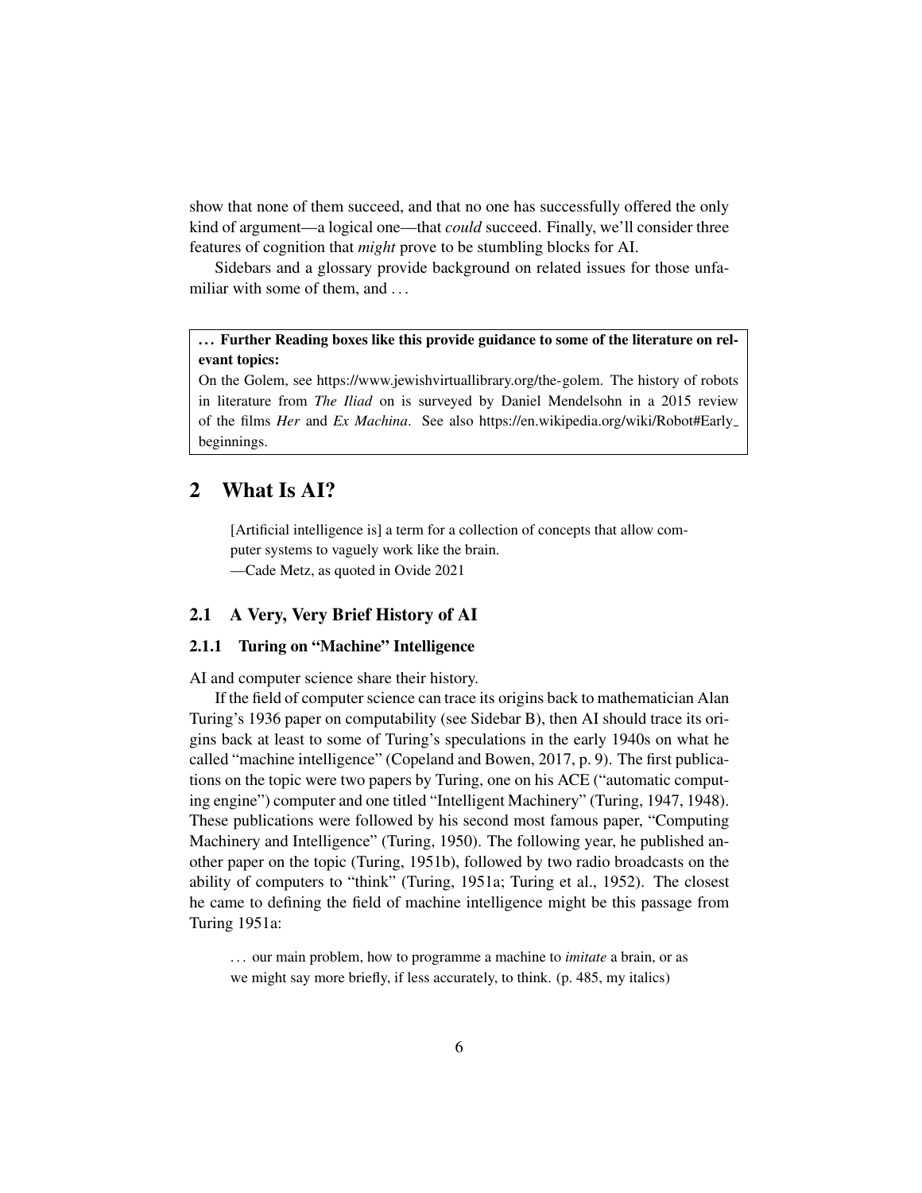show that none of them succeed, and that no one has successfully offered the only kind of argument—a logical one—that *could* succeed. Finally, we'll consider three features of cognition that *might* prove to be stumbling blocks for AI.

Sidebars and a glossary provide background on related issues for those unfamiliar with some of them, and ...

> **... Further Reading boxes like this provide guidance to some of the literature on relevant topics:**
> On the Golem, see https://www.jewishvirtuallibrary.org/the-golem. The history of robots in literature from *The Iliad* on is surveyed by Daniel Mendelsohn in a 2015 review of the films *Her* and *Ex Machina*. See also https://en.wikipedia.org/wiki/Robot#Early_beginnings.

# 2 What Is AI?

> [Artificial intelligence is] a term for a collection of concepts that allow computer systems to vaguely work like the brain.
> —Cade Metz, as quoted in Ovide 2021

## 2.1 A Very, Very Brief History of AI

### 2.1.1 Turing on "Machine" Intelligence

AI and computer science share their history.

If the field of computer science can trace its origins back to mathematician Alan Turing's 1936 paper on computability (see Sidebar B), then AI should trace its origins back at least to some of Turing's speculations in the early 1940s on what he called "machine intelligence" (Copeland and Bowen, 2017, p. 9). The first publications on the topic were two papers by Turing, one on his ACE ("automatic computing engine") computer and one titled "Intelligent Machinery" (Turing, 1947, 1948). These publications were followed by his second most famous paper, "Computing Machinery and Intelligence" (Turing, 1950). The following year, he published another paper on the topic (Turing, 1951b), followed by two radio broadcasts on the ability of computers to "think" (Turing, 1951a; Turing et al., 1952). The closest he came to defining the field of machine intelligence might be this passage from Turing 1951a:

> ... our main problem, how to programme a machine to *imitate* a brain, or as we might say more briefly, if less accurately, to think. (p. 485, my italics)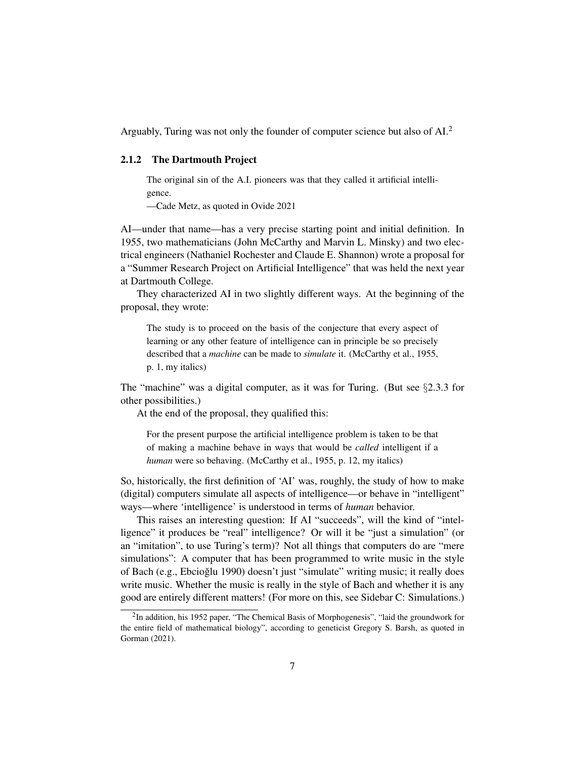Arguably, Turing was not only the founder of computer science but also of AI.[2]

### 2.1.2 The Dartmouth Project

> The original sin of the A.I. pioneers was that they called it artificial intelligence.
> —Cade Metz, as quoted in Ovide 2021

AI—under that name—has a very precise starting point and initial definition. In 1955, two mathematicians (John McCarthy and Marvin L. Minsky) and two electrical engineers (Nathaniel Rochester and Claude E. Shannon) wrote a proposal for a "Summer Research Project on Artificial Intelligence" that was held the next year at Dartmouth College.

They characterized AI in two slightly different ways. At the beginning of the proposal, they wrote:

> The study is to proceed on the basis of the conjecture that every aspect of learning or any other feature of intelligence can in principle be so precisely described that a *machine* can be made to *simulate* it. (McCarthy et al., 1955, p. 1, my italics)

The "machine" was a digital computer, as it was for Turing. (But see §2.3.3 for other possibilities.)

At the end of the proposal, they qualified this:

> For the present purpose the artificial intelligence problem is taken to be that of making a machine behave in ways that would be *called* intelligent if a *human* were so behaving. (McCarthy et al., 1955, p. 12, my italics)

So, historically, the first definition of 'AI' was, roughly, the study of how to make (digital) computers simulate all aspects of intelligence—or behave in "intelligent" ways—where 'intelligence' is understood in terms of *human* behavior.

This raises an interesting question: If AI "succeeds", will the kind of "intelligence" it produces be "real" intelligence? Or will it be "just a simulation" (or an "imitation", to use Turing's term)? Not all things that computers do are "mere simulations": A computer that has been programmed to write music in the style of Bach (e.g., Ebcioğlu 1990) doesn't just "simulate" writing music; it really does write music. Whether the music is really in the style of Bach and whether it is any good are entirely different matters! (For more on this, see Sidebar C: Simulations.)

---

[2] In addition, his 1952 paper, "The Chemical Basis of Morphogenesis", "laid the groundwork for the entire field of mathematical biology", according to geneticist Gregory S. Barsh, as quoted in Gorman (2021).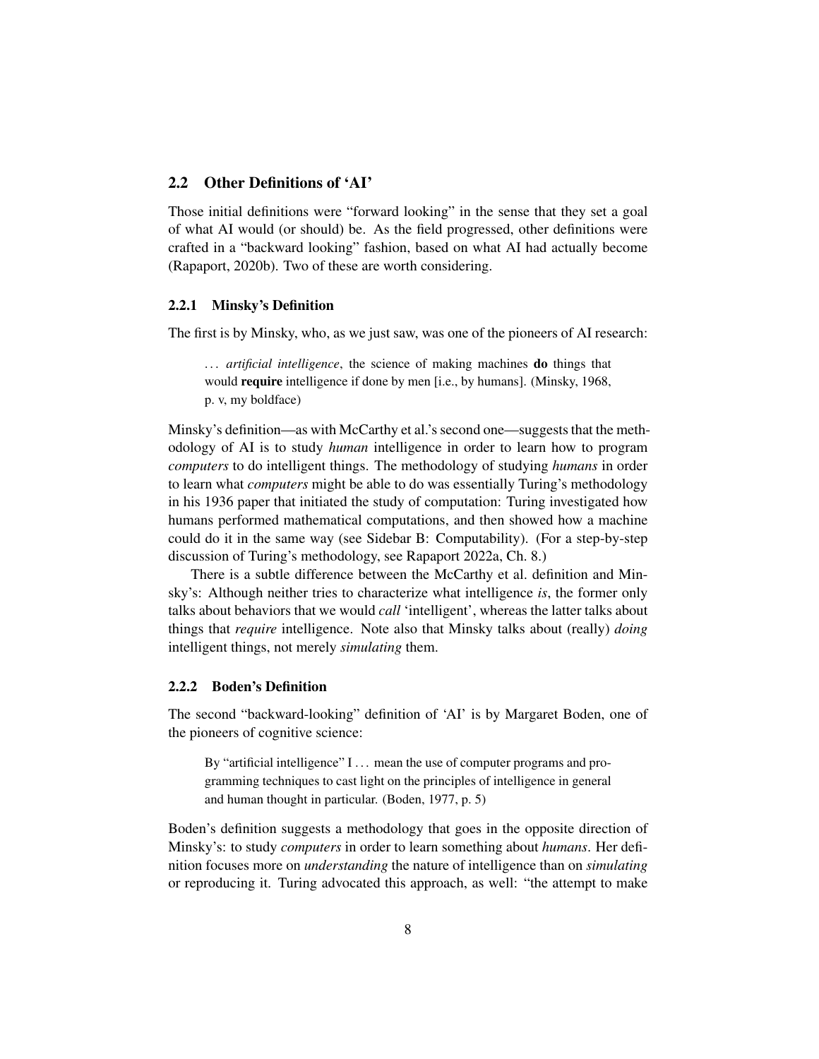## 2.2 Other Definitions of 'AI'

Those initial definitions were "forward looking" in the sense that they set a goal of what AI would (or should) be. As the field progressed, other definitions were crafted in a "backward looking" fashion, based on what AI had actually become (Rapaport, 2020b). Two of these are worth considering.

### 2.2.1 Minsky's Definition

The first is by Minsky, who, as we just saw, was one of the pioneers of AI research:

> ... *artificial intelligence*, the science of making machines **do** things that would **require** intelligence if done by men [i.e., by humans]. (Minsky, 1968, p. v, my boldface)

Minsky's definition—as with McCarthy et al.'s second one—suggests that the methodology of AI is to study *human* intelligence in order to learn how to program *computers* to do intelligent things. The methodology of studying *humans* in order to learn what *computers* might be able to do was essentially Turing's methodology in his 1936 paper that initiated the study of computation: Turing investigated how humans performed mathematical computations, and then showed how a machine could do it in the same way (see Sidebar B: Computability). (For a step-by-step discussion of Turing's methodology, see Rapaport 2022a, Ch. 8.)

There is a subtle difference between the McCarthy et al. definition and Minsky's: Although neither tries to characterize what intelligence *is*, the former only talks about behaviors that we would *call* 'intelligent', whereas the latter talks about things that *require* intelligence. Note also that Minsky talks about (really) *doing* intelligent things, not merely *simulating* them.

### 2.2.2 Boden's Definition

The second "backward-looking" definition of 'AI' is by Margaret Boden, one of the pioneers of cognitive science:

> By "artificial intelligence" I ... mean the use of computer programs and programming techniques to cast light on the principles of intelligence in general and human thought in particular. (Boden, 1977, p. 5)

Boden's definition suggests a methodology that goes in the opposite direction of Minsky's: to study *computers* in order to learn something about *humans*. Her definition focuses more on *understanding* the nature of intelligence than on *simulating* or reproducing it. Turing advocated this approach, as well: "the attempt to make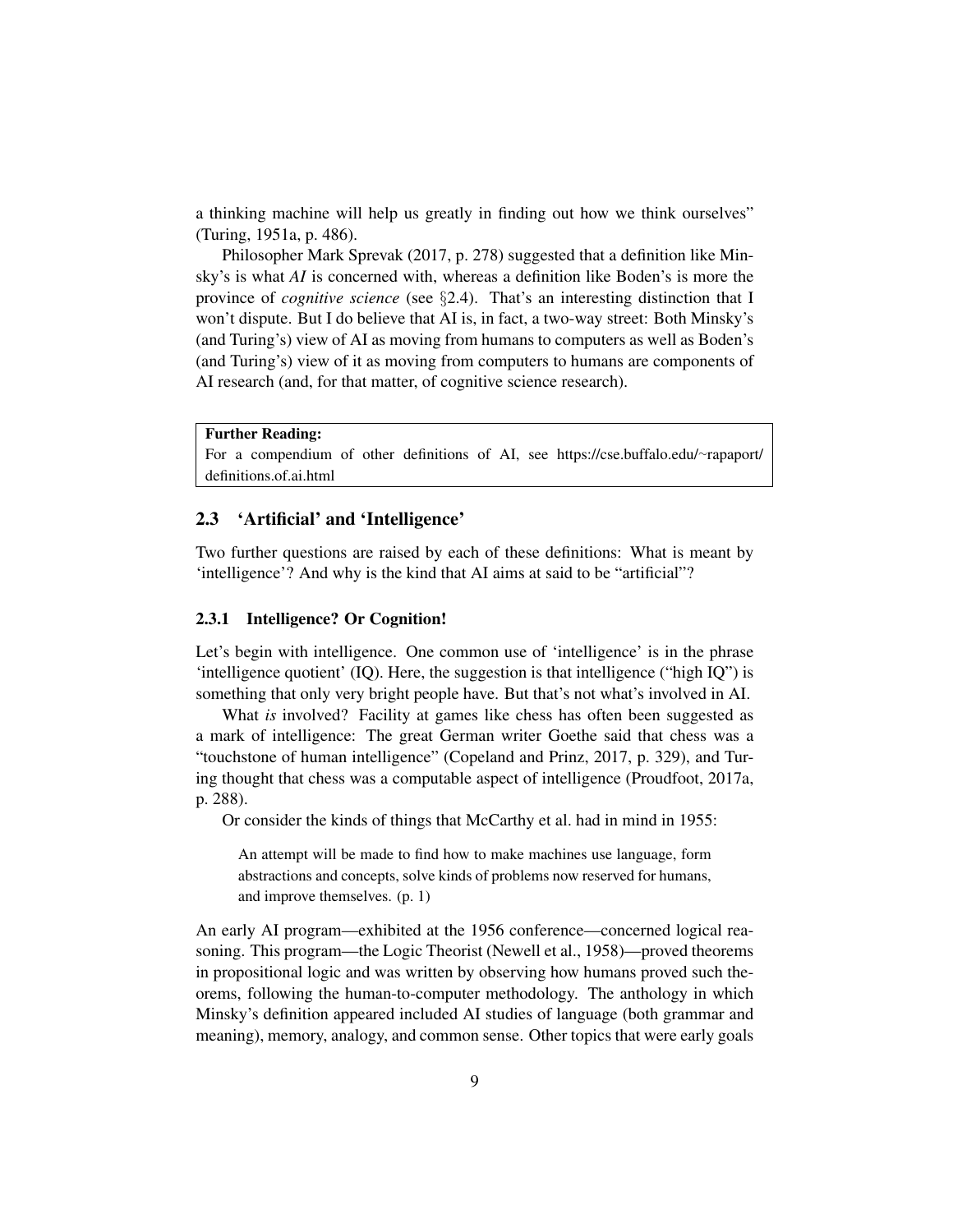a thinking machine will help us greatly in finding out how we think ourselves" (Turing, 1951a, p. 486).

Philosopher Mark Sprevak (2017, p. 278) suggested that a definition like Minsky's is what *AI* is concerned with, whereas a definition like Boden's is more the province of *cognitive science* (see §2.4). That's an interesting distinction that I won't dispute. But I do believe that AI is, in fact, a two-way street: Both Minsky's (and Turing's) view of AI as moving from humans to computers as well as Boden's (and Turing's) view of it as moving from computers to humans are components of AI research (and, for that matter, of cognitive science research).

> **Further Reading:**
> For a compendium of other definitions of AI, see https://cse.buffalo.edu/~rapaport/definitions.of.ai.html

## 2.3 'Artificial' and 'Intelligence'

Two further questions are raised by each of these definitions: What is meant by 'intelligence'? And why is the kind that AI aims at said to be "artificial"?

### 2.3.1 Intelligence? Or Cognition!

Let's begin with intelligence. One common use of 'intelligence' is in the phrase 'intelligence quotient' (IQ). Here, the suggestion is that intelligence ("high IQ") is something that only very bright people have. But that's not what's involved in AI.

What *is* involved? Facility at games like chess has often been suggested as a mark of intelligence: The great German writer Goethe said that chess was a "touchstone of human intelligence" (Copeland and Prinz, 2017, p. 329), and Turing thought that chess was a computable aspect of intelligence (Proudfoot, 2017a, p. 288).

Or consider the kinds of things that McCarthy et al. had in mind in 1955:

> An attempt will be made to find how to make machines use language, form abstractions and concepts, solve kinds of problems now reserved for humans, and improve themselves. (p. 1)

An early AI program—exhibited at the 1956 conference—concerned logical reasoning. This program—the Logic Theorist (Newell et al., 1958)—proved theorems in propositional logic and was written by observing how humans proved such theorems, following the human-to-computer methodology. The anthology in which Minsky's definition appeared included AI studies of language (both grammar and meaning), memory, analogy, and common sense. Other topics that were early goals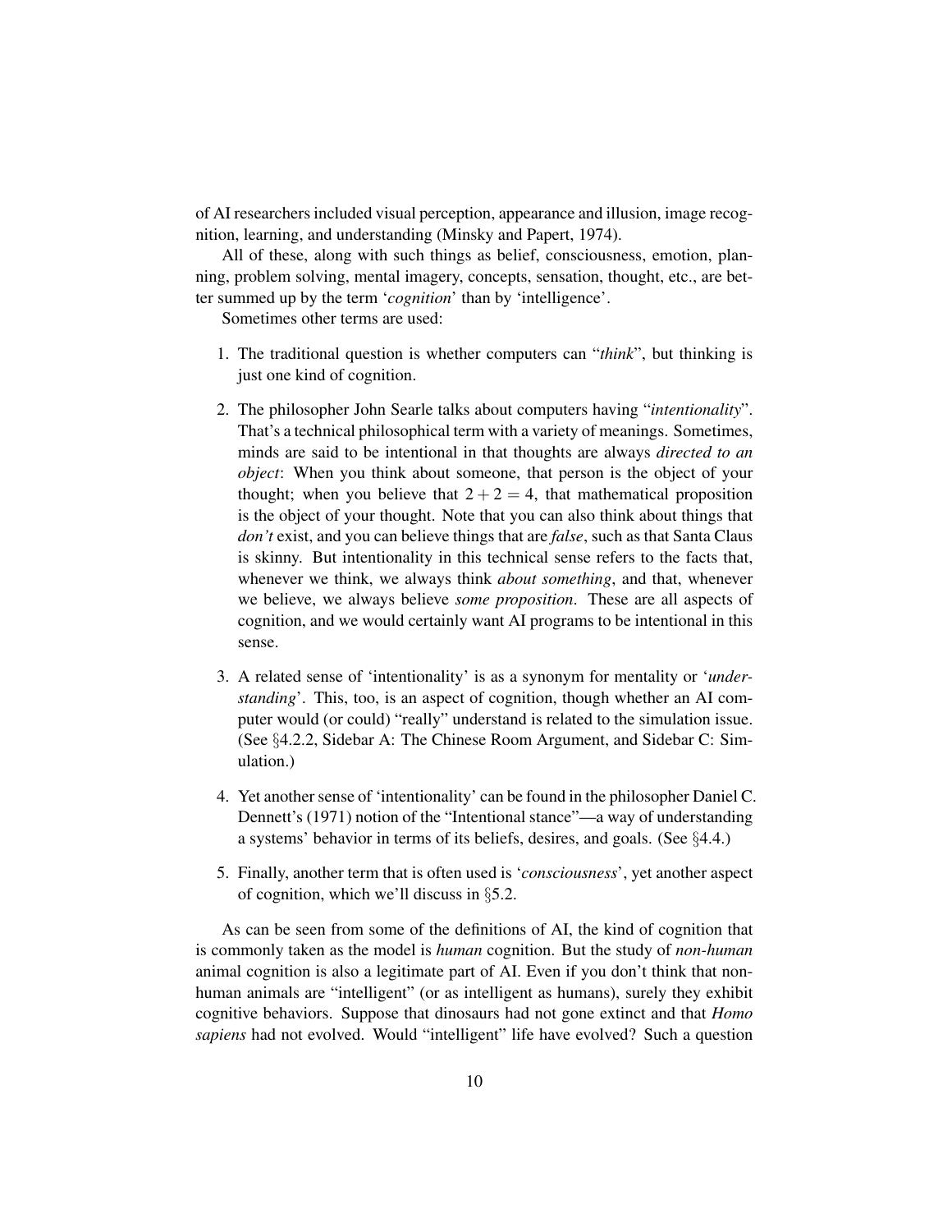of AI researchers included visual perception, appearance and illusion, image recognition, learning, and understanding (Minsky and Papert, 1974).

All of these, along with such things as belief, consciousness, emotion, planning, problem solving, mental imagery, concepts, sensation, thought, etc., are better summed up by the term '*cognition*' than by 'intelligence'.

Sometimes other terms are used:

1. The traditional question is whether computers can "*think*", but thinking is just one kind of cognition.

2. The philosopher John Searle talks about computers having "*intentionality*". That's a technical philosophical term with a variety of meanings. Sometimes, minds are said to be intentional in that thoughts are always *directed to an object*: When you think about someone, that person is the object of your thought; when you believe that $2 + 2 = 4$, that mathematical proposition is the object of your thought. Note that you can also think about things that *don't* exist, and you can believe things that are *false*, such as that Santa Claus is skinny. But intentionality in this technical sense refers to the facts that, whenever we think, we always think *about something*, and that, whenever we believe, we always believe *some proposition*. These are all aspects of cognition, and we would certainly want AI programs to be intentional in this sense.

3. A related sense of 'intentionality' is as a synonym for mentality or '*understanding*'. This, too, is an aspect of cognition, though whether an AI computer would (or could) "really" understand is related to the simulation issue. (See §4.2.2, Sidebar A: The Chinese Room Argument, and Sidebar C: Simulation.)

4. Yet another sense of 'intentionality' can be found in the philosopher Daniel C. Dennett's (1971) notion of the "Intentional stance"—a way of understanding a systems' behavior in terms of its beliefs, desires, and goals. (See §4.4.)

5. Finally, another term that is often used is '*consciousness*', yet another aspect of cognition, which we'll discuss in §5.2.

As can be seen from some of the definitions of AI, the kind of cognition that is commonly taken as the model is *human* cognition. But the study of *non-human* animal cognition is also a legitimate part of AI. Even if you don't think that non-human animals are "intelligent" (or as intelligent as humans), surely they exhibit cognitive behaviors. Suppose that dinosaurs had not gone extinct and that *Homo sapiens* had not evolved. Would "intelligent" life have evolved? Such a question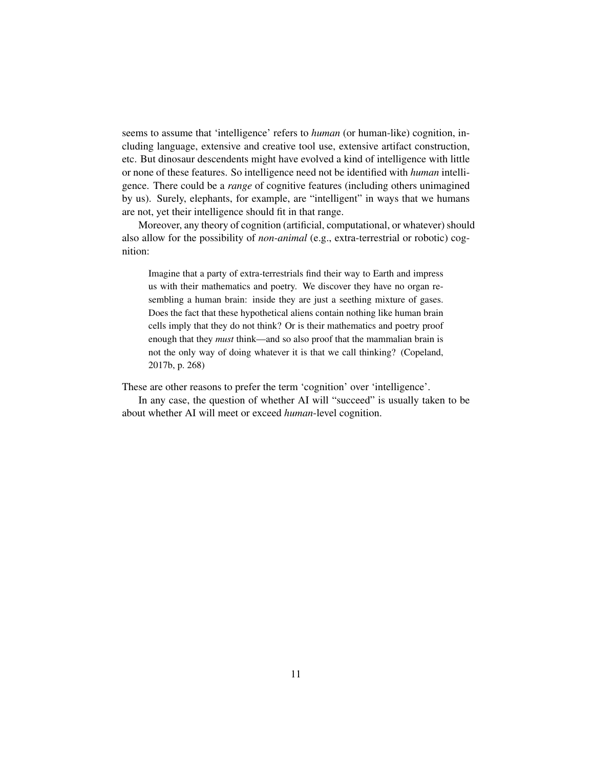seems to assume that 'intelligence' refers to *human* (or human-like) cognition, including language, extensive and creative tool use, extensive artifact construction, etc. But dinosaur descendents might have evolved a kind of intelligence with little or none of these features. So intelligence need not be identified with *human* intelligence. There could be a *range* of cognitive features (including others unimagined by us). Surely, elephants, for example, are "intelligent" in ways that we humans are not, yet their intelligence should fit in that range.

Moreover, any theory of cognition (artificial, computational, or whatever) should also allow for the possibility of *non-animal* (e.g., extra-terrestrial or robotic) cognition:

> Imagine that a party of extra-terrestrials find their way to Earth and impress us with their mathematics and poetry. We discover they have no organ resembling a human brain: inside they are just a seething mixture of gases. Does the fact that these hypothetical aliens contain nothing like human brain cells imply that they do not think? Or is their mathematics and poetry proof enough that they *must* think—and so also proof that the mammalian brain is not the only way of doing whatever it is that we call thinking? (Copeland, 2017b, p. 268)

These are other reasons to prefer the term 'cognition' over 'intelligence'.

In any case, the question of whether AI will "succeed" is usually taken to be about whether AI will meet or exceed *human*-level cognition.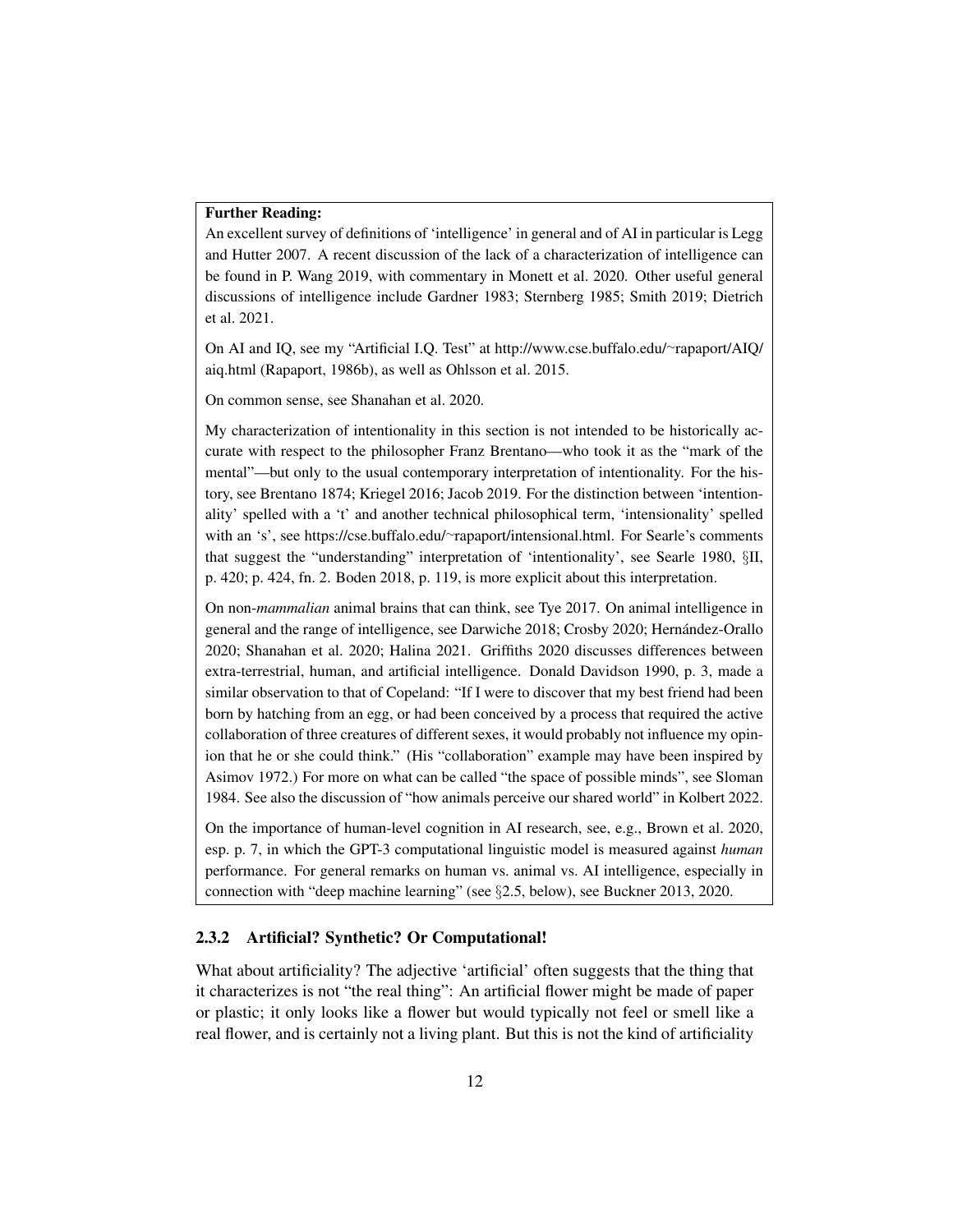**Further Reading:**

An excellent survey of definitions of 'intelligence' in general and of AI in particular is Legg and Hutter 2007. A recent discussion of the lack of a characterization of intelligence can be found in P. Wang 2019, with commentary in Monett et al. 2020. Other useful general discussions of intelligence include Gardner 1983; Sternberg 1985; Smith 2019; Dietrich et al. 2021.

On AI and IQ, see my "Artificial I.Q. Test" at http://www.cse.buffalo.edu/~rapaport/AIQ/aiq.html (Rapaport, 1986b), as well as Ohlsson et al. 2015.

On common sense, see Shanahan et al. 2020.

My characterization of intentionality in this section is not intended to be historically accurate with respect to the philosopher Franz Brentano—who took it as the "mark of the mental"—but only to the usual contemporary interpretation of intentionality. For the history, see Brentano 1874; Kriegel 2016; Jacob 2019. For the distinction between 'intentionality' spelled with a 't' and another technical philosophical term, 'intensionality' spelled with an 's', see https://cse.buffalo.edu/~rapaport/intensional.html. For Searle's comments that suggest the "understanding" interpretation of 'intentionality', see Searle 1980, §II, p. 420; p. 424, fn. 2. Boden 2018, p. 119, is more explicit about this interpretation.

On non-*mammalian* animal brains that can think, see Tye 2017. On animal intelligence in general and the range of intelligence, see Darwiche 2018; Crosby 2020; Hernández-Orallo 2020; Shanahan et al. 2020; Halina 2021. Griffiths 2020 discusses differences between extra-terrestrial, human, and artificial intelligence. Donald Davidson 1990, p. 3, made a similar observation to that of Copeland: "If I were to discover that my best friend had been born by hatching from an egg, or had been conceived by a process that required the active collaboration of three creatures of different sexes, it would probably not influence my opinion that he or she could think." (His "collaboration" example may have been inspired by Asimov 1972.) For more on what can be called "the space of possible minds", see Sloman 1984. See also the discussion of "how animals perceive our shared world" in Kolbert 2022.

On the importance of human-level cognition in AI research, see, e.g., Brown et al. 2020, esp. p. 7, in which the GPT-3 computational linguistic model is measured against *human* performance. For general remarks on human vs. animal vs. AI intelligence, especially in connection with "deep machine learning" (see §2.5, below), see Buckner 2013, 2020.

### 2.3.2 Artificial? Synthetic? Or Computational!

What about artificiality? The adjective 'artificial' often suggests that the thing that it characterizes is not "the real thing": An artificial flower might be made of paper or plastic; it only looks like a flower but would typically not feel or smell like a real flower, and is certainly not a living plant. But this is not the kind of artificiality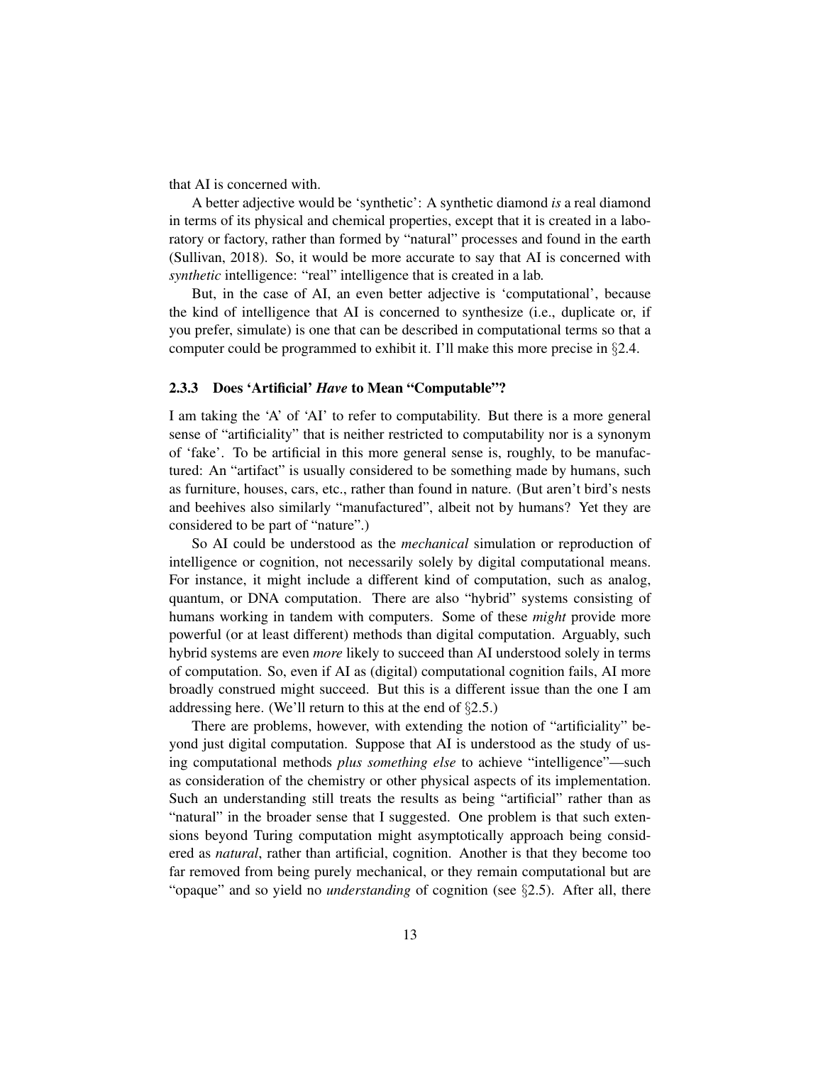that AI is concerned with.

A better adjective would be 'synthetic': A synthetic diamond *is* a real diamond in terms of its physical and chemical properties, except that it is created in a laboratory or factory, rather than formed by "natural" processes and found in the earth (Sullivan, 2018). So, it would be more accurate to say that AI is concerned with *synthetic* intelligence: "real" intelligence that is created in a lab.

But, in the case of AI, an even better adjective is 'computational', because the kind of intelligence that AI is concerned to synthesize (i.e., duplicate or, if you prefer, simulate) is one that can be described in computational terms so that a computer could be programmed to exhibit it. I'll make this more precise in §2.4.

### 2.3.3 Does 'Artificial' *Have* to Mean "Computable"?

I am taking the 'A' of 'AI' to refer to computability. But there is a more general sense of "artificiality" that is neither restricted to computability nor is a synonym of 'fake'. To be artificial in this more general sense is, roughly, to be manufactured: An "artifact" is usually considered to be something made by humans, such as furniture, houses, cars, etc., rather than found in nature. (But aren't bird's nests and beehives also similarly "manufactured", albeit not by humans? Yet they are considered to be part of "nature".)

So AI could be understood as the *mechanical* simulation or reproduction of intelligence or cognition, not necessarily solely by digital computational means. For instance, it might include a different kind of computation, such as analog, quantum, or DNA computation. There are also "hybrid" systems consisting of humans working in tandem with computers. Some of these *might* provide more powerful (or at least different) methods than digital computation. Arguably, such hybrid systems are even *more* likely to succeed than AI understood solely in terms of computation. So, even if AI as (digital) computational cognition fails, AI more broadly construed might succeed. But this is a different issue than the one I am addressing here. (We'll return to this at the end of §2.5.)

There are problems, however, with extending the notion of "artificiality" beyond just digital computation. Suppose that AI is understood as the study of using computational methods *plus something else* to achieve "intelligence"—such as consideration of the chemistry or other physical aspects of its implementation. Such an understanding still treats the results as being "artificial" rather than as "natural" in the broader sense that I suggested. One problem is that such extensions beyond Turing computation might asymptotically approach being considered as *natural*, rather than artificial, cognition. Another is that they become too far removed from being purely mechanical, or they remain computational but are "opaque" and so yield no *understanding* of cognition (see §2.5). After all, there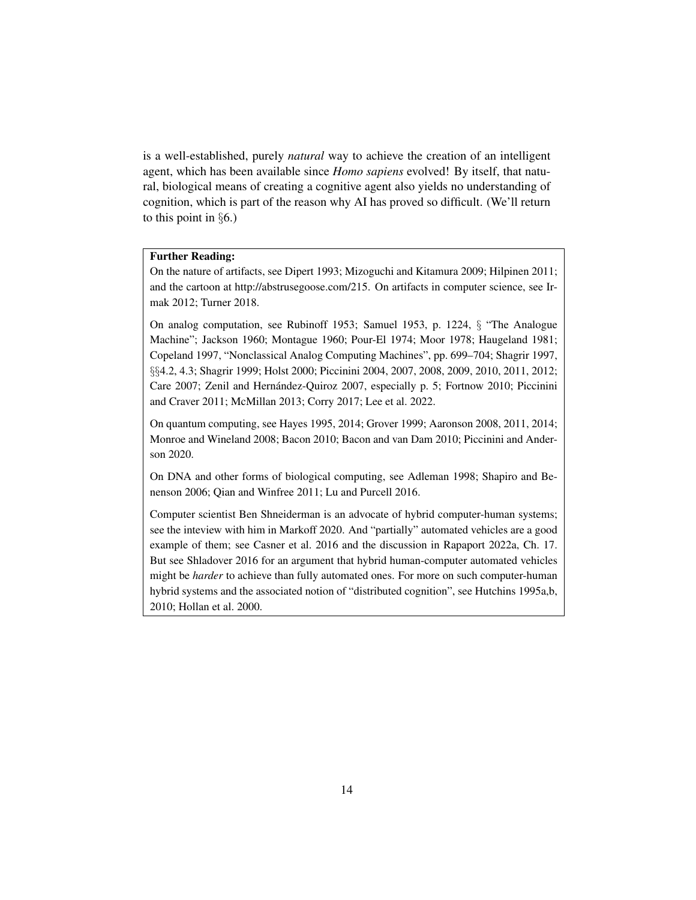is a well-established, purely *natural* way to achieve the creation of an intelligent agent, which has been available since *Homo sapiens* evolved! By itself, that natural, biological means of creating a cognitive agent also yields no understanding of cognition, which is part of the reason why AI has proved so difficult. (We'll return to this point in §6.)

**Further Reading:**

On the nature of artifacts, see Dipert 1993; Mizoguchi and Kitamura 2009; Hilpinen 2011; and the cartoon at http://abstrusegoose.com/215. On artifacts in computer science, see Irmak 2012; Turner 2018.

On analog computation, see Rubinoff 1953; Samuel 1953, p. 1224, § "The Analogue Machine"; Jackson 1960; Montague 1960; Pour-El 1974; Moor 1978; Haugeland 1981; Copeland 1997, "Nonclassical Analog Computing Machines", pp. 699–704; Shagrir 1997, §§4.2, 4.3; Shagrir 1999; Holst 2000; Piccinini 2004, 2007, 2008, 2009, 2010, 2011, 2012; Care 2007; Zenil and Hernández-Quiroz 2007, especially p. 5; Fortnow 2010; Piccinini and Craver 2011; McMillan 2013; Corry 2017; Lee et al. 2022.

On quantum computing, see Hayes 1995, 2014; Grover 1999; Aaronson 2008, 2011, 2014; Monroe and Wineland 2008; Bacon 2010; Bacon and van Dam 2010; Piccinini and Anderson 2020.

On DNA and other forms of biological computing, see Adleman 1998; Shapiro and Benenson 2006; Qian and Winfree 2011; Lu and Purcell 2016.

Computer scientist Ben Shneiderman is an advocate of hybrid computer-human systems; see the inteview with him in Markoff 2020. And "partially" automated vehicles are a good example of them; see Casner et al. 2016 and the discussion in Rapaport 2022a, Ch. 17. But see Shladover 2016 for an argument that hybrid human-computer automated vehicles might be *harder* to achieve than fully automated ones. For more on such computer-human hybrid systems and the associated notion of "distributed cognition", see Hutchins 1995a,b, 2010; Hollan et al. 2000.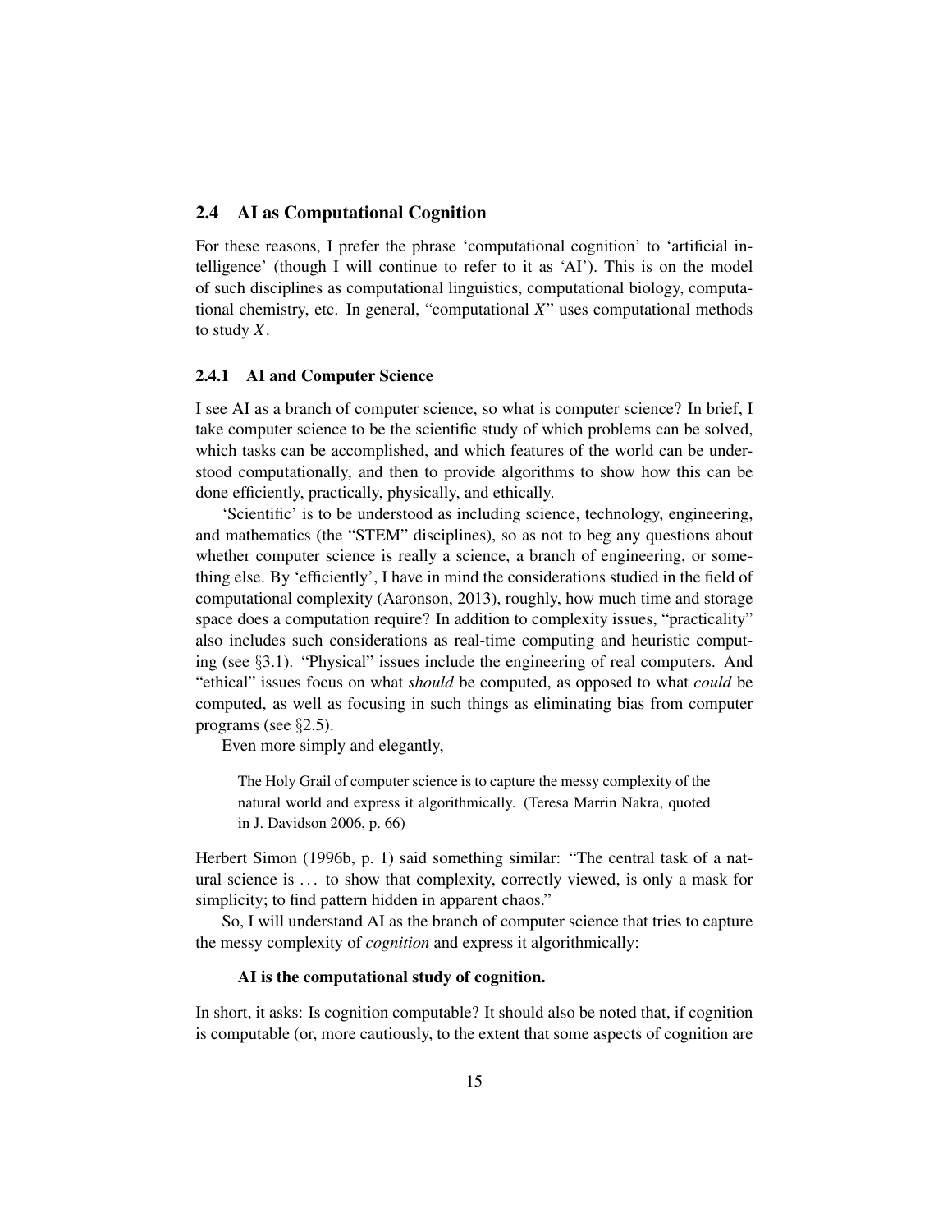## 2.4 AI as Computational Cognition

For these reasons, I prefer the phrase 'computational cognition' to 'artificial intelligence' (though I will continue to refer to it as 'AI'). This is on the model of such disciplines as computational linguistics, computational biology, computational chemistry, etc. In general, "computational $X$" uses computational methods to study $X$.

### 2.4.1 AI and Computer Science

I see AI as a branch of computer science, so what is computer science? In brief, I take computer science to be the scientific study of which problems can be solved, which tasks can be accomplished, and which features of the world can be understood computationally, and then to provide algorithms to show how this can be done efficiently, practically, physically, and ethically.

'Scientific' is to be understood as including science, technology, engineering, and mathematics (the "STEM" disciplines), so as not to beg any questions about whether computer science is really a science, a branch of engineering, or something else. By 'efficiently', I have in mind the considerations studied in the field of computational complexity (Aaronson, 2013), roughly, how much time and storage space does a computation require? In addition to complexity issues, "practicality" also includes such considerations as real-time computing and heuristic computing (see §3.1). "Physical" issues include the engineering of real computers. And "ethical" issues focus on what *should* be computed, as opposed to what *could* be computed, as well as focusing in such things as eliminating bias from computer programs (see §2.5).

Even more simply and elegantly,

> The Holy Grail of computer science is to capture the messy complexity of the natural world and express it algorithmically. (Teresa Marrin Nakra, quoted in J. Davidson 2006, p. 66)

Herbert Simon (1996b, p. 1) said something similar: "The central task of a natural science is ... to show that complexity, correctly viewed, is only a mask for simplicity; to find pattern hidden in apparent chaos."

So, I will understand AI as the branch of computer science that tries to capture the messy complexity of *cognition* and express it algorithmically:

> **AI is the computational study of cognition.**

In short, it asks: Is cognition computable? It should also be noted that, if cognition is computable (or, more cautiously, to the extent that some aspects of cognition are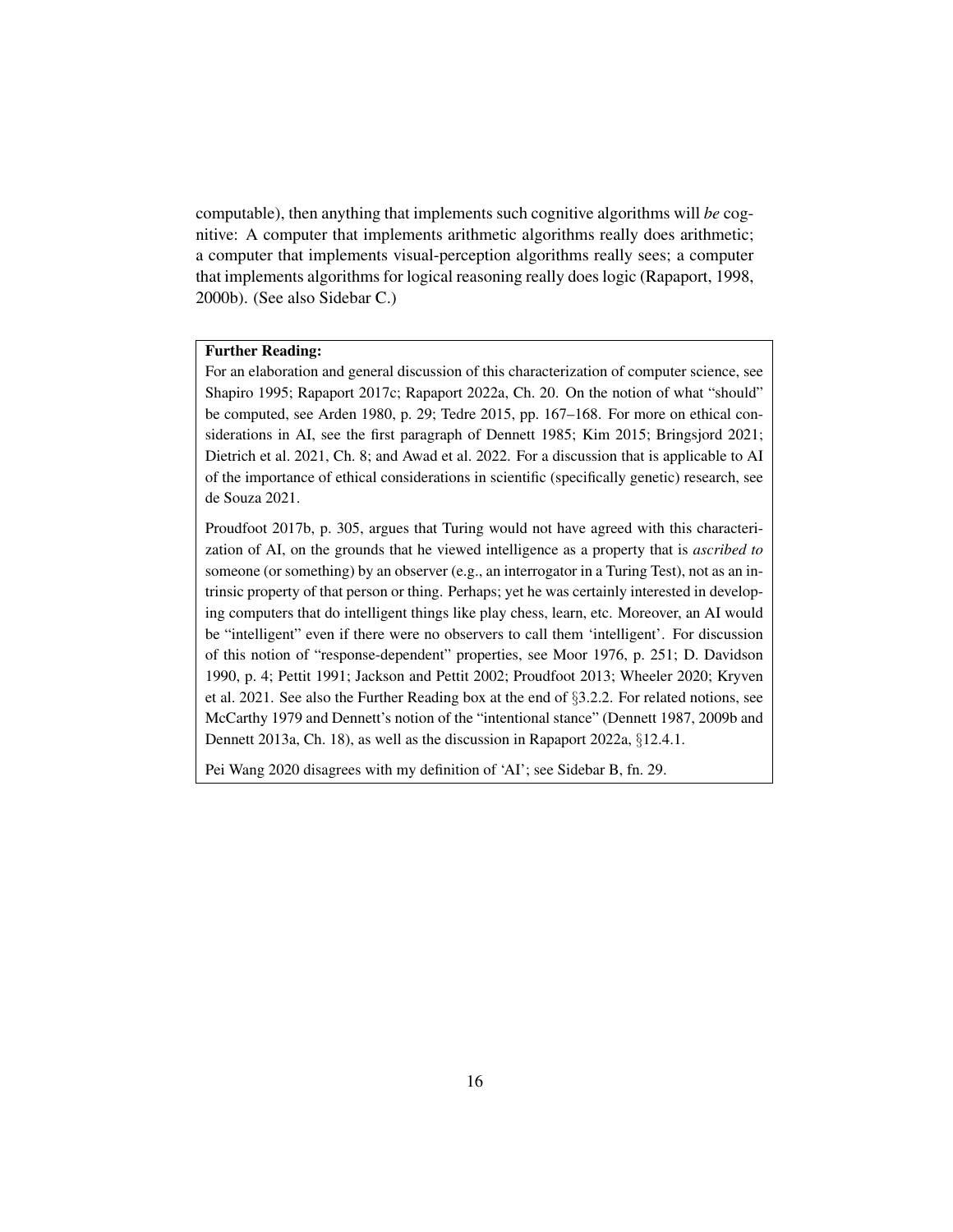computable), then anything that implements such cognitive algorithms will *be* cognitive: A computer that implements arithmetic algorithms really does arithmetic; a computer that implements visual-perception algorithms really sees; a computer that implements algorithms for logical reasoning really does logic (Rapaport, 1998, 2000b). (See also Sidebar C.)

**Further Reading:**

For an elaboration and general discussion of this characterization of computer science, see Shapiro 1995; Rapaport 2017c; Rapaport 2022a, Ch. 20. On the notion of what "should" be computed, see Arden 1980, p. 29; Tedre 2015, pp. 167–168. For more on ethical considerations in AI, see the first paragraph of Dennett 1985; Kim 2015; Bringsjord 2021; Dietrich et al. 2021, Ch. 8; and Awad et al. 2022. For a discussion that is applicable to AI of the importance of ethical considerations in scientific (specifically genetic) research, see de Souza 2021.

Proudfoot 2017b, p. 305, argues that Turing would not have agreed with this characterization of AI, on the grounds that he viewed intelligence as a property that is *ascribed to* someone (or something) by an observer (e.g., an interrogator in a Turing Test), not as an intrinsic property of that person or thing. Perhaps; yet he was certainly interested in developing computers that do intelligent things like play chess, learn, etc. Moreover, an AI would be "intelligent" even if there were no observers to call them 'intelligent'. For discussion of this notion of "response-dependent" properties, see Moor 1976, p. 251; D. Davidson 1990, p. 4; Pettit 1991; Jackson and Pettit 2002; Proudfoot 2013; Wheeler 2020; Kryven et al. 2021. See also the Further Reading box at the end of §3.2.2. For related notions, see McCarthy 1979 and Dennett's notion of the "intentional stance" (Dennett 1987, 2009b and Dennett 2013a, Ch. 18), as well as the discussion in Rapaport 2022a, §12.4.1.

Pei Wang 2020 disagrees with my definition of 'AI'; see Sidebar B, fn. 29.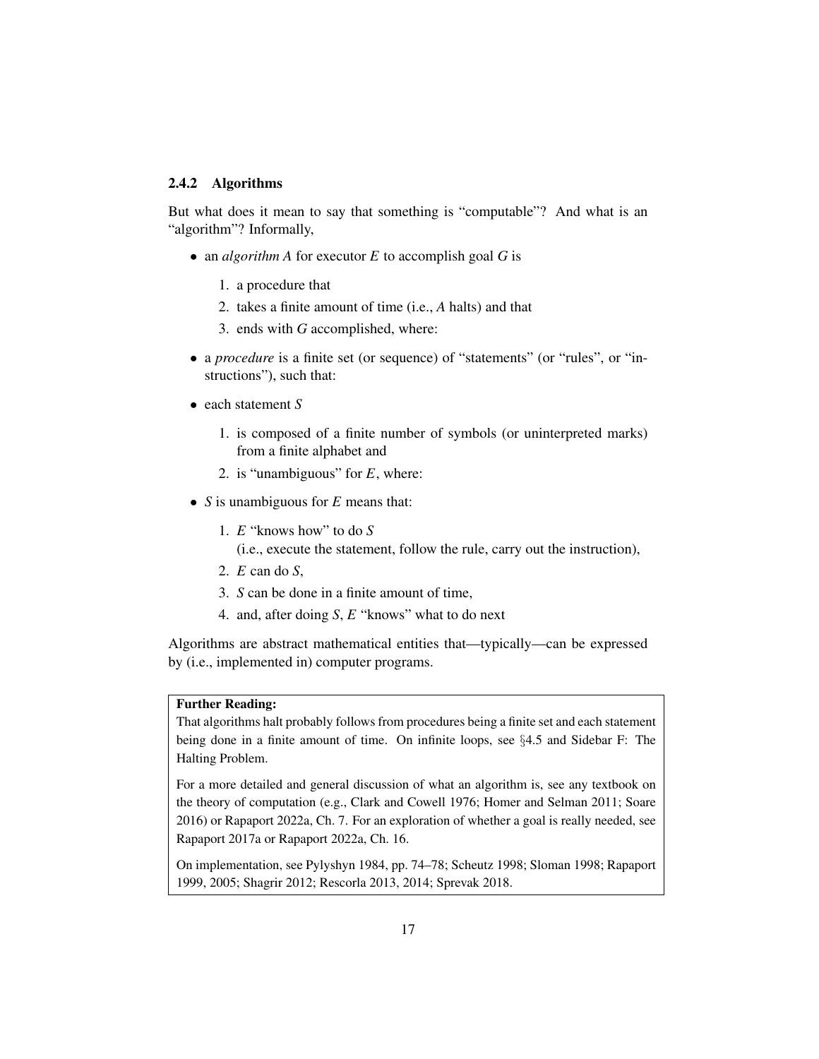### 2.4.2 Algorithms

But what does it mean to say that something is "computable"? And what is an "algorithm"? Informally,

- an *algorithm A* for executor *E* to accomplish goal *G* is
  1. a procedure that
  2. takes a finite amount of time (i.e., *A* halts) and that
  3. ends with *G* accomplished, where:
- a *procedure* is a finite set (or sequence) of "statements" (or "rules", or "instructions"), such that:
- each statement *S*
  1. is composed of a finite number of symbols (or uninterpreted marks) from a finite alphabet and
  2. is "unambiguous" for *E*, where:
- *S* is unambiguous for *E* means that:
  1. *E* "knows how" to do *S*  
     (i.e., execute the statement, follow the rule, carry out the instruction),
  2. *E* can do *S*,
  3. *S* can be done in a finite amount of time,
  4. and, after doing *S*, *E* "knows" what to do next

Algorithms are abstract mathematical entities that—typically—can be expressed by (i.e., implemented in) computer programs.

> **Further Reading:**
>
> That algorithms halt probably follows from procedures being a finite set and each statement being done in a finite amount of time. On infinite loops, see §4.5 and Sidebar F: The Halting Problem.
>
> For a more detailed and general discussion of what an algorithm is, see any textbook on the theory of computation (e.g., Clark and Cowell 1976; Homer and Selman 2011; Soare 2016) or Rapaport 2022a, Ch. 7. For an exploration of whether a goal is really needed, see Rapaport 2017a or Rapaport 2022a, Ch. 16.
>
> On implementation, see Pylyshyn 1984, pp. 74–78; Scheutz 1998; Sloman 1998; Rapaport 1999, 2005; Shagrir 2012; Rescorla 2013, 2014; Sprevak 2018.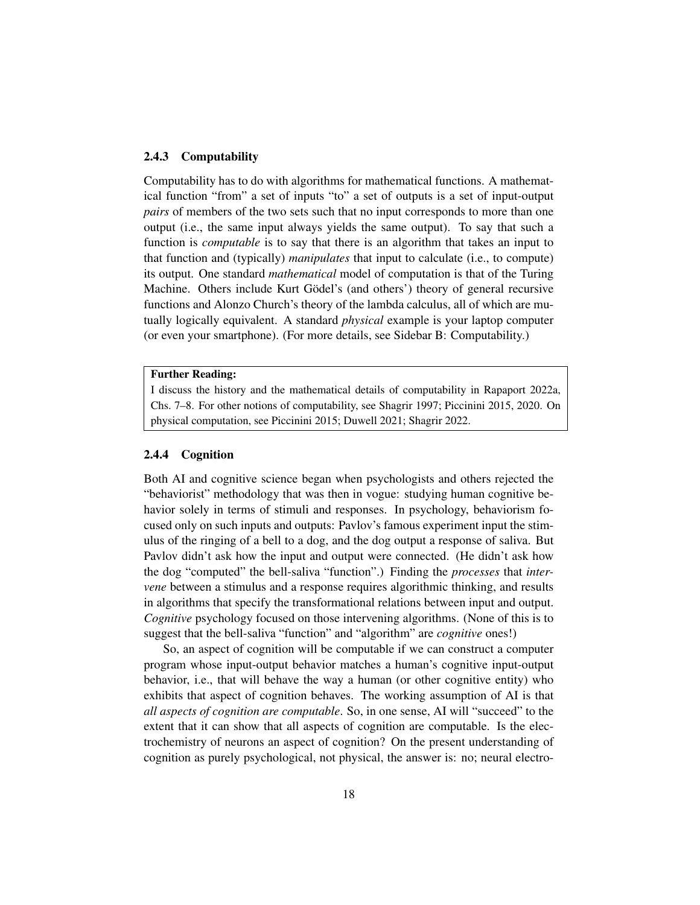### 2.4.3 Computability

Computability has to do with algorithms for mathematical functions. A mathematical function "from" a set of inputs "to" a set of outputs is a set of input-output *pairs* of members of the two sets such that no input corresponds to more than one output (i.e., the same input always yields the same output). To say that such a function is *computable* is to say that there is an algorithm that takes an input to that function and (typically) *manipulates* that input to calculate (i.e., to compute) its output. One standard *mathematical* model of computation is that of the Turing Machine. Others include Kurt Gödel's (and others') theory of general recursive functions and Alonzo Church's theory of the lambda calculus, all of which are mutually logically equivalent. A standard *physical* example is your laptop computer (or even your smartphone). (For more details, see Sidebar B: Computability.)

> **Further Reading:**
> I discuss the history and the mathematical details of computability in Rapaport 2022a, Chs. 7–8. For other notions of computability, see Shagrir 1997; Piccinini 2015, 2020. On physical computation, see Piccinini 2015; Duwell 2021; Shagrir 2022.

### 2.4.4 Cognition

Both AI and cognitive science began when psychologists and others rejected the "behaviorist" methodology that was then in vogue: studying human cognitive behavior solely in terms of stimuli and responses. In psychology, behaviorism focused only on such inputs and outputs: Pavlov's famous experiment input the stimulus of the ringing of a bell to a dog, and the dog output a response of saliva. But Pavlov didn't ask how the input and output were connected. (He didn't ask how the dog "computed" the bell-saliva "function".) Finding the *processes* that *intervene* between a stimulus and a response requires algorithmic thinking, and results in algorithms that specify the transformational relations between input and output. *Cognitive* psychology focused on those intervening algorithms. (None of this is to suggest that the bell-saliva "function" and "algorithm" are *cognitive* ones!)

So, an aspect of cognition will be computable if we can construct a computer program whose input-output behavior matches a human's cognitive input-output behavior, i.e., that will behave the way a human (or other cognitive entity) who exhibits that aspect of cognition behaves. The working assumption of AI is that *all aspects of cognition are computable*. So, in one sense, AI will "succeed" to the extent that it can show that all aspects of cognition are computable. Is the electrochemistry of neurons an aspect of cognition? On the present understanding of cognition as purely psychological, not physical, the answer is: no; neural electro-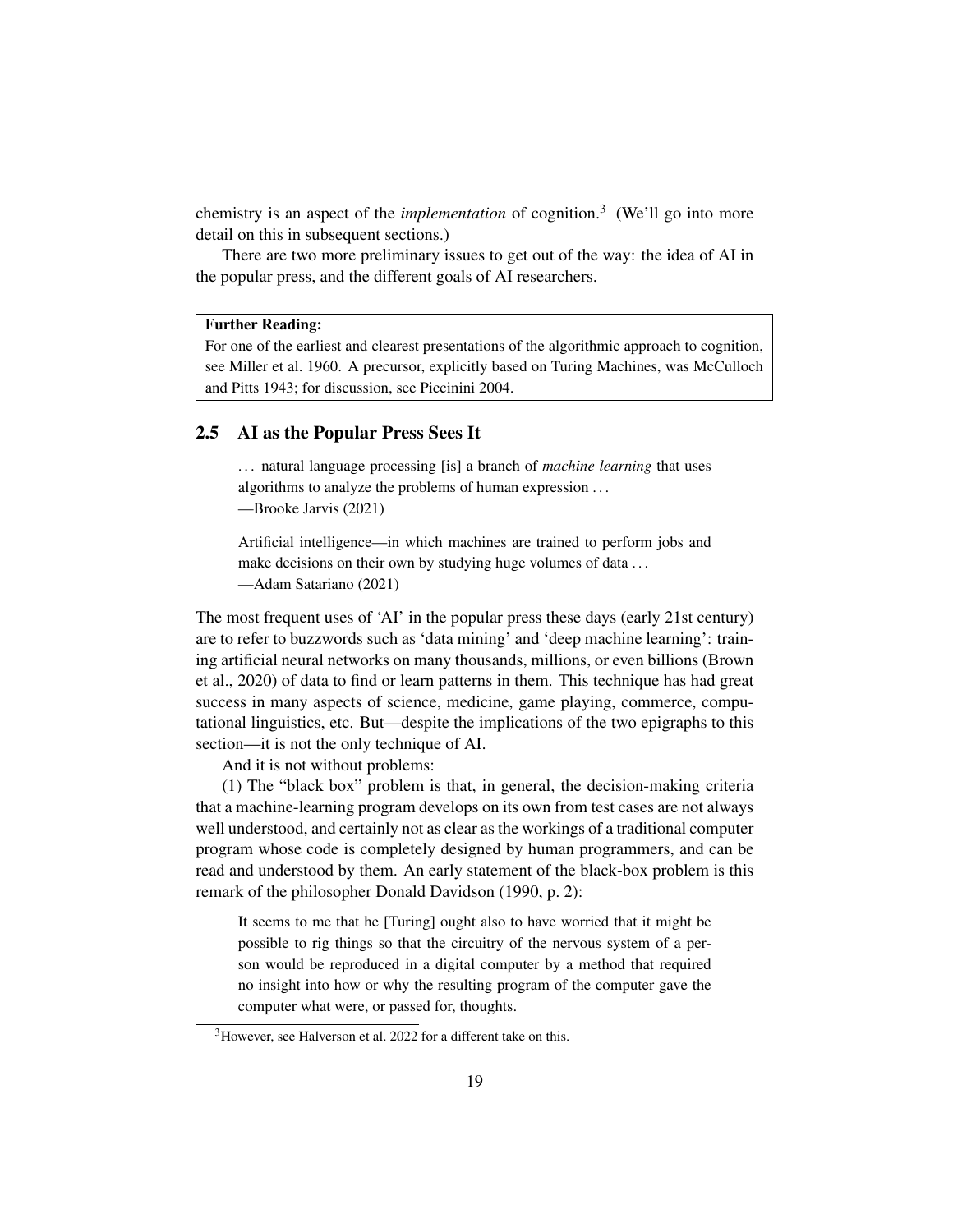chemistry is an aspect of the *implementation* of cognition.[3] (We'll go into more detail on this in subsequent sections.)

There are two more preliminary issues to get out of the way: the idea of AI in the popular press, and the different goals of AI researchers.

> **Further Reading:**
> For one of the earliest and clearest presentations of the algorithmic approach to cognition, see Miller et al. 1960. A precursor, explicitly based on Turing Machines, was McCulloch and Pitts 1943; for discussion, see Piccinini 2004.

## 2.5 AI as the Popular Press Sees It

> ... natural language processing [is] a branch of *machine learning* that uses algorithms to analyze the problems of human expression ...
> —Brooke Jarvis (2021)

> Artificial intelligence—in which machines are trained to perform jobs and make decisions on their own by studying huge volumes of data ...
> —Adam Satariano (2021)

The most frequent uses of 'AI' in the popular press these days (early 21st century) are to refer to buzzwords such as 'data mining' and 'deep machine learning': training artificial neural networks on many thousands, millions, or even billions (Brown et al., 2020) of data to find or learn patterns in them. This technique has had great success in many aspects of science, medicine, game playing, commerce, computational linguistics, etc. But—despite the implications of the two epigraphs to this section—it is not the only technique of AI.

And it is not without problems:

(1) The "black box" problem is that, in general, the decision-making criteria that a machine-learning program develops on its own from test cases are not always well understood, and certainly not as clear as the workings of a traditional computer program whose code is completely designed by human programmers, and can be read and understood by them. An early statement of the black-box problem is this remark of the philosopher Donald Davidson (1990, p. 2):

> It seems to me that he [Turing] ought also to have worried that it might be possible to rig things so that the circuitry of the nervous system of a person would be reproduced in a digital computer by a method that required no insight into how or why the resulting program of the computer gave the computer what were, or passed for, thoughts.

[3] However, see Halverson et al. 2022 for a different take on this.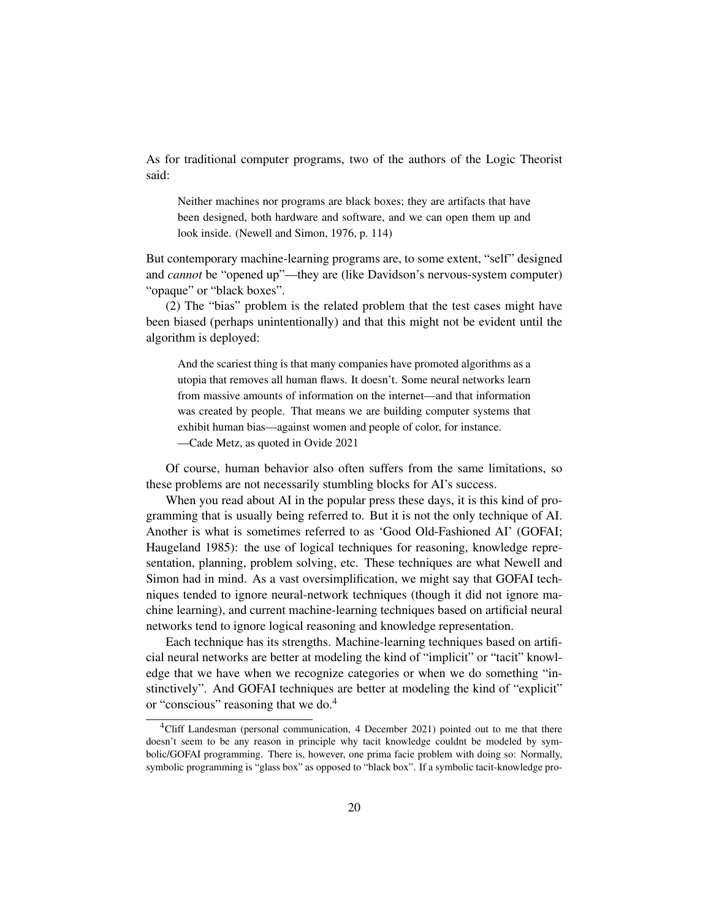As for traditional computer programs, two of the authors of the Logic Theorist said:

> Neither machines nor programs are black boxes; they are artifacts that have been designed, both hardware and software, and we can open them up and look inside. (Newell and Simon, 1976, p. 114)

But contemporary machine-learning programs are, to some extent, "self" designed and *cannot* be "opened up"—they are (like Davidson's nervous-system computer) "opaque" or "black boxes".

(2) The "bias" problem is the related problem that the test cases might have been biased (perhaps unintentionally) and that this might not be evident until the algorithm is deployed:

> And the scariest thing is that many companies have promoted algorithms as a utopia that removes all human flaws. It doesn't. Some neural networks learn from massive amounts of information on the internet—and that information was created by people. That means we are building computer systems that exhibit human bias—against women and people of color, for instance.
> —Cade Metz, as quoted in Ovide 2021

Of course, human behavior also often suffers from the same limitations, so these problems are not necessarily stumbling blocks for AI's success.

When you read about AI in the popular press these days, it is this kind of programming that is usually being referred to. But it is not the only technique of AI. Another is what is sometimes referred to as 'Good Old-Fashioned AI' (GOFAI; Haugeland 1985): the use of logical techniques for reasoning, knowledge representation, planning, problem solving, etc. These techniques are what Newell and Simon had in mind. As a vast oversimplification, we might say that GOFAI techniques tended to ignore neural-network techniques (though it did not ignore machine learning), and current machine-learning techniques based on artificial neural networks tend to ignore logical reasoning and knowledge representation.

Each technique has its strengths. Machine-learning techniques based on artificial neural networks are better at modeling the kind of "implicit" or "tacit" knowledge that we have when we recognize categories or when we do something "instinctively". And GOFAI techniques are better at modeling the kind of "explicit" or "conscious" reasoning that we do.[4]

[4] Cliff Landesman (personal communication, 4 December 2021) pointed out to me that there doesn't seem to be any reason in principle why tacit knowledge couldnt be modeled by symbolic/GOFAI programming. There is, however, one prima facie problem with doing so: Normally, symbolic programming is "glass box" as opposed to "black box". If a symbolic tacit-knowledge pro-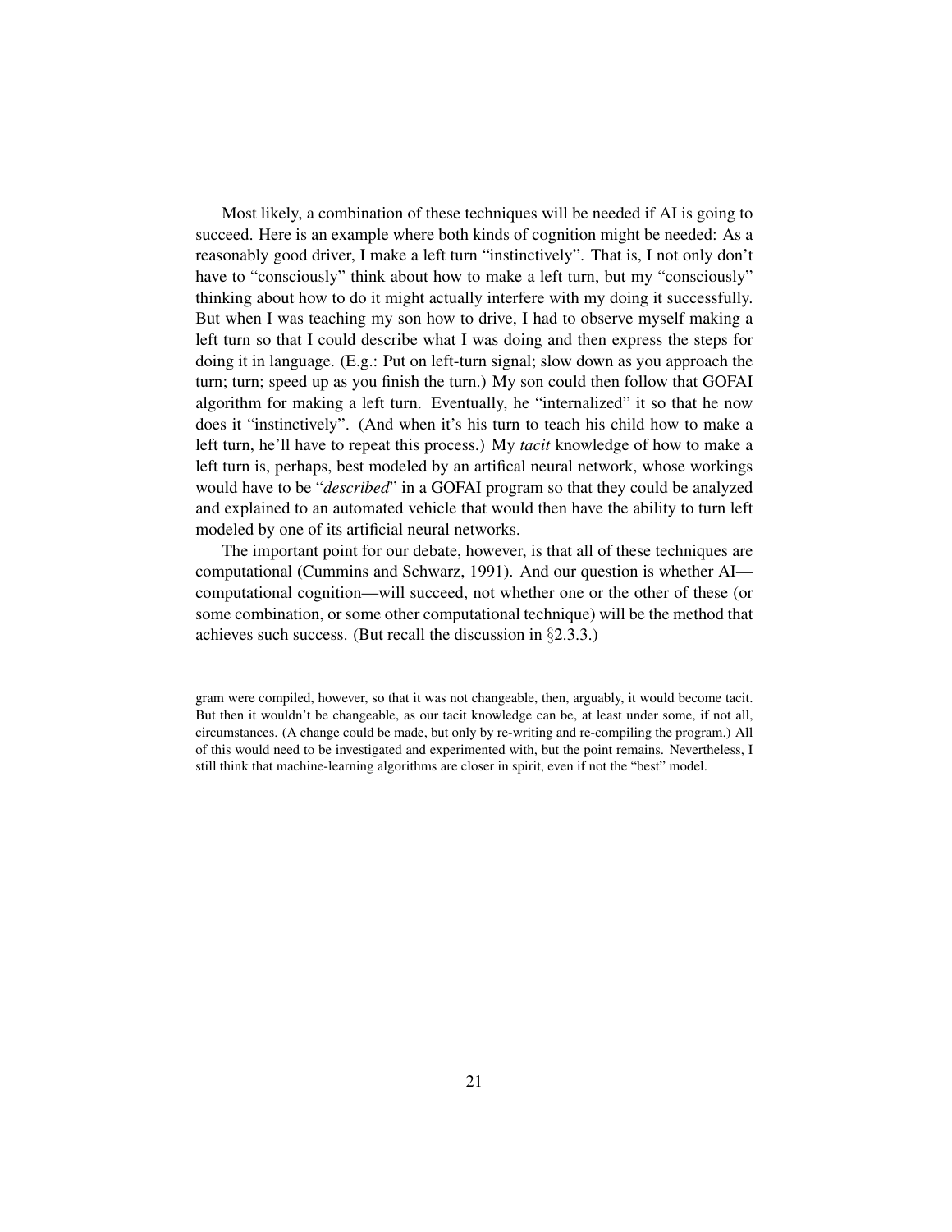Most likely, a combination of these techniques will be needed if AI is going to succeed. Here is an example where both kinds of cognition might be needed: As a reasonably good driver, I make a left turn "instinctively". That is, I not only don't have to "consciously" think about how to make a left turn, but my "consciously" thinking about how to do it might actually interfere with my doing it successfully. But when I was teaching my son how to drive, I had to observe myself making a left turn so that I could describe what I was doing and then express the steps for doing it in language. (E.g.: Put on left-turn signal; slow down as you approach the turn; turn; speed up as you finish the turn.) My son could then follow that GOFAI algorithm for making a left turn. Eventually, he "internalized" it so that he now does it "instinctively". (And when it's his turn to teach his child how to make a left turn, he'll have to repeat this process.) My *tacit* knowledge of how to make a left turn is, perhaps, best modeled by an artifical neural network, whose workings would have to be "*described*" in a GOFAI program so that they could be analyzed and explained to an automated vehicle that would then have the ability to turn left modeled by one of its artificial neural networks.

The important point for our debate, however, is that all of these techniques are computational (Cummins and Schwarz, 1991). And our question is whether AI—computational cognition—will succeed, not whether one or the other of these (or some combination, or some other computational technique) will be the method that achieves such success. (But recall the discussion in §2.3.3.)

---

gram were compiled, however, so that it was not changeable, then, arguably, it would become tacit. But then it wouldn't be changeable, as our tacit knowledge can be, at least under some, if not all, circumstances. (A change could be made, but only by re-writing and re-compiling the program.) All of this would need to be investigated and experimented with, but the point remains. Nevertheless, I still think that machine-learning algorithms are closer in spirit, even if not the "best" model.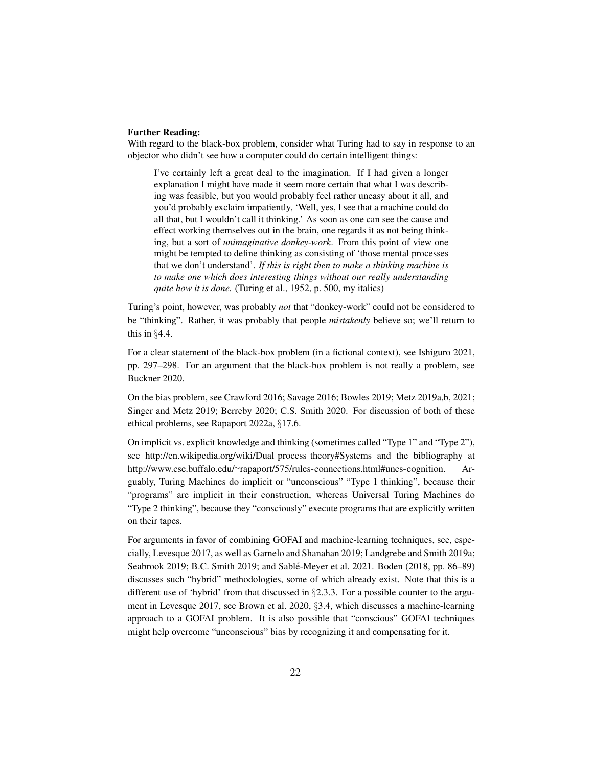**Further Reading:**
With regard to the black-box problem, consider what Turing had to say in response to an objector who didn't see how a computer could do certain intelligent things:

> I've certainly left a great deal to the imagination. If I had given a longer explanation I might have made it seem more certain that what I was describing was feasible, but you would probably feel rather uneasy about it all, and you'd probably exclaim impatiently, 'Well, yes, I see that a machine could do all that, but I wouldn't call it thinking.' As soon as one can see the cause and effect working themselves out in the brain, one regards it as not being thinking, but a sort of *unimaginative donkey-work*. From this point of view one might be tempted to define thinking as consisting of 'those mental processes that we don't understand'. *If this is right then to make a thinking machine is to make one which does interesting things without our really understanding quite how it is done.* (Turing et al., 1952, p. 500, my italics)

Turing's point, however, was probably *not* that "donkey-work" could not be considered to be "thinking". Rather, it was probably that people *mistakenly* believe so; we'll return to this in §4.4.

For a clear statement of the black-box problem (in a fictional context), see Ishiguro 2021, pp. 297–298. For an argument that the black-box problem is not really a problem, see Buckner 2020.

On the bias problem, see Crawford 2016; Savage 2016; Bowles 2019; Metz 2019a,b, 2021; Singer and Metz 2019; Berreby 2020; C.S. Smith 2020. For discussion of both of these ethical problems, see Rapaport 2022a, §17.6.

On implicit vs. explicit knowledge and thinking (sometimes called "Type 1" and "Type 2"), see http://en.wikipedia.org/wiki/Dual_process_theory#Systems and the bibliography at http://www.cse.buffalo.edu/~rapaport/575/rules-connections.html#uncs-cognition. Arguably, Turing Machines do implicit or "unconscious" "Type 1 thinking", because their "programs" are implicit in their construction, whereas Universal Turing Machines do "Type 2 thinking", because they "consciously" execute programs that are explicitly written on their tapes.

For arguments in favor of combining GOFAI and machine-learning techniques, see, especially, Levesque 2017, as well as Garnelo and Shanahan 2019; Landgrebe and Smith 2019a; Seabrook 2019; B.C. Smith 2019; and Sablé-Meyer et al. 2021. Boden (2018, pp. 86–89) discusses such "hybrid" methodologies, some of which already exist. Note that this is a different use of 'hybrid' from that discussed in §2.3.3. For a possible counter to the argument in Levesque 2017, see Brown et al. 2020, §3.4, which discusses a machine-learning approach to a GOFAI problem. It is also possible that "conscious" GOFAI techniques might help overcome "unconscious" bias by recognizing it and compensating for it.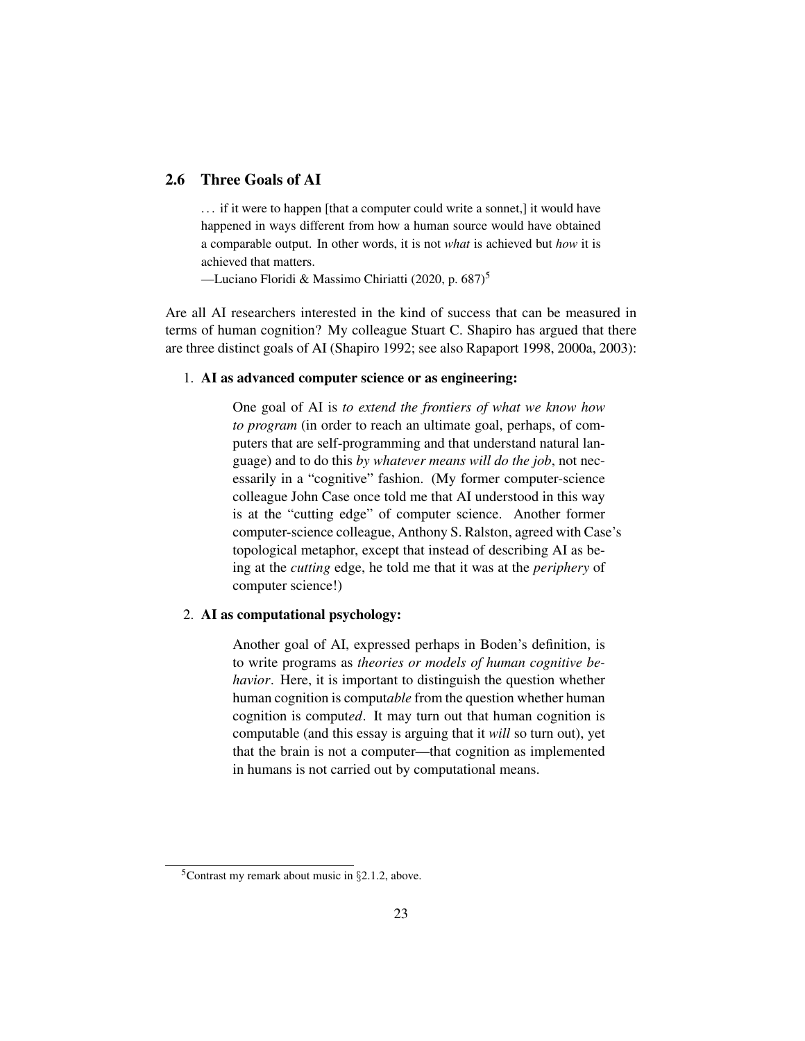## 2.6 Three Goals of AI

> . . . if it were to happen [that a computer could write a sonnet,] it would have happened in ways different from how a human source would have obtained a comparable output. In other words, it is not *what* is achieved but *how* it is achieved that matters.
>
> —Luciano Floridi & Massimo Chiriatti (2020, p. 687)[5]

Are all AI researchers interested in the kind of success that can be measured in terms of human cognition? My colleague Stuart C. Shapiro has argued that there are three distinct goals of AI (Shapiro 1992; see also Rapaport 1998, 2000a, 2003):

1. **AI as advanced computer science or as engineering:**

   One goal of AI is *to extend the frontiers of what we know how to program* (in order to reach an ultimate goal, perhaps, of computers that are self-programming and that understand natural language) and to do this *by whatever means will do the job*, not necessarily in a "cognitive" fashion. (My former computer-science colleague John Case once told me that AI understood in this way is at the "cutting edge" of computer science. Another former computer-science colleague, Anthony S. Ralston, agreed with Case's topological metaphor, except that instead of describing AI as being at the *cutting* edge, he told me that it was at the *periphery* of computer science!)

2. **AI as computational psychology:**

   Another goal of AI, expressed perhaps in Boden's definition, is to write programs as *theories or models of human cognitive behavior*. Here, it is important to distinguish the question whether human cognition is comput*able* from the question whether human cognition is comput*ed*. It may turn out that human cognition is computable (and this essay is arguing that it *will* so turn out), yet that the brain is not a computer—that cognition as implemented in humans is not carried out by computational means.

---

[5] Contrast my remark about music in §2.1.2, above.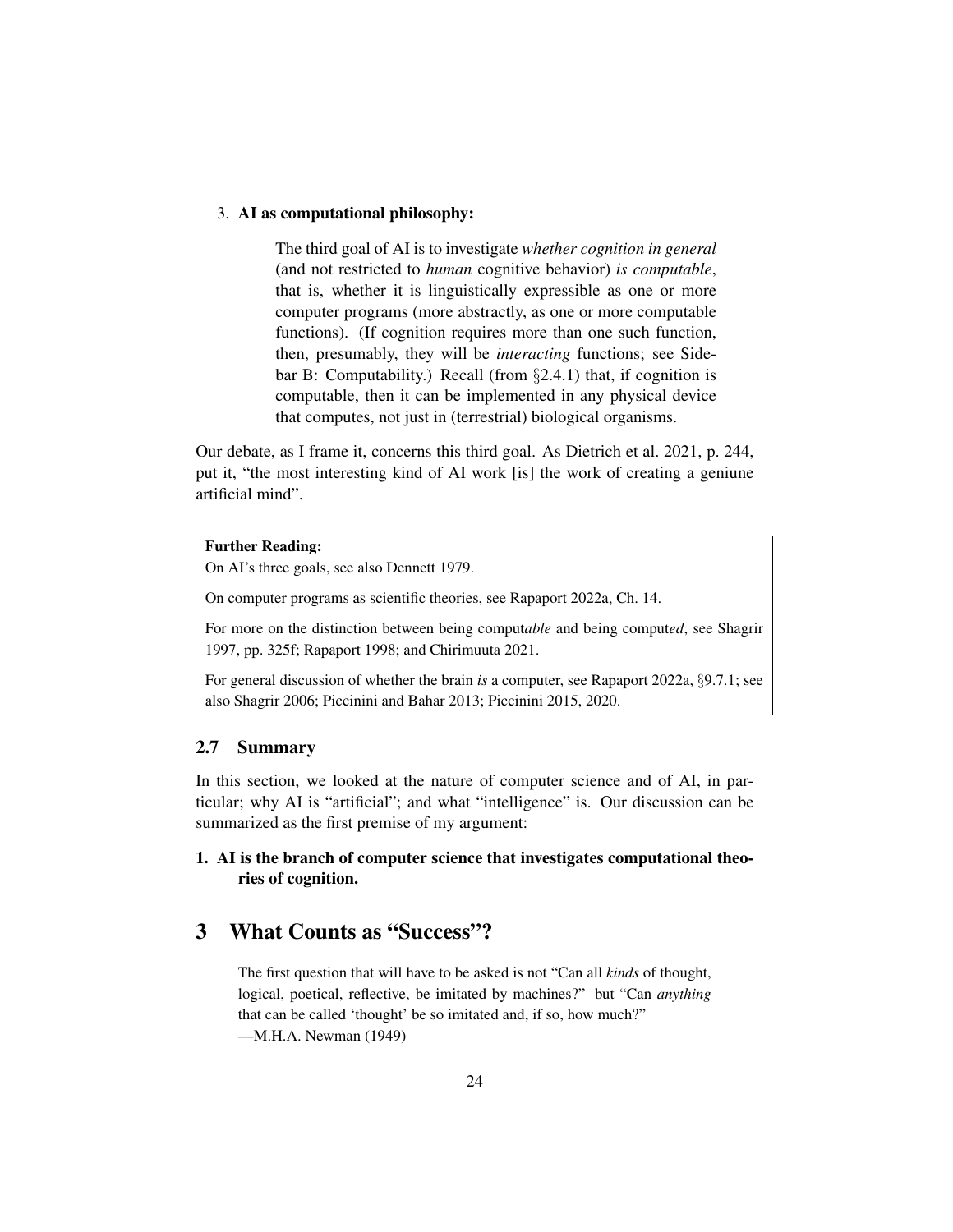3. **AI as computational philosophy:**

   > The third goal of AI is to investigate *whether cognition in general* (and not restricted to *human* cognitive behavior) *is computable*, that is, whether it is linguistically expressible as one or more computer programs (more abstractly, as one or more computable functions). (If cognition requires more than one such function, then, presumably, they will be *interacting* functions; see Sidebar B: Computability.) Recall (from §2.4.1) that, if cognition is computable, then it can be implemented in any physical device that computes, not just in (terrestrial) biological organisms.

Our debate, as I frame it, concerns this third goal. As Dietrich et al. 2021, p. 244, put it, "the most interesting kind of AI work [is] the work of creating a geniune artificial mind".

> **Further Reading:**
>
> On AI's three goals, see also Dennett 1979.
>
> On computer programs as scientific theories, see Rapaport 2022a, Ch. 14.
>
> For more on the distinction between being comput*able* and being comput*ed*, see Shagrir 1997, pp. 325f; Rapaport 1998; and Chirimuuta 2021.
>
> For general discussion of whether the brain *is* a computer, see Rapaport 2022a, §9.7.1; see also Shagrir 2006; Piccinini and Bahar 2013; Piccinini 2015, 2020.

## 2.7 Summary

In this section, we looked at the nature of computer science and of AI, in particular; why AI is "artificial"; and what "intelligence" is. Our discussion can be summarized as the first premise of my argument:

**1. AI is the branch of computer science that investigates computational theories of cognition.**

# 3 What Counts as "Success"?

> The first question that will have to be asked is not "Can all *kinds* of thought, logical, poetical, reflective, be imitated by machines?" but "Can *anything* that can be called 'thought' be so imitated and, if so, how much?"
> —M.H.A. Newman (1949)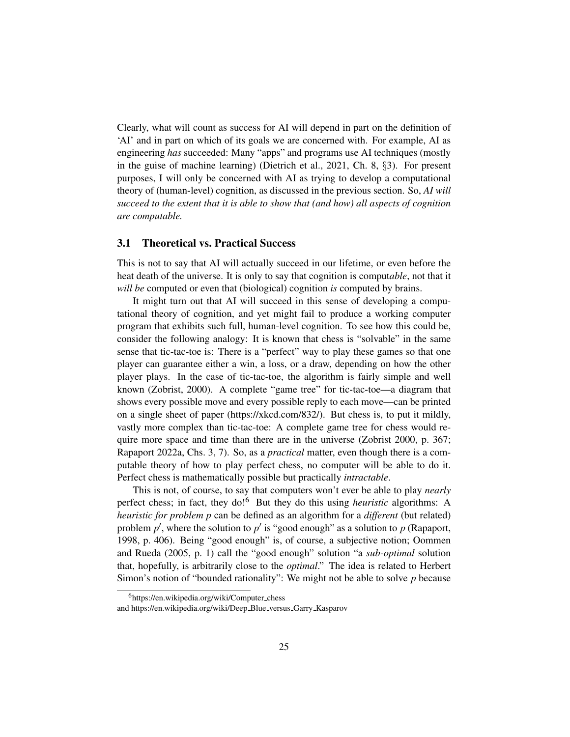Clearly, what will count as success for AI will depend in part on the definition of 'AI' and in part on which of its goals we are concerned with. For example, AI as engineering *has* succeeded: Many "apps" and programs use AI techniques (mostly in the guise of machine learning) (Dietrich et al., 2021, Ch. 8, §3). For present purposes, I will only be concerned with AI as trying to develop a computational theory of (human-level) cognition, as discussed in the previous section. So, *AI will succeed to the extent that it is able to show that (and how) all aspects of cognition are computable.*

### 3.1 Theoretical vs. Practical Success

This is not to say that AI will actually succeed in our lifetime, or even before the heat death of the universe. It is only to say that cognition is comput*able*, not that it *will be* computed or even that (biological) cognition *is* computed by brains.

It might turn out that AI will succeed in this sense of developing a computational theory of cognition, and yet might fail to produce a working computer program that exhibits such full, human-level cognition. To see how this could be, consider the following analogy: It is known that chess is "solvable" in the same sense that tic-tac-toe is: There is a "perfect" way to play these games so that one player can guarantee either a win, a loss, or a draw, depending on how the other player plays. In the case of tic-tac-toe, the algorithm is fairly simple and well known (Zobrist, 2000). A complete "game tree" for tic-tac-toe—a diagram that shows every possible move and every possible reply to each move—can be printed on a single sheet of paper (https://xkcd.com/832/). But chess is, to put it mildly, vastly more complex than tic-tac-toe: A complete game tree for chess would require more space and time than there are in the universe (Zobrist 2000, p. 367; Rapaport 2022a, Chs. 3, 7). So, as a *practical* matter, even though there is a computable theory of how to play perfect chess, no computer will be able to do it. Perfect chess is mathematically possible but practically *intractable*.

This is not, of course, to say that computers won't ever be able to play *nearly* perfect chess; in fact, they do![6] But they do this using *heuristic* algorithms: A *heuristic for problem p* can be defined as an algorithm for a *different* (but related) problem $p'$, where the solution to $p'$ is "good enough" as a solution to $p$ (Rapaport, 1998, p. 406). Being "good enough" is, of course, a subjective notion; Oommen and Rueda (2005, p. 1) call the "good enough" solution "a *sub-optimal* solution that, hopefully, is arbitrarily close to the *optimal*." The idea is related to Herbert Simon's notion of "bounded rationality": We might not be able to solve $p$ because

[6] https://en.wikipedia.org/wiki/Computer_chess and https://en.wikipedia.org/wiki/Deep_Blue_versus_Garry_Kasparov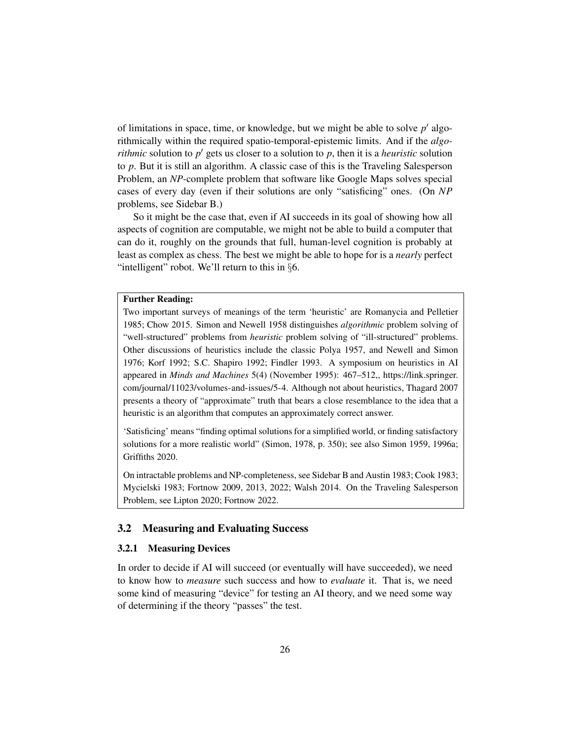of limitations in space, time, or knowledge, but we might be able to solve $p'$ algorithmically within the required spatio-temporal-epistemic limits. And if the *algorithmic* solution to $p'$ gets us closer to a solution to $p$, then it is a *heuristic* solution to $p$. But it is still an algorithm. A classic case of this is the Traveling Salesperson Problem, an *NP*-complete problem that software like Google Maps solves special cases of every day (even if their solutions are only "satisficing" ones. (On *NP* problems, see Sidebar B.)

So it might be the case that, even if AI succeeds in its goal of showing how all aspects of cognition are computable, we might not be able to build a computer that can do it, roughly on the grounds that full, human-level cognition is probably at least as complex as chess. The best we might be able to hope for is a *nearly* perfect "intelligent" robot. We'll return to this in §6.

> **Further Reading:**
>
> Two important surveys of meanings of the term 'heuristic' are Romanycia and Pelletier 1985; Chow 2015. Simon and Newell 1958 distinguishes *algorithmic* problem solving of "well-structured" problems from *heuristic* problem solving of "ill-structured" problems. Other discussions of heuristics include the classic Polya 1957, and Newell and Simon 1976; Korf 1992; S.C. Shapiro 1992; Findler 1993. A symposium on heuristics in AI appeared in *Minds and Machines* 5(4) (November 1995): 467–512,, https://link.springer.com/journal/11023/volumes-and-issues/5-4. Although not about heuristics, Thagard 2007 presents a theory of "approximate" truth that bears a close resemblance to the idea that a heuristic is an algorithm that computes an approximately correct answer.
>
> 'Satisficing' means "finding optimal solutions for a simplified world, or finding satisfactory solutions for a more realistic world" (Simon, 1978, p. 350); see also Simon 1959, 1996a; Griffiths 2020.
>
> On intractable problems and NP-completeness, see Sidebar B and Austin 1983; Cook 1983; Mycielski 1983; Fortnow 2009, 2013, 2022; Walsh 2014. On the Traveling Salesperson Problem, see Lipton 2020; Fortnow 2022.

## 3.2 Measuring and Evaluating Success

### 3.2.1 Measuring Devices

In order to decide if AI will succeed (or eventually will have succeeded), we need to know how to *measure* such success and how to *evaluate* it. That is, we need some kind of measuring "device" for testing an AI theory, and we need some way of determining if the theory "passes" the test.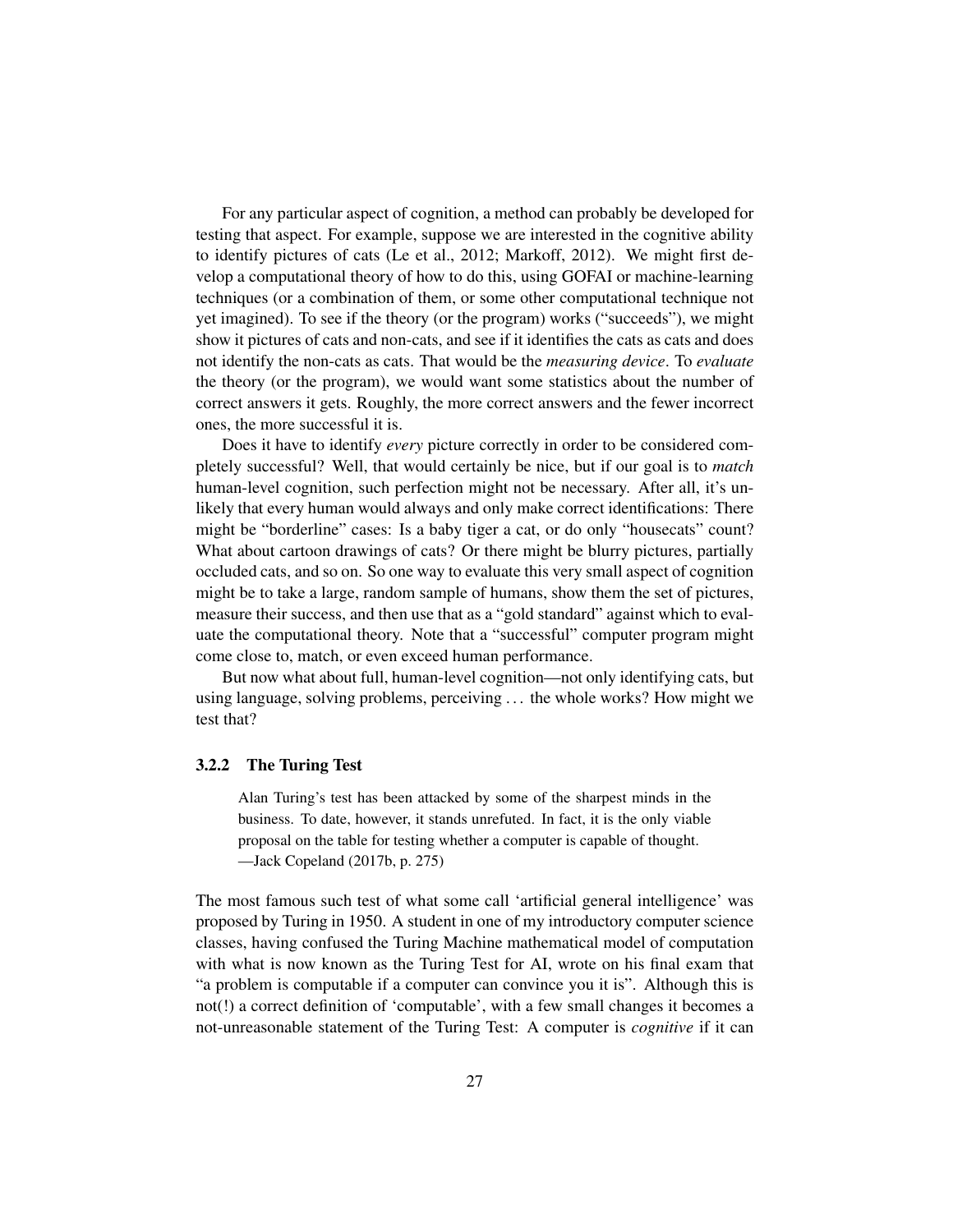For any particular aspect of cognition, a method can probably be developed for testing that aspect. For example, suppose we are interested in the cognitive ability to identify pictures of cats (Le et al., 2012; Markoff, 2012). We might first develop a computational theory of how to do this, using GOFAI or machine-learning techniques (or a combination of them, or some other computational technique not yet imagined). To see if the theory (or the program) works ("succeeds"), we might show it pictures of cats and non-cats, and see if it identifies the cats as cats and does not identify the non-cats as cats. That would be the *measuring device*. To *evaluate* the theory (or the program), we would want some statistics about the number of correct answers it gets. Roughly, the more correct answers and the fewer incorrect ones, the more successful it is.

Does it have to identify *every* picture correctly in order to be considered completely successful? Well, that would certainly be nice, but if our goal is to *match* human-level cognition, such perfection might not be necessary. After all, it's unlikely that every human would always and only make correct identifications: There might be "borderline" cases: Is a baby tiger a cat, or do only "housecats" count? What about cartoon drawings of cats? Or there might be blurry pictures, partially occluded cats, and so on. So one way to evaluate this very small aspect of cognition might be to take a large, random sample of humans, show them the set of pictures, measure their success, and then use that as a "gold standard" against which to evaluate the computational theory. Note that a "successful" computer program might come close to, match, or even exceed human performance.

But now what about full, human-level cognition—not only identifying cats, but using language, solving problems, perceiving ... the whole works? How might we test that?

### 3.2.2 The Turing Test

> Alan Turing's test has been attacked by some of the sharpest minds in the business. To date, however, it stands unrefuted. In fact, it is the only viable proposal on the table for testing whether a computer is capable of thought.
> —Jack Copeland (2017b, p. 275)

The most famous such test of what some call 'artificial general intelligence' was proposed by Turing in 1950. A student in one of my introductory computer science classes, having confused the Turing Machine mathematical model of computation with what is now known as the Turing Test for AI, wrote on his final exam that "a problem is computable if a computer can convince you it is". Although this is not(!) a correct definition of 'computable', with a few small changes it becomes a not-unreasonable statement of the Turing Test: A computer is *cognitive* if it can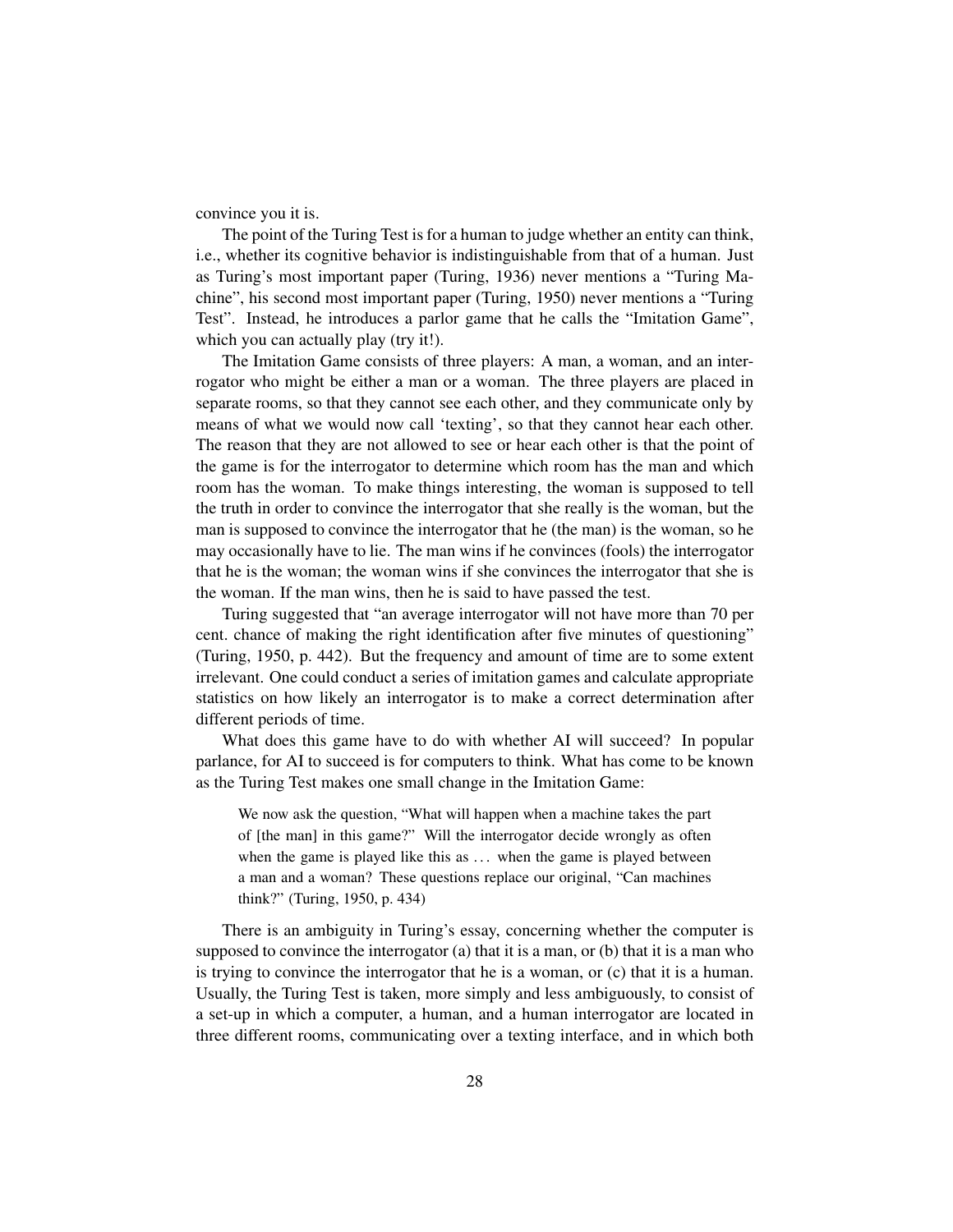convince you it is.

The point of the Turing Test is for a human to judge whether an entity can think, i.e., whether its cognitive behavior is indistinguishable from that of a human. Just as Turing's most important paper (Turing, 1936) never mentions a "Turing Machine", his second most important paper (Turing, 1950) never mentions a "Turing Test". Instead, he introduces a parlor game that he calls the "Imitation Game", which you can actually play (try it!).

The Imitation Game consists of three players: A man, a woman, and an interrogator who might be either a man or a woman. The three players are placed in separate rooms, so that they cannot see each other, and they communicate only by means of what we would now call 'texting', so that they cannot hear each other. The reason that they are not allowed to see or hear each other is that the point of the game is for the interrogator to determine which room has the man and which room has the woman. To make things interesting, the woman is supposed to tell the truth in order to convince the interrogator that she really is the woman, but the man is supposed to convince the interrogator that he (the man) is the woman, so he may occasionally have to lie. The man wins if he convinces (fools) the interrogator that he is the woman; the woman wins if she convinces the interrogator that she is the woman. If the man wins, then he is said to have passed the test.

Turing suggested that "an average interrogator will not have more than 70 per cent. chance of making the right identification after five minutes of questioning" (Turing, 1950, p. 442). But the frequency and amount of time are to some extent irrelevant. One could conduct a series of imitation games and calculate appropriate statistics on how likely an interrogator is to make a correct determination after different periods of time.

What does this game have to do with whether AI will succeed? In popular parlance, for AI to succeed is for computers to think. What has come to be known as the Turing Test makes one small change in the Imitation Game:

> We now ask the question, "What will happen when a machine takes the part of [the man] in this game?" Will the interrogator decide wrongly as often when the game is played like this as ... when the game is played between a man and a woman? These questions replace our original, "Can machines think?" (Turing, 1950, p. 434)

There is an ambiguity in Turing's essay, concerning whether the computer is supposed to convince the interrogator (a) that it is a man, or (b) that it is a man who is trying to convince the interrogator that he is a woman, or (c) that it is a human. Usually, the Turing Test is taken, more simply and less ambiguously, to consist of a set-up in which a computer, a human, and a human interrogator are located in three different rooms, communicating over a texting interface, and in which both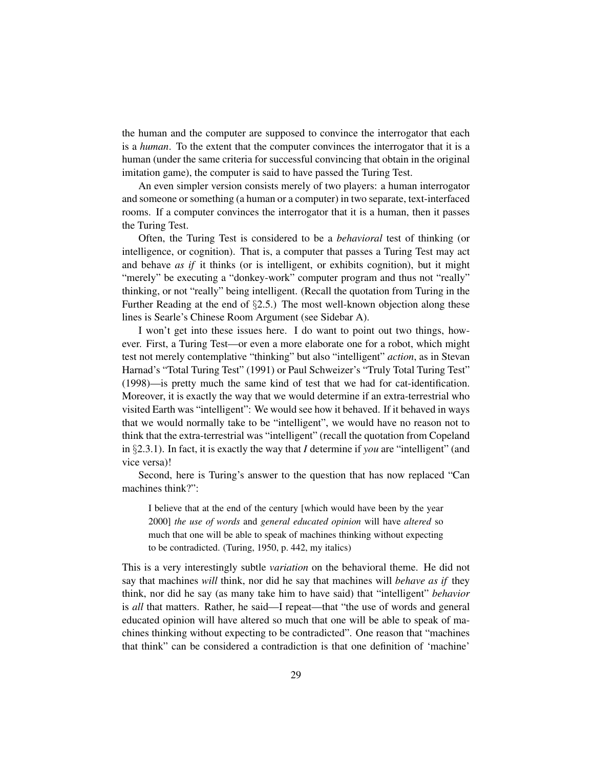the human and the computer are supposed to convince the interrogator that each is a *human*. To the extent that the computer convinces the interrogator that it is a human (under the same criteria for successful convincing that obtain in the original imitation game), the computer is said to have passed the Turing Test.

An even simpler version consists merely of two players: a human interrogator and someone or something (a human or a computer) in two separate, text-interfaced rooms. If a computer convinces the interrogator that it is a human, then it passes the Turing Test.

Often, the Turing Test is considered to be a *behavioral* test of thinking (or intelligence, or cognition). That is, a computer that passes a Turing Test may act and behave *as if* it thinks (or is intelligent, or exhibits cognition), but it might "merely" be executing a "donkey-work" computer program and thus not "really" thinking, or not "really" being intelligent. (Recall the quotation from Turing in the Further Reading at the end of §2.5.) The most well-known objection along these lines is Searle's Chinese Room Argument (see Sidebar A).

I won't get into these issues here. I do want to point out two things, however. First, a Turing Test—or even a more elaborate one for a robot, which might test not merely contemplative "thinking" but also "intelligent" *action*, as in Stevan Harnad's "Total Turing Test" (1991) or Paul Schweizer's "Truly Total Turing Test" (1998)—is pretty much the same kind of test that we had for cat-identification. Moreover, it is exactly the way that we would determine if an extra-terrestrial who visited Earth was "intelligent": We would see how it behaved. If it behaved in ways that we would normally take to be "intelligent", we would have no reason not to think that the extra-terrestrial was "intelligent" (recall the quotation from Copeland in §2.3.1). In fact, it is exactly the way that *I* determine if *you* are "intelligent" (and vice versa)!

Second, here is Turing's answer to the question that has now replaced "Can machines think?":

> I believe that at the end of the century [which would have been by the year 2000] *the use of words* and *general educated opinion* will have *altered* so much that one will be able to speak of machines thinking without expecting to be contradicted. (Turing, 1950, p. 442, my italics)

This is a very interestingly subtle *variation* on the behavioral theme. He did not say that machines *will* think, nor did he say that machines will *behave as if* they think, nor did he say (as many take him to have said) that "intelligent" *behavior* is *all* that matters. Rather, he said—I repeat—that "the use of words and general educated opinion will have altered so much that one will be able to speak of machines thinking without expecting to be contradicted". One reason that "machines that think" can be considered a contradiction is that one definition of 'machine'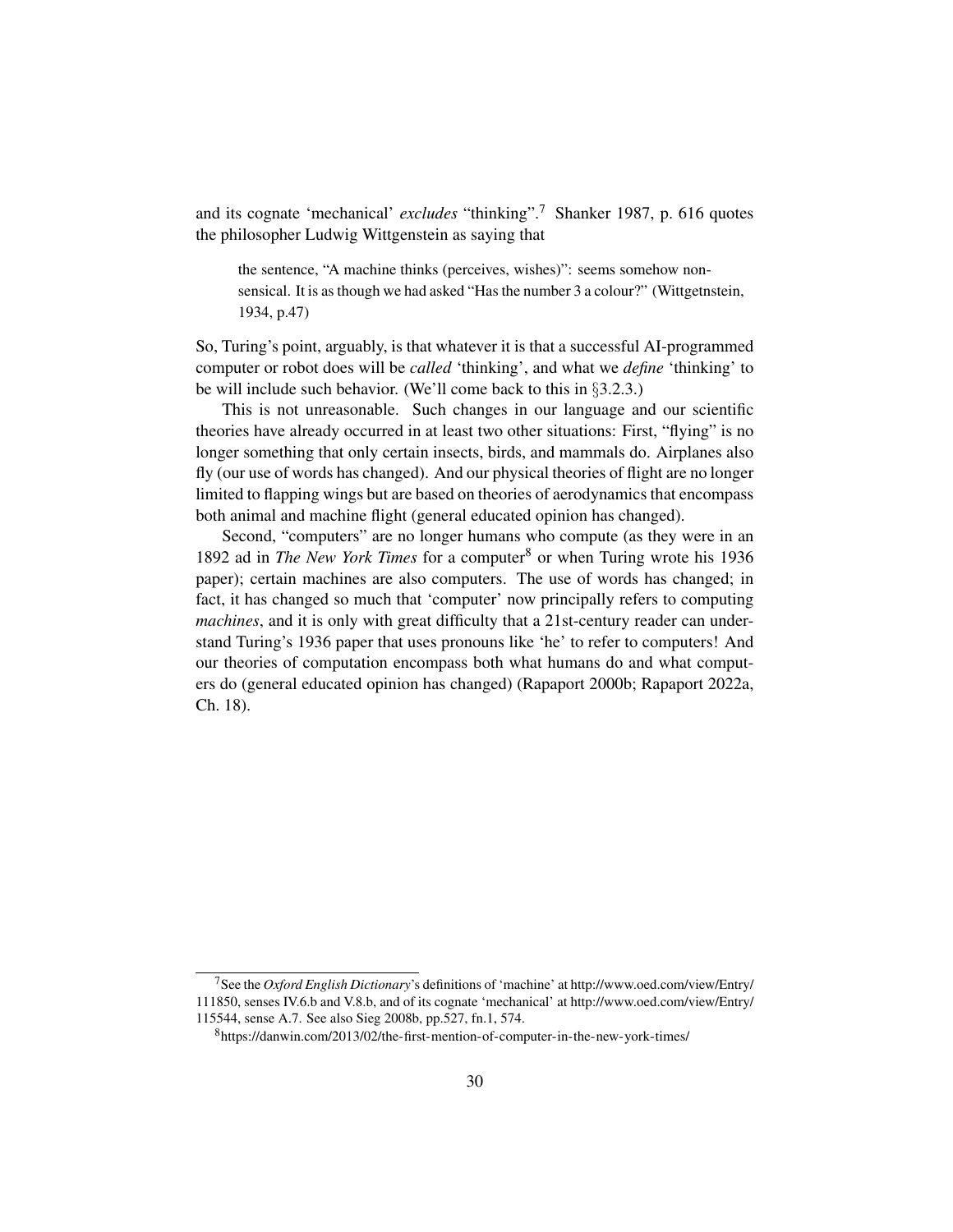and its cognate 'mechanical' *excludes* "thinking".[7] Shanker 1987, p. 616 quotes the philosopher Ludwig Wittgenstein as saying that

> the sentence, "A machine thinks (perceives, wishes)": seems somehow non-sensical. It is as though we had asked "Has the number 3 a colour?" (Wittgetnstein, 1934, p.47)

So, Turing's point, arguably, is that whatever it is that a successful AI-programmed computer or robot does will be *called* 'thinking', and what we *define* 'thinking' to be will include such behavior. (We'll come back to this in §3.2.3.)

This is not unreasonable. Such changes in our language and our scientific theories have already occurred in at least two other situations: First, "flying" is no longer something that only certain insects, birds, and mammals do. Airplanes also fly (our use of words has changed). And our physical theories of flight are no longer limited to flapping wings but are based on theories of aerodynamics that encompass both animal and machine flight (general educated opinion has changed).

Second, "computers" are no longer humans who compute (as they were in an 1892 ad in *The New York Times* for a computer[8] or when Turing wrote his 1936 paper); certain machines are also computers. The use of words has changed; in fact, it has changed so much that 'computer' now principally refers to computing *machines*, and it is only with great difficulty that a 21st-century reader can understand Turing's 1936 paper that uses pronouns like 'he' to refer to computers! And our theories of computation encompass both what humans do and what computers do (general educated opinion has changed) (Rapaport 2000b; Rapaport 2022a, Ch. 18).

---

[7] See the *Oxford English Dictionary*'s definitions of 'machine' at http://www.oed.com/view/Entry/111850, senses IV.6.b and V.8.b, and of its cognate 'mechanical' at http://www.oed.com/view/Entry/115544, sense A.7. See also Sieg 2008b, pp.527, fn.1, 574.

[8] https://danwin.com/2013/02/the-first-mention-of-computer-in-the-new-york-times/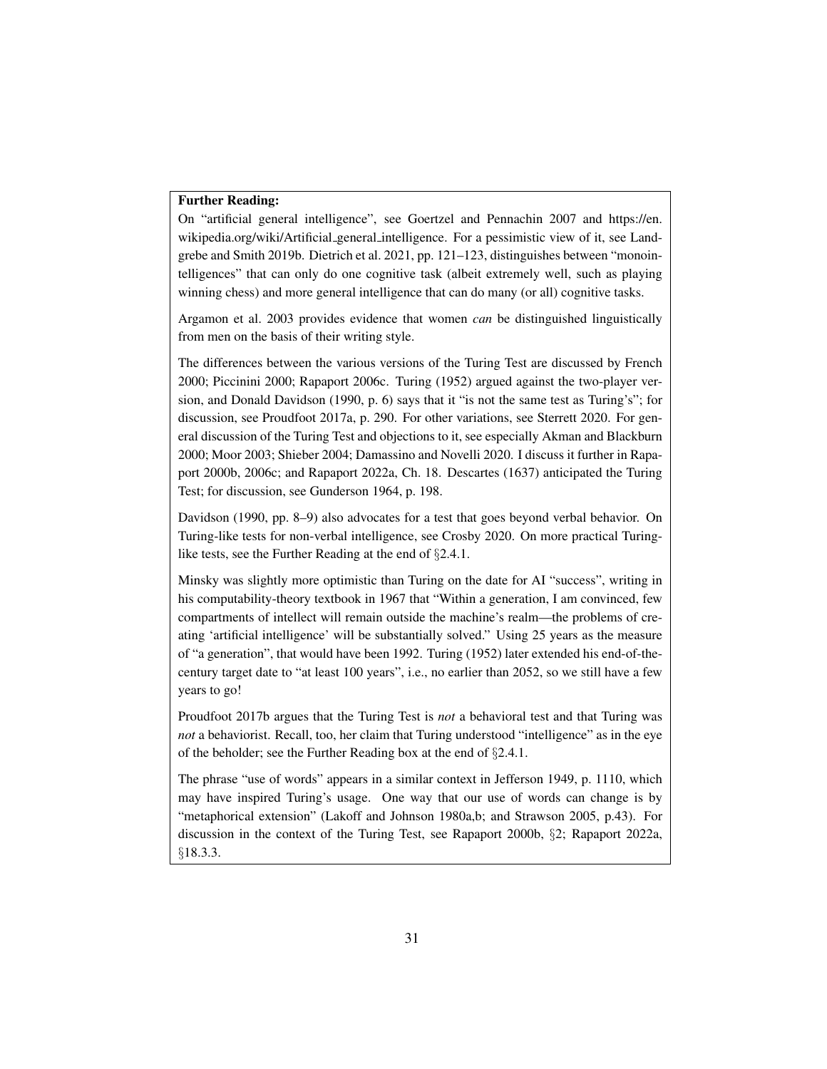**Further Reading:**

On "artificial general intelligence", see Goertzel and Pennachin 2007 and https://en.wikipedia.org/wiki/Artificial_general_intelligence. For a pessimistic view of it, see Landgrebe and Smith 2019b. Dietrich et al. 2021, pp. 121–123, distinguishes between "monointelligences" that can only do one cognitive task (albeit extremely well, such as playing winning chess) and more general intelligence that can do many (or all) cognitive tasks.

Argamon et al. 2003 provides evidence that women *can* be distinguished linguistically from men on the basis of their writing style.

The differences between the various versions of the Turing Test are discussed by French 2000; Piccinini 2000; Rapaport 2006c. Turing (1952) argued against the two-player version, and Donald Davidson (1990, p. 6) says that it "is not the same test as Turing's"; for discussion, see Proudfoot 2017a, p. 290. For other variations, see Sterrett 2020. For general discussion of the Turing Test and objections to it, see especially Akman and Blackburn 2000; Moor 2003; Shieber 2004; Damassino and Novelli 2020. I discuss it further in Rapaport 2000b, 2006c; and Rapaport 2022a, Ch. 18. Descartes (1637) anticipated the Turing Test; for discussion, see Gunderson 1964, p. 198.

Davidson (1990, pp. 8–9) also advocates for a test that goes beyond verbal behavior. On Turing-like tests for non-verbal intelligence, see Crosby 2020. On more practical Turing-like tests, see the Further Reading at the end of §2.4.1.

Minsky was slightly more optimistic than Turing on the date for AI "success", writing in his computability-theory textbook in 1967 that "Within a generation, I am convinced, few compartments of intellect will remain outside the machine's realm—the problems of creating 'artificial intelligence' will be substantially solved." Using 25 years as the measure of "a generation", that would have been 1992. Turing (1952) later extended his end-of-the-century target date to "at least 100 years", i.e., no earlier than 2052, so we still have a few years to go!

Proudfoot 2017b argues that the Turing Test is *not* a behavioral test and that Turing was *not* a behaviorist. Recall, too, her claim that Turing understood "intelligence" as in the eye of the beholder; see the Further Reading box at the end of §2.4.1.

The phrase "use of words" appears in a similar context in Jefferson 1949, p. 1110, which may have inspired Turing's usage. One way that our use of words can change is by "metaphorical extension" (Lakoff and Johnson 1980a,b; and Strawson 2005, p.43). For discussion in the context of the Turing Test, see Rapaport 2000b, §2; Rapaport 2022a, §18.3.3.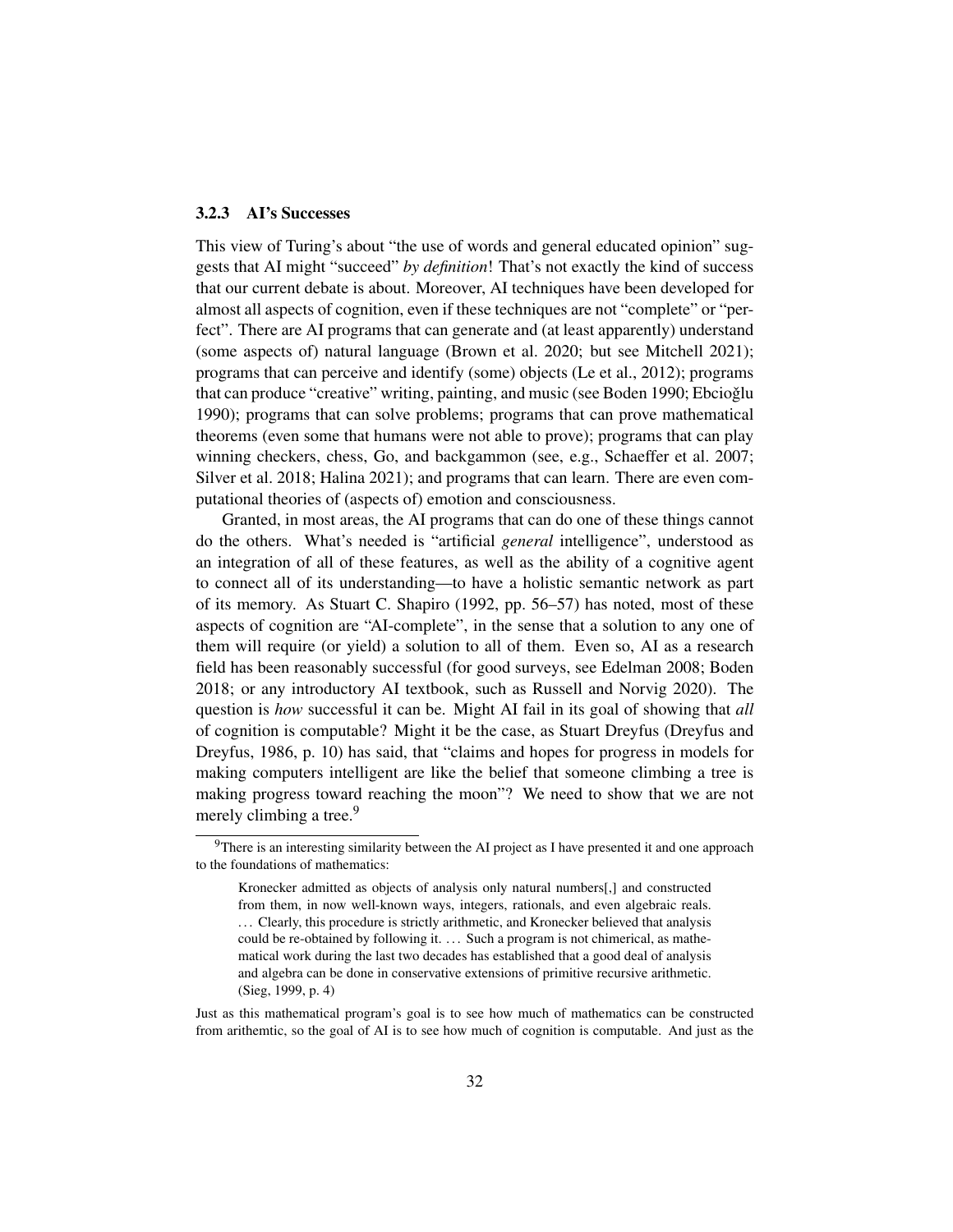### 3.2.3 AI's Successes

This view of Turing's about "the use of words and general educated opinion" suggests that AI might "succeed" *by definition*! That's not exactly the kind of success that our current debate is about. Moreover, AI techniques have been developed for almost all aspects of cognition, even if these techniques are not "complete" or "perfect". There are AI programs that can generate and (at least apparently) understand (some aspects of) natural language (Brown et al. 2020; but see Mitchell 2021); programs that can perceive and identify (some) objects (Le et al., 2012); programs that can produce "creative" writing, painting, and music (see Boden 1990; Ebcioğlu 1990); programs that can solve problems; programs that can prove mathematical theorems (even some that humans were not able to prove); programs that can play winning checkers, chess, Go, and backgammon (see, e.g., Schaeffer et al. 2007; Silver et al. 2018; Halina 2021); and programs that can learn. There are even computational theories of (aspects of) emotion and consciousness.

Granted, in most areas, the AI programs that can do one of these things cannot do the others. What's needed is "artificial *general* intelligence", understood as an integration of all of these features, as well as the ability of a cognitive agent to connect all of its understanding—to have a holistic semantic network as part of its memory. As Stuart C. Shapiro (1992, pp. 56–57) has noted, most of these aspects of cognition are "AI-complete", in the sense that a solution to any one of them will require (or yield) a solution to all of them. Even so, AI as a research field has been reasonably successful (for good surveys, see Edelman 2008; Boden 2018; or any introductory AI textbook, such as Russell and Norvig 2020). The question is *how* successful it can be. Might AI fail in its goal of showing that *all* of cognition is computable? Might it be the case, as Stuart Dreyfus (Dreyfus and Dreyfus, 1986, p. 10) has said, that "claims and hopes for progress in models for making computers intelligent are like the belief that someone climbing a tree is making progress toward reaching the moon"? We need to show that we are not merely climbing a tree.[9]

---

[9] There is an interesting similarity between the AI project as I have presented it and one approach to the foundations of mathematics:

> Kronecker admitted as objects of analysis only natural numbers[,] and constructed from them, in now well-known ways, integers, rationals, and even algebraic reals. ... Clearly, this procedure is strictly arithmetic, and Kronecker believed that analysis could be re-obtained by following it. ... Such a program is not chimerical, as mathematical work during the last two decades has established that a good deal of analysis and algebra can be done in conservative extensions of primitive recursive arithmetic. (Sieg, 1999, p. 4)

Just as this mathematical program's goal is to see how much of mathematics can be constructed from arithemtic, so the goal of AI is to see how much of cognition is computable. And just as the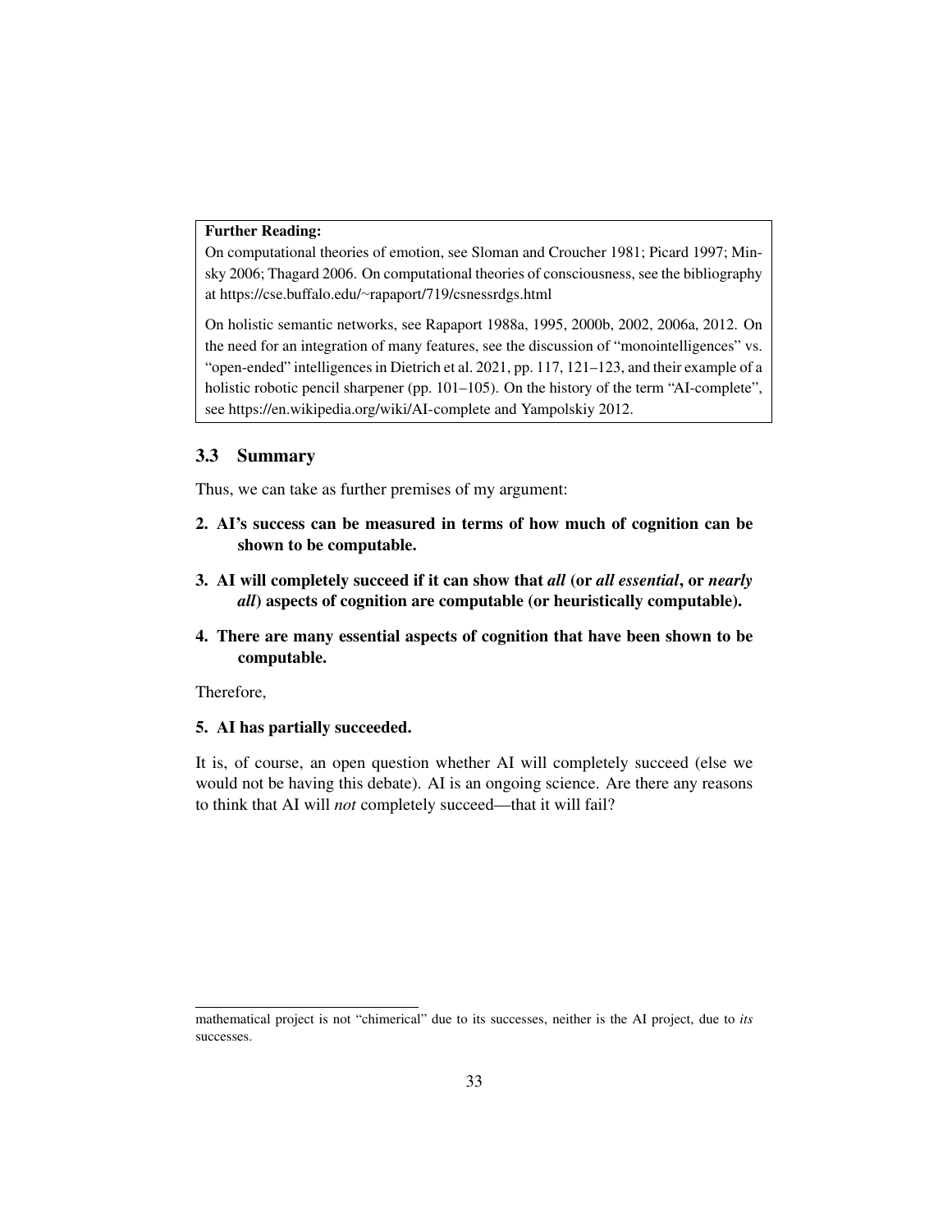**Further Reading:**

On computational theories of emotion, see Sloman and Croucher 1981; Picard 1997; Minsky 2006; Thagard 2006. On computational theories of consciousness, see the bibliography at https://cse.buffalo.edu/~rapaport/719/csnessrdgs.html

On holistic semantic networks, see Rapaport 1988a, 1995, 2000b, 2002, 2006a, 2012. On the need for an integration of many features, see the discussion of "monointelligences" vs. "open-ended" intelligences in Dietrich et al. 2021, pp. 117, 121–123, and their example of a holistic robotic pencil sharpener (pp. 101–105). On the history of the term "AI-complete", see https://en.wikipedia.org/wiki/AI-complete and Yampolskiy 2012.

## 3.3 Summary

Thus, we can take as further premises of my argument:

**2. AI's success can be measured in terms of how much of cognition can be shown to be computable.**

**3. AI will completely succeed if it can show that *all* (or *all essential*, or *nearly all*) aspects of cognition are computable (or heuristically computable).**

**4. There are many essential aspects of cognition that have been shown to be computable.**

Therefore,

**5. AI has partially succeeded.**

It is, of course, an open question whether AI will completely succeed (else we would not be having this debate). AI is an ongoing science. Are there any reasons to think that AI will *not* completely succeed—that it will fail?

---

mathematical project is not "chimerical" due to its successes, neither is the AI project, due to *its* successes.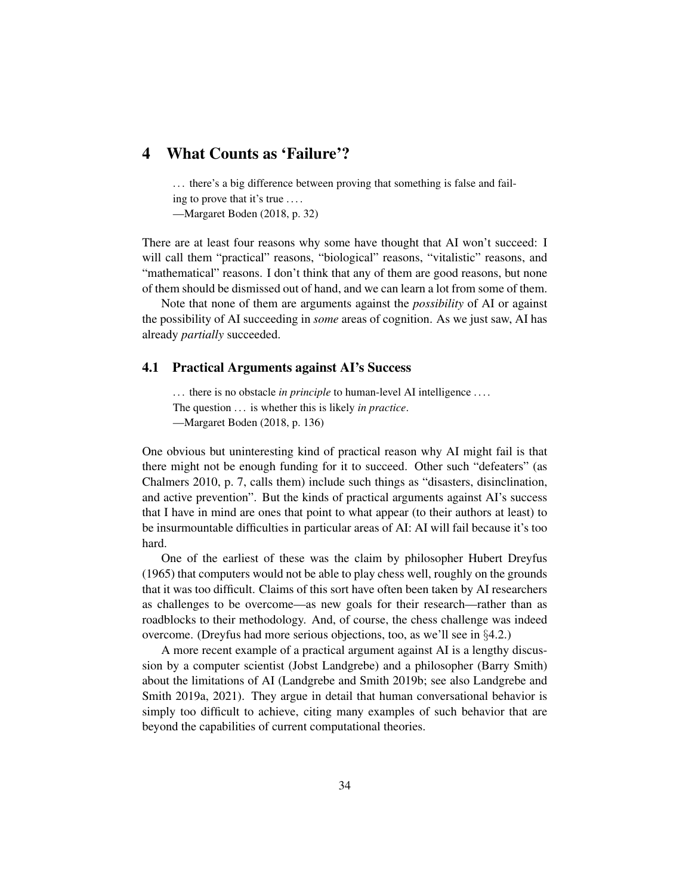## 4 What Counts as 'Failure'?

> . . . there's a big difference between proving that something is false and failing to prove that it's true . . . .
> —Margaret Boden (2018, p. 32)

There are at least four reasons why some have thought that AI won't succeed: I will call them "practical" reasons, "biological" reasons, "vitalistic" reasons, and "mathematical" reasons. I don't think that any of them are good reasons, but none of them should be dismissed out of hand, and we can learn a lot from some of them.

Note that none of them are arguments against the *possibility* of AI or against the possibility of AI succeeding in *some* areas of cognition. As we just saw, AI has already *partially* succeeded.

### 4.1 Practical Arguments against AI's Success

> . . . there is no obstacle *in principle* to human-level AI intelligence . . . .
> The question . . . is whether this is likely *in practice*.
> —Margaret Boden (2018, p. 136)

One obvious but uninteresting kind of practical reason why AI might fail is that there might not be enough funding for it to succeed. Other such "defeaters" (as Chalmers 2010, p. 7, calls them) include such things as "disasters, disinclination, and active prevention". But the kinds of practical arguments against AI's success that I have in mind are ones that point to what appear (to their authors at least) to be insurmountable difficulties in particular areas of AI: AI will fail because it's too hard.

One of the earliest of these was the claim by philosopher Hubert Dreyfus (1965) that computers would not be able to play chess well, roughly on the grounds that it was too difficult. Claims of this sort have often been taken by AI researchers as challenges to be overcome—as new goals for their research—rather than as roadblocks to their methodology. And, of course, the chess challenge was indeed overcome. (Dreyfus had more serious objections, too, as we'll see in §4.2.)

A more recent example of a practical argument against AI is a lengthy discussion by a computer scientist (Jobst Landgrebe) and a philosopher (Barry Smith) about the limitations of AI (Landgrebe and Smith 2019b; see also Landgrebe and Smith 2019a, 2021). They argue in detail that human conversational behavior is simply too difficult to achieve, citing many examples of such behavior that are beyond the capabilities of current computational theories.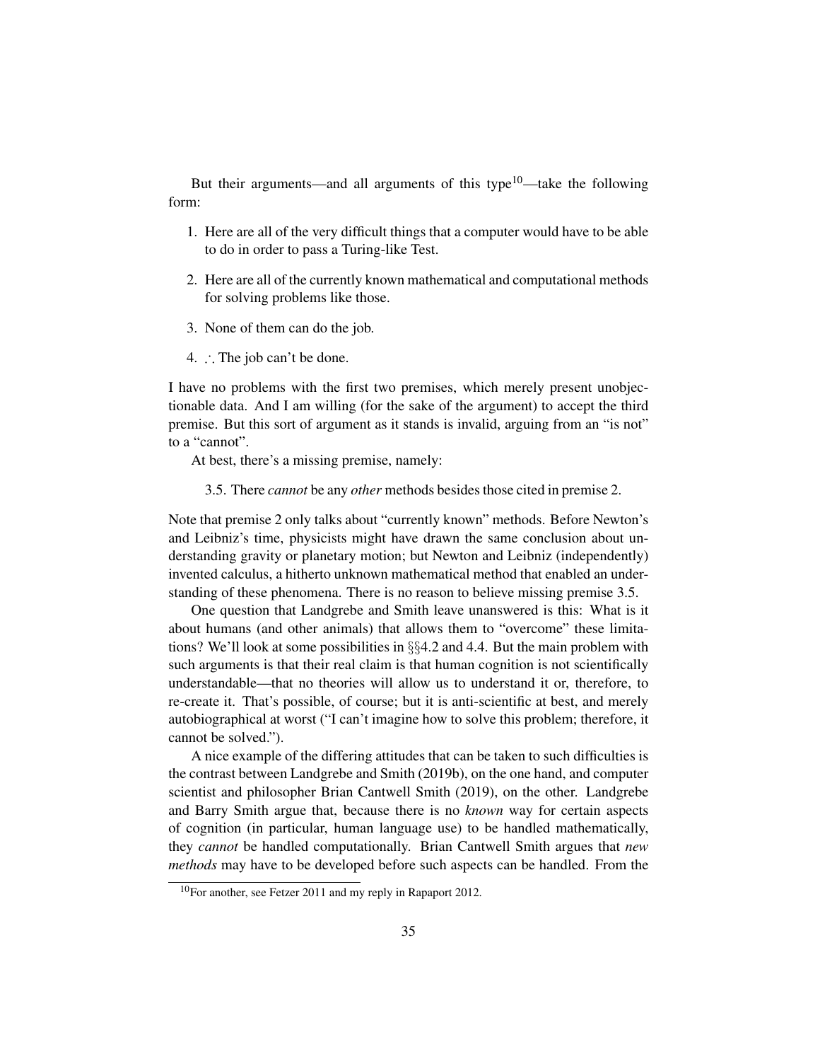But their arguments—and all arguments of this type[10]—take the following form:

1. Here are all of the very difficult things that a computer would have to be able to do in order to pass a Turing-like Test.
2. Here are all of the currently known mathematical and computational methods for solving problems like those.
3. None of them can do the job.
4. ∴ The job can't be done.

I have no problems with the first two premises, which merely present unobjectionable data. And I am willing (for the sake of the argument) to accept the third premise. But this sort of argument as it stands is invalid, arguing from an "is not" to a "cannot".

At best, there's a missing premise, namely:

> 3.5. There *cannot* be any *other* methods besides those cited in premise 2.

Note that premise 2 only talks about "currently known" methods. Before Newton's and Leibniz's time, physicists might have drawn the same conclusion about understanding gravity or planetary motion; but Newton and Leibniz (independently) invented calculus, a hitherto unknown mathematical method that enabled an understanding of these phenomena. There is no reason to believe missing premise 3.5.

One question that Landgrebe and Smith leave unanswered is this: What is it about humans (and other animals) that allows them to "overcome" these limitations? We'll look at some possibilities in §§4.2 and 4.4. But the main problem with such arguments is that their real claim is that human cognition is not scientifically understandable—that no theories will allow us to understand it or, therefore, to re-create it. That's possible, of course; but it is anti-scientific at best, and merely autobiographical at worst ("I can't imagine how to solve this problem; therefore, it cannot be solved.").

A nice example of the differing attitudes that can be taken to such difficulties is the contrast between Landgrebe and Smith (2019b), on the one hand, and computer scientist and philosopher Brian Cantwell Smith (2019), on the other. Landgrebe and Barry Smith argue that, because there is no *known* way for certain aspects of cognition (in particular, human language use) to be handled mathematically, they *cannot* be handled computationally. Brian Cantwell Smith argues that *new methods* may have to be developed before such aspects can be handled. From the

[10]For another, see Fetzer 2011 and my reply in Rapaport 2012.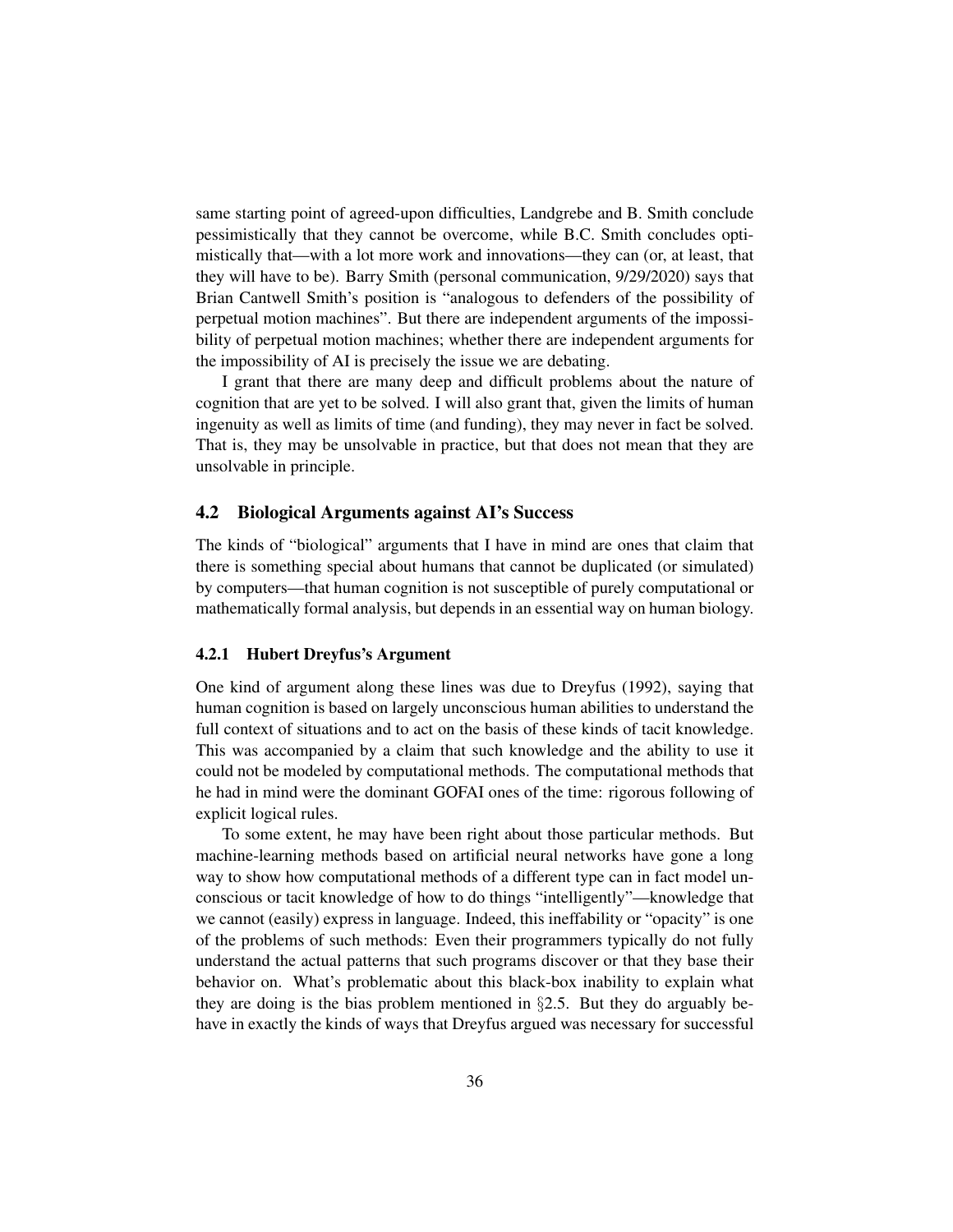same starting point of agreed-upon difficulties, Landgrebe and B. Smith conclude pessimistically that they cannot be overcome, while B.C. Smith concludes optimistically that—with a lot more work and innovations—they can (or, at least, that they will have to be). Barry Smith (personal communication, 9/29/2020) says that Brian Cantwell Smith's position is "analogous to defenders of the possibility of perpetual motion machines". But there are independent arguments of the impossibility of perpetual motion machines; whether there are independent arguments for the impossibility of AI is precisely the issue we are debating.

I grant that there are many deep and difficult problems about the nature of cognition that are yet to be solved. I will also grant that, given the limits of human ingenuity as well as limits of time (and funding), they may never in fact be solved. That is, they may be unsolvable in practice, but that does not mean that they are unsolvable in principle.

## 4.2 Biological Arguments against AI's Success

The kinds of "biological" arguments that I have in mind are ones that claim that there is something special about humans that cannot be duplicated (or simulated) by computers—that human cognition is not susceptible of purely computational or mathematically formal analysis, but depends in an essential way on human biology.

### 4.2.1 Hubert Dreyfus's Argument

One kind of argument along these lines was due to Dreyfus (1992), saying that human cognition is based on largely unconscious human abilities to understand the full context of situations and to act on the basis of these kinds of tacit knowledge. This was accompanied by a claim that such knowledge and the ability to use it could not be modeled by computational methods. The computational methods that he had in mind were the dominant GOFAI ones of the time: rigorous following of explicit logical rules.

To some extent, he may have been right about those particular methods. But machine-learning methods based on artificial neural networks have gone a long way to show how computational methods of a different type can in fact model unconscious or tacit knowledge of how to do things "intelligently"—knowledge that we cannot (easily) express in language. Indeed, this ineffability or "opacity" is one of the problems of such methods: Even their programmers typically do not fully understand the actual patterns that such programs discover or that they base their behavior on. What's problematic about this black-box inability to explain what they are doing is the bias problem mentioned in §2.5. But they do arguably behave in exactly the kinds of ways that Dreyfus argued was necessary for successful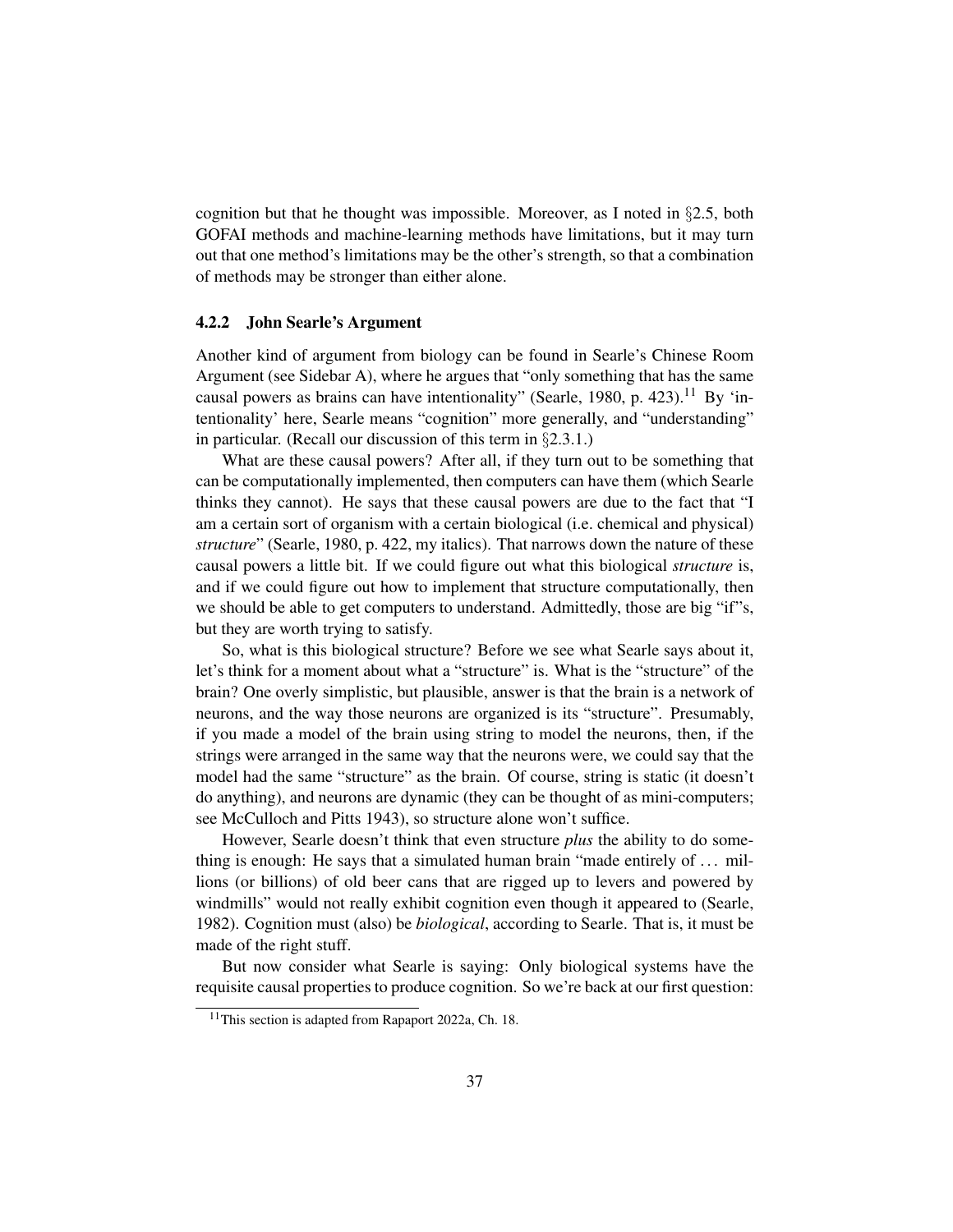cognition but that he thought was impossible. Moreover, as I noted in §2.5, both GOFAI methods and machine-learning methods have limitations, but it may turn out that one method's limitations may be the other's strength, so that a combination of methods may be stronger than either alone.

### 4.2.2 John Searle's Argument

Another kind of argument from biology can be found in Searle's Chinese Room Argument (see Sidebar A), where he argues that "only something that has the same causal powers as brains can have intentionality" (Searle, 1980, p. 423).[11] By 'intentionality' here, Searle means "cognition" more generally, and "understanding" in particular. (Recall our discussion of this term in §2.3.1.)

What are these causal powers? After all, if they turn out to be something that can be computationally implemented, then computers can have them (which Searle thinks they cannot). He says that these causal powers are due to the fact that "I am a certain sort of organism with a certain biological (i.e. chemical and physical) *structure*" (Searle, 1980, p. 422, my italics). That narrows down the nature of these causal powers a little bit. If we could figure out what this biological *structure* is, and if we could figure out how to implement that structure computationally, then we should be able to get computers to understand. Admittedly, those are big "if"s, but they are worth trying to satisfy.

So, what is this biological structure? Before we see what Searle says about it, let's think for a moment about what a "structure" is. What is the "structure" of the brain? One overly simplistic, but plausible, answer is that the brain is a network of neurons, and the way those neurons are organized is its "structure". Presumably, if you made a model of the brain using string to model the neurons, then, if the strings were arranged in the same way that the neurons were, we could say that the model had the same "structure" as the brain. Of course, string is static (it doesn't do anything), and neurons are dynamic (they can be thought of as mini-computers; see McCulloch and Pitts 1943), so structure alone won't suffice.

However, Searle doesn't think that even structure *plus* the ability to do something is enough: He says that a simulated human brain "made entirely of ... millions (or billions) of old beer cans that are rigged up to levers and powered by windmills" would not really exhibit cognition even though it appeared to (Searle, 1982). Cognition must (also) be *biological*, according to Searle. That is, it must be made of the right stuff.

But now consider what Searle is saying: Only biological systems have the requisite causal properties to produce cognition. So we're back at our first question:

[11] This section is adapted from Rapaport 2022a, Ch. 18.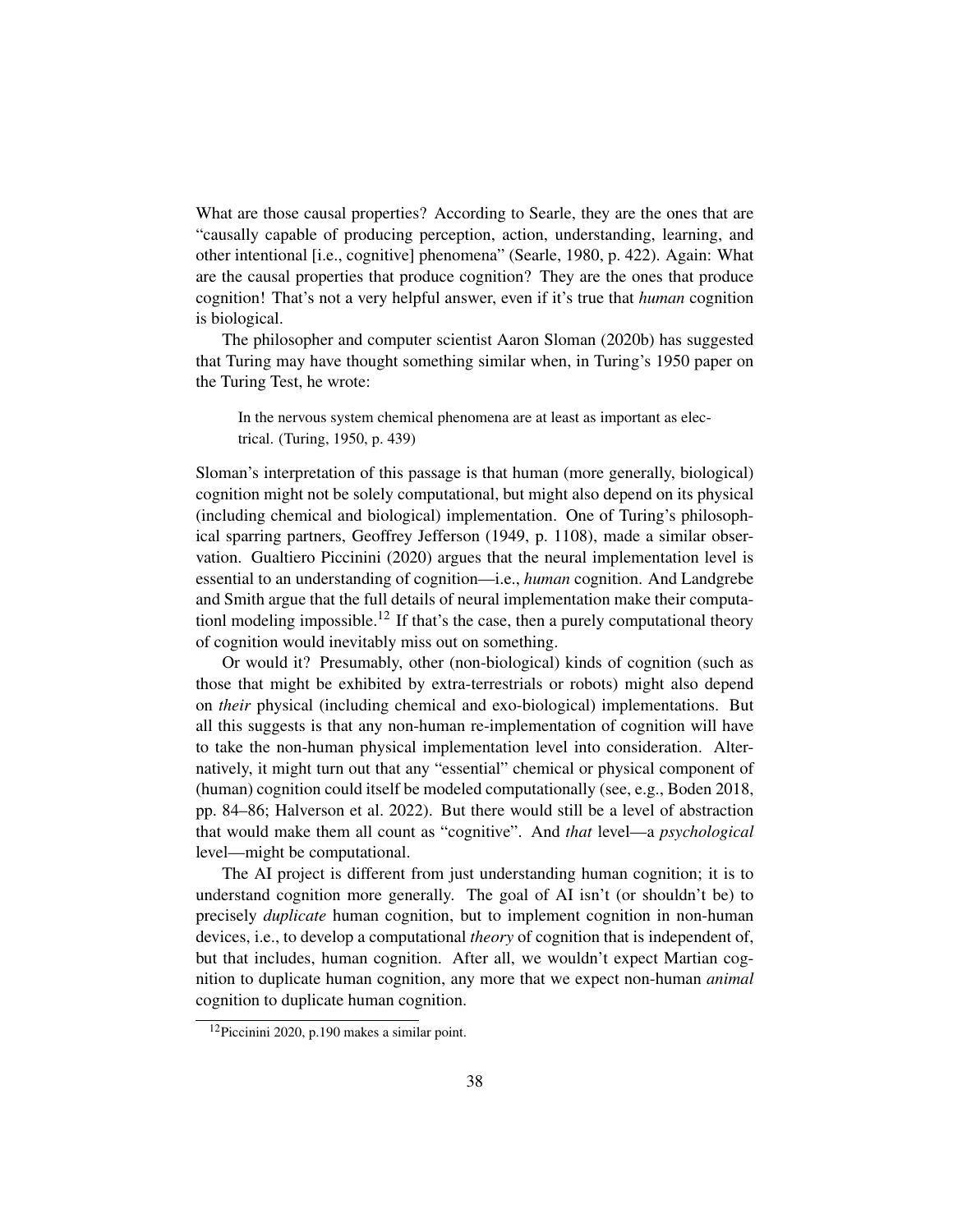What are those causal properties? According to Searle, they are the ones that are "causally capable of producing perception, action, understanding, learning, and other intentional [i.e., cognitive] phenomena" (Searle, 1980, p. 422). Again: What are the causal properties that produce cognition? They are the ones that produce cognition! That's not a very helpful answer, even if it's true that *human* cognition is biological.

The philosopher and computer scientist Aaron Sloman (2020b) has suggested that Turing may have thought something similar when, in Turing's 1950 paper on the Turing Test, he wrote:

> In the nervous system chemical phenomena are at least as important as electrical. (Turing, 1950, p. 439)

Sloman's interpretation of this passage is that human (more generally, biological) cognition might not be solely computational, but might also depend on its physical (including chemical and biological) implementation. One of Turing's philosophical sparring partners, Geoffrey Jefferson (1949, p. 1108), made a similar observation. Gualtiero Piccinini (2020) argues that the neural implementation level is essential to an understanding of cognition—i.e., *human* cognition. And Landgrebe and Smith argue that the full details of neural implementation make their computationl modeling impossible.[12] If that's the case, then a purely computational theory of cognition would inevitably miss out on something.

Or would it? Presumably, other (non-biological) kinds of cognition (such as those that might be exhibited by extra-terrestrials or robots) might also depend on *their* physical (including chemical and exo-biological) implementations. But all this suggests is that any non-human re-implementation of cognition will have to take the non-human physical implementation level into consideration. Alternatively, it might turn out that any "essential" chemical or physical component of (human) cognition could itself be modeled computationally (see, e.g., Boden 2018, pp. 84–86; Halverson et al. 2022). But there would still be a level of abstraction that would make them all count as "cognitive". And *that* level—a *psychological* level—might be computational.

The AI project is different from just understanding human cognition; it is to understand cognition more generally. The goal of AI isn't (or shouldn't be) to precisely *duplicate* human cognition, but to implement cognition in non-human devices, i.e., to develop a computational *theory* of cognition that is independent of, but that includes, human cognition. After all, we wouldn't expect Martian cognition to duplicate human cognition, any more that we expect non-human *animal* cognition to duplicate human cognition.

[12] Piccinini 2020, p.190 makes a similar point.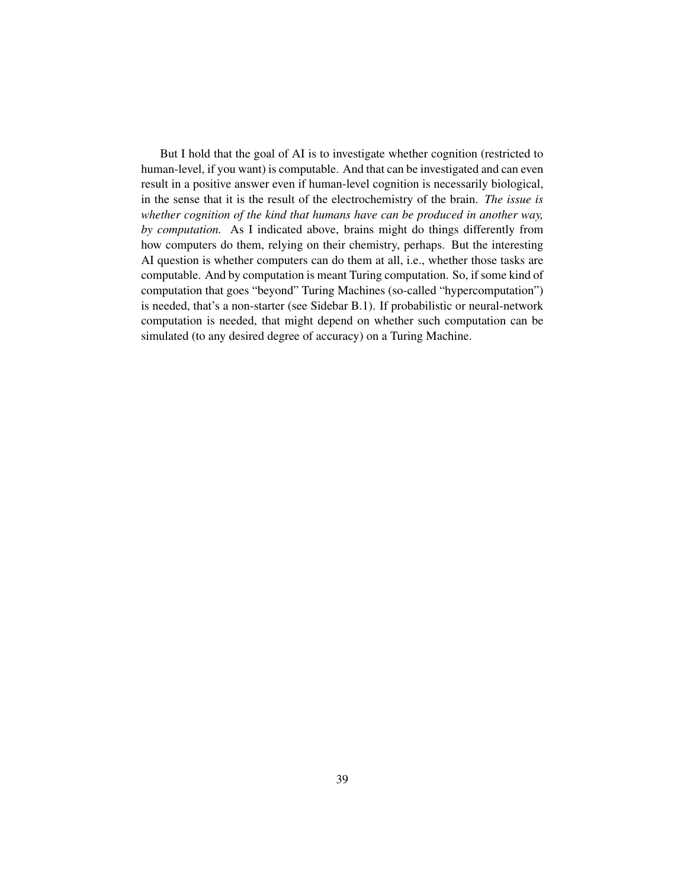But I hold that the goal of AI is to investigate whether cognition (restricted to human-level, if you want) is computable. And that can be investigated and can even result in a positive answer even if human-level cognition is necessarily biological, in the sense that it is the result of the electrochemistry of the brain. *The issue is whether cognition of the kind that humans have can be produced in another way, by computation.* As I indicated above, brains might do things differently from how computers do them, relying on their chemistry, perhaps. But the interesting AI question is whether computers can do them at all, i.e., whether those tasks are computable. And by computation is meant Turing computation. So, if some kind of computation that goes "beyond" Turing Machines (so-called "hypercomputation") is needed, that's a non-starter (see Sidebar B.1). If probabilistic or neural-network computation is needed, that might depend on whether such computation can be simulated (to any desired degree of accuracy) on a Turing Machine.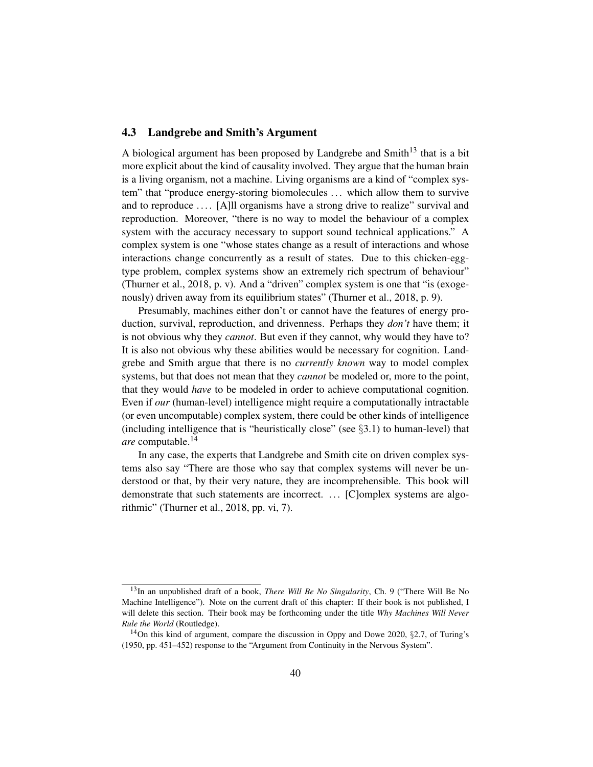### 4.3 Landgrebe and Smith's Argument

A biological argument has been proposed by Landgrebe and Smith[13] that is a bit more explicit about the kind of causality involved. They argue that the human brain is a living organism, not a machine. Living organisms are a kind of "complex system" that "produce energy-storing biomolecules ... which allow them to survive and to reproduce .... [A]ll organisms have a strong drive to realize" survival and reproduction. Moreover, "there is no way to model the behaviour of a complex system with the accuracy necessary to support sound technical applications." A complex system is one "whose states change as a result of interactions and whose interactions change concurrently as a result of states. Due to this chicken-egg-type problem, complex systems show an extremely rich spectrum of behaviour" (Thurner et al., 2018, p. v). And a "driven" complex system is one that "is (exogenously) driven away from its equilibrium states" (Thurner et al., 2018, p. 9).

Presumably, machines either don't or cannot have the features of energy production, survival, reproduction, and drivenness. Perhaps they *don't* have them; it is not obvious why they *cannot*. But even if they cannot, why would they have to? It is also not obvious why these abilities would be necessary for cognition. Landgrebe and Smith argue that there is no *currently known* way to model complex systems, but that does not mean that they *cannot* be modeled or, more to the point, that they would *have* to be modeled in order to achieve computational cognition. Even if *our* (human-level) intelligence might require a computationally intractable (or even uncomputable) complex system, there could be other kinds of intelligence (including intelligence that is "heuristically close" (see §3.1) to human-level) that *are* computable.[14]

In any case, the experts that Landgrebe and Smith cite on driven complex systems also say "There are those who say that complex systems will never be understood or that, by their very nature, they are incomprehensible. This book will demonstrate that such statements are incorrect. ... [C]omplex systems are algorithmic" (Thurner et al., 2018, pp. vi, 7).

---

[13] In an unpublished draft of a book, *There Will Be No Singularity*, Ch. 9 ("There Will Be No Machine Intelligence"). Note on the current draft of this chapter: If their book is not published, I will delete this section. Their book may be forthcoming under the title *Why Machines Will Never Rule the World* (Routledge).

[14] On this kind of argument, compare the discussion in Oppy and Dowe 2020, §2.7, of Turing's (1950, pp. 451–452) response to the "Argument from Continuity in the Nervous System".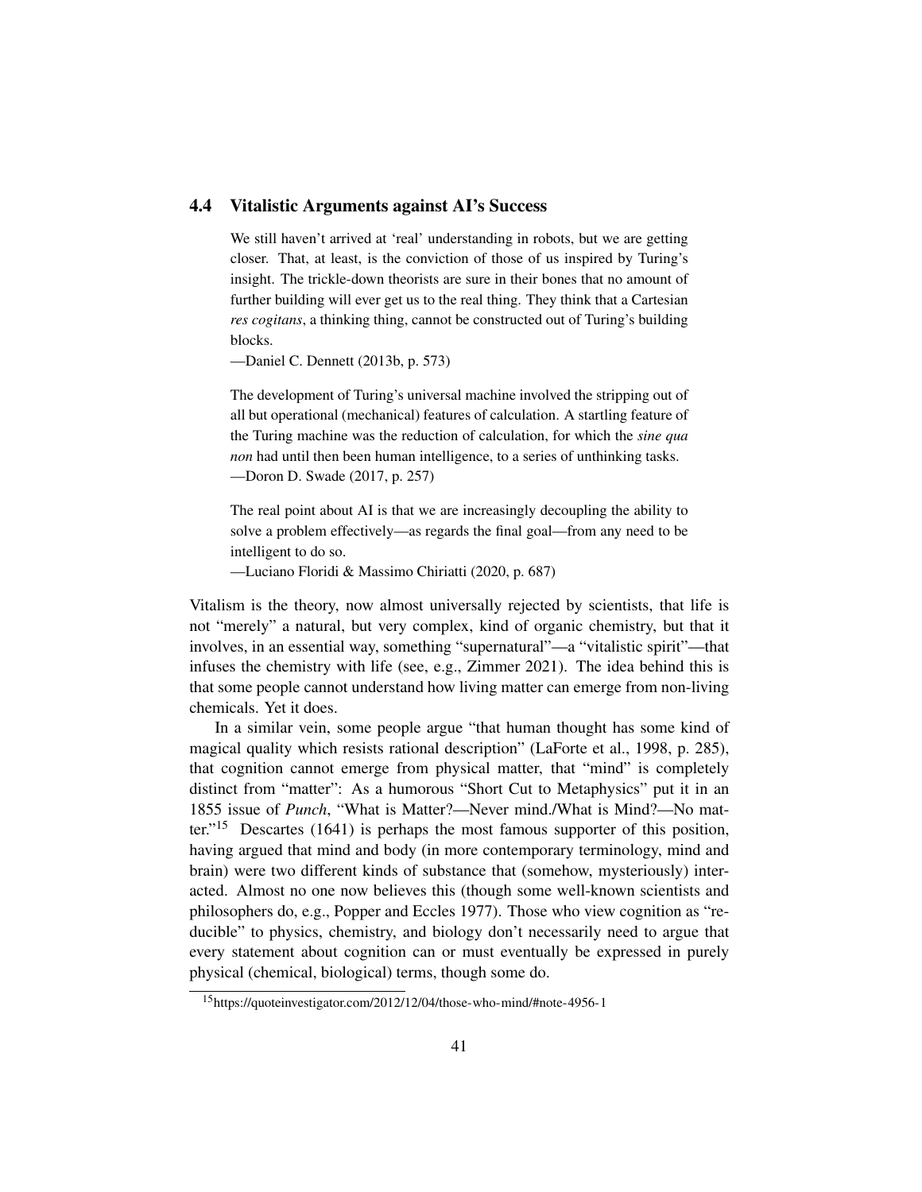## 4.4 Vitalistic Arguments against AI's Success

> We still haven't arrived at 'real' understanding in robots, but we are getting closer. That, at least, is the conviction of those of us inspired by Turing's insight. The trickle-down theorists are sure in their bones that no amount of further building will ever get us to the real thing. They think that a Cartesian *res cogitans*, a thinking thing, cannot be constructed out of Turing's building blocks.
>
> —Daniel C. Dennett (2013b, p. 573)

> The development of Turing's universal machine involved the stripping out of all but operational (mechanical) features of calculation. A startling feature of the Turing machine was the reduction of calculation, for which the *sine qua non* had until then been human intelligence, to a series of unthinking tasks.
>
> —Doron D. Swade (2017, p. 257)

> The real point about AI is that we are increasingly decoupling the ability to solve a problem effectively—as regards the final goal—from any need to be intelligent to do so.
>
> —Luciano Floridi & Massimo Chiriatti (2020, p. 687)

Vitalism is the theory, now almost universally rejected by scientists, that life is not "merely" a natural, but very complex, kind of organic chemistry, but that it involves, in an essential way, something "supernatural"—a "vitalistic spirit"—that infuses the chemistry with life (see, e.g., Zimmer 2021). The idea behind this is that some people cannot understand how living matter can emerge from non-living chemicals. Yet it does.

In a similar vein, some people argue "that human thought has some kind of magical quality which resists rational description" (LaForte et al., 1998, p. 285), that cognition cannot emerge from physical matter, that "mind" is completely distinct from "matter": As a humorous "Short Cut to Metaphysics" put it in an 1855 issue of *Punch*, "What is Matter?—Never mind./What is Mind?—No matter."[15] Descartes (1641) is perhaps the most famous supporter of this position, having argued that mind and body (in more contemporary terminology, mind and brain) were two different kinds of substance that (somehow, mysteriously) interacted. Almost no one now believes this (though some well-known scientists and philosophers do, e.g., Popper and Eccles 1977). Those who view cognition as "reducible" to physics, chemistry, and biology don't necessarily need to argue that every statement about cognition can or must eventually be expressed in purely physical (chemical, biological) terms, though some do.

[15] https://quoteinvestigator.com/2012/12/04/those-who-mind/#note-4956-1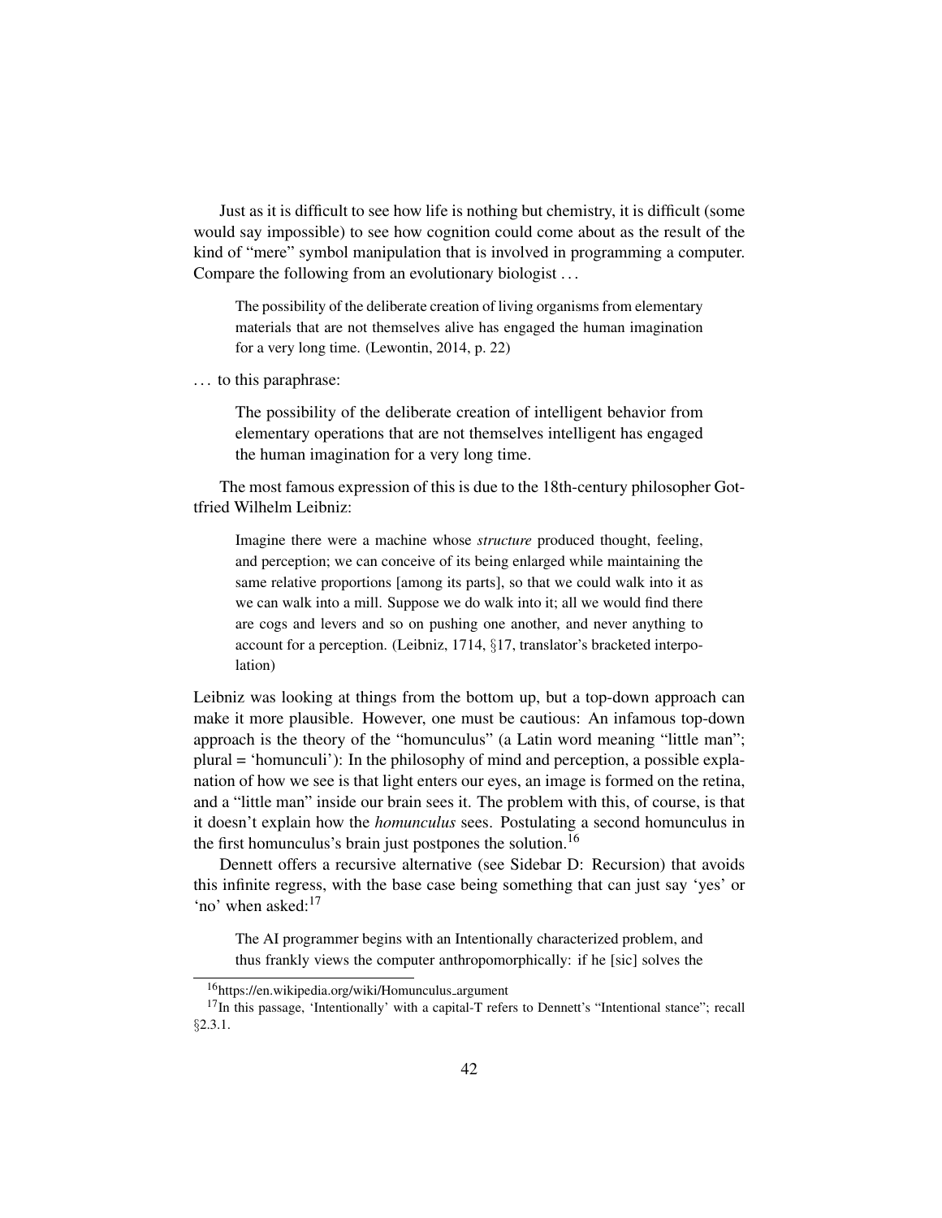Just as it is difficult to see how life is nothing but chemistry, it is difficult (some would say impossible) to see how cognition could come about as the result of the kind of "mere" symbol manipulation that is involved in programming a computer. Compare the following from an evolutionary biologist . . .

> The possibility of the deliberate creation of living organisms from elementary materials that are not themselves alive has engaged the human imagination for a very long time. (Lewontin, 2014, p. 22)

. . . to this paraphrase:

> The possibility of the deliberate creation of intelligent behavior from elementary operations that are not themselves intelligent has engaged the human imagination for a very long time.

The most famous expression of this is due to the 18th-century philosopher Gottfried Wilhelm Leibniz:

> Imagine there were a machine whose *structure* produced thought, feeling, and perception; we can conceive of its being enlarged while maintaining the same relative proportions [among its parts], so that we could walk into it as we can walk into a mill. Suppose we do walk into it; all we would find there are cogs and levers and so on pushing one another, and never anything to account for a perception. (Leibniz, 1714, §17, translator's bracketed interpolation)

Leibniz was looking at things from the bottom up, but a top-down approach can make it more plausible. However, one must be cautious: An infamous top-down approach is the theory of the "homunculus" (a Latin word meaning "little man"; plural = 'homunculi'): In the philosophy of mind and perception, a possible explanation of how we see is that light enters our eyes, an image is formed on the retina, and a "little man" inside our brain sees it. The problem with this, of course, is that it doesn't explain how the *homunculus* sees. Postulating a second homunculus in the first homunculus's brain just postpones the solution.[16]

Dennett offers a recursive alternative (see Sidebar D: Recursion) that avoids this infinite regress, with the base case being something that can just say 'yes' or 'no' when asked:[17]

> The AI programmer begins with an Intentionally characterized problem, and thus frankly views the computer anthropomorphically: if he [sic] solves the

[16] https://en.wikipedia.org/wiki/Homunculus_argument

[17] In this passage, 'Intentionally' with a capital-T refers to Dennett's "Intentional stance"; recall §2.3.1.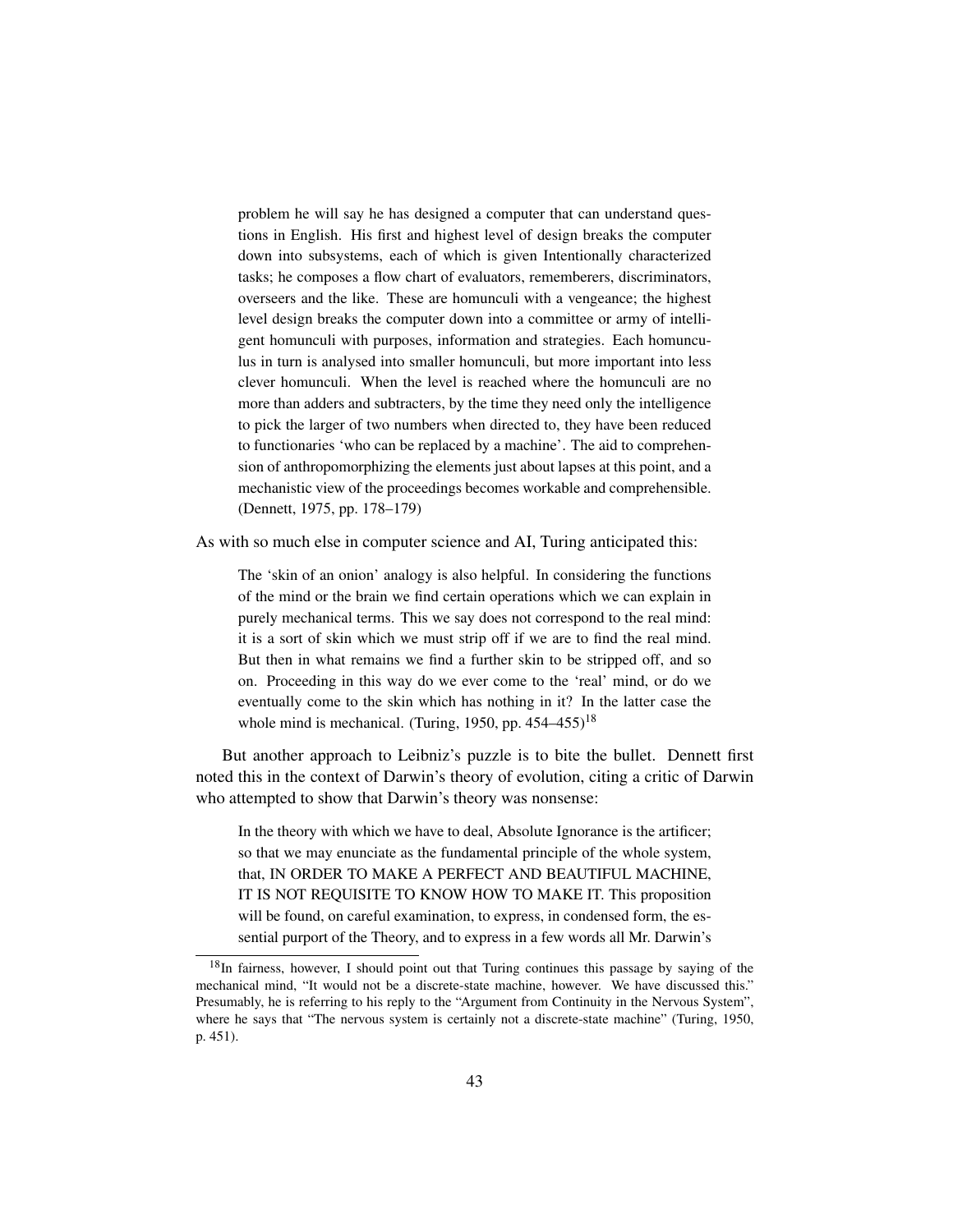> problem he will say he has designed a computer that can understand questions in English. His first and highest level of design breaks the computer down into subsystems, each of which is given Intentionally characterized tasks; he composes a flow chart of evaluators, rememberers, discriminators, overseers and the like. These are homunculi with a vengeance; the highest level design breaks the computer down into a committee or army of intelligent homunculi with purposes, information and strategies. Each homunculus in turn is analysed into smaller homunculi, but more important into less clever homunculi. When the level is reached where the homunculi are no more than adders and subtracters, by the time they need only the intelligence to pick the larger of two numbers when directed to, they have been reduced to functionaries 'who can be replaced by a machine'. The aid to comprehension of anthropomorphizing the elements just about lapses at this point, and a mechanistic view of the proceedings becomes workable and comprehensible. (Dennett, 1975, pp. 178–179)

As with so much else in computer science and AI, Turing anticipated this:

> The 'skin of an onion' analogy is also helpful. In considering the functions of the mind or the brain we find certain operations which we can explain in purely mechanical terms. This we say does not correspond to the real mind: it is a sort of skin which we must strip off if we are to find the real mind. But then in what remains we find a further skin to be stripped off, and so on. Proceeding in this way do we ever come to the 'real' mind, or do we eventually come to the skin which has nothing in it? In the latter case the whole mind is mechanical. (Turing, 1950, pp. 454–455)[18]

But another approach to Leibniz's puzzle is to bite the bullet. Dennett first noted this in the context of Darwin's theory of evolution, citing a critic of Darwin who attempted to show that Darwin's theory was nonsense:

> In the theory with which we have to deal, Absolute Ignorance is the artificer; so that we may enunciate as the fundamental principle of the whole system, that, IN ORDER TO MAKE A PERFECT AND BEAUTIFUL MACHINE, IT IS NOT REQUISITE TO KNOW HOW TO MAKE IT. This proposition will be found, on careful examination, to express, in condensed form, the essential purport of the Theory, and to express in a few words all Mr. Darwin's

[18] In fairness, however, I should point out that Turing continues this passage by saying of the mechanical mind, "It would not be a discrete-state machine, however. We have discussed this." Presumably, he is referring to his reply to the "Argument from Continuity in the Nervous System", where he says that "The nervous system is certainly not a discrete-state machine" (Turing, 1950, p. 451).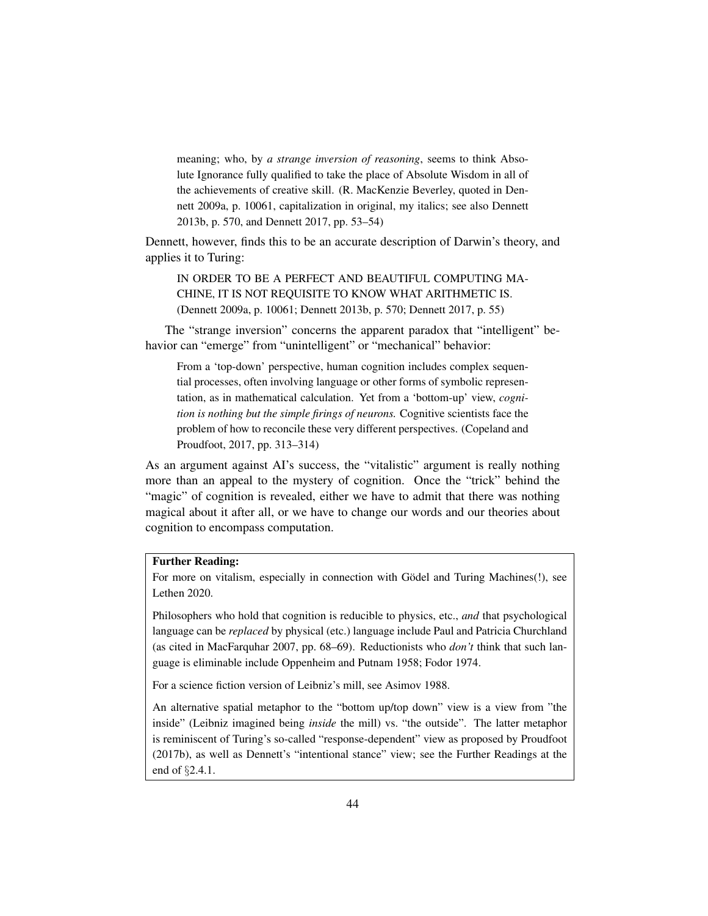> meaning; who, by *a strange inversion of reasoning*, seems to think Absolute Ignorance fully qualified to take the place of Absolute Wisdom in all of the achievements of creative skill. (R. MacKenzie Beverley, quoted in Dennett 2009a, p. 10061, capitalization in original, my italics; see also Dennett 2013b, p. 570, and Dennett 2017, pp. 53–54)

Dennett, however, finds this to be an accurate description of Darwin's theory, and applies it to Turing:

> IN ORDER TO BE A PERFECT AND BEAUTIFUL COMPUTING MACHINE, IT IS NOT REQUISITE TO KNOW WHAT ARITHMETIC IS. (Dennett 2009a, p. 10061; Dennett 2013b, p. 570; Dennett 2017, p. 55)

The "strange inversion" concerns the apparent paradox that "intelligent" behavior can "emerge" from "unintelligent" or "mechanical" behavior:

> From a 'top-down' perspective, human cognition includes complex sequential processes, often involving language or other forms of symbolic representation, as in mathematical calculation. Yet from a 'bottom-up' view, *cognition is nothing but the simple firings of neurons.* Cognitive scientists face the problem of how to reconcile these very different perspectives. (Copeland and Proudfoot, 2017, pp. 313–314)

As an argument against AI's success, the "vitalistic" argument is really nothing more than an appeal to the mystery of cognition. Once the "trick" behind the "magic" of cognition is revealed, either we have to admit that there was nothing magical about it after all, or we have to change our words and our theories about cognition to encompass computation.

**Further Reading:**

For more on vitalism, especially in connection with Gödel and Turing Machines(!), see Lethen 2020.

Philosophers who hold that cognition is reducible to physics, etc., *and* that psychological language can be *replaced* by physical (etc.) language include Paul and Patricia Churchland (as cited in MacFarquhar 2007, pp. 68–69). Reductionists who *don't* think that such language is eliminable include Oppenheim and Putnam 1958; Fodor 1974.

For a science fiction version of Leibniz's mill, see Asimov 1988.

An alternative spatial metaphor to the "bottom up/top down" view is a view from "the inside" (Leibniz imagined being *inside* the mill) vs. "the outside". The latter metaphor is reminiscent of Turing's so-called "response-dependent" view as proposed by Proudfoot (2017b), as well as Dennett's "intentional stance" view; see the Further Readings at the end of §2.4.1.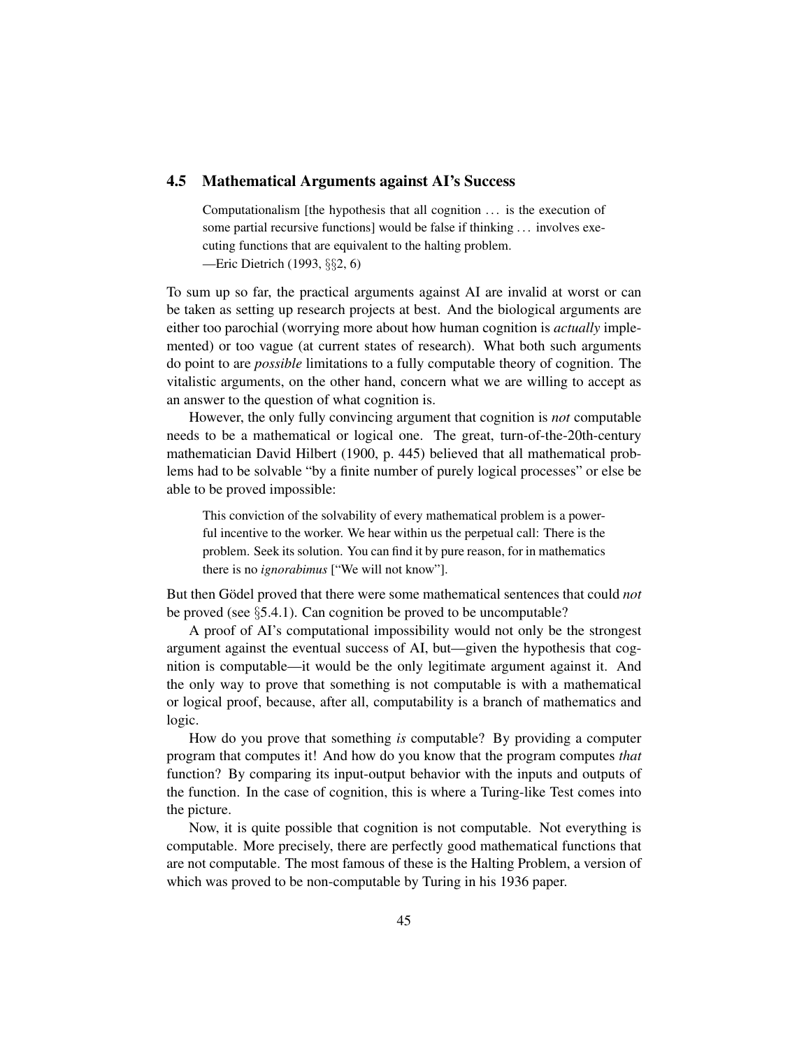## 4.5 Mathematical Arguments against AI's Success

> Computationalism [the hypothesis that all cognition ... is the execution of some partial recursive functions] would be false if thinking ... involves executing functions that are equivalent to the halting problem.
> —Eric Dietrich (1993, §§2, 6)

To sum up so far, the practical arguments against AI are invalid at worst or can be taken as setting up research projects at best. And the biological arguments are either too parochial (worrying more about how human cognition is *actually* implemented) or too vague (at current states of research). What both such arguments do point to are *possible* limitations to a fully computable theory of cognition. The vitalistic arguments, on the other hand, concern what we are willing to accept as an answer to the question of what cognition is.

However, the only fully convincing argument that cognition is *not* computable needs to be a mathematical or logical one. The great, turn-of-the-20th-century mathematician David Hilbert (1900, p. 445) believed that all mathematical problems had to be solvable "by a finite number of purely logical processes" or else be able to be proved impossible:

> This conviction of the solvability of every mathematical problem is a powerful incentive to the worker. We hear within us the perpetual call: There is the problem. Seek its solution. You can find it by pure reason, for in mathematics there is no *ignorabimus* ["We will not know"].

But then Gödel proved that there were some mathematical sentences that could *not* be proved (see §5.4.1). Can cognition be proved to be uncomputable?

A proof of AI's computational impossibility would not only be the strongest argument against the eventual success of AI, but—given the hypothesis that cognition is computable—it would be the only legitimate argument against it. And the only way to prove that something is not computable is with a mathematical or logical proof, because, after all, computability is a branch of mathematics and logic.

How do you prove that something *is* computable? By providing a computer program that computes it! And how do you know that the program computes *that* function? By comparing its input-output behavior with the inputs and outputs of the function. In the case of cognition, this is where a Turing-like Test comes into the picture.

Now, it is quite possible that cognition is not computable. Not everything is computable. More precisely, there are perfectly good mathematical functions that are not computable. The most famous of these is the Halting Problem, a version of which was proved to be non-computable by Turing in his 1936 paper.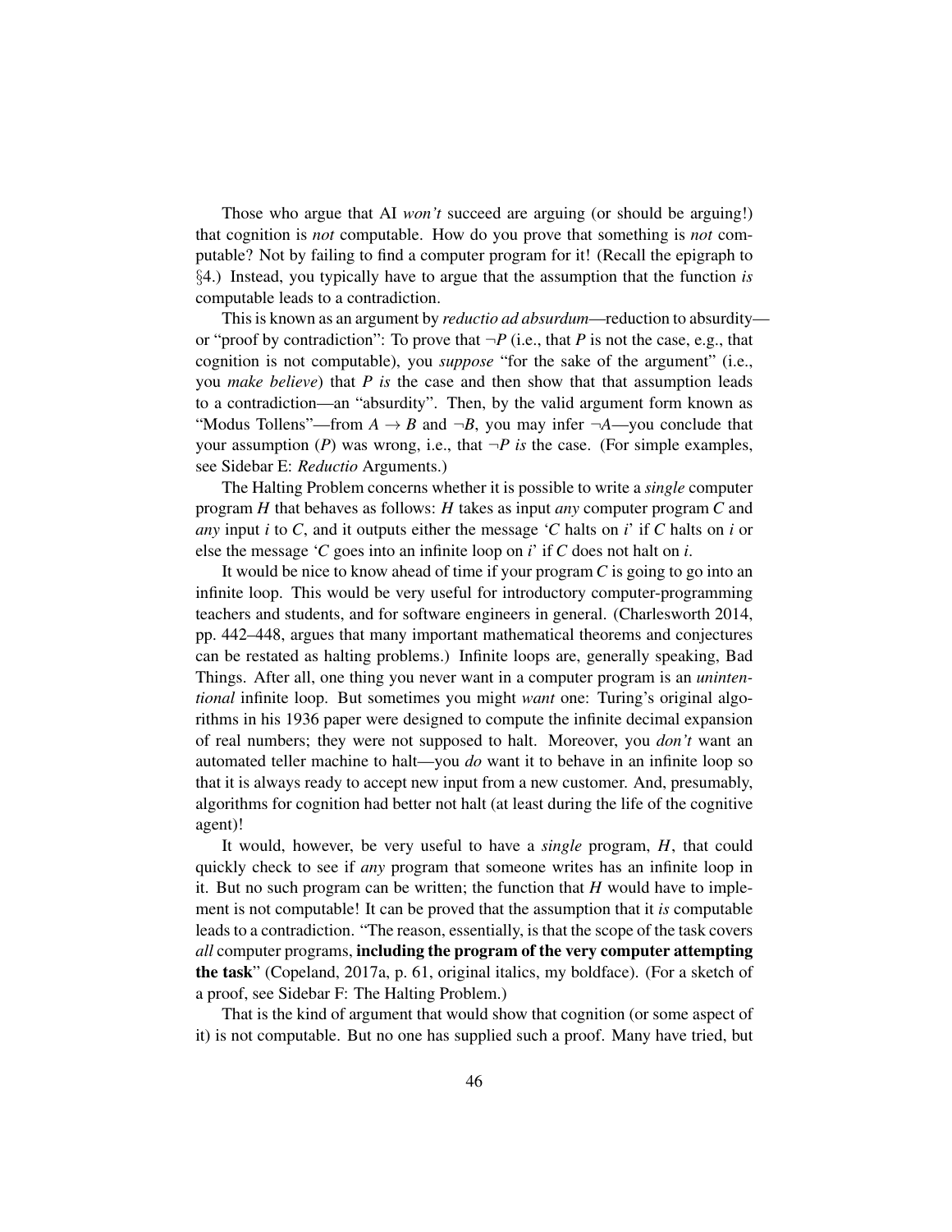Those who argue that AI *won't* succeed are arguing (or should be arguing!) that cognition is *not* computable. How do you prove that something is *not* computable? Not by failing to find a computer program for it! (Recall the epigraph to §4.) Instead, you typically have to argue that the assumption that the function *is* computable leads to a contradiction.

This is known as an argument by *reductio ad absurdum*—reduction to absurdity—or "proof by contradiction": To prove that $\neg P$ (i.e., that $P$ is not the case, e.g., that cognition is not computable), you *suppose* "for the sake of the argument" (i.e., you *make believe*) that $P$ *is* the case and then show that that assumption leads to a contradiction—an "absurdity". Then, by the valid argument form known as "Modus Tollens"—from $A \rightarrow B$ and $\neg B$, you may infer $\neg A$—you conclude that your assumption ($P$) was wrong, i.e., that $\neg P$ *is* the case. (For simple examples, see Sidebar E: *Reductio* Arguments.)

The Halting Problem concerns whether it is possible to write a *single* computer program $H$ that behaves as follows: $H$ takes as input *any* computer program $C$ and *any* input $i$ to $C$, and it outputs either the message '$C$ halts on $i$' if $C$ halts on $i$ or else the message '$C$ goes into an infinite loop on $i$' if $C$ does not halt on $i$.

It would be nice to know ahead of time if your program $C$ is going to go into an infinite loop. This would be very useful for introductory computer-programming teachers and students, and for software engineers in general. (Charlesworth 2014, pp. 442–448, argues that many important mathematical theorems and conjectures can be restated as halting problems.) Infinite loops are, generally speaking, Bad Things. After all, one thing you never want in a computer program is an *unintentional* infinite loop. But sometimes you might *want* one: Turing's original algorithms in his 1936 paper were designed to compute the infinite decimal expansion of real numbers; they were not supposed to halt. Moreover, you *don't* want an automated teller machine to halt—you *do* want it to behave in an infinite loop so that it is always ready to accept new input from a new customer. And, presumably, algorithms for cognition had better not halt (at least during the life of the cognitive agent)!

It would, however, be very useful to have a *single* program, $H$, that could quickly check to see if *any* program that someone writes has an infinite loop in it. But no such program can be written; the function that $H$ would have to implement is not computable! It can be proved that the assumption that it *is* computable leads to a contradiction. "The reason, essentially, is that the scope of the task covers *all* computer programs, **including the program of the very computer attempting the task**" (Copeland, 2017a, p. 61, original italics, my boldface). (For a sketch of a proof, see Sidebar F: The Halting Problem.)

That is the kind of argument that would show that cognition (or some aspect of it) is not computable. But no one has supplied such a proof. Many have tried, but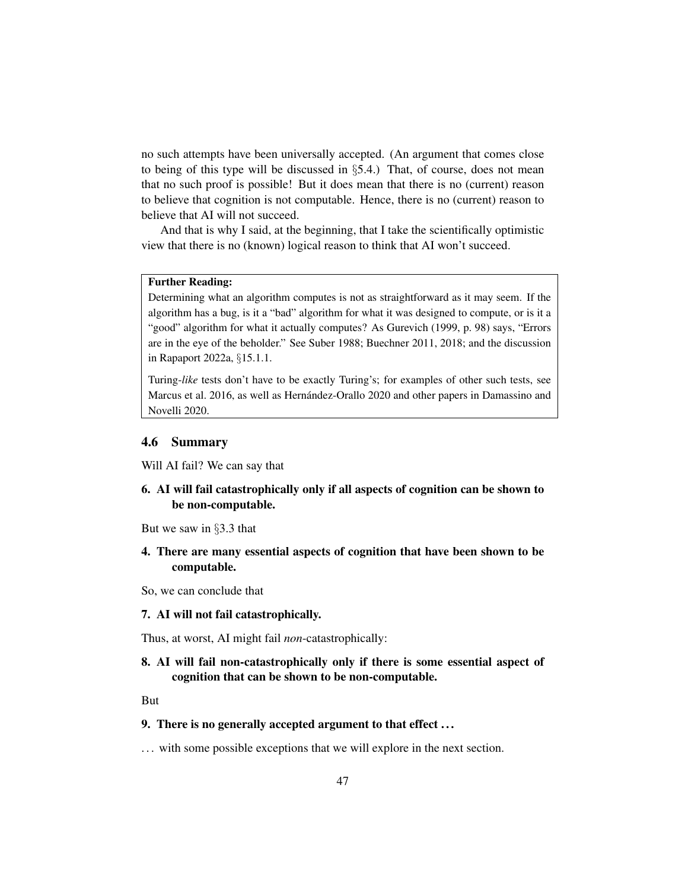no such attempts have been universally accepted. (An argument that comes close to being of this type will be discussed in §5.4.) That, of course, does not mean that no such proof is possible! But it does mean that there is no (current) reason to believe that cognition is not computable. Hence, there is no (current) reason to believe that AI will not succeed.

And that is why I said, at the beginning, that I take the scientifically optimistic view that there is no (known) logical reason to think that AI won't succeed.

> **Further Reading:**
>
> Determining what an algorithm computes is not as straightforward as it may seem. If the algorithm has a bug, is it a "bad" algorithm for what it was designed to compute, or is it a "good" algorithm for what it actually computes? As Gurevich (1999, p. 98) says, "Errors are in the eye of the beholder." See Suber 1988; Buechner 2011, 2018; and the discussion in Rapaport 2022a, §15.1.1.
>
> Turing-*like* tests don't have to be exactly Turing's; for examples of other such tests, see Marcus et al. 2016, as well as Hernández-Orallo 2020 and other papers in Damassino and Novelli 2020.

## 4.6 Summary

Will AI fail? We can say that

**6. AI will fail catastrophically only if all aspects of cognition can be shown to be non-computable.**

But we saw in §3.3 that

**4. There are many essential aspects of cognition that have been shown to be computable.**

So, we can conclude that

**7. AI will not fail catastrophically.**

Thus, at worst, AI might fail *non*-catastrophically:

**8. AI will fail non-catastrophically only if there is some essential aspect of cognition that can be shown to be non-computable.**

But

**9. There is no generally accepted argument to that effect ...**

... with some possible exceptions that we will explore in the next section.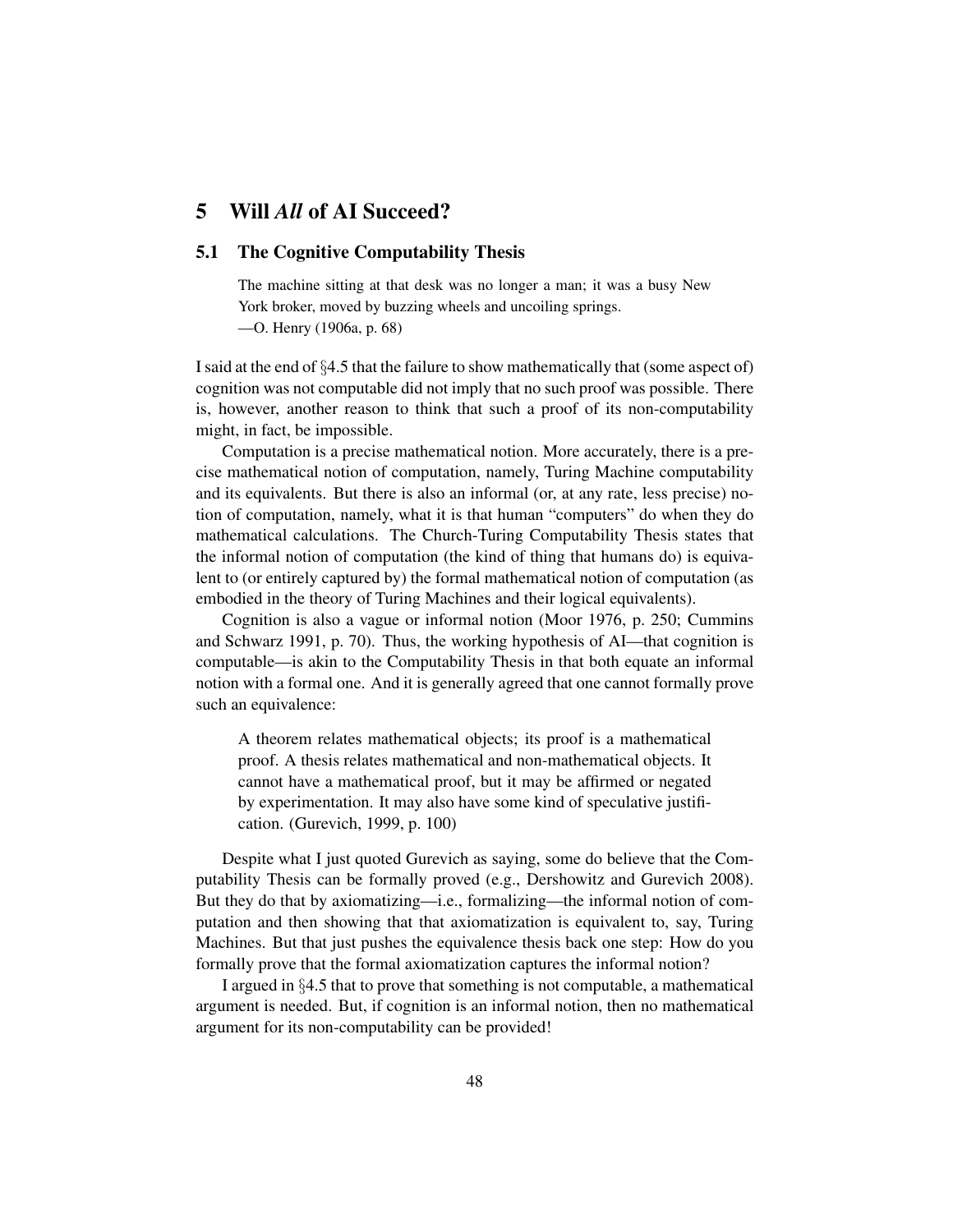# 5 Will *All* of AI Succeed?

## 5.1 The Cognitive Computability Thesis

> The machine sitting at that desk was no longer a man; it was a busy New York broker, moved by buzzing wheels and uncoiling springs.
> —O. Henry (1906a, p. 68)

I said at the end of §4.5 that the failure to show mathematically that (some aspect of) cognition was not computable did not imply that no such proof was possible. There is, however, another reason to think that such a proof of its non-computability might, in fact, be impossible.

Computation is a precise mathematical notion. More accurately, there is a precise mathematical notion of computation, namely, Turing Machine computability and its equivalents. But there is also an informal (or, at any rate, less precise) notion of computation, namely, what it is that human "computers" do when they do mathematical calculations. The Church-Turing Computability Thesis states that the informal notion of computation (the kind of thing that humans do) is equivalent to (or entirely captured by) the formal mathematical notion of computation (as embodied in the theory of Turing Machines and their logical equivalents).

Cognition is also a vague or informal notion (Moor 1976, p. 250; Cummins and Schwarz 1991, p. 70). Thus, the working hypothesis of AI—that cognition is computable—is akin to the Computability Thesis in that both equate an informal notion with a formal one. And it is generally agreed that one cannot formally prove such an equivalence:

> A theorem relates mathematical objects; its proof is a mathematical proof. A thesis relates mathematical and non-mathematical objects. It cannot have a mathematical proof, but it may be affirmed or negated by experimentation. It may also have some kind of speculative justification. (Gurevich, 1999, p. 100)

Despite what I just quoted Gurevich as saying, some do believe that the Computability Thesis can be formally proved (e.g., Dershowitz and Gurevich 2008). But they do that by axiomatizing—i.e., formalizing—the informal notion of computation and then showing that that axiomatization is equivalent to, say, Turing Machines. But that just pushes the equivalence thesis back one step: How do you formally prove that the formal axiomatization captures the informal notion?

I argued in §4.5 that to prove that something is not computable, a mathematical argument is needed. But, if cognition is an informal notion, then no mathematical argument for its non-computability can be provided!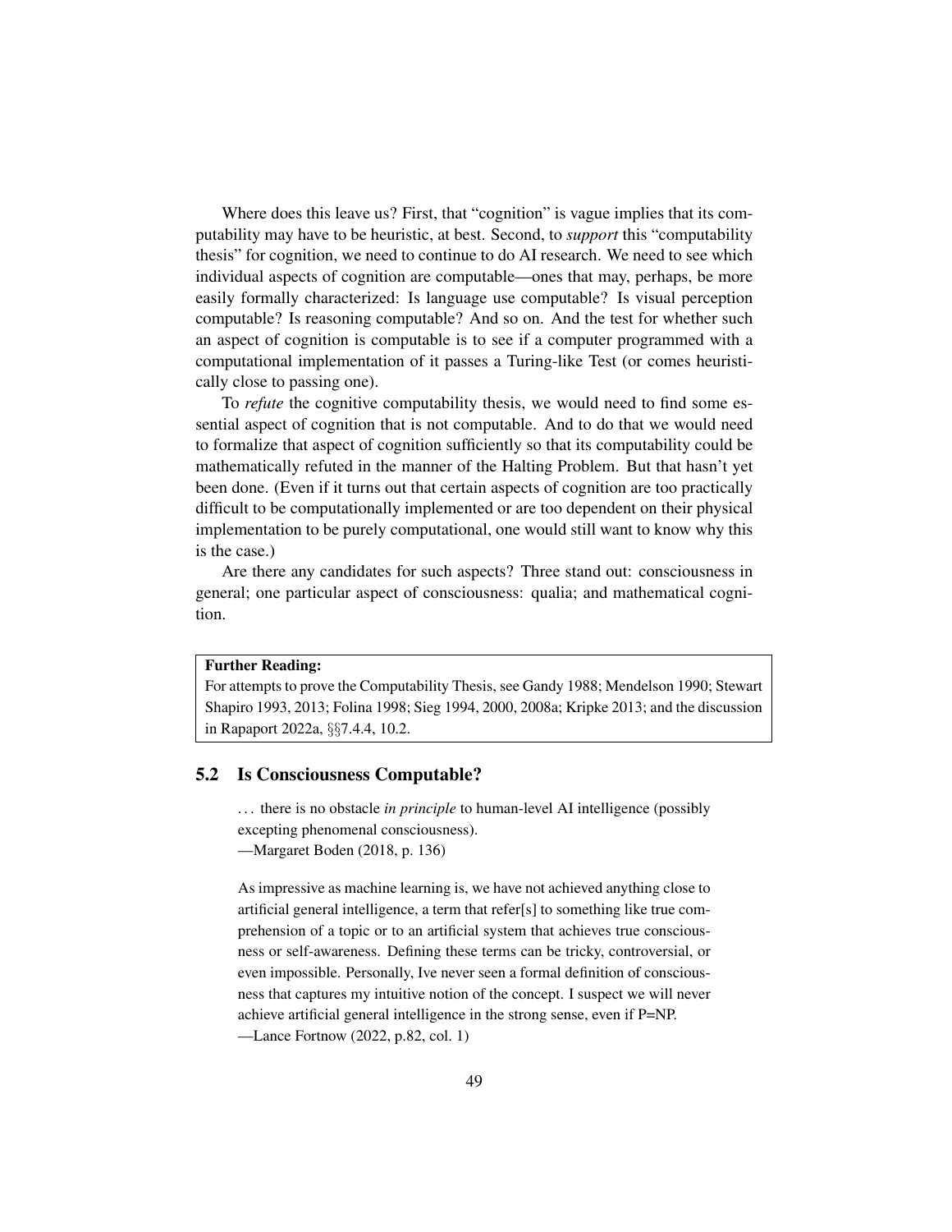Where does this leave us? First, that "cognition" is vague implies that its computability may have to be heuristic, at best. Second, to *support* this "computability thesis" for cognition, we need to continue to do AI research. We need to see which individual aspects of cognition are computable—ones that may, perhaps, be more easily formally characterized: Is language use computable? Is visual perception computable? Is reasoning computable? And so on. And the test for whether such an aspect of cognition is computable is to see if a computer programmed with a computational implementation of it passes a Turing-like Test (or comes heuristically close to passing one).

To *refute* the cognitive computability thesis, we would need to find some essential aspect of cognition that is not computable. And to do that we would need to formalize that aspect of cognition sufficiently so that its computability could be mathematically refuted in the manner of the Halting Problem. But that hasn't yet been done. (Even if it turns out that certain aspects of cognition are too practically difficult to be computationally implemented or are too dependent on their physical implementation to be purely computational, one would still want to know why this is the case.)

Are there any candidates for such aspects? Three stand out: consciousness in general; one particular aspect of consciousness: qualia; and mathematical cognition.

> **Further Reading:**
> For attempts to prove the Computability Thesis, see Gandy 1988; Mendelson 1990; Stewart Shapiro 1993, 2013; Folina 1998; Sieg 1994, 2000, 2008a; Kripke 2013; and the discussion in Rapaport 2022a, §§7.4.4, 10.2.

## 5.2 Is Consciousness Computable?

> ... there is no obstacle *in principle* to human-level AI intelligence (possibly excepting phenomenal consciousness).
> —Margaret Boden (2018, p. 136)

> As impressive as machine learning is, we have not achieved anything close to artificial general intelligence, a term that refer[s] to something like true comprehension of a topic or to an artificial system that achieves true consciousness or self-awareness. Defining these terms can be tricky, controversial, or even impossible. Personally, Ive never seen a formal definition of consciousness that captures my intuitive notion of the concept. I suspect we will never achieve artificial general intelligence in the strong sense, even if P=NP.
> —Lance Fortnow (2022, p.82, col. 1)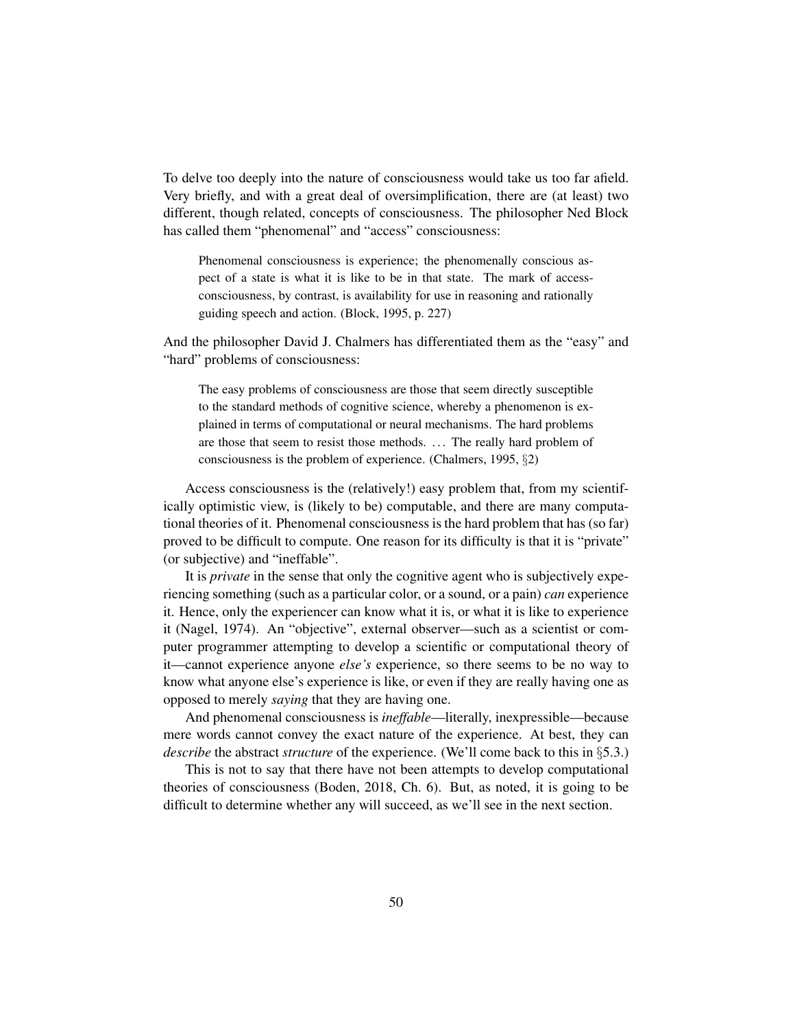To delve too deeply into the nature of consciousness would take us too far afield. Very briefly, and with a great deal of oversimplification, there are (at least) two different, though related, concepts of consciousness. The philosopher Ned Block has called them "phenomenal" and "access" consciousness:

> Phenomenal consciousness is experience; the phenomenally conscious aspect of a state is what it is like to be in that state. The mark of access-consciousness, by contrast, is availability for use in reasoning and rationally guiding speech and action. (Block, 1995, p. 227)

And the philosopher David J. Chalmers has differentiated them as the "easy" and "hard" problems of consciousness:

> The easy problems of consciousness are those that seem directly susceptible to the standard methods of cognitive science, whereby a phenomenon is explained in terms of computational or neural mechanisms. The hard problems are those that seem to resist those methods. ... The really hard problem of consciousness is the problem of experience. (Chalmers, 1995, §2)

Access consciousness is the (relatively!) easy problem that, from my scientifically optimistic view, is (likely to be) computable, and there are many computational theories of it. Phenomenal consciousness is the hard problem that has (so far) proved to be difficult to compute. One reason for its difficulty is that it is "private" (or subjective) and "ineffable".

It is *private* in the sense that only the cognitive agent who is subjectively experiencing something (such as a particular color, or a sound, or a pain) *can* experience it. Hence, only the experiencer can know what it is, or what it is like to experience it (Nagel, 1974). An "objective", external observer—such as a scientist or computer programmer attempting to develop a scientific or computational theory of it—cannot experience anyone *else's* experience, so there seems to be no way to know what anyone else's experience is like, or even if they are really having one as opposed to merely *saying* that they are having one.

And phenomenal consciousness is *ineffable*—literally, inexpressible—because mere words cannot convey the exact nature of the experience. At best, they can *describe* the abstract *structure* of the experience. (We'll come back to this in §5.3.)

This is not to say that there have not been attempts to develop computational theories of consciousness (Boden, 2018, Ch. 6). But, as noted, it is going to be difficult to determine whether any will succeed, as we'll see in the next section.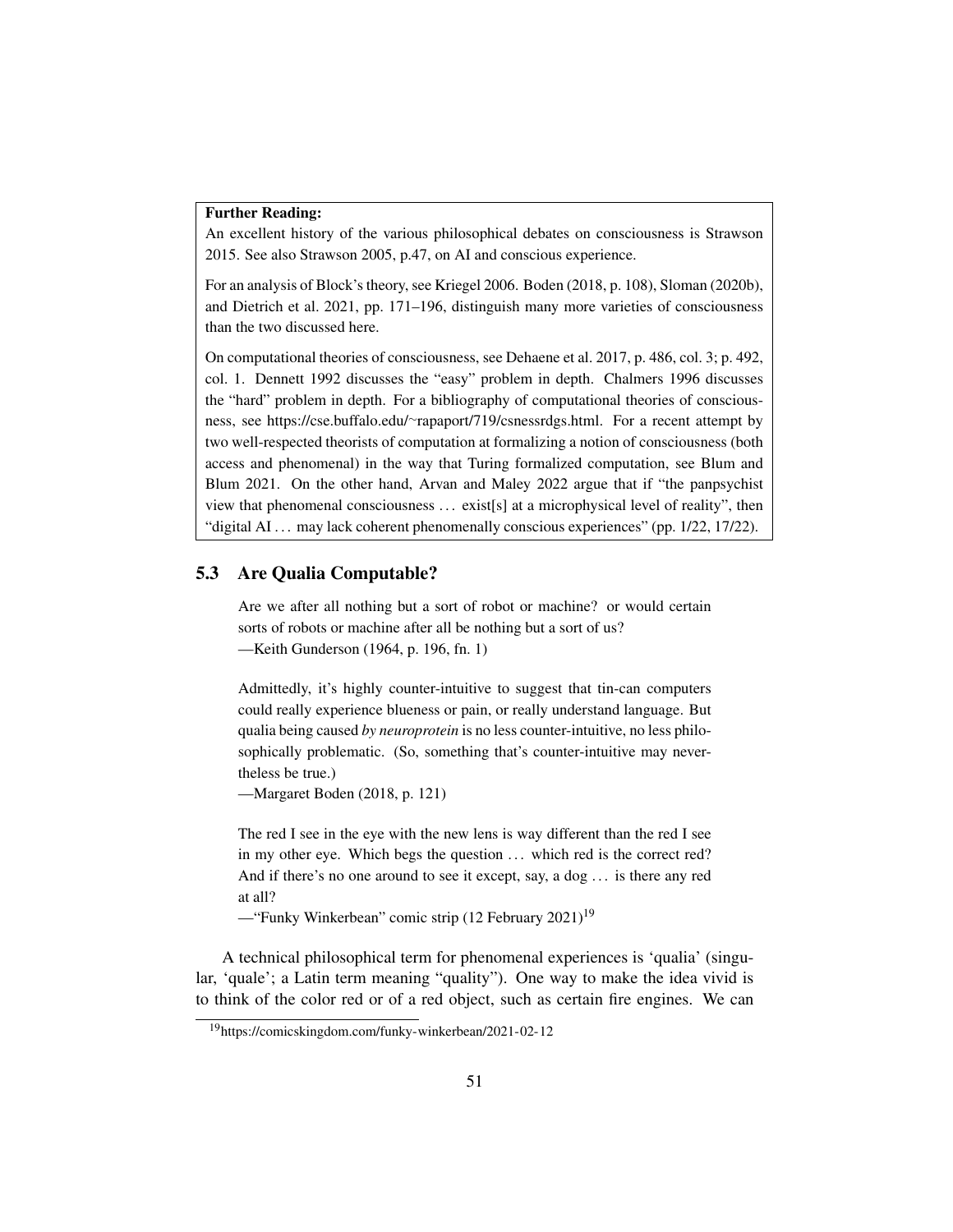**Further Reading:**

An excellent history of the various philosophical debates on consciousness is Strawson 2015. See also Strawson 2005, p.47, on AI and conscious experience.

For an analysis of Block's theory, see Kriegel 2006. Boden (2018, p. 108), Sloman (2020b), and Dietrich et al. 2021, pp. 171–196, distinguish many more varieties of consciousness than the two discussed here.

On computational theories of consciousness, see Dehaene et al. 2017, p. 486, col. 3; p. 492, col. 1. Dennett 1992 discusses the "easy" problem in depth. Chalmers 1996 discusses the "hard" problem in depth. For a bibliography of computational theories of consciousness, see https://cse.buffalo.edu/~rapaport/719/csnessrdgs.html. For a recent attempt by two well-respected theorists of computation at formalizing a notion of consciousness (both access and phenomenal) in the way that Turing formalized computation, see Blum and Blum 2021. On the other hand, Arvan and Maley 2022 argue that if "the panpsychist view that phenomenal consciousness ... exist[s] at a microphysical level of reality", then "digital AI ... may lack coherent phenomenally conscious experiences" (pp. 1/22, 17/22).

## 5.3 Are Qualia Computable?

> Are we after all nothing but a sort of robot or machine? or would certain sorts of robots or machine after all be nothing but a sort of us?
>
> —Keith Gunderson (1964, p. 196, fn. 1)

> Admittedly, it's highly counter-intuitive to suggest that tin-can computers could really experience blueness or pain, or really understand language. But qualia being caused *by neuroprotein* is no less counter-intuitive, no less philosophically problematic. (So, something that's counter-intuitive may nevertheless be true.)
>
> —Margaret Boden (2018, p. 121)

> The red I see in the eye with the new lens is way different than the red I see in my other eye. Which begs the question ... which red is the correct red? And if there's no one around to see it except, say, a dog ... is there any red at all?
>
> —"Funky Winkerbean" comic strip (12 February 2021)[19]

A technical philosophical term for phenomenal experiences is 'qualia' (singular, 'quale'; a Latin term meaning "quality"). One way to make the idea vivid is to think of the color red or of a red object, such as certain fire engines. We can

[19] https://comicskingdom.com/funky-winkerbean/2021-02-12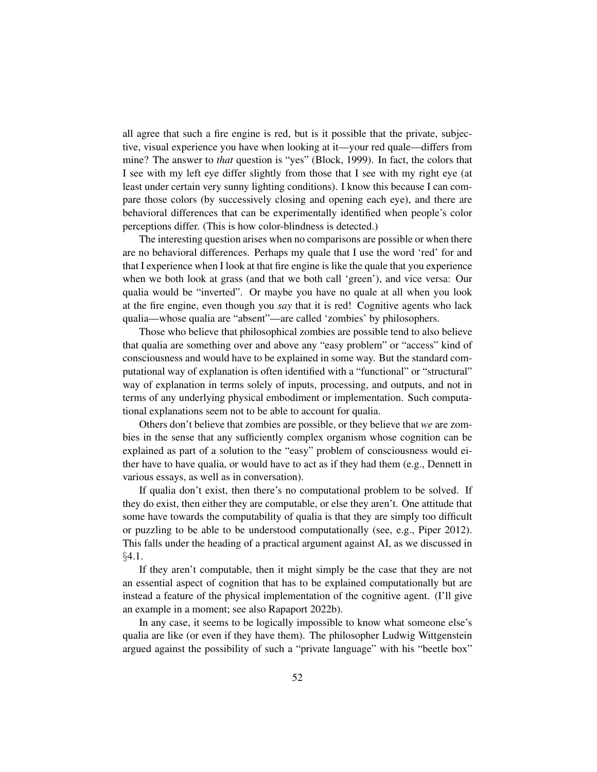all agree that such a fire engine is red, but is it possible that the private, subjective, visual experience you have when looking at it—your red quale—differs from mine? The answer to *that* question is "yes" (Block, 1999). In fact, the colors that I see with my left eye differ slightly from those that I see with my right eye (at least under certain very sunny lighting conditions). I know this because I can compare those colors (by successively closing and opening each eye), and there are behavioral differences that can be experimentally identified when people's color perceptions differ. (This is how color-blindness is detected.)

The interesting question arises when no comparisons are possible or when there are no behavioral differences. Perhaps my quale that I use the word 'red' for and that I experience when I look at that fire engine is like the quale that you experience when we both look at grass (and that we both call 'green'), and vice versa: Our qualia would be "inverted". Or maybe you have no quale at all when you look at the fire engine, even though you *say* that it is red! Cognitive agents who lack qualia—whose qualia are "absent"—are called 'zombies' by philosophers.

Those who believe that philosophical zombies are possible tend to also believe that qualia are something over and above any "easy problem" or "access" kind of consciousness and would have to be explained in some way. But the standard computational way of explanation is often identified with a "functional" or "structural" way of explanation in terms solely of inputs, processing, and outputs, and not in terms of any underlying physical embodiment or implementation. Such computational explanations seem not to be able to account for qualia.

Others don't believe that zombies are possible, or they believe that *we* are zombies in the sense that any sufficiently complex organism whose cognition can be explained as part of a solution to the "easy" problem of consciousness would either have to have qualia, or would have to act as if they had them (e.g., Dennett in various essays, as well as in conversation).

If qualia don't exist, then there's no computational problem to be solved. If they do exist, then either they are computable, or else they aren't. One attitude that some have towards the computability of qualia is that they are simply too difficult or puzzling to be able to be understood computationally (see, e.g., Piper 2012). This falls under the heading of a practical argument against AI, as we discussed in §4.1.

If they aren't computable, then it might simply be the case that they are not an essential aspect of cognition that has to be explained computationally but are instead a feature of the physical implementation of the cognitive agent. (I'll give an example in a moment; see also Rapaport 2022b).

In any case, it seems to be logically impossible to know what someone else's qualia are like (or even if they have them). The philosopher Ludwig Wittgenstein argued against the possibility of such a "private language" with his "beetle box"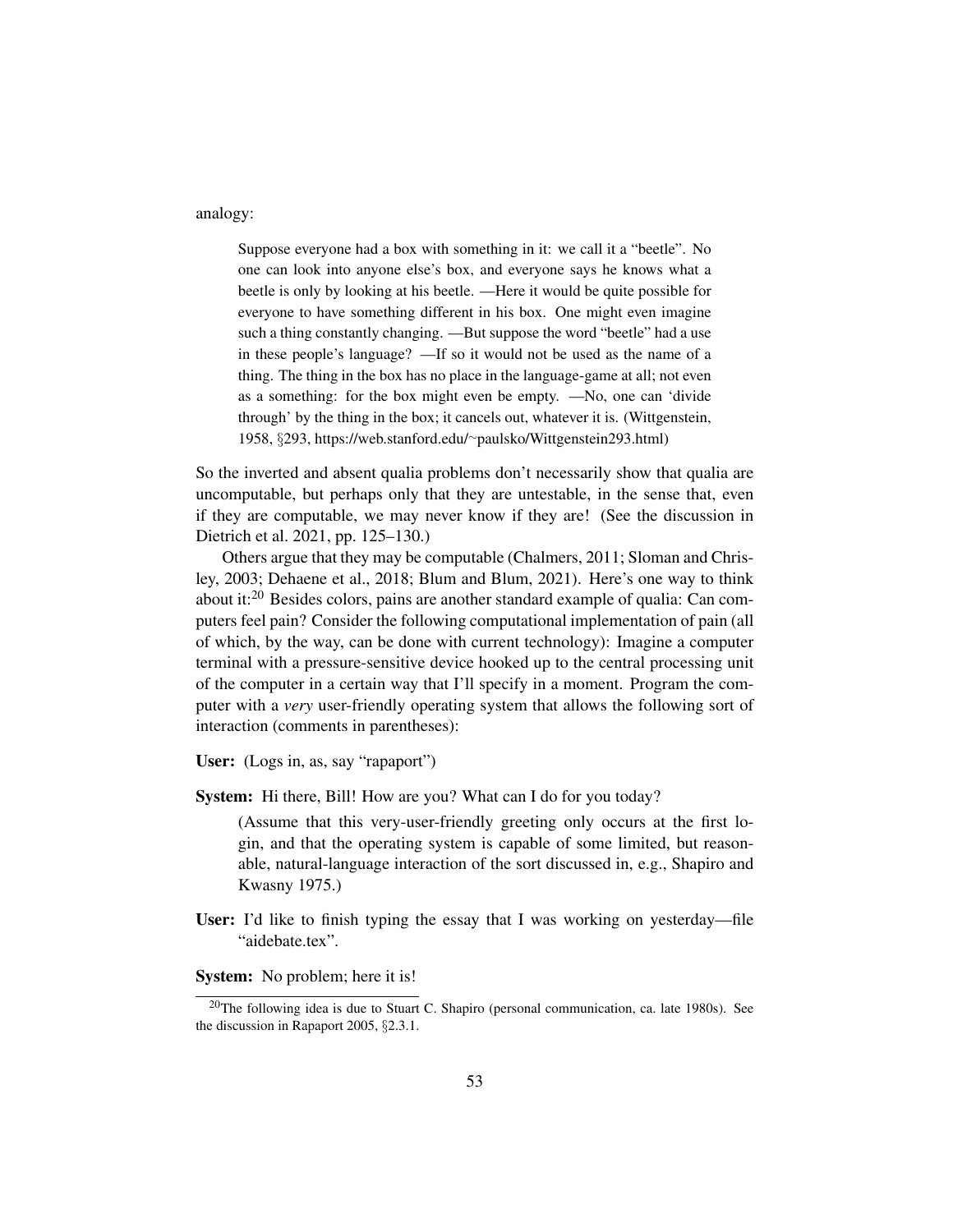analogy:

> Suppose everyone had a box with something in it: we call it a "beetle". No one can look into anyone else's box, and everyone says he knows what a beetle is only by looking at his beetle. —Here it would be quite possible for everyone to have something different in his box. One might even imagine such a thing constantly changing. —But suppose the word "beetle" had a use in these people's language? —If so it would not be used as the name of a thing. The thing in the box has no place in the language-game at all; not even as a something: for the box might even be empty. —No, one can 'divide through' by the thing in the box; it cancels out, whatever it is. (Wittgenstein, 1958, §293, https://web.stanford.edu/~paulsko/Wittgenstein293.html)

So the inverted and absent qualia problems don't necessarily show that qualia are uncomputable, but perhaps only that they are untestable, in the sense that, even if they are computable, we may never know if they are! (See the discussion in Dietrich et al. 2021, pp. 125–130.)

Others argue that they may be computable (Chalmers, 2011; Sloman and Chrisley, 2003; Dehaene et al., 2018; Blum and Blum, 2021). Here's one way to think about it:[20] Besides colors, pains are another standard example of qualia: Can computers feel pain? Consider the following computational implementation of pain (all of which, by the way, can be done with current technology): Imagine a computer terminal with a pressure-sensitive device hooked up to the central processing unit of the computer in a certain way that I'll specify in a moment. Program the computer with a *very* user-friendly operating system that allows the following sort of interaction (comments in parentheses):

**User:** (Logs in, as, say "rapaport")

**System:** Hi there, Bill! How are you? What can I do for you today?

> (Assume that this very-user-friendly greeting only occurs at the first login, and that the operating system is capable of some limited, but reasonable, natural-language interaction of the sort discussed in, e.g., Shapiro and Kwasny 1975.)

**User:** I'd like to finish typing the essay that I was working on yesterday—file "aidebate.tex".

**System:** No problem; here it is!

[20] The following idea is due to Stuart C. Shapiro (personal communication, ca. late 1980s). See the discussion in Rapaport 2005, §2.3.1.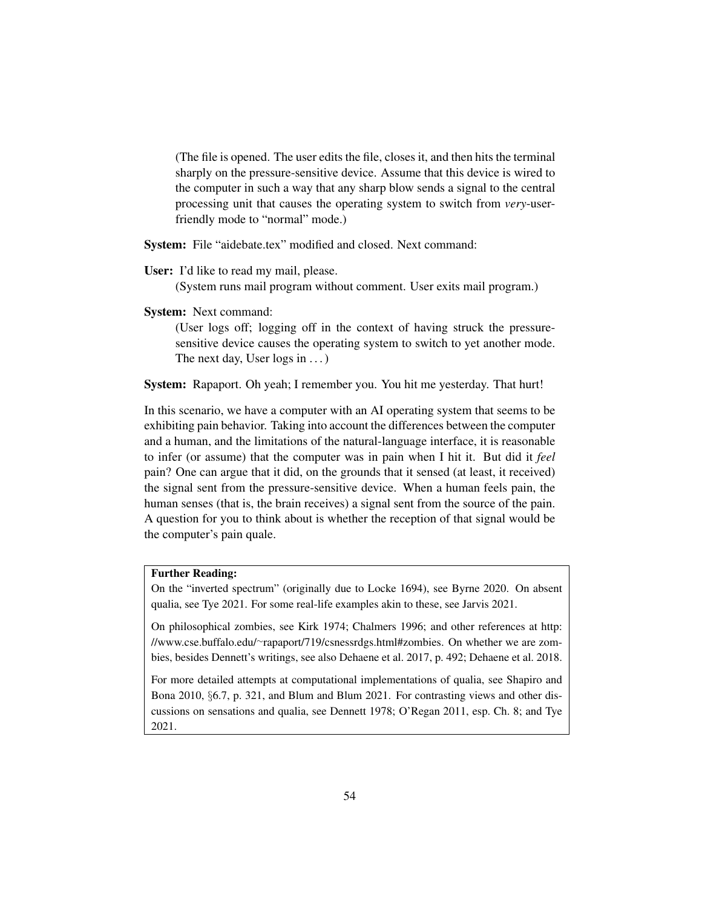> (The file is opened. The user edits the file, closes it, and then hits the terminal sharply on the pressure-sensitive device. Assume that this device is wired to the computer in such a way that any sharp blow sends a signal to the central processing unit that causes the operating system to switch from *very*-user-friendly mode to "normal" mode.)

**System:** File "aidebate.tex" modified and closed. Next command:

**User:** I'd like to read my mail, please.
> (System runs mail program without comment. User exits mail program.)

**System:** Next command:
> (User logs off; logging off in the context of having struck the pressure-sensitive device causes the operating system to switch to yet another mode. The next day, User logs in . . . )

**System:** Rapaport. Oh yeah; I remember you. You hit me yesterday. That hurt!

In this scenario, we have a computer with an AI operating system that seems to be exhibiting pain behavior. Taking into account the differences between the computer and a human, and the limitations of the natural-language interface, it is reasonable to infer (or assume) that the computer was in pain when I hit it. But did it *feel* pain? One can argue that it did, on the grounds that it sensed (at least, it received) the signal sent from the pressure-sensitive device. When a human feels pain, the human senses (that is, the brain receives) a signal sent from the source of the pain. A question for you to think about is whether the reception of that signal would be the computer's pain quale.

**Further Reading:**

On the "inverted spectrum" (originally due to Locke 1694), see Byrne 2020. On absent qualia, see Tye 2021. For some real-life examples akin to these, see Jarvis 2021.

On philosophical zombies, see Kirk 1974; Chalmers 1996; and other references at http://www.cse.buffalo.edu/~rapaport/719/csnessrdgs.html#zombies. On whether we are zombies, besides Dennett's writings, see also Dehaene et al. 2017, p. 492; Dehaene et al. 2018.

For more detailed attempts at computational implementations of qualia, see Shapiro and Bona 2010, §6.7, p. 321, and Blum and Blum 2021. For contrasting views and other discussions on sensations and qualia, see Dennett 1978; O'Regan 2011, esp. Ch. 8; and Tye 2021.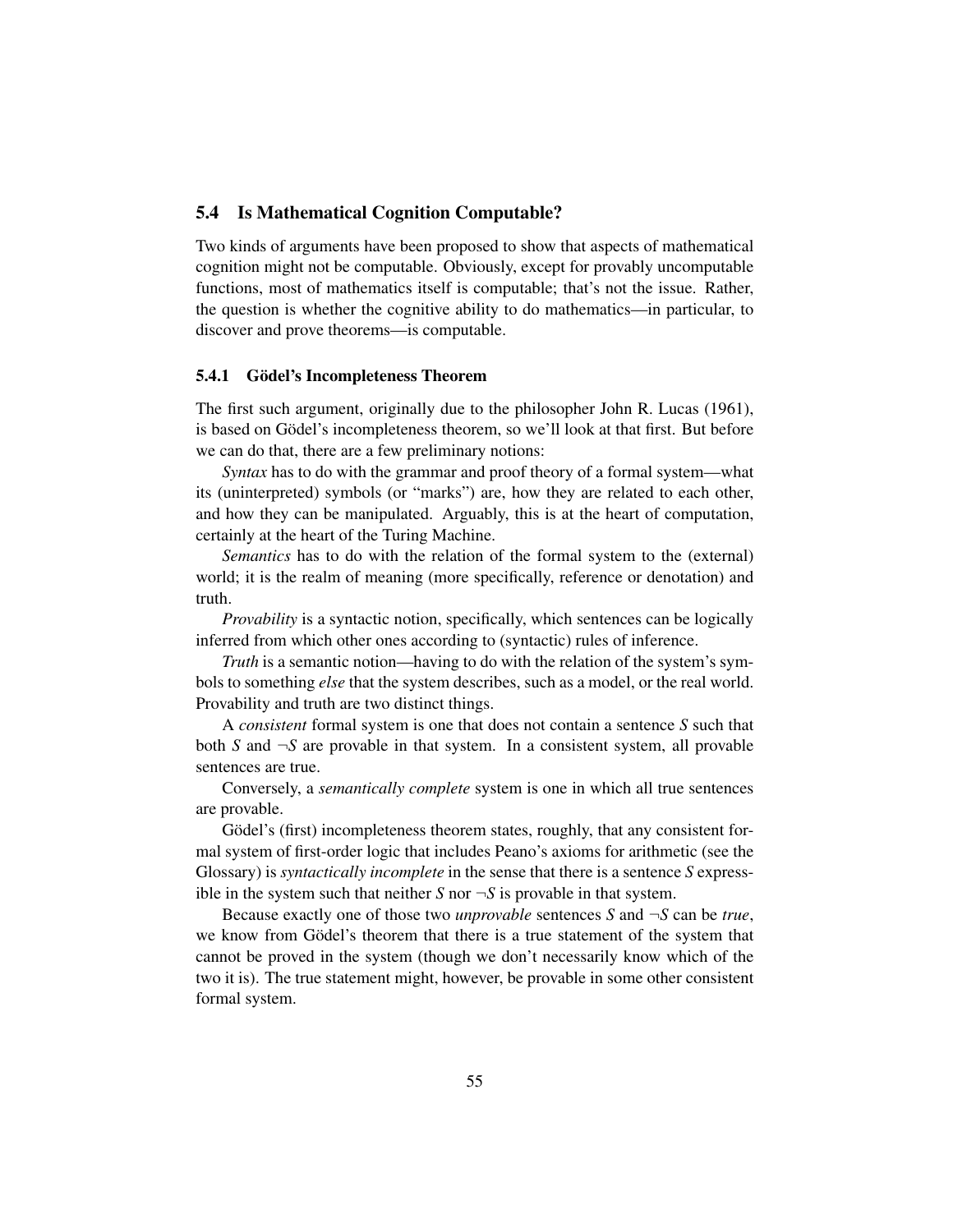## 5.4 Is Mathematical Cognition Computable?

Two kinds of arguments have been proposed to show that aspects of mathematical cognition might not be computable. Obviously, except for provably uncomputable functions, most of mathematics itself is computable; that's not the issue. Rather, the question is whether the cognitive ability to do mathematics—in particular, to discover and prove theorems—is computable.

### 5.4.1 Gödel's Incompleteness Theorem

The first such argument, originally due to the philosopher John R. Lucas (1961), is based on Gödel's incompleteness theorem, so we'll look at that first. But before we can do that, there are a few preliminary notions:

*Syntax* has to do with the grammar and proof theory of a formal system—what its (uninterpreted) symbols (or "marks") are, how they are related to each other, and how they can be manipulated. Arguably, this is at the heart of computation, certainly at the heart of the Turing Machine.

*Semantics* has to do with the relation of the formal system to the (external) world; it is the realm of meaning (more specifically, reference or denotation) and truth.

*Provability* is a syntactic notion, specifically, which sentences can be logically inferred from which other ones according to (syntactic) rules of inference.

*Truth* is a semantic notion—having to do with the relation of the system's symbols to something *else* that the system describes, such as a model, or the real world. Provability and truth are two distinct things.

A *consistent* formal system is one that does not contain a sentence $S$ such that both $S$ and $\neg S$ are provable in that system. In a consistent system, all provable sentences are true.

Conversely, a *semantically complete* system is one in which all true sentences are provable.

Gödel's (first) incompleteness theorem states, roughly, that any consistent formal system of first-order logic that includes Peano's axioms for arithmetic (see the Glossary) is *syntactically incomplete* in the sense that there is a sentence $S$ expressible in the system such that neither $S$ nor $\neg S$ is provable in that system.

Because exactly one of those two *unprovable* sentences $S$ and $\neg S$ can be *true*, we know from Gödel's theorem that there is a true statement of the system that cannot be proved in the system (though we don't necessarily know which of the two it is). The true statement might, however, be provable in some other consistent formal system.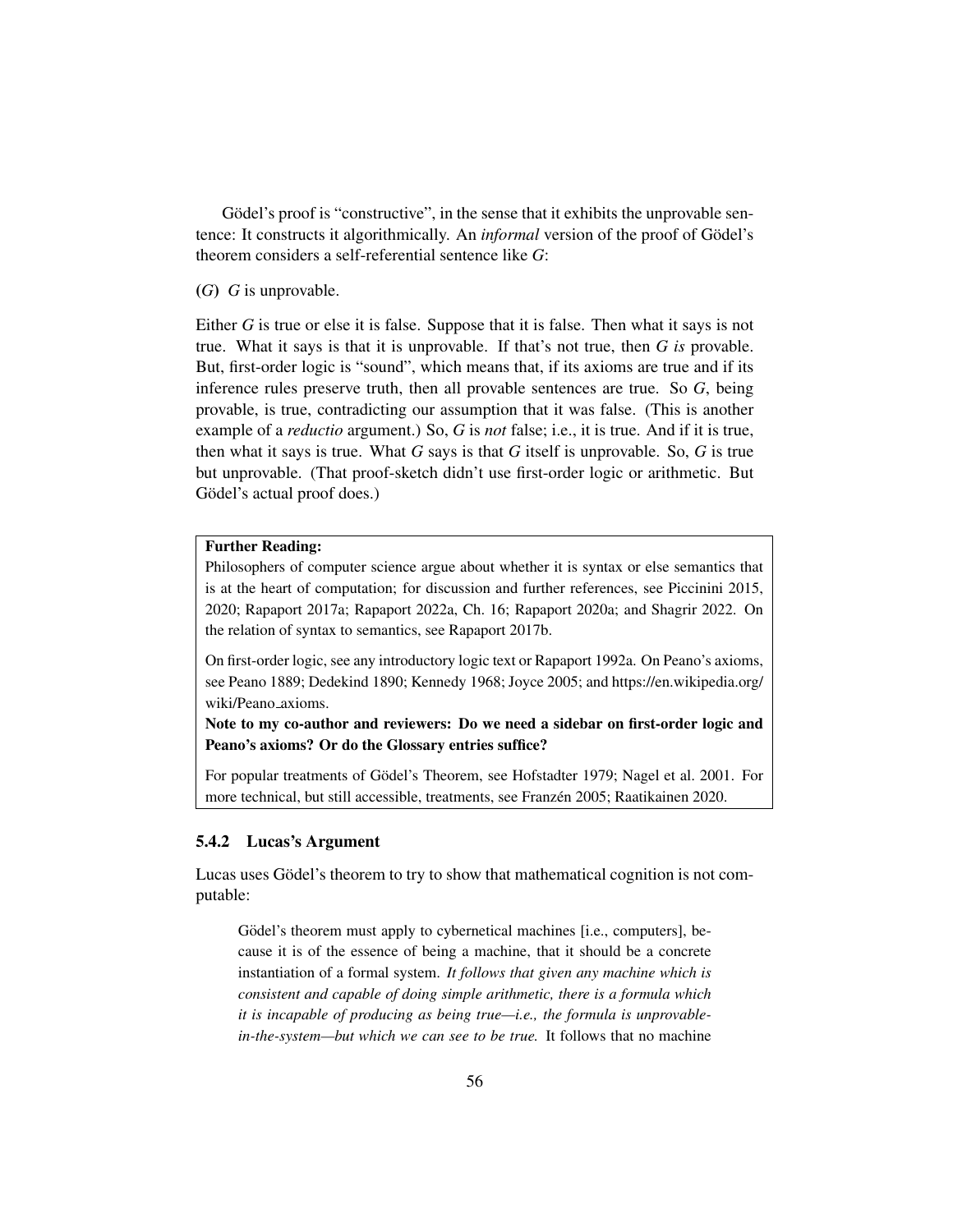Gödel's proof is "constructive", in the sense that it exhibits the unprovable sentence: It constructs it algorithmically. An *informal* version of the proof of Gödel's theorem considers a self-referential sentence like *G*:

(*G*) *G* is unprovable.

Either *G* is true or else it is false. Suppose that it is false. Then what it says is not true. What it says is that it is unprovable. If that's not true, then *G is* provable. But, first-order logic is "sound", which means that, if its axioms are true and if its inference rules preserve truth, then all provable sentences are true. So *G*, being provable, is true, contradicting our assumption that it was false. (This is another example of a *reductio* argument.) So, *G* is *not* false; i.e., it is true. And if it is true, then what it says is true. What *G* says is that *G* itself is unprovable. So, *G* is true but unprovable. (That proof-sketch didn't use first-order logic or arithmetic. But Gödel's actual proof does.)

> **Further Reading:**
> Philosophers of computer science argue about whether it is syntax or else semantics that is at the heart of computation; for discussion and further references, see Piccinini 2015, 2020; Rapaport 2017a; Rapaport 2022a, Ch. 16; Rapaport 2020a; and Shagrir 2022. On the relation of syntax to semantics, see Rapaport 2017b.
>
> On first-order logic, see any introductory logic text or Rapaport 1992a. On Peano's axioms, see Peano 1889; Dedekind 1890; Kennedy 1968; Joyce 2005; and https://en.wikipedia.org/wiki/Peano_axioms.
>
> **Note to my co-author and reviewers: Do we need a sidebar on first-order logic and Peano's axioms? Or do the Glossary entries suffice?**
>
> For popular treatments of Gödel's Theorem, see Hofstadter 1979; Nagel et al. 2001. For more technical, but still accessible, treatments, see Franzén 2005; Raatikainen 2020.

### 5.4.2 Lucas's Argument

Lucas uses Gödel's theorem to try to show that mathematical cognition is not computable:

> Gödel's theorem must apply to cybernetical machines [i.e., computers], because it is of the essence of being a machine, that it should be a concrete instantiation of a formal system. *It follows that given any machine which is consistent and capable of doing simple arithmetic, there is a formula which it is incapable of producing as being true—i.e., the formula is unprovable-in-the-system—but which we can see to be true.* It follows that no machine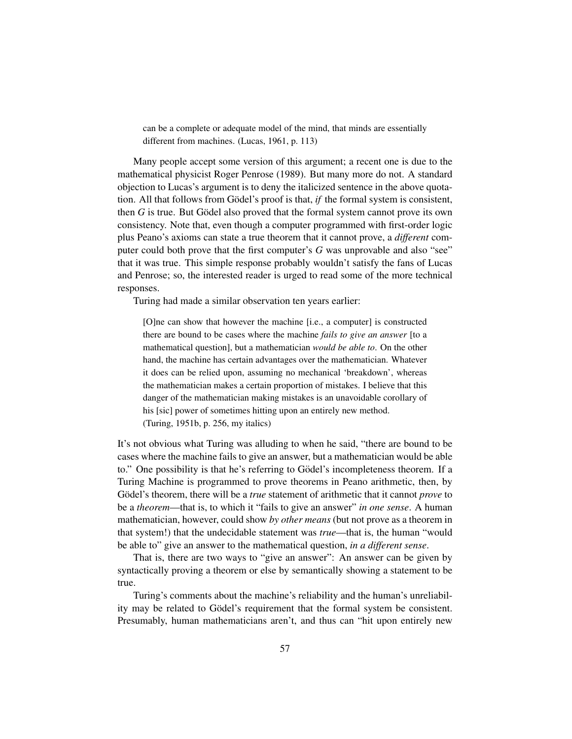> can be a complete or adequate model of the mind, that minds are essentially different from machines. (Lucas, 1961, p. 113)

Many people accept some version of this argument; a recent one is due to the mathematical physicist Roger Penrose (1989). But many more do not. A standard objection to Lucas's argument is to deny the italicized sentence in the above quotation. All that follows from Gödel's proof is that, *if* the formal system is consistent, then $G$ is true. But Gödel also proved that the formal system cannot prove its own consistency. Note that, even though a computer programmed with first-order logic plus Peano's axioms can state a true theorem that it cannot prove, a *different* computer could both prove that the first computer's $G$ was unprovable and also "see" that it was true. This simple response probably wouldn't satisfy the fans of Lucas and Penrose; so, the interested reader is urged to read some of the more technical responses.

Turing had made a similar observation ten years earlier:

> [O]ne can show that however the machine [i.e., a computer] is constructed there are bound to be cases where the machine *fails to give an answer* [to a mathematical question], but a mathematician *would be able to*. On the other hand, the machine has certain advantages over the mathematician. Whatever it does can be relied upon, assuming no mechanical 'breakdown', whereas the mathematician makes a certain proportion of mistakes. I believe that this danger of the mathematician making mistakes is an unavoidable corollary of his [sic] power of sometimes hitting upon an entirely new method. (Turing, 1951b, p. 256, my italics)

It's not obvious what Turing was alluding to when he said, "there are bound to be cases where the machine fails to give an answer, but a mathematician would be able to." One possibility is that he's referring to Gödel's incompleteness theorem. If a Turing Machine is programmed to prove theorems in Peano arithmetic, then, by Gödel's theorem, there will be a *true* statement of arithmetic that it cannot *prove* to be a *theorem*—that is, to which it "fails to give an answer" *in one sense*. A human mathematician, however, could show *by other means* (but not prove as a theorem in that system!) that the undecidable statement was *true*—that is, the human "would be able to" give an answer to the mathematical question, *in a different sense*.

That is, there are two ways to "give an answer": An answer can be given by syntactically proving a theorem or else by semantically showing a statement to be true.

Turing's comments about the machine's reliability and the human's unreliability may be related to Gödel's requirement that the formal system be consistent. Presumably, human mathematicians aren't, and thus can "hit upon entirely new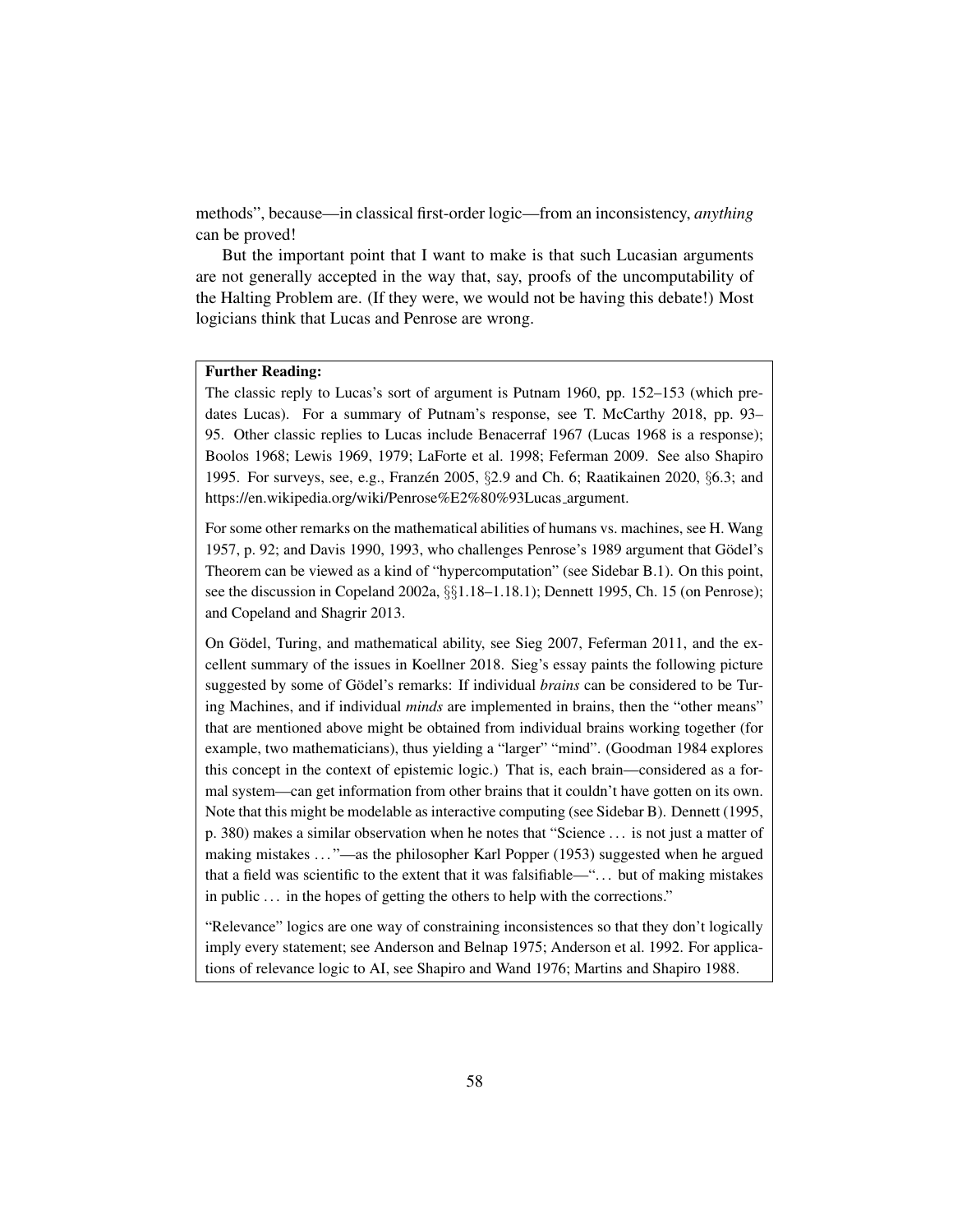methods", because—in classical first-order logic—from an inconsistency, *anything* can be proved!

But the important point that I want to make is that such Lucasian arguments are not generally accepted in the way that, say, proofs of the uncomputability of the Halting Problem are. (If they were, we would not be having this debate!) Most logicians think that Lucas and Penrose are wrong.

> **Further Reading:**
>
> The classic reply to Lucas's sort of argument is Putnam 1960, pp. 152–153 (which predates Lucas). For a summary of Putnam's response, see T. McCarthy 2018, pp. 93–95. Other classic replies to Lucas include Benacerraf 1967 (Lucas 1968 is a response); Boolos 1968; Lewis 1969, 1979; LaForte et al. 1998; Feferman 2009. See also Shapiro 1995. For surveys, see, e.g., Franzén 2005, §2.9 and Ch. 6; Raatikainen 2020, §6.3; and https://en.wikipedia.org/wiki/Penrose%E2%80%93Lucas_argument.
>
> For some other remarks on the mathematical abilities of humans vs. machines, see H. Wang 1957, p. 92; and Davis 1990, 1993, who challenges Penrose's 1989 argument that Gödel's Theorem can be viewed as a kind of "hypercomputation" (see Sidebar B.1). On this point, see the discussion in Copeland 2002a, §§1.18–1.18.1); Dennett 1995, Ch. 15 (on Penrose); and Copeland and Shagrir 2013.
>
> On Gödel, Turing, and mathematical ability, see Sieg 2007, Feferman 2011, and the excellent summary of the issues in Koellner 2018. Sieg's essay paints the following picture suggested by some of Gödel's remarks: If individual *brains* can be considered to be Turing Machines, and if individual *minds* are implemented in brains, then the "other means" that are mentioned above might be obtained from individual brains working together (for example, two mathematicians), thus yielding a "larger" "mind". (Goodman 1984 explores this concept in the context of epistemic logic.) That is, each brain—considered as a formal system—can get information from other brains that it couldn't have gotten on its own. Note that this might be modelable as interactive computing (see Sidebar B). Dennett (1995, p. 380) makes a similar observation when he notes that "Science ... is not just a matter of making mistakes ..."—as the philosopher Karl Popper (1953) suggested when he argued that a field was scientific to the extent that it was falsifiable—"... but of making mistakes in public ... in the hopes of getting the others to help with the corrections."
>
> "Relevance" logics are one way of constraining inconsistences so that they don't logically imply every statement; see Anderson and Belnap 1975; Anderson et al. 1992. For applications of relevance logic to AI, see Shapiro and Wand 1976; Martins and Shapiro 1988.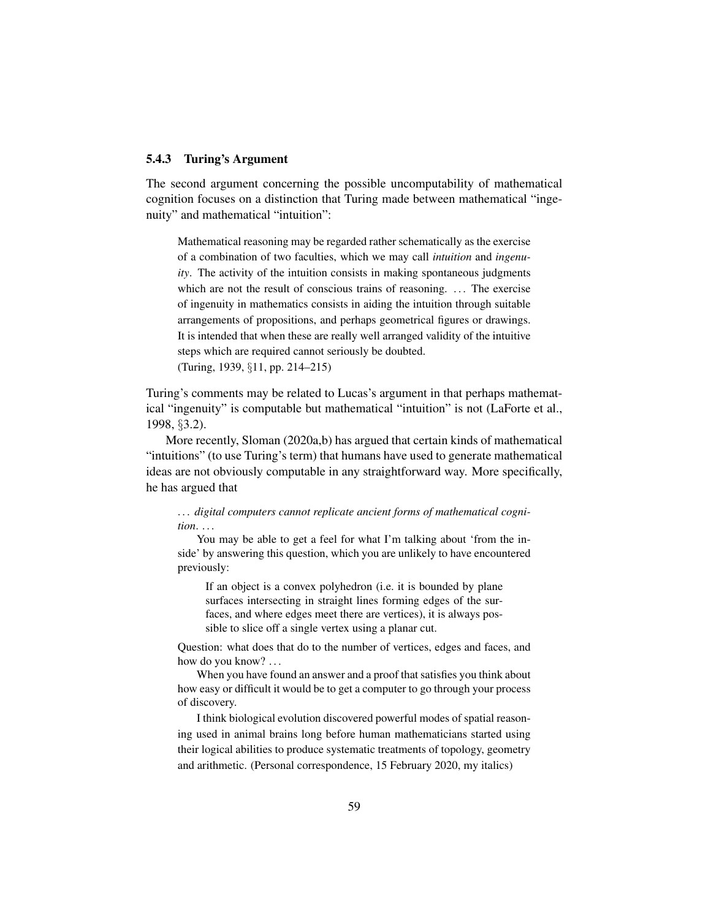### 5.4.3 Turing's Argument

The second argument concerning the possible uncomputability of mathematical cognition focuses on a distinction that Turing made between mathematical "ingenuity" and mathematical "intuition":

> Mathematical reasoning may be regarded rather schematically as the exercise of a combination of two faculties, which we may call *intuition* and *ingenuity*. The activity of the intuition consists in making spontaneous judgments which are not the result of conscious trains of reasoning. . . . The exercise of ingenuity in mathematics consists in aiding the intuition through suitable arrangements of propositions, and perhaps geometrical figures or drawings. It is intended that when these are really well arranged validity of the intuitive steps which are required cannot seriously be doubted.
> (Turing, 1939, §11, pp. 214–215)

Turing's comments may be related to Lucas's argument in that perhaps mathematical "ingenuity" is computable but mathematical "intuition" is not (LaForte et al., 1998, §3.2).

More recently, Sloman (2020a,b) has argued that certain kinds of mathematical "intuitions" (to use Turing's term) that humans have used to generate mathematical ideas are not obviously computable in any straightforward way. More specifically, he has argued that

> . . . *digital computers cannot replicate ancient forms of mathematical cognition*. . . .
>
> You may be able to get a feel for what I'm talking about 'from the inside' by answering this question, which you are unlikely to have encountered previously:
>
> > If an object is a convex polyhedron (i.e. it is bounded by plane surfaces intersecting in straight lines forming edges of the surfaces, and where edges meet there are vertices), it is always possible to slice off a single vertex using a planar cut.
>
> Question: what does that do to the number of vertices, edges and faces, and how do you know? . . .
>
> When you have found an answer and a proof that satisfies you think about how easy or difficult it would be to get a computer to go through your process of discovery.
>
> I think biological evolution discovered powerful modes of spatial reasoning used in animal brains long before human mathematicians started using their logical abilities to produce systematic treatments of topology, geometry and arithmetic. (Personal correspondence, 15 February 2020, my italics)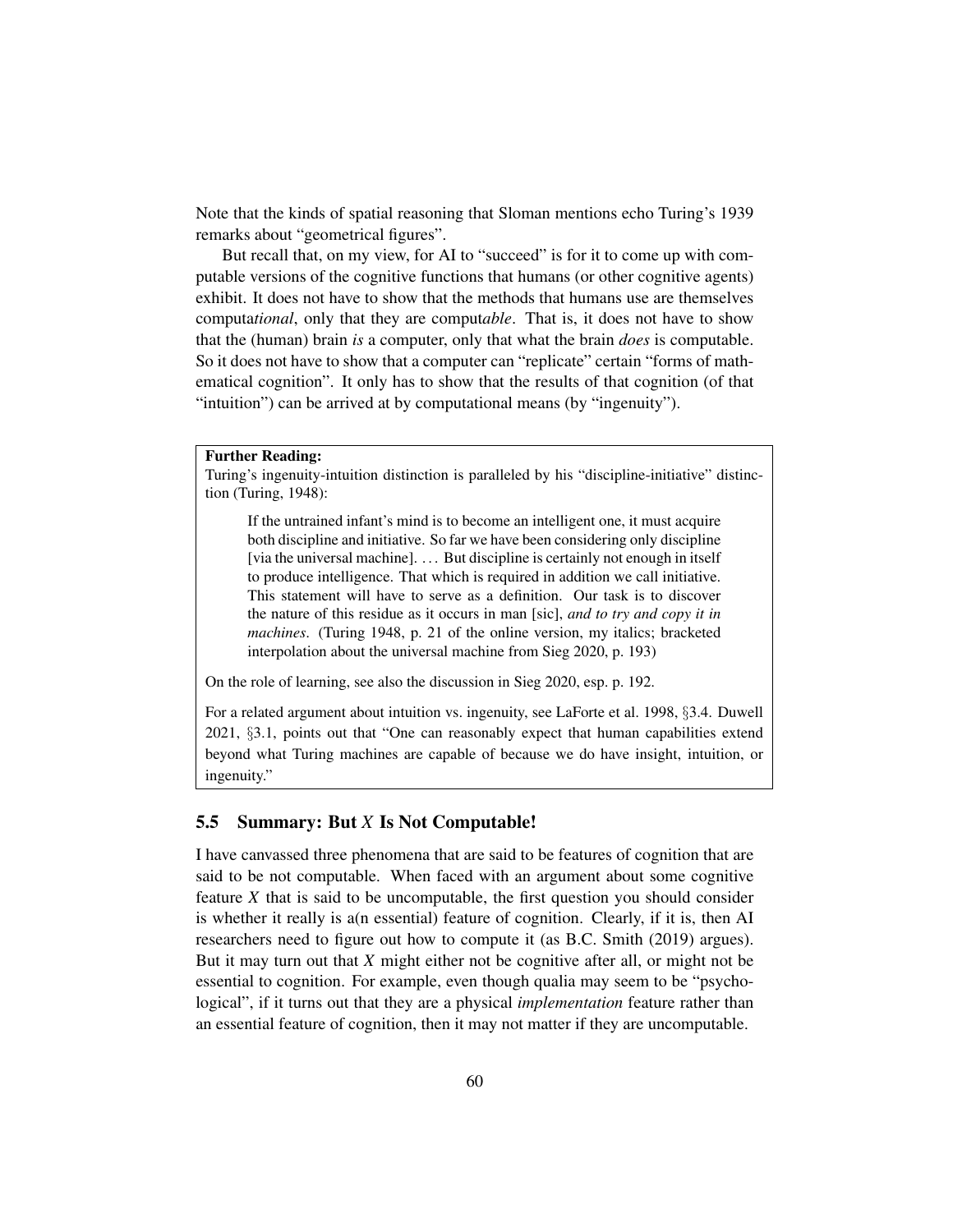Note that the kinds of spatial reasoning that Sloman mentions echo Turing's 1939 remarks about "geometrical figures".

But recall that, on my view, for AI to "succeed" is for it to come up with computable versions of the cognitive functions that humans (or other cognitive agents) exhibit. It does not have to show that the methods that humans use are themselves computa*tional*, only that they are comput*able*. That is, it does not have to show that the (human) brain *is* a computer, only that what the brain *does* is computable. So it does not have to show that a computer can "replicate" certain "forms of mathematical cognition". It only has to show that the results of that cognition (of that "intuition") can be arrived at by computational means (by "ingenuity").

> **Further Reading:**
> Turing's ingenuity-intuition distinction is paralleled by his "discipline-initiative" distinction (Turing, 1948):
>
> > If the untrained infant's mind is to become an intelligent one, it must acquire both discipline and initiative. So far we have been considering only discipline [via the universal machine]. ... But discipline is certainly not enough in itself to produce intelligence. That which is required in addition we call initiative. This statement will have to serve as a definition. Our task is to discover the nature of this residue as it occurs in man [sic], *and to try and copy it in machines*. (Turing 1948, p. 21 of the online version, my italics; bracketed interpolation about the universal machine from Sieg 2020, p. 193)
>
> On the role of learning, see also the discussion in Sieg 2020, esp. p. 192.
>
> For a related argument about intuition vs. ingenuity, see LaForte et al. 1998, §3.4. Duwell 2021, §3.1, points out that "One can reasonably expect that human capabilities extend beyond what Turing machines are capable of because we do have insight, intuition, or ingenuity."

## 5.5 Summary: But *X* Is Not Computable!

I have canvassed three phenomena that are said to be features of cognition that are said to be not computable. When faced with an argument about some cognitive feature *X* that is said to be uncomputable, the first question you should consider is whether it really is a(n essential) feature of cognition. Clearly, if it is, then AI researchers need to figure out how to compute it (as B.C. Smith (2019) argues). But it may turn out that *X* might either not be cognitive after all, or might not be essential to cognition. For example, even though qualia may seem to be "psychological", if it turns out that they are a physical *implementation* feature rather than an essential feature of cognition, then it may not matter if they are uncomputable.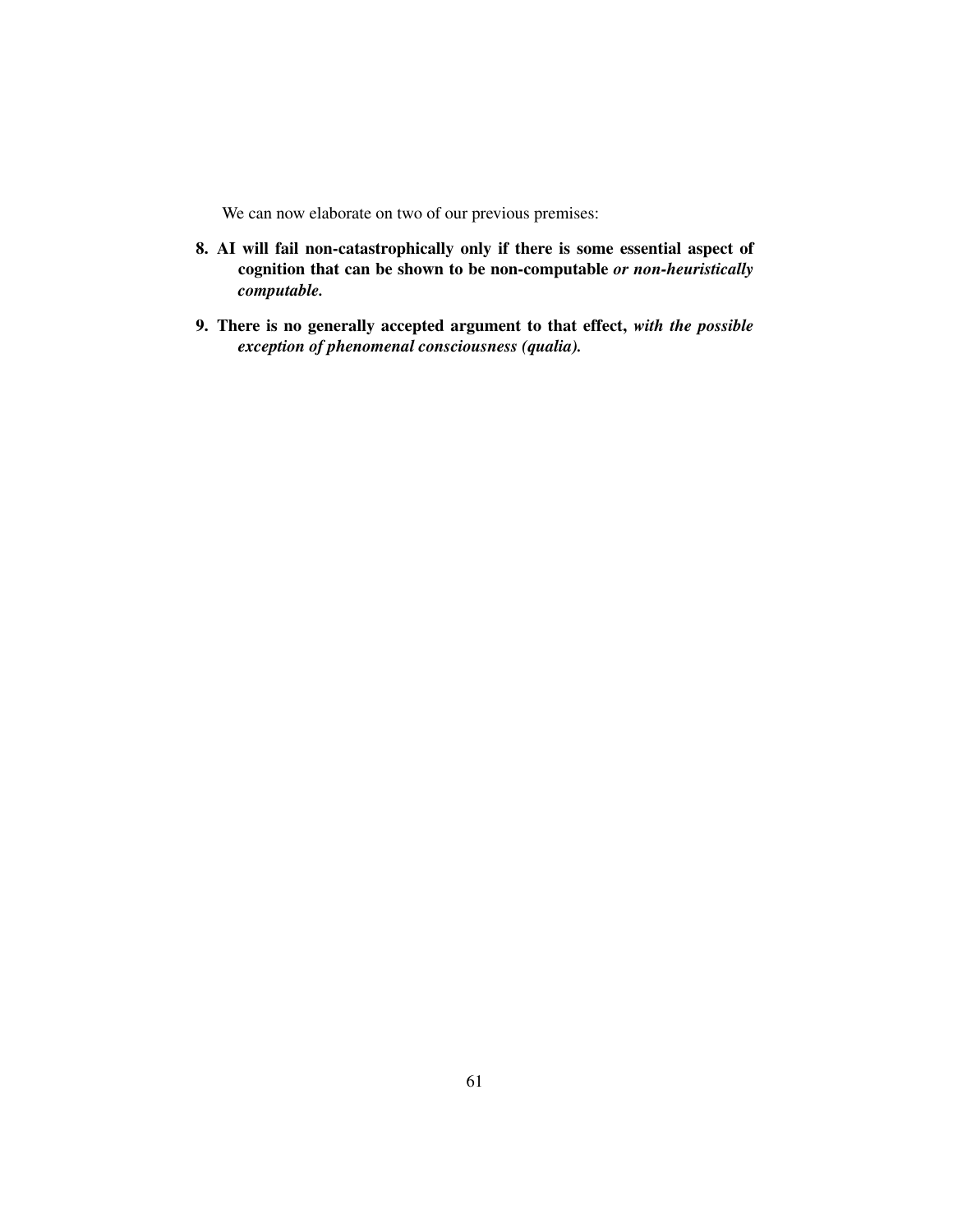We can now elaborate on two of our previous premises:

8. **AI will fail non-catastrophically only if there is some essential aspect of cognition that can be shown to be non-computable *or non-heuristically computable*.**

9. **There is no generally accepted argument to that effect, *with the possible exception of phenomenal consciousness (qualia)*.**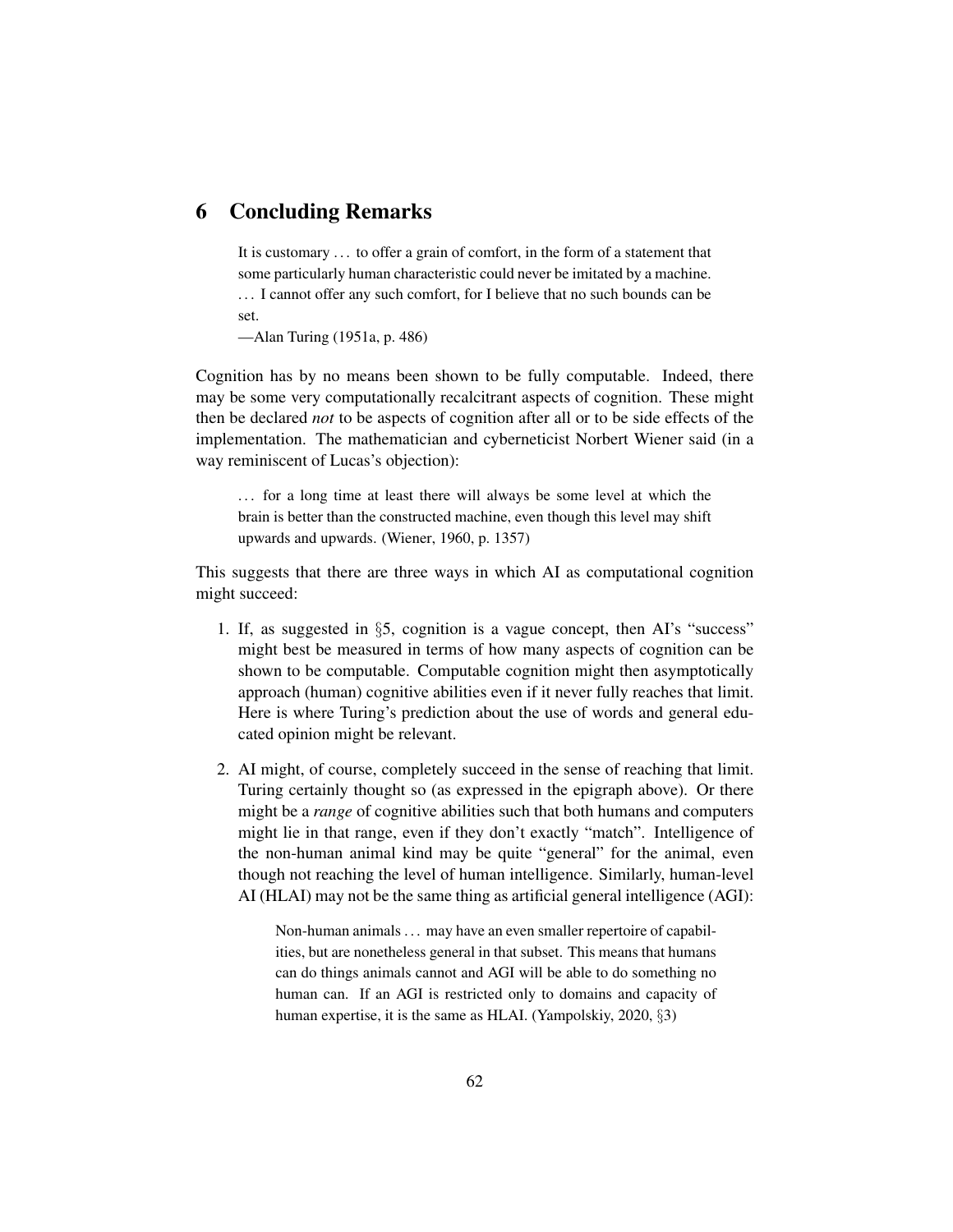## 6 Concluding Remarks

> It is customary ... to offer a grain of comfort, in the form of a statement that some particularly human characteristic could never be imitated by a machine. ... I cannot offer any such comfort, for I believe that no such bounds can be set.
>
> —Alan Turing (1951a, p. 486)

Cognition has by no means been shown to be fully computable. Indeed, there may be some very computationally recalcitrant aspects of cognition. These might then be declared *not* to be aspects of cognition after all or to be side effects of the implementation. The mathematician and cyberneticist Norbert Wiener said (in a way reminiscent of Lucas's objection):

> ... for a long time at least there will always be some level at which the brain is better than the constructed machine, even though this level may shift upwards and upwards. (Wiener, 1960, p. 1357)

This suggests that there are three ways in which AI as computational cognition might succeed:

1. If, as suggested in §5, cognition is a vague concept, then AI's "success" might best be measured in terms of how many aspects of cognition can be shown to be computable. Computable cognition might then asymptotically approach (human) cognitive abilities even if it never fully reaches that limit. Here is where Turing's prediction about the use of words and general educated opinion might be relevant.

2. AI might, of course, completely succeed in the sense of reaching that limit. Turing certainly thought so (as expressed in the epigraph above). Or there might be a *range* of cognitive abilities such that both humans and computers might lie in that range, even if they don't exactly "match". Intelligence of the non-human animal kind may be quite "general" for the animal, even though not reaching the level of human intelligence. Similarly, human-level AI (HLAI) may not be the same thing as artificial general intelligence (AGI):

   > Non-human animals ... may have an even smaller repertoire of capabilities, but are nonetheless general in that subset. This means that humans can do things animals cannot and AGI will be able to do something no human can. If an AGI is restricted only to domains and capacity of human expertise, it is the same as HLAI. (Yampolskiy, 2020, §3)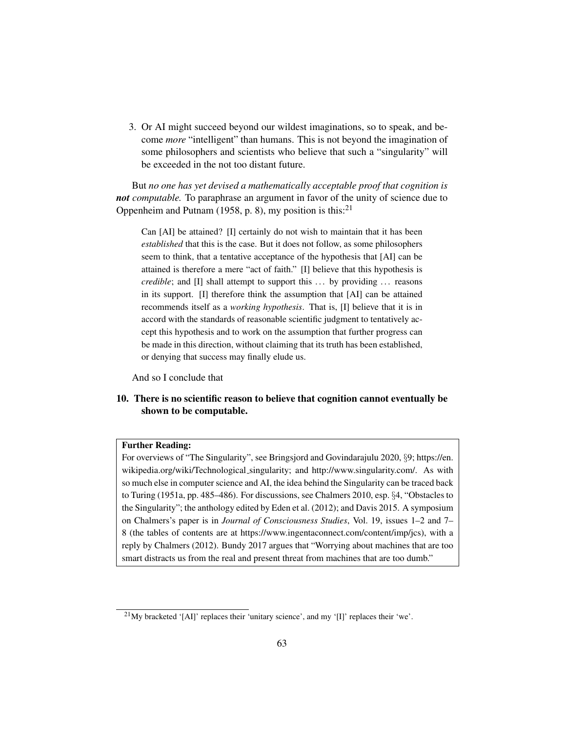3. Or AI might succeed beyond our wildest imaginations, so to speak, and become *more* "intelligent" than humans. This is not beyond the imagination of some philosophers and scientists who believe that such a "singularity" will be exceeded in the not too distant future.

But *no one has yet devised a mathematically acceptable proof that cognition is* ***not*** *computable.* To paraphrase an argument in favor of the unity of science due to Oppenheim and Putnam (1958, p. 8), my position is this:[21]

> Can [AI] be attained? [I] certainly do not wish to maintain that it has been *established* that this is the case. But it does not follow, as some philosophers seem to think, that a tentative acceptance of the hypothesis that [AI] can be attained is therefore a mere "act of faith." [I] believe that this hypothesis is *credible*; and [I] shall attempt to support this ... by providing ... reasons in its support. [I] therefore think the assumption that [AI] can be attained recommends itself as a *working hypothesis*. That is, [I] believe that it is in accord with the standards of reasonable scientific judgment to tentatively accept this hypothesis and to work on the assumption that further progress can be made in this direction, without claiming that its truth has been established, or denying that success may finally elude us.

And so I conclude that

**10. There is no scientific reason to believe that cognition cannot eventually be shown to be computable.**

**Further Reading:**
For overviews of "The Singularity", see Bringsjord and Govindarajulu 2020, §9; https://en.wikipedia.org/wiki/Technological_singularity; and http://www.singularity.com/. As with so much else in computer science and AI, the idea behind the Singularity can be traced back to Turing (1951a, pp. 485–486). For discussions, see Chalmers 2010, esp. §4, "Obstacles to the Singularity"; the anthology edited by Eden et al. (2012); and Davis 2015. A symposium on Chalmers's paper is in *Journal of Consciousness Studies*, Vol. 19, issues 1–2 and 7–8 (the tables of contents are at https://www.ingentaconnect.com/content/imp/jcs), with a reply by Chalmers (2012). Bundy 2017 argues that "Worrying about machines that are too smart distracts us from the real and present threat from machines that are too dumb."

[21] My bracketed '[AI]' replaces their 'unitary science', and my '[I]' replaces their 'we'.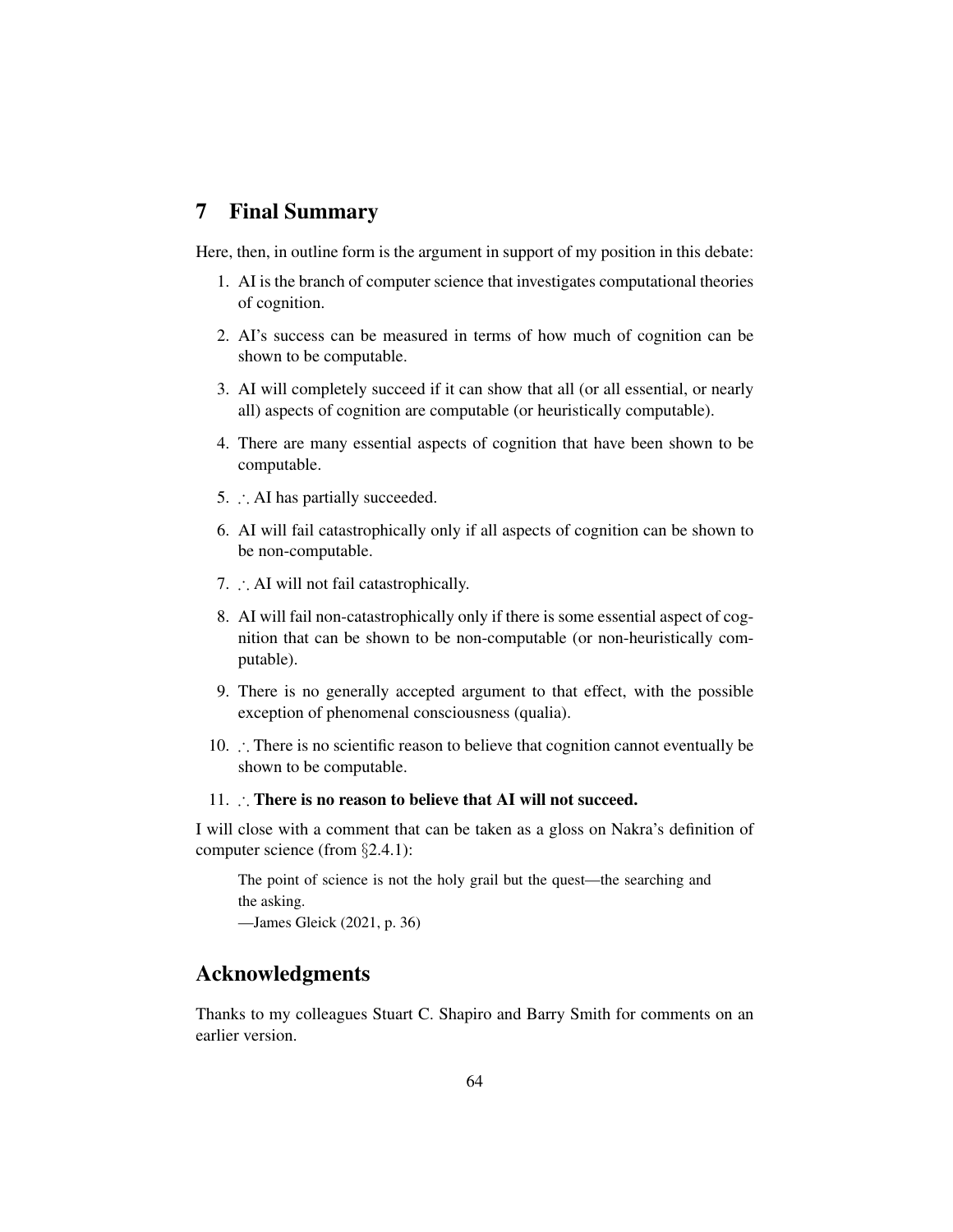## 7 Final Summary

Here, then, in outline form is the argument in support of my position in this debate:

1. AI is the branch of computer science that investigates computational theories of cognition.
2. AI's success can be measured in terms of how much of cognition can be shown to be computable.
3. AI will completely succeed if it can show that all (or all essential, or nearly all) aspects of cognition are computable (or heuristically computable).
4. There are many essential aspects of cognition that have been shown to be computable.
5. ∴ AI has partially succeeded.
6. AI will fail catastrophically only if all aspects of cognition can be shown to be non-computable.
7. ∴ AI will not fail catastrophically.
8. AI will fail non-catastrophically only if there is some essential aspect of cognition that can be shown to be non-computable (or non-heuristically computable).
9. There is no generally accepted argument to that effect, with the possible exception of phenomenal consciousness (qualia).
10. ∴ There is no scientific reason to believe that cognition cannot eventually be shown to be computable.
11. ∴ **There is no reason to believe that AI will not succeed.**

I will close with a comment that can be taken as a gloss on Nakra's definition of computer science (from §2.4.1):

> The point of science is not the holy grail but the quest—the searching and the asking.
>
> —James Gleick (2021, p. 36)

## Acknowledgments

Thanks to my colleagues Stuart C. Shapiro and Barry Smith for comments on an earlier version.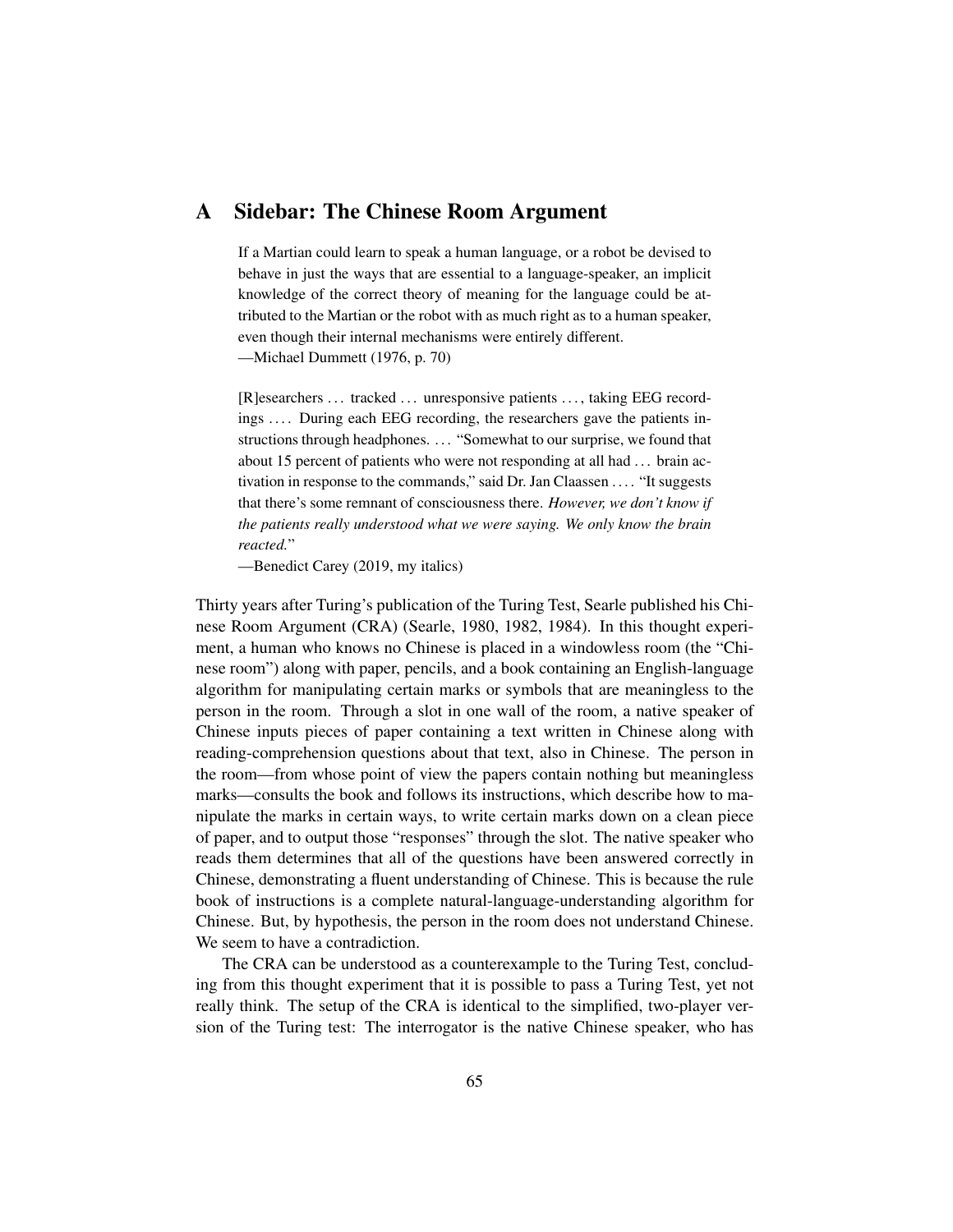# A Sidebar: The Chinese Room Argument

> If a Martian could learn to speak a human language, or a robot be devised to behave in just the ways that are essential to a language-speaker, an implicit knowledge of the correct theory of meaning for the language could be attributed to the Martian or the robot with as much right as to a human speaker, even though their internal mechanisms were entirely different.
> —Michael Dummett (1976, p. 70)

> [R]esearchers ... tracked ... unresponsive patients ..., taking EEG recordings .... During each EEG recording, the researchers gave the patients instructions through headphones. ... "Somewhat to our surprise, we found that about 15 percent of patients who were not responding at all had ... brain activation in response to the commands," said Dr. Jan Claassen .... "It suggests that there's some remnant of consciousness there. *However, we don't know if the patients really understood what we were saying. We only know the brain reacted.*"
> —Benedict Carey (2019, my italics)

Thirty years after Turing's publication of the Turing Test, Searle published his Chinese Room Argument (CRA) (Searle, 1980, 1982, 1984). In this thought experiment, a human who knows no Chinese is placed in a windowless room (the "Chinese room") along with paper, pencils, and a book containing an English-language algorithm for manipulating certain marks or symbols that are meaningless to the person in the room. Through a slot in one wall of the room, a native speaker of Chinese inputs pieces of paper containing a text written in Chinese along with reading-comprehension questions about that text, also in Chinese. The person in the room—from whose point of view the papers contain nothing but meaningless marks—consults the book and follows its instructions, which describe how to manipulate the marks in certain ways, to write certain marks down on a clean piece of paper, and to output those "responses" through the slot. The native speaker who reads them determines that all of the questions have been answered correctly in Chinese, demonstrating a fluent understanding of Chinese. This is because the rule book of instructions is a complete natural-language-understanding algorithm for Chinese. But, by hypothesis, the person in the room does not understand Chinese. We seem to have a contradiction.

The CRA can be understood as a counterexample to the Turing Test, concluding from this thought experiment that it is possible to pass a Turing Test, yet not really think. The setup of the CRA is identical to the simplified, two-player version of the Turing test: The interrogator is the native Chinese speaker, who has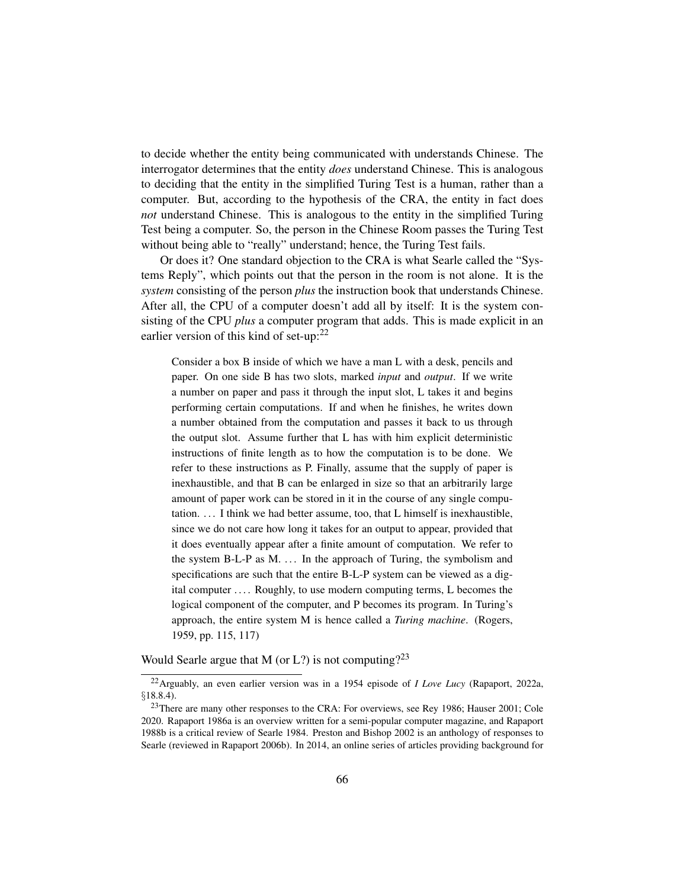to decide whether the entity being communicated with understands Chinese. The interrogator determines that the entity *does* understand Chinese. This is analogous to deciding that the entity in the simplified Turing Test is a human, rather than a computer. But, according to the hypothesis of the CRA, the entity in fact does *not* understand Chinese. This is analogous to the entity in the simplified Turing Test being a computer. So, the person in the Chinese Room passes the Turing Test without being able to "really" understand; hence, the Turing Test fails.

Or does it? One standard objection to the CRA is what Searle called the "Systems Reply", which points out that the person in the room is not alone. It is the *system* consisting of the person *plus* the instruction book that understands Chinese. After all, the CPU of a computer doesn't add all by itself: It is the system consisting of the CPU *plus* a computer program that adds. This is made explicit in an earlier version of this kind of set-up:[22]

> Consider a box B inside of which we have a man L with a desk, pencils and paper. On one side B has two slots, marked *input* and *output*. If we write a number on paper and pass it through the input slot, L takes it and begins performing certain computations. If and when he finishes, he writes down a number obtained from the computation and passes it back to us through the output slot. Assume further that L has with him explicit deterministic instructions of finite length as to how the computation is to be done. We refer to these instructions as P. Finally, assume that the supply of paper is inexhaustible, and that B can be enlarged in size so that an arbitrarily large amount of paper work can be stored in it in the course of any single computation. ... I think we had better assume, too, that L himself is inexhaustible, since we do not care how long it takes for an output to appear, provided that it does eventually appear after a finite amount of computation. We refer to the system B-L-P as M. ... In the approach of Turing, the symbolism and specifications are such that the entire B-L-P system can be viewed as a digital computer .... Roughly, to use modern computing terms, L becomes the logical component of the computer, and P becomes its program. In Turing's approach, the entire system M is hence called a *Turing machine*. (Rogers, 1959, pp. 115, 117)

Would Searle argue that M (or L?) is not computing?[23]

---

[22] Arguably, an even earlier version was in a 1954 episode of *I Love Lucy* (Rapaport, 2022a, §18.8.4).

[23] There are many other responses to the CRA: For overviews, see Rey 1986; Hauser 2001; Cole 2020. Rapaport 1986a is an overview written for a semi-popular computer magazine, and Rapaport 1988b is a critical review of Searle 1984. Preston and Bishop 2002 is an anthology of responses to Searle (reviewed in Rapaport 2006b). In 2014, an online series of articles providing background for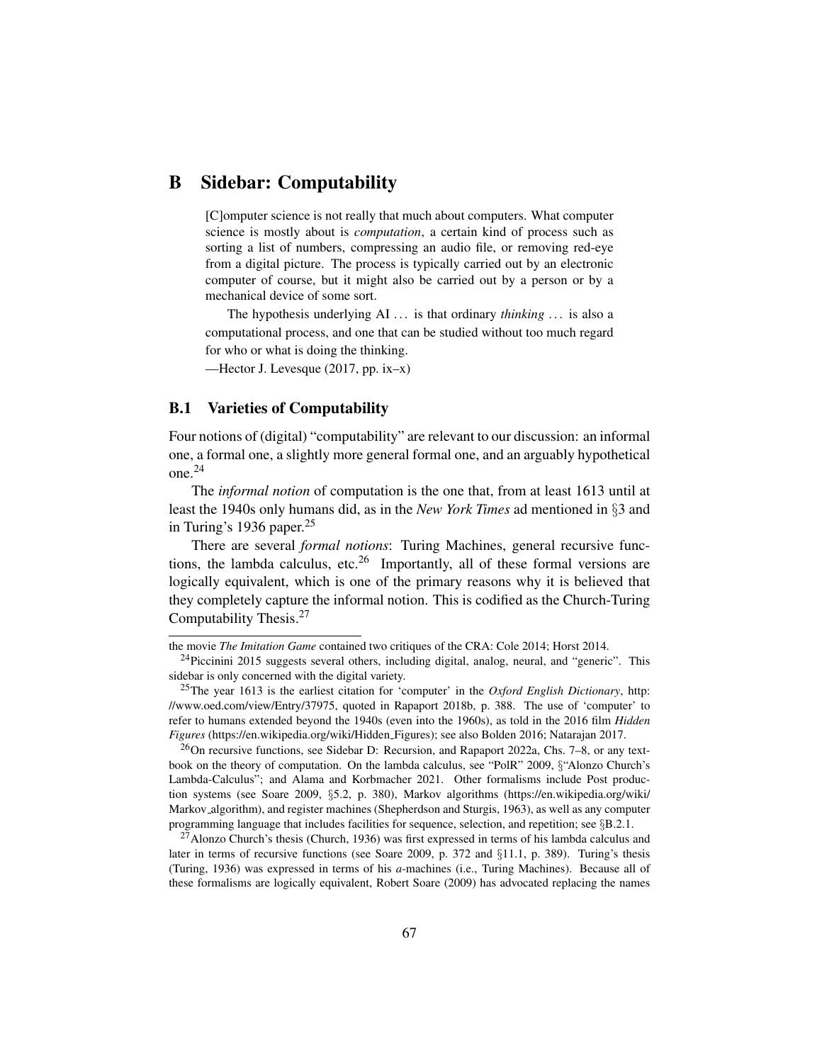# B Sidebar: Computability

> [C]omputer science is not really that much about computers. What computer science is mostly about is *computation*, a certain kind of process such as sorting a list of numbers, compressing an audio file, or removing red-eye from a digital picture. The process is typically carried out by an electronic computer of course, but it might also be carried out by a person or by a mechanical device of some sort.
>
> The hypothesis underlying AI ... is that ordinary *thinking* ... is also a computational process, and one that can be studied without too much regard for who or what is doing the thinking.
>
> —Hector J. Levesque (2017, pp. ix–x)

## B.1 Varieties of Computability

Four notions of (digital) "computability" are relevant to our discussion: an informal one, a formal one, a slightly more general formal one, and an arguably hypothetical one.[24]

The *informal notion* of computation is the one that, from at least 1613 until at least the 1940s only humans did, as in the *New York Times* ad mentioned in §3 and in Turing's 1936 paper.[25]

There are several *formal notions*: Turing Machines, general recursive functions, the lambda calculus, etc.[26] Importantly, all of these formal versions are logically equivalent, which is one of the primary reasons why it is believed that they completely capture the informal notion. This is codified as the Church-Turing Computability Thesis.[27]

---

the movie *The Imitation Game* contained two critiques of the CRA: Cole 2014; Horst 2014.

[24] Piccinini 2015 suggests several others, including digital, analog, neural, and "generic". This sidebar is only concerned with the digital variety.

[25] The year 1613 is the earliest citation for 'computer' in the *Oxford English Dictionary*, http://www.oed.com/view/Entry/37975, quoted in Rapaport 2018b, p. 388. The use of 'computer' to refer to humans extended beyond the 1940s (even into the 1960s), as told in the 2016 film *Hidden Figures* (https://en.wikipedia.org/wiki/Hidden_Figures); see also Bolden 2016; Natarajan 2017.

[26] On recursive functions, see Sidebar D: Recursion, and Rapaport 2022a, Chs. 7–8, or any textbook on the theory of computation. On the lambda calculus, see "PolR" 2009, §"Alonzo Church's Lambda-Calculus"; and Alama and Korbmacher 2021. Other formalisms include Post production systems (see Soare 2009, §5.2, p. 380), Markov algorithms (https://en.wikipedia.org/wiki/Markov_algorithm), and register machines (Shepherdson and Sturgis, 1963), as well as any computer programming language that includes facilities for sequence, selection, and repetition; see §B.2.1.

[27] Alonzo Church's thesis (Church, 1936) was first expressed in terms of his lambda calculus and later in terms of recursive functions (see Soare 2009, p. 372 and §11.1, p. 389). Turing's thesis (Turing, 1936) was expressed in terms of his *a*-machines (i.e., Turing Machines). Because all of these formalisms are logically equivalent, Robert Soare (2009) has advocated replacing the names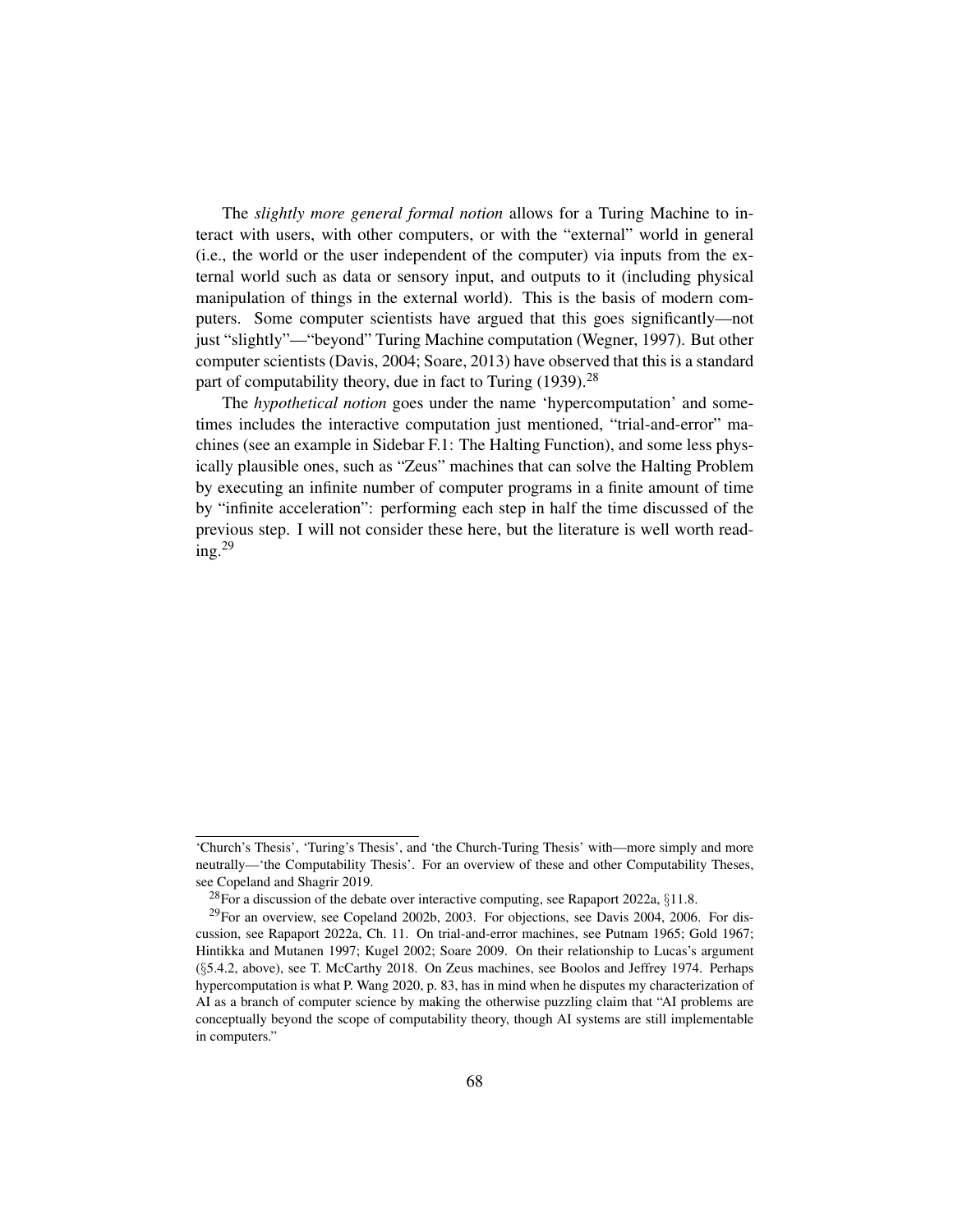The *slightly more general formal notion* allows for a Turing Machine to interact with users, with other computers, or with the "external" world in general (i.e., the world or the user independent of the computer) via inputs from the external world such as data or sensory input, and outputs to it (including physical manipulation of things in the external world). This is the basis of modern computers. Some computer scientists have argued that this goes significantly—not just "slightly"—"beyond" Turing Machine computation (Wegner, 1997). But other computer scientists (Davis, 2004; Soare, 2013) have observed that this is a standard part of computability theory, due in fact to Turing (1939).[28]

The *hypothetical notion* goes under the name 'hypercomputation' and sometimes includes the interactive computation just mentioned, "trial-and-error" machines (see an example in Sidebar F.1: The Halting Function), and some less physically plausible ones, such as "Zeus" machines that can solve the Halting Problem by executing an infinite number of computer programs in a finite amount of time by "infinite acceleration": performing each step in half the time discussed of the previous step. I will not consider these here, but the literature is well worth reading.[29]

---

'Church's Thesis', 'Turing's Thesis', and 'the Church-Turing Thesis' with—more simply and more neutrally—'the Computability Thesis'. For an overview of these and other Computability Theses, see Copeland and Shagrir 2019.

[28]For a discussion of the debate over interactive computing, see Rapaport 2022a, §11.8.

[29]For an overview, see Copeland 2002b, 2003. For objections, see Davis 2004, 2006. For discussion, see Rapaport 2022a, Ch. 11. On trial-and-error machines, see Putnam 1965; Gold 1967; Hintikka and Mutanen 1997; Kugel 2002; Soare 2009. On their relationship to Lucas's argument (§5.4.2, above), see T. McCarthy 2018. On Zeus machines, see Boolos and Jeffrey 1974. Perhaps hypercomputation is what P. Wang 2020, p. 83, has in mind when he disputes my characterization of AI as a branch of computer science by making the otherwise puzzling claim that "AI problems are conceptually beyond the scope of computability theory, though AI systems are still implementable in computers."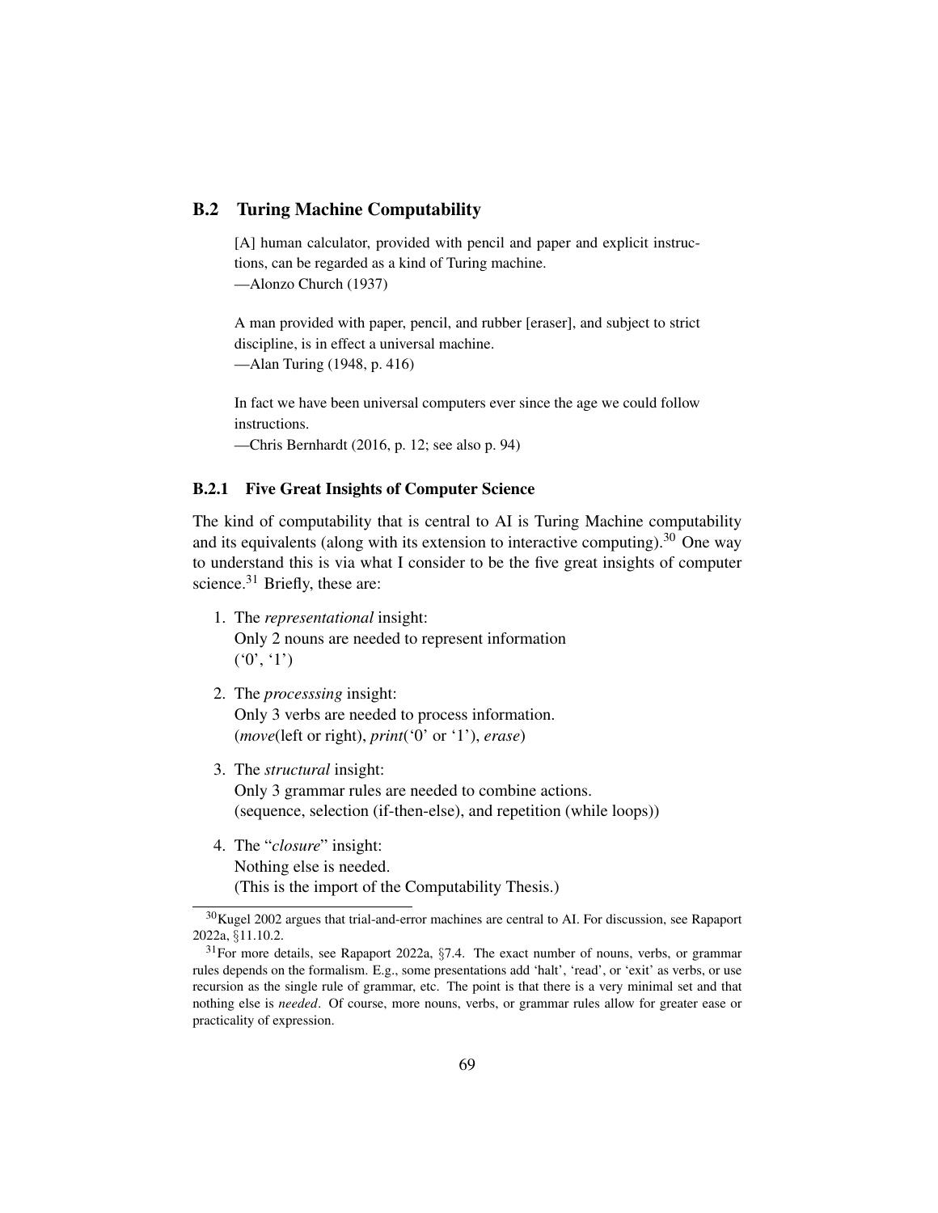## B.2 Turing Machine Computability

> [A] human calculator, provided with pencil and paper and explicit instructions, can be regarded as a kind of Turing machine.
> —Alonzo Church (1937)

> A man provided with paper, pencil, and rubber [eraser], and subject to strict discipline, is in effect a universal machine.
> —Alan Turing (1948, p. 416)

> In fact we have been universal computers ever since the age we could follow instructions.
> —Chris Bernhardt (2016, p. 12; see also p. 94)

### B.2.1 Five Great Insights of Computer Science

The kind of computability that is central to AI is Turing Machine computability and its equivalents (along with its extension to interactive computing).[30] One way to understand this is via what I consider to be the five great insights of computer science.[31] Briefly, these are:

1. The *representational* insight:
   Only 2 nouns are needed to represent information
   ('0', '1')
2. The *processsing* insight:
   Only 3 verbs are needed to process information.
   (*move*(left or right), *print*('0' or '1'), *erase*)
3. The *structural* insight:
   Only 3 grammar rules are needed to combine actions.
   (sequence, selection (if-then-else), and repetition (while loops))
4. The "*closure*" insight:
   Nothing else is needed.
   (This is the import of the Computability Thesis.)

[30] Kugel 2002 argues that trial-and-error machines are central to AI. For discussion, see Rapaport 2022a, §11.10.2.

[31] For more details, see Rapaport 2022a, §7.4. The exact number of nouns, verbs, or grammar rules depends on the formalism. E.g., some presentations add 'halt', 'read', or 'exit' as verbs, or use recursion as the single rule of grammar, etc. The point is that there is a very minimal set and that nothing else is *needed*. Of course, more nouns, verbs, or grammar rules allow for greater ease or practicality of expression.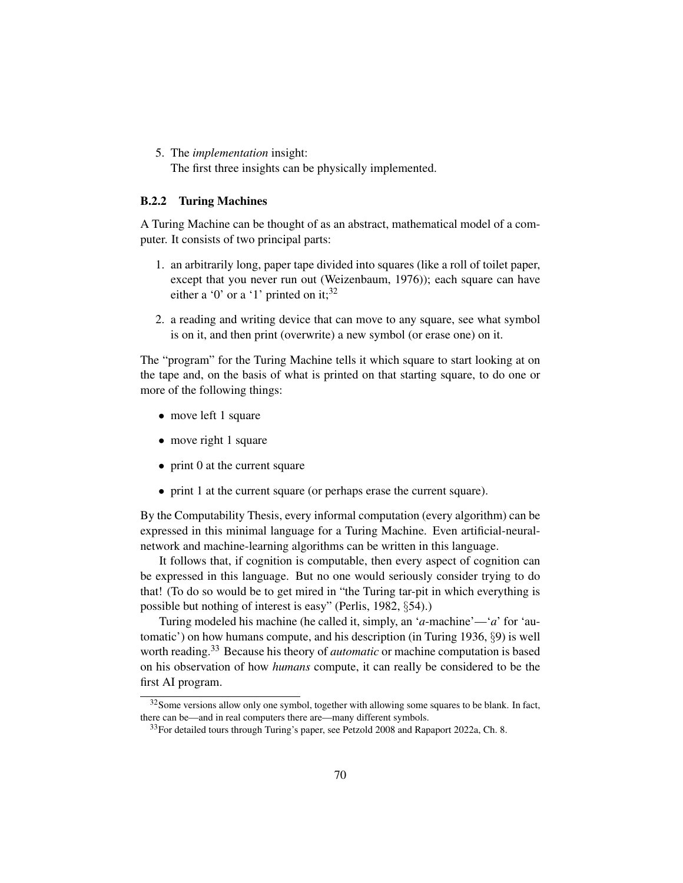5. The *implementation* insight:
   The first three insights can be physically implemented.

### B.2.2 Turing Machines

A Turing Machine can be thought of as an abstract, mathematical model of a computer. It consists of two principal parts:

1. an arbitrarily long, paper tape divided into squares (like a roll of toilet paper, except that you never run out (Weizenbaum, 1976)); each square can have either a '0' or a '1' printed on it;[32]

2. a reading and writing device that can move to any square, see what symbol is on it, and then print (overwrite) a new symbol (or erase one) on it.

The "program" for the Turing Machine tells it which square to start looking at on the tape and, on the basis of what is printed on that starting square, to do one or more of the following things:

- move left 1 square
- move right 1 square
- print 0 at the current square
- print 1 at the current square (or perhaps erase the current square).

By the Computability Thesis, every informal computation (every algorithm) can be expressed in this minimal language for a Turing Machine. Even artificial-neural-network and machine-learning algorithms can be written in this language.

It follows that, if cognition is computable, then every aspect of cognition can be expressed in this language. But no one would seriously consider trying to do that! (To do so would be to get mired in "the Turing tar-pit in which everything is possible but nothing of interest is easy" (Perlis, 1982, §54).)

Turing modeled his machine (he called it, simply, an '*a*-machine'—'*a*' for 'automatic') on how humans compute, and his description (in Turing 1936, §9) is well worth reading.[33] Because his theory of *automatic* or machine computation is based on his observation of how *humans* compute, it can really be considered to be the first AI program.

[32] Some versions allow only one symbol, together with allowing some squares to be blank. In fact, there can be—and in real computers there are—many different symbols.

[33] For detailed tours through Turing's paper, see Petzold 2008 and Rapaport 2022a, Ch. 8.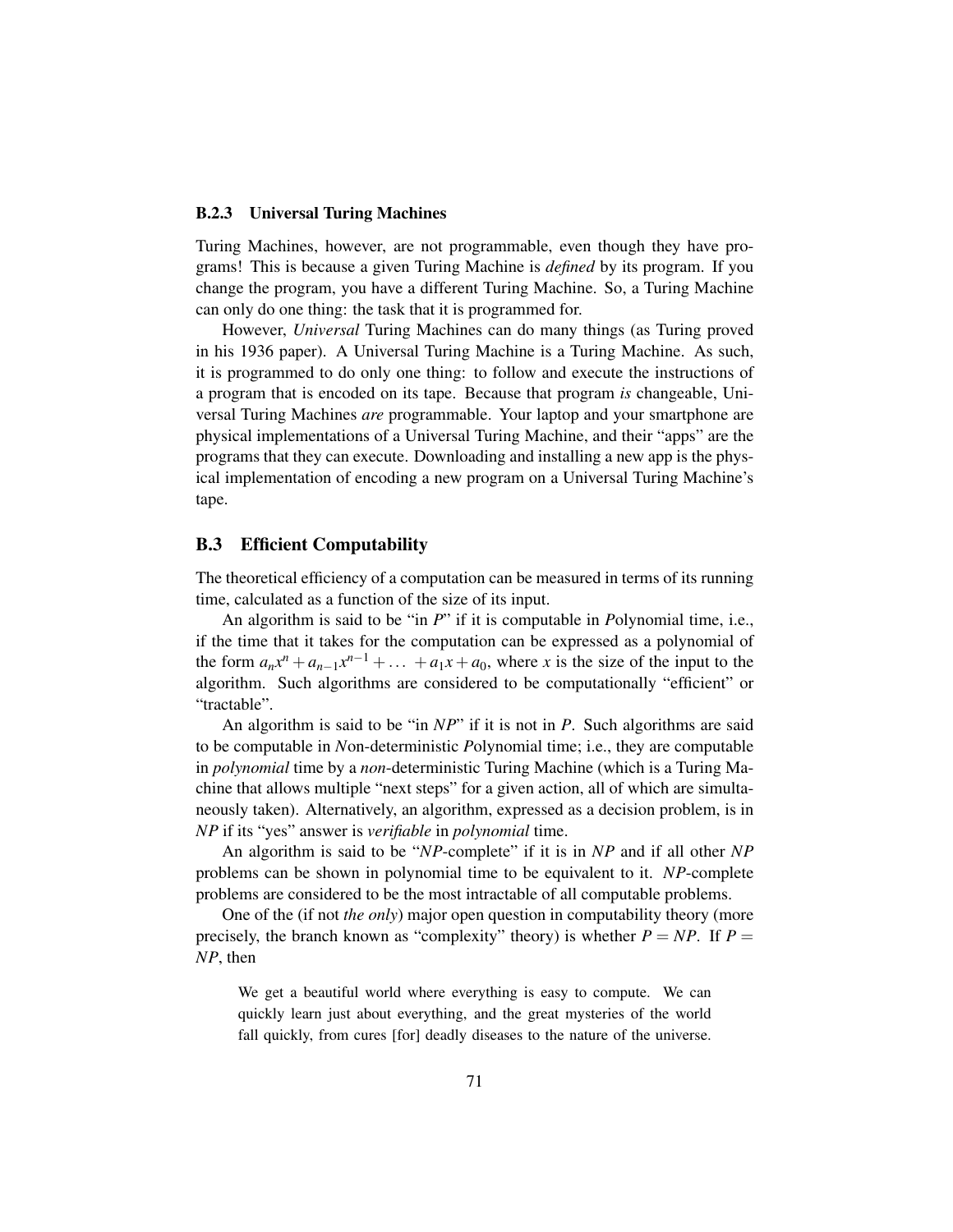### B.2.3 Universal Turing Machines

Turing Machines, however, are not programmable, even though they have programs! This is because a given Turing Machine is *defined* by its program. If you change the program, you have a different Turing Machine. So, a Turing Machine can only do one thing: the task that it is programmed for.

However, *Universal* Turing Machines can do many things (as Turing proved in his 1936 paper). A Universal Turing Machine is a Turing Machine. As such, it is programmed to do only one thing: to follow and execute the instructions of a program that is encoded on its tape. Because that program *is* changeable, Universal Turing Machines *are* programmable. Your laptop and your smartphone are physical implementations of a Universal Turing Machine, and their "apps" are the programs that they can execute. Downloading and installing a new app is the physical implementation of encoding a new program on a Universal Turing Machine's tape.

## B.3 Efficient Computability

The theoretical efficiency of a computation can be measured in terms of its running time, calculated as a function of the size of its input.

An algorithm is said to be "in *P*" if it is computable in *P*olynomial time, i.e., if the time that it takes for the computation can be expressed as a polynomial of the form $a_n x^n + a_{n-1} x^{n-1} + \dots + a_1 x + a_0$, where $x$ is the size of the input to the algorithm. Such algorithms are considered to be computationally "efficient" or "tractable".

An algorithm is said to be "in *NP*" if it is not in *P*. Such algorithms are said to be computable in *N*on-deterministic *P*olynomial time; i.e., they are computable in *polynomial* time by a *non*-deterministic Turing Machine (which is a Turing Machine that allows multiple "next steps" for a given action, all of which are simultaneously taken). Alternatively, an algorithm, expressed as a decision problem, is in *NP* if its "yes" answer is *verifiable* in *polynomial* time.

An algorithm is said to be "*NP*-complete" if it is in *NP* and if all other *NP* problems can be shown in polynomial time to be equivalent to it. *NP*-complete problems are considered to be the most intractable of all computable problems.

One of the (if not *the only*) major open question in computability theory (more precisely, the branch known as "complexity" theory) is whether $P = NP$. If $P = NP$, then

> We get a beautiful world where everything is easy to compute. We can quickly learn just about everything, and the great mysteries of the world fall quickly, from cures [for] deadly diseases to the nature of the universe.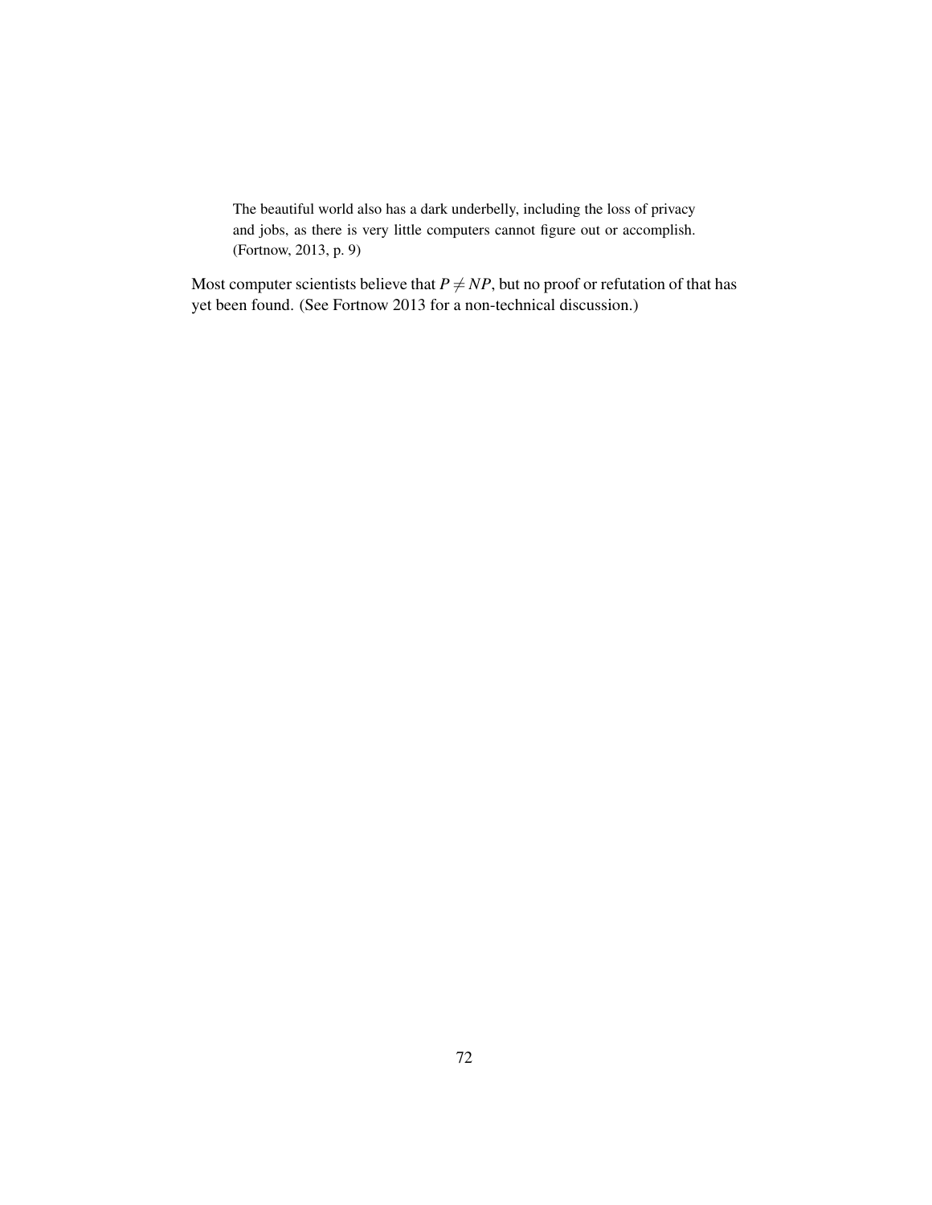> The beautiful world also has a dark underbelly, including the loss of privacy and jobs, as there is very little computers cannot figure out or accomplish. (Fortnow, 2013, p. 9)

Most computer scientists believe that $P \neq NP$, but no proof or refutation of that has yet been found. (See Fortnow 2013 for a non-technical discussion.)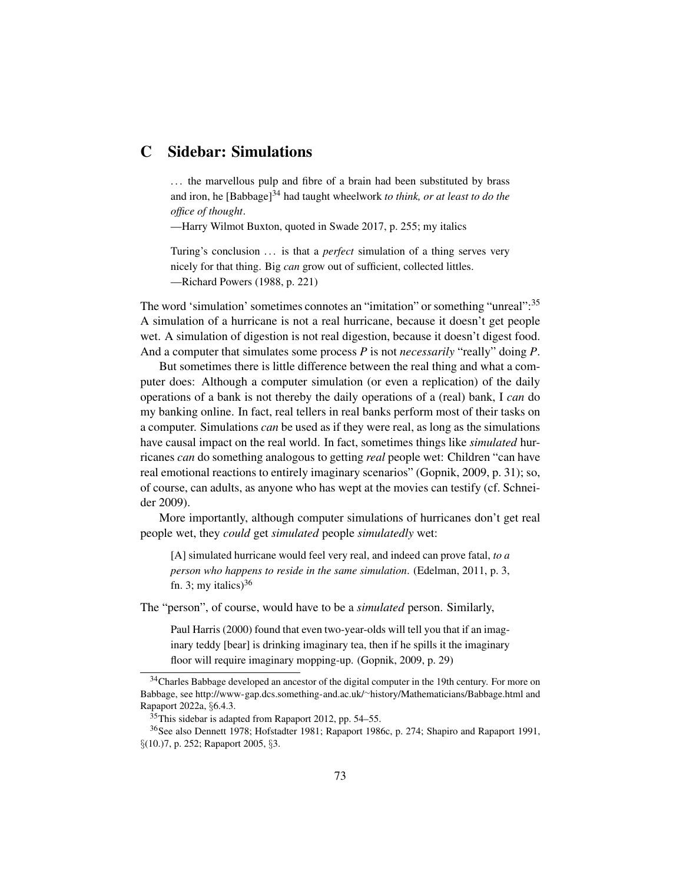# C Sidebar: Simulations

> . . . the marvellous pulp and fibre of a brain had been substituted by brass and iron, he [Babbage][34] had taught wheelwork *to think, or at least to do the office of thought*.
>
> —Harry Wilmot Buxton, quoted in Swade 2017, p. 255; my italics

> Turing's conclusion . . . is that a *perfect* simulation of a thing serves very nicely for that thing. Big *can* grow out of sufficient, collected littles.
>
> —Richard Powers (1988, p. 221)

The word 'simulation' sometimes connotes an "imitation" or something "unreal":[35] A simulation of a hurricane is not a real hurricane, because it doesn't get people wet. A simulation of digestion is not real digestion, because it doesn't digest food. And a computer that simulates some process *P* is not *necessarily* "really" doing *P*.

But sometimes there is little difference between the real thing and what a computer does: Although a computer simulation (or even a replication) of the daily operations of a bank is not thereby the daily operations of a (real) bank, I *can* do my banking online. In fact, real tellers in real banks perform most of their tasks on a computer. Simulations *can* be used as if they were real, as long as the simulations have causal impact on the real world. In fact, sometimes things like *simulated* hurricanes *can* do something analogous to getting *real* people wet: Children "can have real emotional reactions to entirely imaginary scenarios" (Gopnik, 2009, p. 31); so, of course, can adults, as anyone who has wept at the movies can testify (cf. Schneider 2009).

More importantly, although computer simulations of hurricanes don't get real people wet, they *could* get *simulated* people *simulatedly* wet:

> [A] simulated hurricane would feel very real, and indeed can prove fatal, *to a person who happens to reside in the same simulation*. (Edelman, 2011, p. 3, fn. 3; my italics)[36]

The "person", of course, would have to be a *simulated* person. Similarly,

> Paul Harris (2000) found that even two-year-olds will tell you that if an imaginary teddy [bear] is drinking imaginary tea, then if he spills it the imaginary floor will require imaginary mopping-up. (Gopnik, 2009, p. 29)

---

[34] Charles Babbage developed an ancestor of the digital computer in the 19th century. For more on Babbage, see http://www-gap.dcs.something-and.ac.uk/~history/Mathematicians/Babbage.html and Rapaport 2022a, §6.4.3.

[35] This sidebar is adapted from Rapaport 2012, pp. 54–55.

[36] See also Dennett 1978; Hofstadter 1981; Rapaport 1986c, p. 274; Shapiro and Rapaport 1991, §(10.)7, p. 252; Rapaport 2005, §3.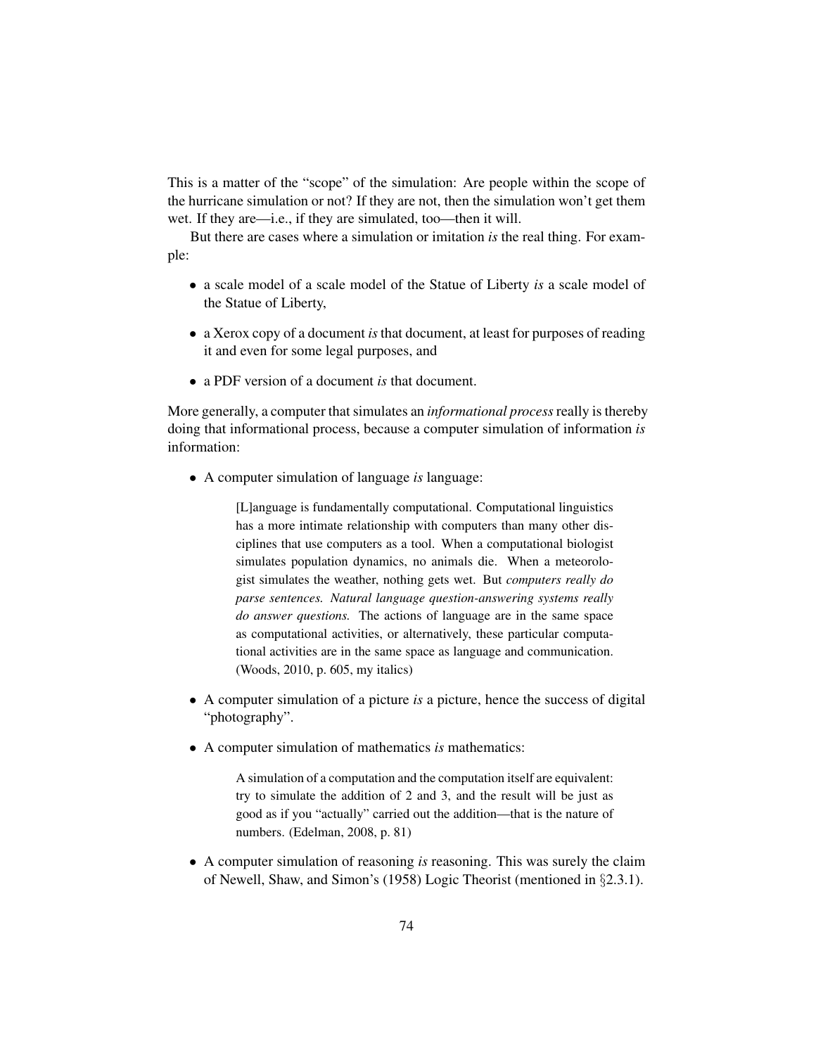This is a matter of the "scope" of the simulation: Are people within the scope of the hurricane simulation or not? If they are not, then the simulation won't get them wet. If they are—i.e., if they are simulated, too—then it will.

But there are cases where a simulation or imitation *is* the real thing. For example:

- a scale model of a scale model of the Statue of Liberty *is* a scale model of the Statue of Liberty,
- a Xerox copy of a document *is* that document, at least for purposes of reading it and even for some legal purposes, and
- a PDF version of a document *is* that document.

More generally, a computer that simulates an *informational process* really is thereby doing that informational process, because a computer simulation of information *is* information:

- A computer simulation of language *is* language:

  > [L]anguage is fundamentally computational. Computational linguistics has a more intimate relationship with computers than many other disciplines that use computers as a tool. When a computational biologist simulates population dynamics, no animals die. When a meteorologist simulates the weather, nothing gets wet. But *computers really do parse sentences. Natural language question-answering systems really do answer questions.* The actions of language are in the same space as computational activities, or alternatively, these particular computational activities are in the same space as language and communication. (Woods, 2010, p. 605, my italics)

- A computer simulation of a picture *is* a picture, hence the success of digital "photography".
- A computer simulation of mathematics *is* mathematics:

  > A simulation of a computation and the computation itself are equivalent: try to simulate the addition of 2 and 3, and the result will be just as good as if you "actually" carried out the addition—that is the nature of numbers. (Edelman, 2008, p. 81)

- A computer simulation of reasoning *is* reasoning. This was surely the claim of Newell, Shaw, and Simon's (1958) Logic Theorist (mentioned in §2.3.1).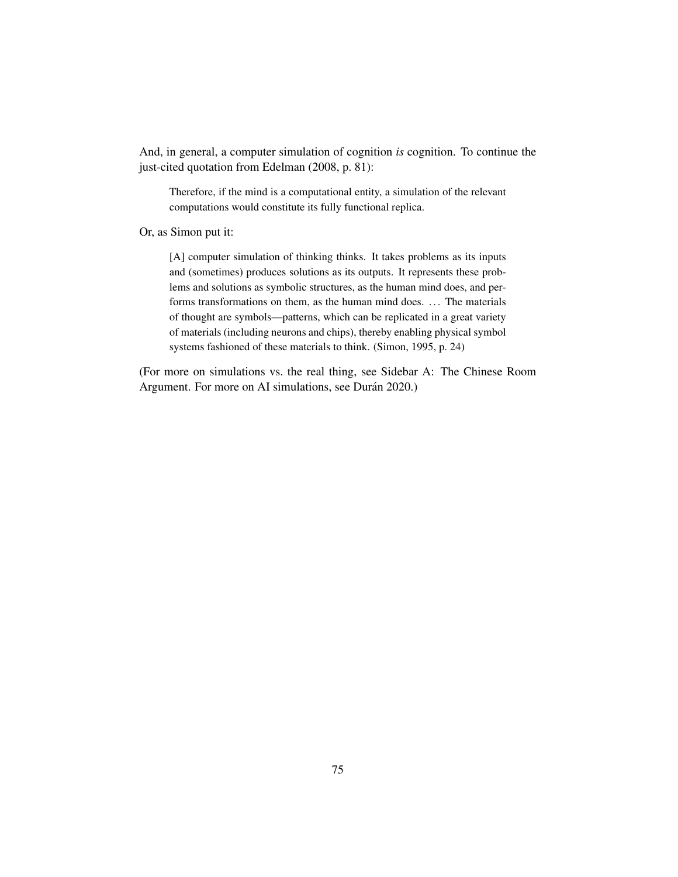And, in general, a computer simulation of cognition *is* cognition. To continue the just-cited quotation from Edelman (2008, p. 81):

> Therefore, if the mind is a computational entity, a simulation of the relevant computations would constitute its fully functional replica.

Or, as Simon put it:

> [A] computer simulation of thinking thinks. It takes problems as its inputs and (sometimes) produces solutions as its outputs. It represents these problems and solutions as symbolic structures, as the human mind does, and performs transformations on them, as the human mind does. ... The materials of thought are symbols—patterns, which can be replicated in a great variety of materials (including neurons and chips), thereby enabling physical symbol systems fashioned of these materials to think. (Simon, 1995, p. 24)

(For more on simulations vs. the real thing, see Sidebar A: The Chinese Room Argument. For more on AI simulations, see Durán 2020.)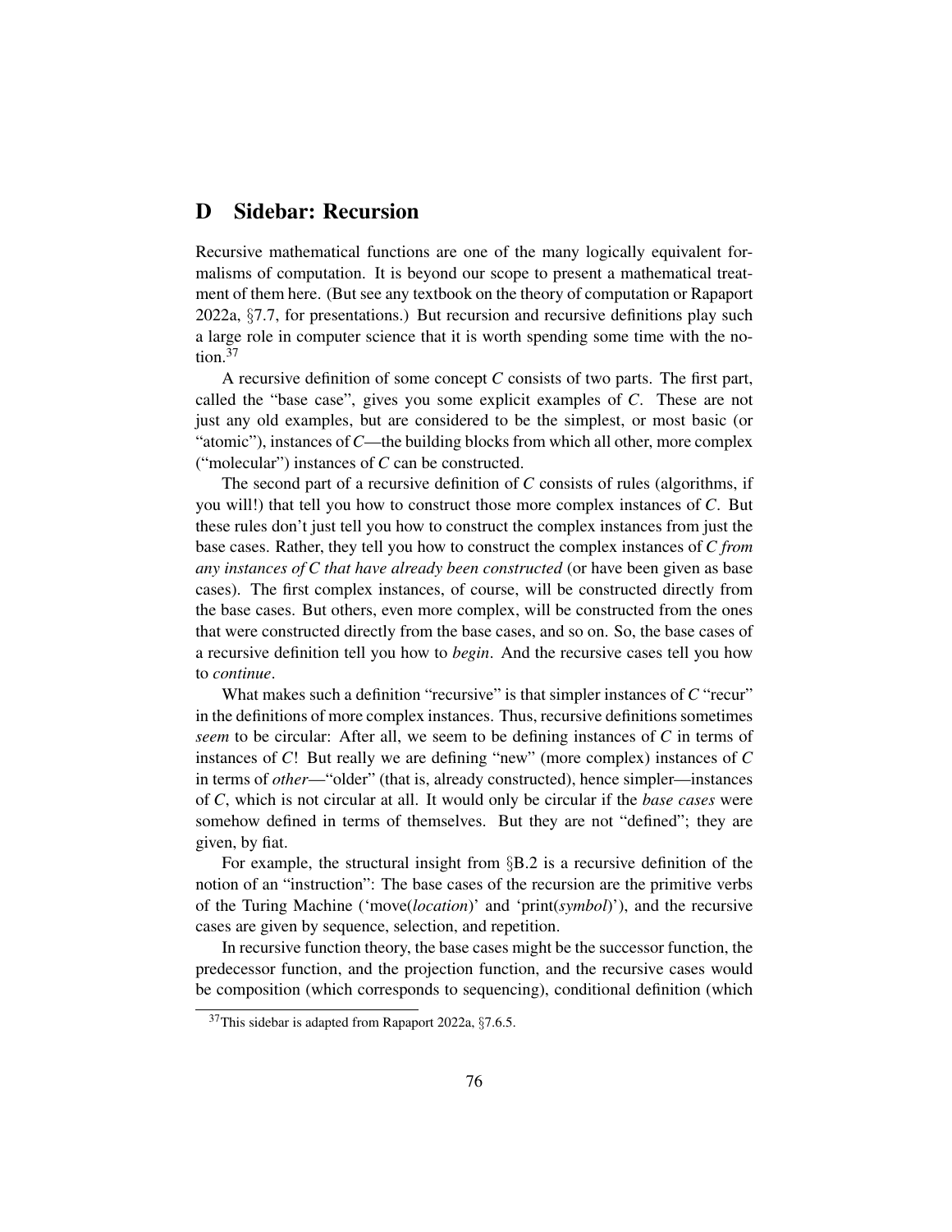## D Sidebar: Recursion

Recursive mathematical functions are one of the many logically equivalent formalisms of computation. It is beyond our scope to present a mathematical treatment of them here. (But see any textbook on the theory of computation or Rapaport 2022a, §7.7, for presentations.) But recursion and recursive definitions play such a large role in computer science that it is worth spending some time with the notion.[37]

A recursive definition of some concept *C* consists of two parts. The first part, called the "base case", gives you some explicit examples of *C*. These are not just any old examples, but are considered to be the simplest, or most basic (or "atomic"), instances of *C*—the building blocks from which all other, more complex ("molecular") instances of *C* can be constructed.

The second part of a recursive definition of *C* consists of rules (algorithms, if you will!) that tell you how to construct those more complex instances of *C*. But these rules don't just tell you how to construct the complex instances from just the base cases. Rather, they tell you how to construct the complex instances of *C from any instances of C that have already been constructed* (or have been given as base cases). The first complex instances, of course, will be constructed directly from the base cases. But others, even more complex, will be constructed from the ones that were constructed directly from the base cases, and so on. So, the base cases of a recursive definition tell you how to *begin*. And the recursive cases tell you how to *continue*.

What makes such a definition "recursive" is that simpler instances of *C* "recur" in the definitions of more complex instances. Thus, recursive definitions sometimes *seem* to be circular: After all, we seem to be defining instances of *C* in terms of instances of *C*! But really we are defining "new" (more complex) instances of *C* in terms of *other*—"older" (that is, already constructed), hence simpler—instances of *C*, which is not circular at all. It would only be circular if the *base cases* were somehow defined in terms of themselves. But they are not "defined"; they are given, by fiat.

For example, the structural insight from §B.2 is a recursive definition of the notion of an "instruction": The base cases of the recursion are the primitive verbs of the Turing Machine ('move(*location*)' and 'print(*symbol*)'), and the recursive cases are given by sequence, selection, and repetition.

In recursive function theory, the base cases might be the successor function, the predecessor function, and the projection function, and the recursive cases would be composition (which corresponds to sequencing), conditional definition (which

[37] This sidebar is adapted from Rapaport 2022a, §7.6.5.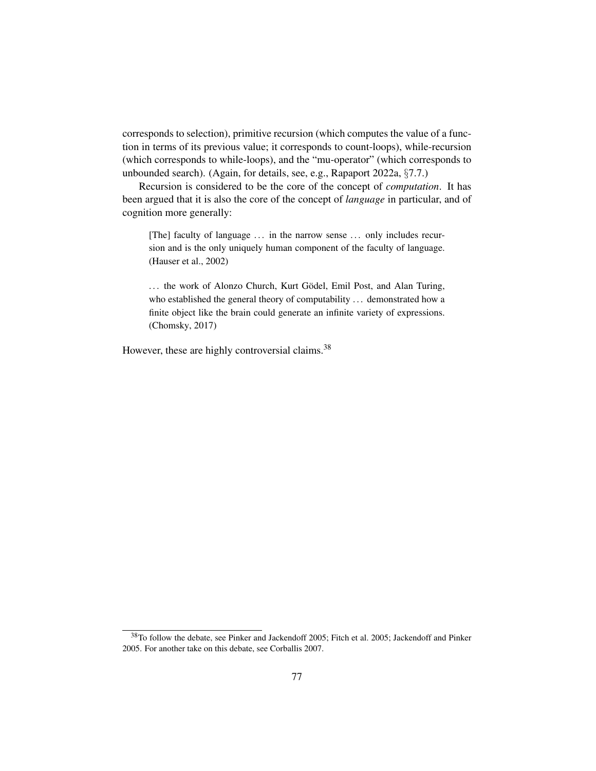corresponds to selection), primitive recursion (which computes the value of a function in terms of its previous value; it corresponds to count-loops), while-recursion (which corresponds to while-loops), and the "mu-operator" (which corresponds to unbounded search). (Again, for details, see, e.g., Rapaport 2022a, §7.7.)

Recursion is considered to be the core of the concept of *computation*. It has been argued that it is also the core of the concept of *language* in particular, and of cognition more generally:

> [The] faculty of language ... in the narrow sense ... only includes recursion and is the only uniquely human component of the faculty of language. (Hauser et al., 2002)

> ... the work of Alonzo Church, Kurt Gödel, Emil Post, and Alan Turing, who established the general theory of computability ... demonstrated how a finite object like the brain could generate an infinite variety of expressions. (Chomsky, 2017)

However, these are highly controversial claims.[38]

---

[38] To follow the debate, see Pinker and Jackendoff 2005; Fitch et al. 2005; Jackendoff and Pinker 2005. For another take on this debate, see Corballis 2007.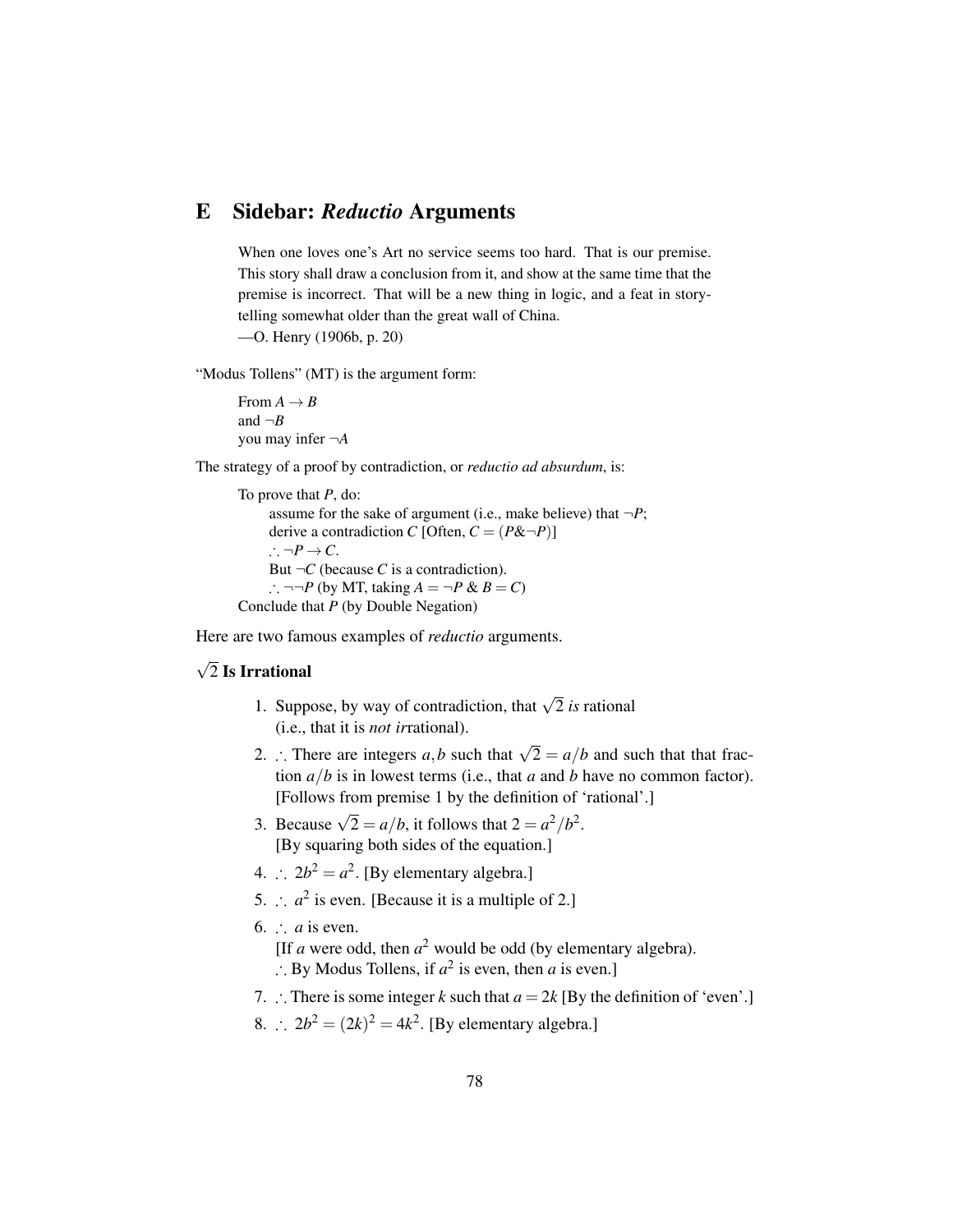## E Sidebar: *Reductio* Arguments

> When one loves one's Art no service seems too hard. That is our premise. This story shall draw a conclusion from it, and show at the same time that the premise is incorrect. That will be a new thing in logic, and a feat in story-telling somewhat older than the great wall of China.
> —O. Henry (1906b, p. 20)

"Modus Tollens" (MT) is the argument form:

> From $A \rightarrow B$
> and $\neg B$
> you may infer $\neg A$

The strategy of a proof by contradiction, or *reductio ad absurdum*, is:

> To prove that $P$, do:
> - assume for the sake of argument (i.e., make believe) that $\neg P$;
> - derive a contradiction $C$ [Often, $C = (P \& \neg P)$]
> - $\therefore \neg P \rightarrow C$.
> - But $\neg C$ (because $C$ is a contradiction).
> - $\therefore \neg\neg P$ (by MT, taking $A = \neg P$ & $B = C$)
>
> Conclude that $P$ (by Double Negation)

Here are two famous examples of *reductio* arguments.

### $\sqrt{2}$ Is Irrational

1. Suppose, by way of contradiction, that $\sqrt{2}$ *is* rational (i.e., that it is *not ir*rational).
2. $\therefore$ There are integers $a, b$ such that $\sqrt{2} = a/b$ and such that that fraction $a/b$ is in lowest terms (i.e., that $a$ and $b$ have no common factor). [Follows from premise 1 by the definition of 'rational'.]
3. Because $\sqrt{2} = a/b$, it follows that $2 = a^2/b^2$. [By squaring both sides of the equation.]
4. $\therefore$ $2b^2 = a^2$. [By elementary algebra.]
5. $\therefore$ $a^2$ is even. [Because it is a multiple of 2.]
6. $\therefore$ $a$ is even. [If $a$ were odd, then $a^2$ would be odd (by elementary algebra). $\therefore$ By Modus Tollens, if $a^2$ is even, then $a$ is even.]
7. $\therefore$ There is some integer $k$ such that $a = 2k$ [By the definition of 'even'.]
8. $\therefore$ $2b^2 = (2k)^2 = 4k^2$. [By elementary algebra.]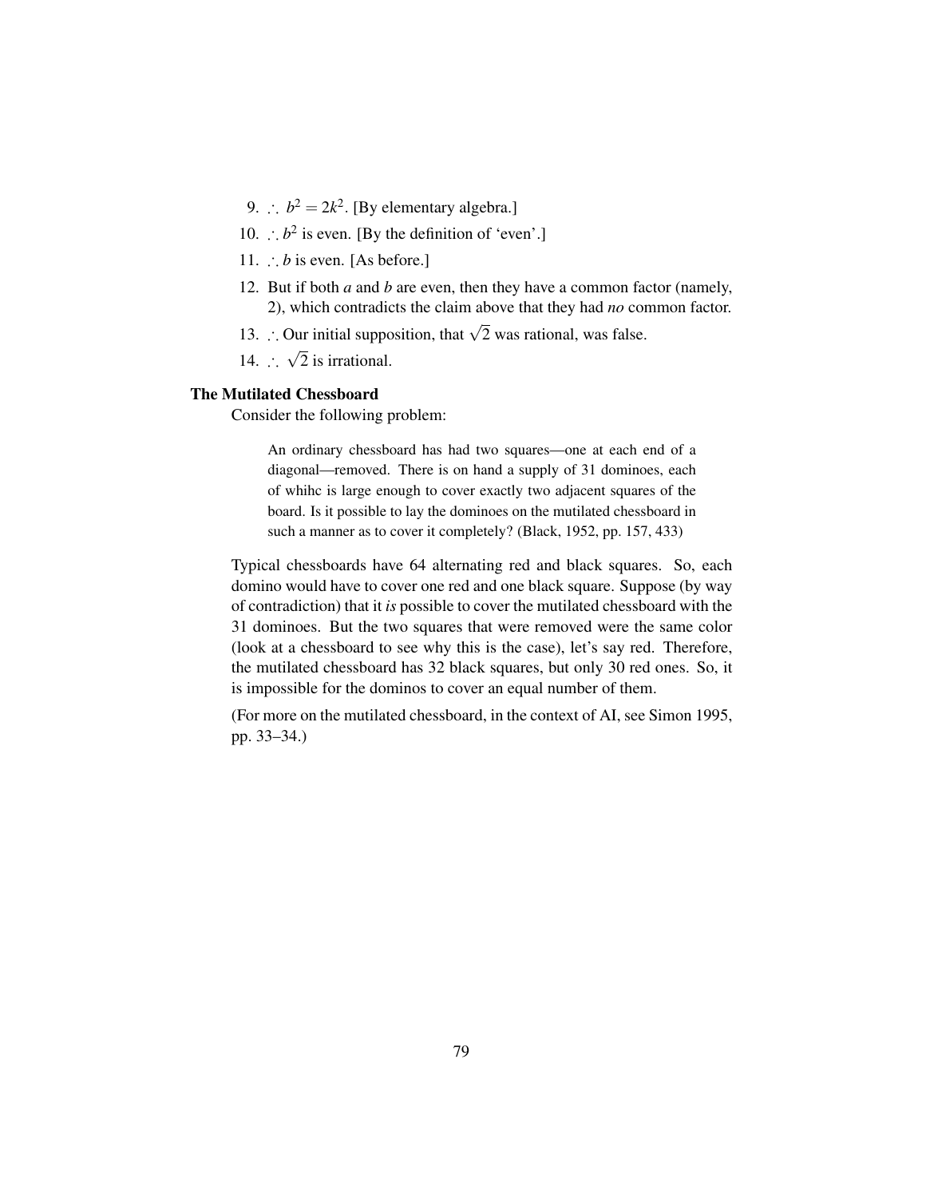9. $\therefore\ b^2 = 2k^2$. [By elementary algebra.]
10. $\therefore\ b^2$ is even. [By the definition of 'even'.]
11. $\therefore\ b$ is even. [As before.]
12. But if both $a$ and $b$ are even, then they have a common factor (namely, 2), which contradicts the claim above that they had *no* common factor.
13. $\therefore$ Our initial supposition, that $\sqrt{2}$ was rational, was false.
14. $\therefore\ \sqrt{2}$ is irrational.

**The Mutilated Chessboard**

Consider the following problem:

> An ordinary chessboard has had two squares—one at each end of a diagonal—removed. There is on hand a supply of 31 dominoes, each of whihc is large enough to cover exactly two adjacent squares of the board. Is it possible to lay the dominoes on the mutilated chessboard in such a manner as to cover it completely? (Black, 1952, pp. 157, 433)

Typical chessboards have 64 alternating red and black squares. So, each domino would have to cover one red and one black square. Suppose (by way of contradiction) that it *is* possible to cover the mutilated chessboard with the 31 dominoes. But the two squares that were removed were the same color (look at a chessboard to see why this is the case), let's say red. Therefore, the mutilated chessboard has 32 black squares, but only 30 red ones. So, it is impossible for the dominos to cover an equal number of them.

(For more on the mutilated chessboard, in the context of AI, see Simon 1995, pp. 33–34.)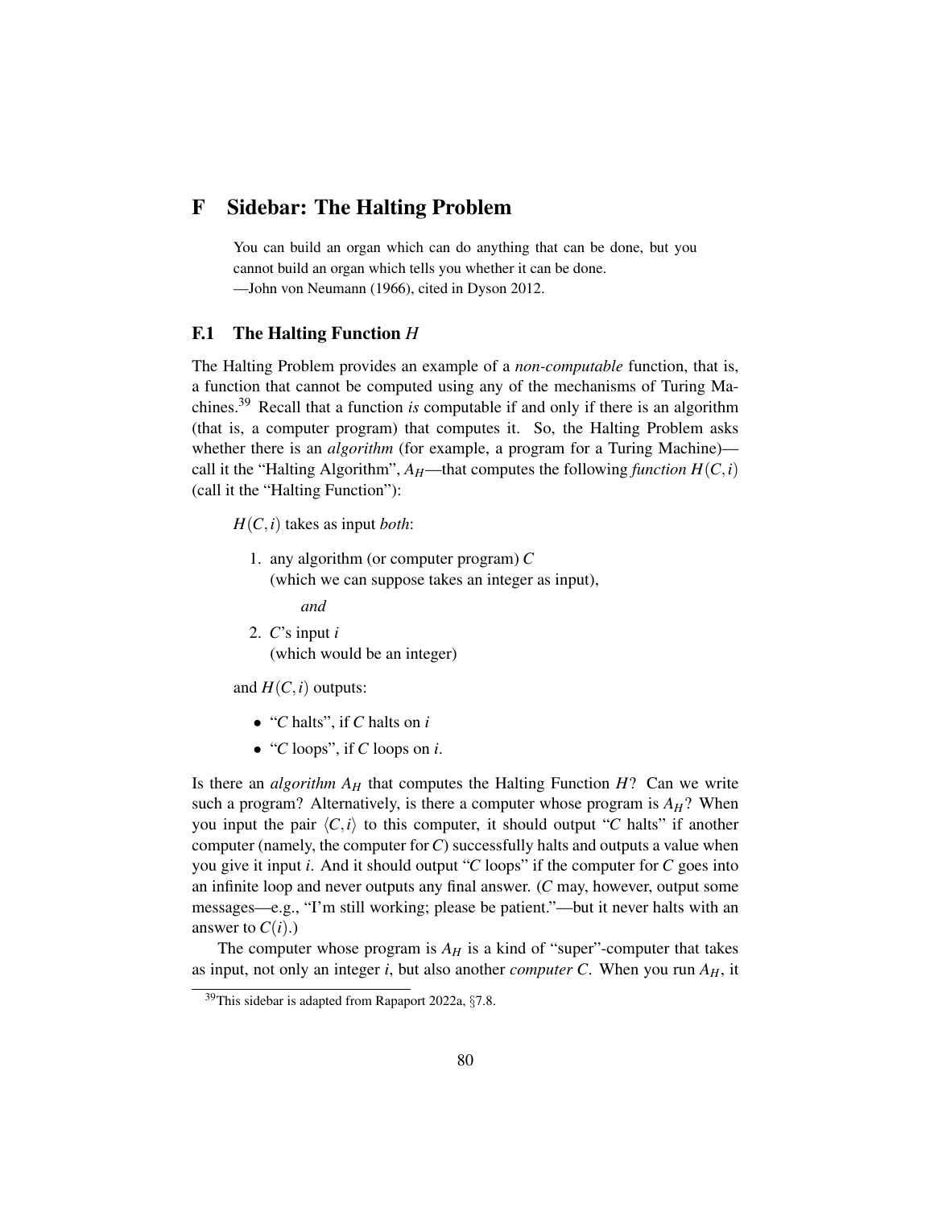# F Sidebar: The Halting Problem

> You can build an organ which can do anything that can be done, but you cannot build an organ which tells you whether it can be done.
> —John von Neumann (1966), cited in Dyson 2012.

## F.1 The Halting Function $H$

The Halting Problem provides an example of a *non-computable* function, that is, a function that cannot be computed using any of the mechanisms of Turing Machines.[39] Recall that a function *is* computable if and only if there is an algorithm (that is, a computer program) that computes it. So, the Halting Problem asks whether there is an *algorithm* (for example, a program for a Turing Machine)—call it the "Halting Algorithm", $A_H$—that computes the following *function* $H(C,i)$ (call it the "Halting Function"):

> $H(C,i)$ takes as input *both*:
>
> 1. any algorithm (or computer program) $C$
>    (which we can suppose takes an integer as input),
>
>    *and*
>
> 2. $C$'s input $i$
>    (which would be an integer)
>
> and $H(C,i)$ outputs:
>
> - "$C$ halts", if $C$ halts on $i$
> - "$C$ loops", if $C$ loops on $i$.

Is there an *algorithm* $A_H$ that computes the Halting Function $H$? Can we write such a program? Alternatively, is there a computer whose program is $A_H$? When you input the pair $\langle C,i \rangle$ to this computer, it should output "$C$ halts" if another computer (namely, the computer for $C$) successfully halts and outputs a value when you give it input $i$. And it should output "$C$ loops" if the computer for $C$ goes into an infinite loop and never outputs any final answer. ($C$ may, however, output some messages—e.g., "I'm still working; please be patient."—but it never halts with an answer to $C(i)$.)

The computer whose program is $A_H$ is a kind of "super"-computer that takes as input, not only an integer $i$, but also another *computer* $C$. When you run $A_H$, it

[39] This sidebar is adapted from Rapaport 2022a, §7.8.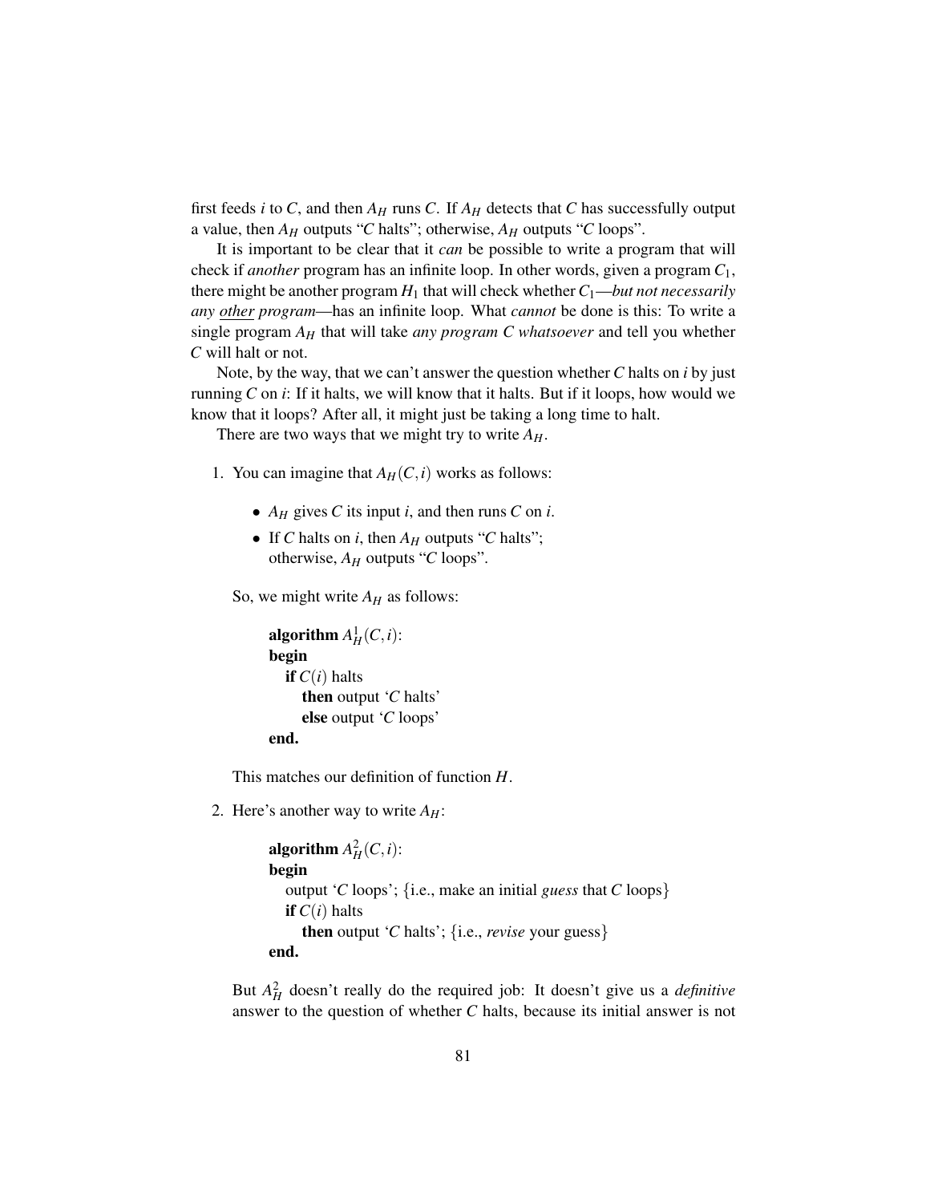first feeds $i$ to $C$, and then $A_H$ runs $C$. If $A_H$ detects that $C$ has successfully output a value, then $A_H$ outputs "$C$ halts"; otherwise, $A_H$ outputs "$C$ loops".

It is important to be clear that it *can* be possible to write a program that will check if *another* program has an infinite loop. In other words, given a program $C_1$, there might be another program $H_1$ that will check whether $C_1$—*but not necessarily any other program*—has an infinite loop. What *cannot* be done is this: To write a single program $A_H$ that will take *any program C whatsoever* and tell you whether $C$ will halt or not.

Note, by the way, that we can't answer the question whether $C$ halts on $i$ by just running $C$ on $i$: If it halts, we will know that it halts. But if it loops, how would we know that it loops? After all, it might just be taking a long time to halt.

There are two ways that we might try to write $A_H$.

1. You can imagine that $A_H(C,i)$ works as follows:

   - $A_H$ gives $C$ its input $i$, and then runs $C$ on $i$.
   - If $C$ halts on $i$, then $A_H$ outputs "$C$ halts";
     otherwise, $A_H$ outputs "$C$ loops".

   So, we might write $A_H$ as follows:

   **algorithm** $A_H^1(C,i)$:
   **begin**
   &nbsp;&nbsp;&nbsp;**if** $C(i)$ halts
   &nbsp;&nbsp;&nbsp;&nbsp;&nbsp;&nbsp;**then** output '$C$ halts'
   &nbsp;&nbsp;&nbsp;&nbsp;&nbsp;&nbsp;**else** output '$C$ loops'
   **end.**

   This matches our definition of function $H$.

2. Here's another way to write $A_H$:

   **algorithm** $A_H^2(C,i)$:
   **begin**
   &nbsp;&nbsp;&nbsp;output '$C$ loops'; {i.e., make an initial *guess* that $C$ loops}
   &nbsp;&nbsp;&nbsp;**if** $C(i)$ halts
   &nbsp;&nbsp;&nbsp;&nbsp;&nbsp;&nbsp;**then** output '$C$ halts'; {i.e., *revise* your guess}
   **end.**

   But $A_H^2$ doesn't really do the required job: It doesn't give us a *definitive* answer to the question of whether $C$ halts, because its initial answer is not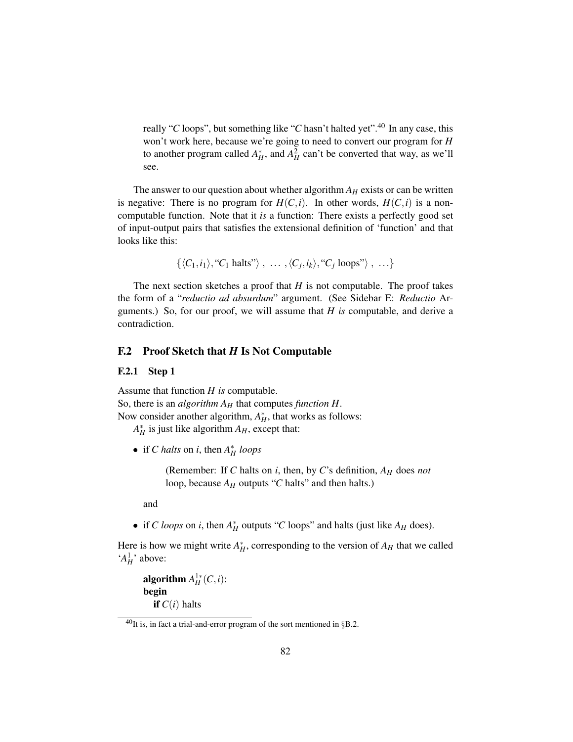really "$C$ loops", but something like "$C$ hasn't halted yet".[40] In any case, this won't work here, because we're going to need to convert our program for $H$ to another program called $A_H^*$, and $A_H^2$ can't be converted that way, as we'll see.

The answer to our question about whether algorithm $A_H$ exists or can be written is negative: There is no program for $H(C,i)$. In other words, $H(C,i)$ is a non-computable function. Note that it *is* a function: There exists a perfectly good set of input-output pairs that satisfies the extensional definition of 'function' and that looks like this:

$$\{\langle C_1, i_1\rangle, \text{“}C_1 \text{ halts”}\rangle\ ,\ \ldots\ , \langle C_j, i_k\rangle, \text{“}C_j \text{ loops”}\rangle\ ,\ \ldots\}$$

The next section sketches a proof that $H$ is not computable. The proof takes the form of a "*reductio ad absurdum*" argument. (See Sidebar E: *Reductio* Arguments.) So, for our proof, we will assume that $H$ *is* computable, and derive a contradiction.

## F.2 Proof Sketch that $H$ Is Not Computable

### F.2.1 Step 1

Assume that function $H$ *is* computable.
So, there is an *algorithm* $A_H$ that computes *function* $H$.
Now consider another algorithm, $A_H^*$, that works as follows:

$A_H^*$ is just like algorithm $A_H$, except that:

- if $C$ *halts* on $i$, then $A_H^*$ *loops*

  (Remember: If $C$ halts on $i$, then, by $C$'s definition, $A_H$ does *not* loop, because $A_H$ outputs "$C$ halts" and then halts.)

  and

- if $C$ *loops* on $i$, then $A_H^*$ outputs "$C$ loops" and halts (just like $A_H$ does).

Here is how we might write $A_H^*$, corresponding to the version of $A_H$ that we called '$A_H^1$' above:

**algorithm** $A_H^{1*}(C,i)$:
**begin**
  **if** $C(i)$ halts

[40] It is, in fact a trial-and-error program of the sort mentioned in §B.2.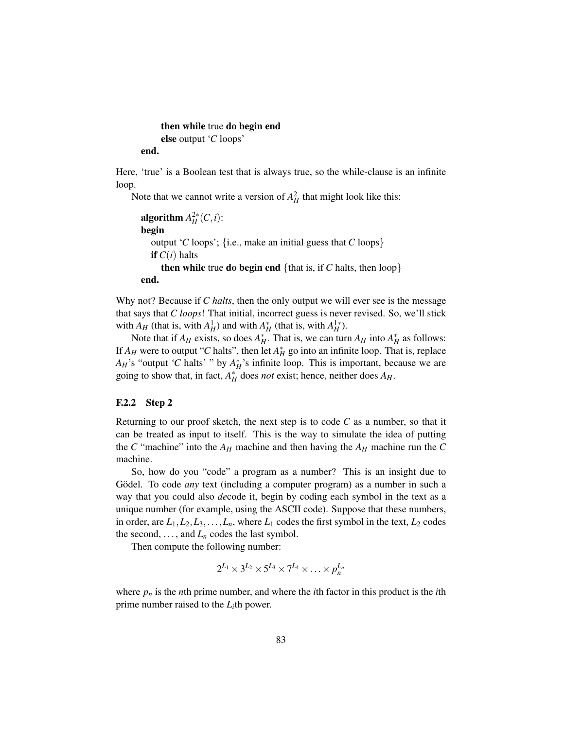```
        then while true do begin end
        else output 'C loops'
    end.
```

Here, 'true' is a Boolean test that is always true, so the while-clause is an infinite loop.

Note that we cannot write a version of $A_H^2$ that might look like this:

```
algorithm A_H^{2*}(C,i):
begin
    output 'C loops'; {i.e., make an initial guess that C loops}
    if C(i) halts
        then while true do begin end {that is, if C halts, then loop}
end.
```

Why not? Because if *C halts*, then the only output we will ever see is the message that says that *C loops*! That initial, incorrect guess is never revised. So, we'll stick with $A_H$ (that is, with $A_H^1$) and with $A_H^*$ (that is, with $A_H^{1*}$).

Note that if $A_H$ exists, so does $A_H^*$. That is, we can turn $A_H$ into $A_H^*$ as follows: If $A_H$ were to output "$C$ halts", then let $A_H^*$ go into an infinite loop. That is, replace $A_H$'s "output '$C$ halts' " by $A_H^*$'s infinite loop. This is important, because we are going to show that, in fact, $A_H^*$ does *not* exist; hence, neither does $A_H$.

### F.2.2 Step 2

Returning to our proof sketch, the next step is to code $C$ as a number, so that it can be treated as input to itself. This is the way to simulate the idea of putting the $C$ "machine" into the $A_H$ machine and then having the $A_H$ machine run the $C$ machine.

So, how do you "code" a program as a number? This is an insight due to Gödel. To code *any* text (including a computer program) as a number in such a way that you could also *de*code it, begin by coding each symbol in the text as a unique number (for example, using the ASCII code). Suppose that these numbers, in order, are $L_1, L_2, L_3, \ldots, L_n$, where $L_1$ codes the first symbol in the text, $L_2$ codes the second, ..., and $L_n$ codes the last symbol.

Then compute the following number:

$$2^{L_1} \times 3^{L_2} \times 5^{L_3} \times 7^{L_4} \times \ldots \times p_n^{L_n}$$

where $p_n$ is the $n$th prime number, and where the $i$th factor in this product is the $i$th prime number raised to the $L_i$th power.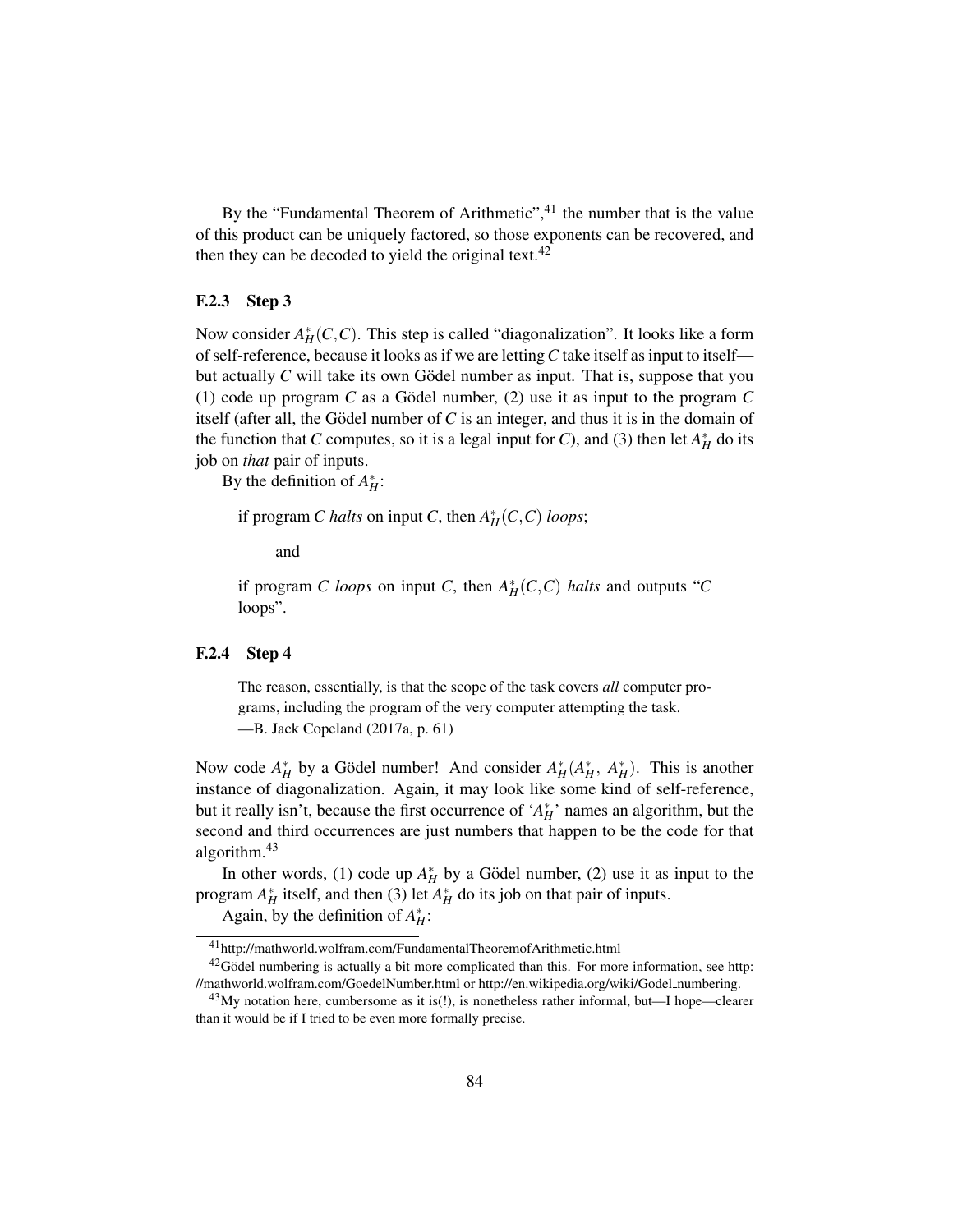By the "Fundamental Theorem of Arithmetic",[41] the number that is the value of this product can be uniquely factored, so those exponents can be recovered, and then they can be decoded to yield the original text.[42]

### F.2.3 Step 3

Now consider $A_H^*(C,C)$. This step is called "diagonalization". It looks like a form of self-reference, because it looks as if we are letting $C$ take itself as input to itself—but actually $C$ will take its own Gödel number as input. That is, suppose that you (1) code up program $C$ as a Gödel number, (2) use it as input to the program $C$ itself (after all, the Gödel number of $C$ is an integer, and thus it is in the domain of the function that $C$ computes, so it is a legal input for $C$), and (3) then let $A_H^*$ do its job on *that* pair of inputs.

By the definition of $A_H^*$:

> if program $C$ *halts* on input $C$, then $A_H^*(C,C)$ *loops*;
>
> and
>
> if program $C$ *loops* on input $C$, then $A_H^*(C,C)$ *halts* and outputs "$C$ loops".

### F.2.4 Step 4

> The reason, essentially, is that the scope of the task covers *all* computer programs, including the program of the very computer attempting the task.
> —B. Jack Copeland (2017a, p. 61)

Now code $A_H^*$ by a Gödel number! And consider $A_H^*(A_H^*,\ A_H^*)$. This is another instance of diagonalization. Again, it may look like some kind of self-reference, but it really isn't, because the first occurrence of '$A_H^*$' names an algorithm, but the second and third occurrences are just numbers that happen to be the code for that algorithm.[43]

In other words, (1) code up $A_H^*$ by a Gödel number, (2) use it as input to the program $A_H^*$ itself, and then (3) let $A_H^*$ do its job on that pair of inputs.

Again, by the definition of $A_H^*$:

---

[41] http://mathworld.wolfram.com/FundamentalTheoremofArithmetic.html

[42] Gödel numbering is actually a bit more complicated than this. For more information, see http://mathworld.wolfram.com/GoedelNumber.html or http://en.wikipedia.org/wiki/Godel_numbering.

[43] My notation here, cumbersome as it is(!), is nonetheless rather informal, but—I hope—clearer than it would be if I tried to be even more formally precise.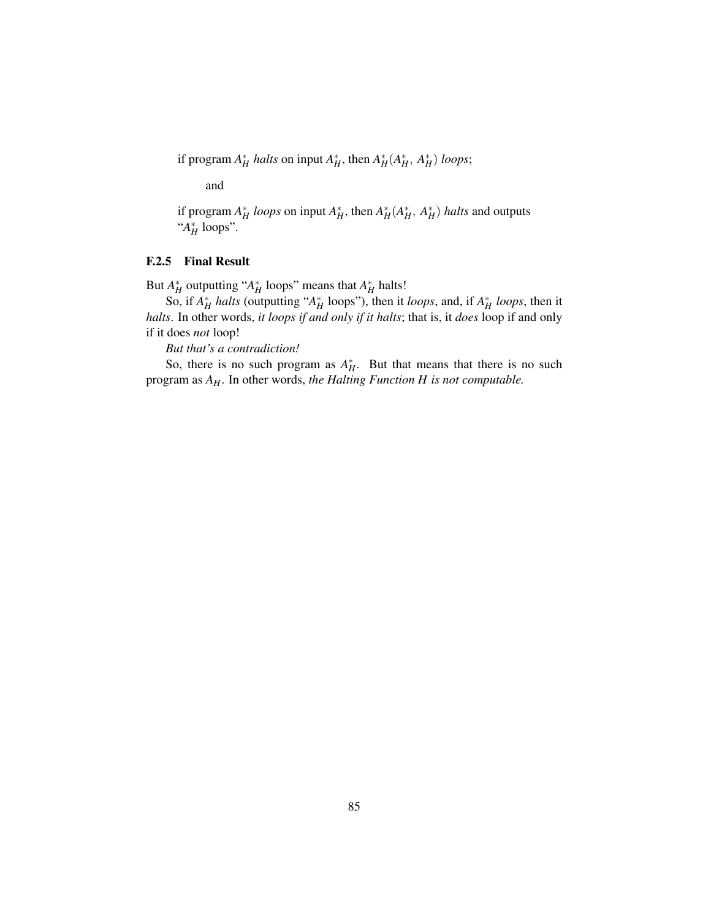if program $A_H^*$ *halts* on input $A_H^*$, then $A_H^*(A_H^*, A_H^*)$ *loops*;

and

if program $A_H^*$ *loops* on input $A_H^*$, then $A_H^*(A_H^*, A_H^*)$ *halts* and outputs "$A_H^*$ loops".

### F.2.5 Final Result

But $A_H^*$ outputting "$A_H^*$ loops" means that $A_H^*$ halts!

So, if $A_H^*$ *halts* (outputting "$A_H^*$ loops"), then it *loops*, and, if $A_H^*$ *loops*, then it *halts*. In other words, *it loops if and only if it halts*; that is, it *does* loop if and only if it does *not* loop!

*But that's a contradiction!*

So, there is no such program as $A_H^*$. But that means that there is no such program as $A_H$. In other words, *the Halting Function $H$ is not computable.*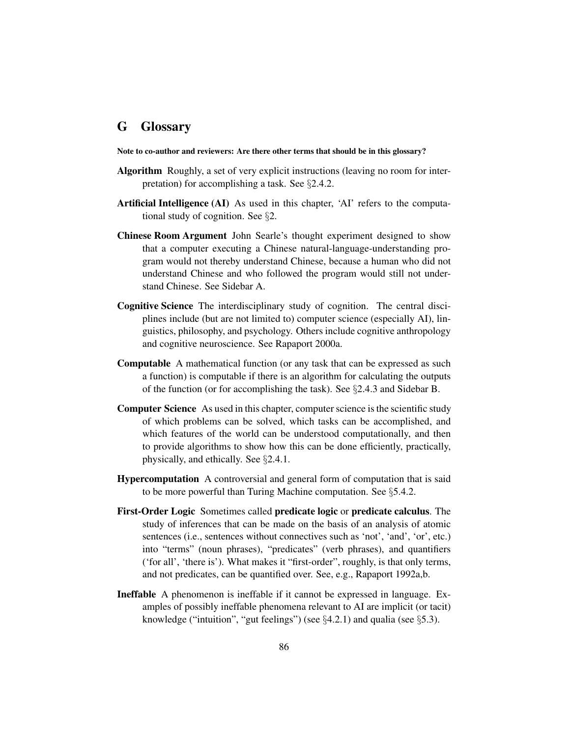# G Glossary

**Note to co-author and reviewers: Are there other terms that should be in this glossary?**

**Algorithm** Roughly, a set of very explicit instructions (leaving no room for interpretation) for accomplishing a task. See §2.4.2.

**Artificial Intelligence (AI)** As used in this chapter, 'AI' refers to the computational study of cognition. See §2.

**Chinese Room Argument** John Searle's thought experiment designed to show that a computer executing a Chinese natural-language-understanding program would not thereby understand Chinese, because a human who did not understand Chinese and who followed the program would still not understand Chinese. See Sidebar A.

**Cognitive Science** The interdisciplinary study of cognition. The central disciplines include (but are not limited to) computer science (especially AI), linguistics, philosophy, and psychology. Others include cognitive anthropology and cognitive neuroscience. See Rapaport 2000a.

**Computable** A mathematical function (or any task that can be expressed as such a function) is computable if there is an algorithm for calculating the outputs of the function (or for accomplishing the task). See §2.4.3 and Sidebar B.

**Computer Science** As used in this chapter, computer science is the scientific study of which problems can be solved, which tasks can be accomplished, and which features of the world can be understood computationally, and then to provide algorithms to show how this can be done efficiently, practically, physically, and ethically. See §2.4.1.

**Hypercomputation** A controversial and general form of computation that is said to be more powerful than Turing Machine computation. See §5.4.2.

**First-Order Logic** Sometimes called **predicate logic** or **predicate calculus**. The study of inferences that can be made on the basis of an analysis of atomic sentences (i.e., sentences without connectives such as 'not', 'and', 'or', etc.) into "terms" (noun phrases), "predicates" (verb phrases), and quantifiers ('for all', 'there is'). What makes it "first-order", roughly, is that only terms, and not predicates, can be quantified over. See, e.g., Rapaport 1992a,b.

**Ineffable** A phenomenon is ineffable if it cannot be expressed in language. Examples of possibly ineffable phenomena relevant to AI are implicit (or tacit) knowledge ("intuition", "gut feelings") (see §4.2.1) and qualia (see §5.3).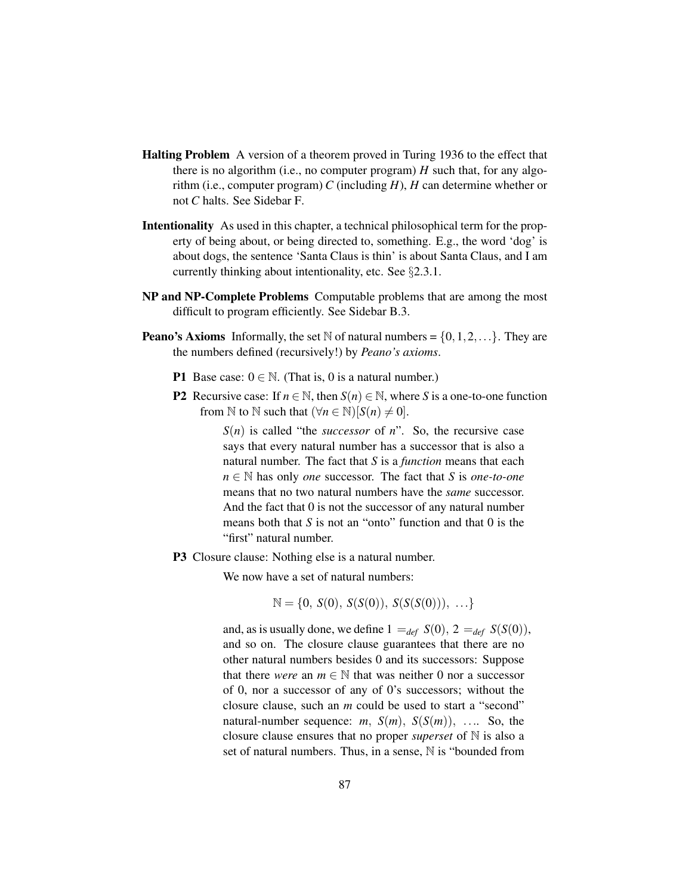**Halting Problem** A version of a theorem proved in Turing 1936 to the effect that there is no algorithm (i.e., no computer program) $H$ such that, for any algorithm (i.e., computer program) $C$ (including $H$), $H$ can determine whether or not $C$ halts. See Sidebar F.

**Intentionality** As used in this chapter, a technical philosophical term for the property of being about, or being directed to, something. E.g., the word 'dog' is about dogs, the sentence 'Santa Claus is thin' is about Santa Claus, and I am currently thinking about intentionality, etc. See §2.3.1.

**NP and NP-Complete Problems** Computable problems that are among the most difficult to program efficiently. See Sidebar B.3.

**Peano's Axioms** Informally, the set $\mathbb{N}$ of natural numbers = $\{0, 1, 2, \ldots\}$. They are the numbers defined (recursively!) by *Peano's axioms*.

**P1** Base case: $0 \in \mathbb{N}$. (That is, 0 is a natural number.)

**P2** Recursive case: If $n \in \mathbb{N}$, then $S(n) \in \mathbb{N}$, where $S$ is a one-to-one function from $\mathbb{N}$ to $\mathbb{N}$ such that $(\forall n \in \mathbb{N})[S(n) \neq 0]$.

$S(n)$ is called "the *successor* of $n$". So, the recursive case says that every natural number has a successor that is also a natural number. The fact that $S$ is a *function* means that each $n \in \mathbb{N}$ has only *one* successor. The fact that $S$ is *one-to-one* means that no two natural numbers have the *same* successor. And the fact that 0 is not the successor of any natural number means both that $S$ is not an "onto" function and that 0 is the "first" natural number.

**P3** Closure clause: Nothing else is a natural number.

We now have a set of natural numbers:

$$\mathbb{N} = \{0,\ S(0),\ S(S(0)),\ S(S(S(0))),\ \ldots\}$$

and, as is usually done, we define $1 =_{def} S(0)$, $2 =_{def} S(S(0))$, and so on. The closure clause guarantees that there are no other natural numbers besides 0 and its successors: Suppose that there *were* an $m \in \mathbb{N}$ that was neither 0 nor a successor of 0, nor a successor of any of 0's successors; without the closure clause, such an $m$ could be used to start a "second" natural-number sequence: $m$, $S(m)$, $S(S(m))$, .... So, the closure clause ensures that no proper *superset* of $\mathbb{N}$ is also a set of natural numbers. Thus, in a sense, $\mathbb{N}$ is "bounded from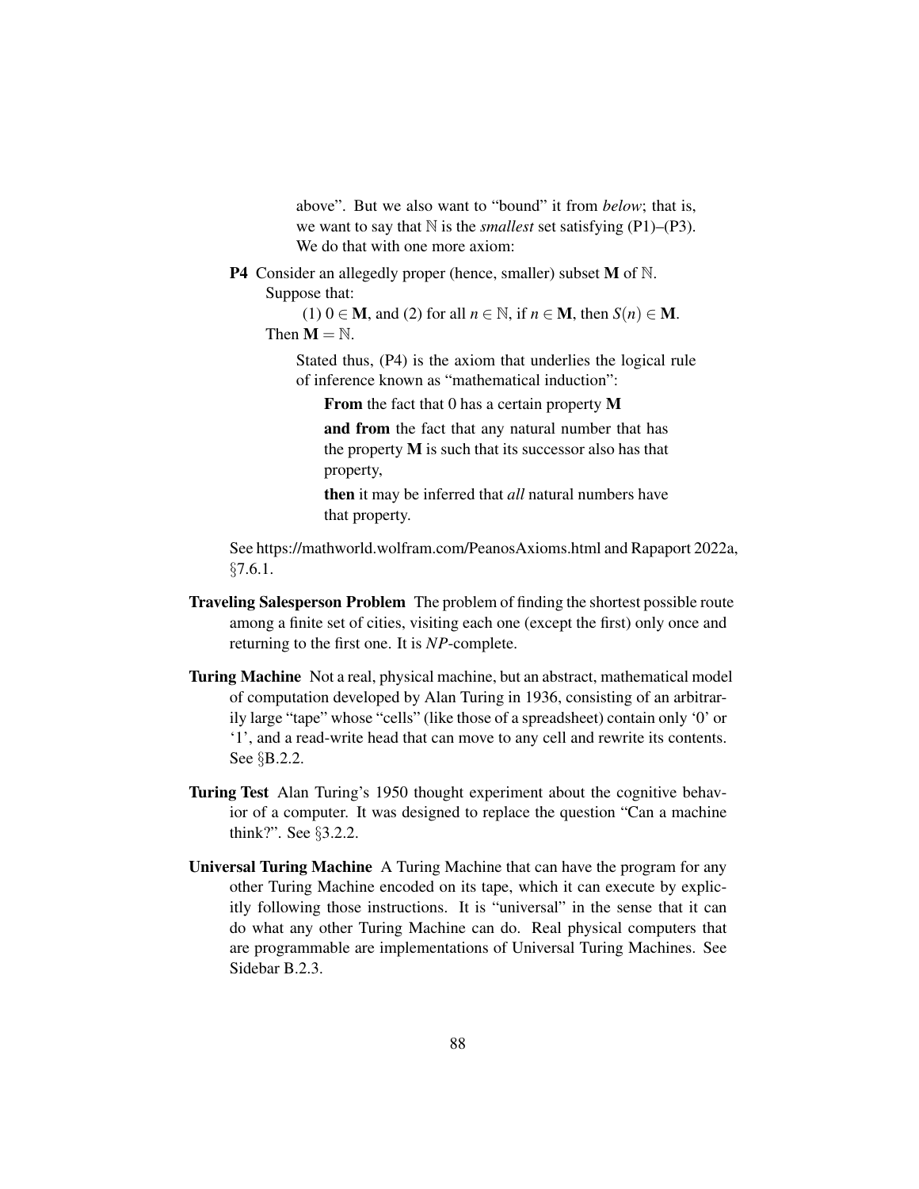above". But we also want to "bound" it from *below*; that is, we want to say that $\mathbb{N}$ is the *smallest* set satisfying (P1)–(P3). We do that with one more axiom:

**P4** Consider an allegedly proper (hence, smaller) subset $\mathbf{M}$ of $\mathbb{N}$. Suppose that:

(1) $0 \in \mathbf{M}$, and (2) for all $n \in \mathbb{N}$, if $n \in \mathbf{M}$, then $S(n) \in \mathbf{M}$.

Then $\mathbf{M} = \mathbb{N}$.

Stated thus, (P4) is the axiom that underlies the logical rule of inference known as "mathematical induction":

**From** the fact that 0 has a certain property $\mathbf{M}$

**and from** the fact that any natural number that has the property $\mathbf{M}$ is such that its successor also has that property,

**then** it may be inferred that *all* natural numbers have that property.

See https://mathworld.wolfram.com/PeanosAxioms.html and Rapaport 2022a, §7.6.1.

**Traveling Salesperson Problem** The problem of finding the shortest possible route among a finite set of cities, visiting each one (except the first) only once and returning to the first one. It is *NP*-complete.

**Turing Machine** Not a real, physical machine, but an abstract, mathematical model of computation developed by Alan Turing in 1936, consisting of an arbitrarily large "tape" whose "cells" (like those of a spreadsheet) contain only '0' or '1', and a read-write head that can move to any cell and rewrite its contents. See §B.2.2.

**Turing Test** Alan Turing's 1950 thought experiment about the cognitive behavior of a computer. It was designed to replace the question "Can a machine think?". See §3.2.2.

**Universal Turing Machine** A Turing Machine that can have the program for any other Turing Machine encoded on its tape, which it can execute by explicitly following those instructions. It is "universal" in the sense that it can do what any other Turing Machine can do. Real physical computers that are programmable are implementations of Universal Turing Machines. See Sidebar B.2.3.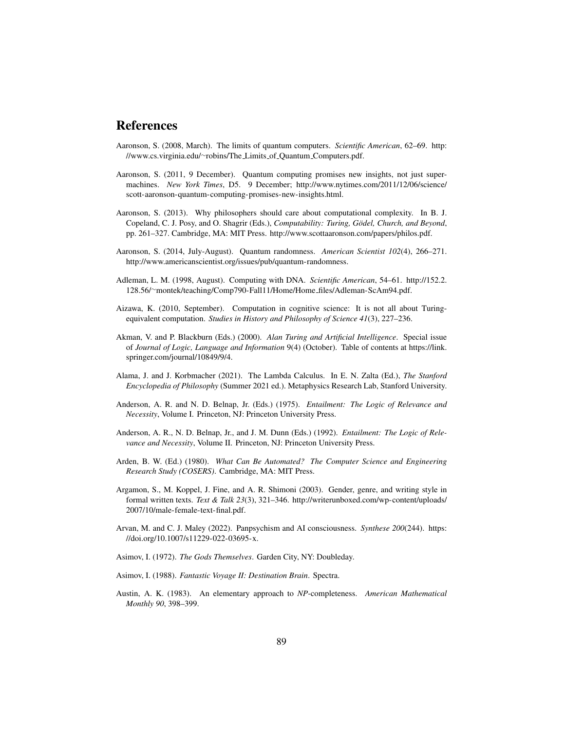# References

Aaronson, S. (2008, March). The limits of quantum computers. *Scientific American*, 62–69. http://www.cs.virginia.edu/~robins/The_Limits_of_Quantum_Computers.pdf.

Aaronson, S. (2011, 9 December). Quantum computing promises new insights, not just supermachines. *New York Times*, D5. 9 December; http://www.nytimes.com/2011/12/06/science/scott-aaronson-quantum-computing-promises-new-insights.html.

Aaronson, S. (2013). Why philosophers should care about computational complexity. In B. J. Copeland, C. J. Posy, and O. Shagrir (Eds.), *Computability: Turing, Gödel, Church, and Beyond*, pp. 261–327. Cambridge, MA: MIT Press. http://www.scottaaronson.com/papers/philos.pdf.

Aaronson, S. (2014, July-August). Quantum randomness. *American Scientist 102*(4), 266–271. http://www.americanscientist.org/issues/pub/quantum-randomness.

Adleman, L. M. (1998, August). Computing with DNA. *Scientific American*, 54–61. http://152.2.128.56/~montek/teaching/Comp790-Fall11/Home/Home_files/Adleman-ScAm94.pdf.

Aizawa, K. (2010, September). Computation in cognitive science: It is not all about Turing-equivalent computation. *Studies in History and Philosophy of Science 41*(3), 227–236.

Akman, V. and P. Blackburn (Eds.) (2000). *Alan Turing and Artificial Intelligence*. Special issue of *Journal of Logic, Language and Information* 9(4) (October). Table of contents at https://link.springer.com/journal/10849/9/4.

Alama, J. and J. Korbmacher (2021). The Lambda Calculus. In E. N. Zalta (Ed.), *The Stanford Encyclopedia of Philosophy* (Summer 2021 ed.). Metaphysics Research Lab, Stanford University.

Anderson, A. R. and N. D. Belnap, Jr. (Eds.) (1975). *Entailment: The Logic of Relevance and Necessity*, Volume I. Princeton, NJ: Princeton University Press.

Anderson, A. R., N. D. Belnap, Jr., and J. M. Dunn (Eds.) (1992). *Entailment: The Logic of Relevance and Necessity*, Volume II. Princeton, NJ: Princeton University Press.

Arden, B. W. (Ed.) (1980). *What Can Be Automated? The Computer Science and Engineering Research Study (COSERS)*. Cambridge, MA: MIT Press.

Argamon, S., M. Koppel, J. Fine, and A. R. Shimoni (2003). Gender, genre, and writing style in formal written texts. *Text & Talk 23*(3), 321–346. http://writerunboxed.com/wp-content/uploads/2007/10/male-female-text-final.pdf.

Arvan, M. and C. J. Maley (2022). Panpsychism and AI consciousness. *Synthese 200*(244). https://doi.org/10.1007/s11229-022-03695-x.

Asimov, I. (1972). *The Gods Themselves*. Garden City, NY: Doubleday.

Asimov, I. (1988). *Fantastic Voyage II: Destination Brain*. Spectra.

Austin, A. K. (1983). An elementary approach to *NP*-completeness. *American Mathematical Monthly 90*, 398–399.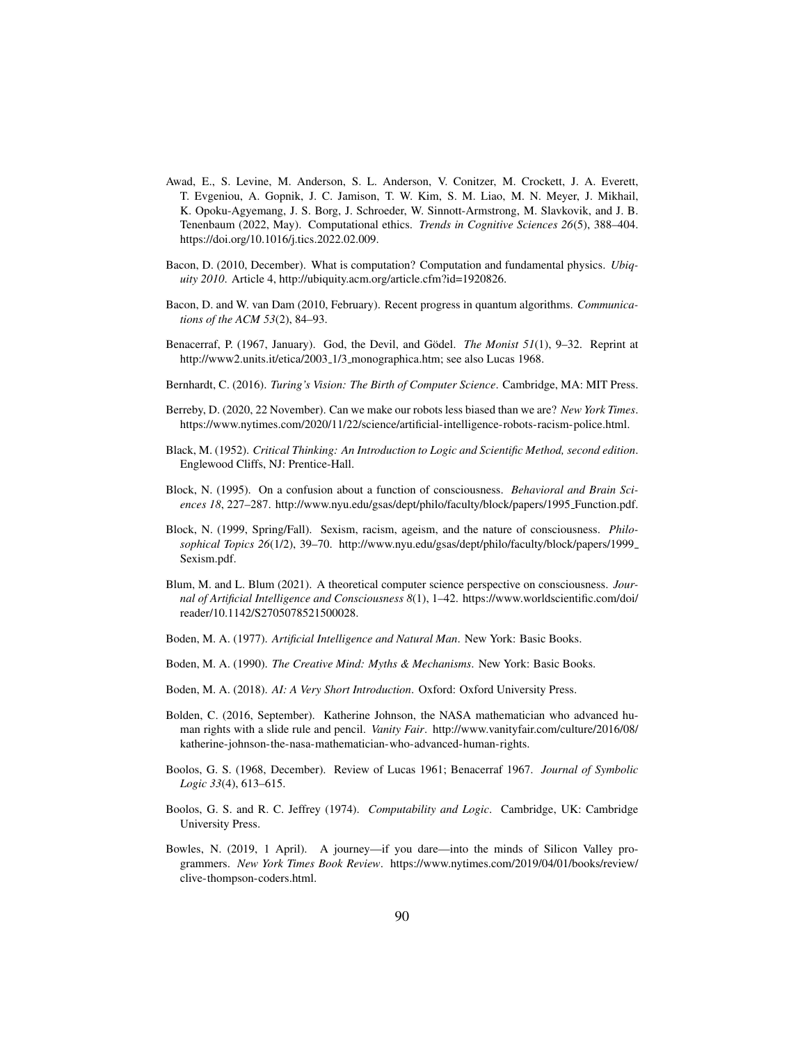Awad, E., S. Levine, M. Anderson, S. L. Anderson, V. Conitzer, M. Crockett, J. A. Everett, T. Evgeniou, A. Gopnik, J. C. Jamison, T. W. Kim, S. M. Liao, M. N. Meyer, J. Mikhail, K. Opoku-Agyemang, J. S. Borg, J. Schroeder, W. Sinnott-Armstrong, M. Slavkovik, and J. B. Tenenbaum (2022, May). Computational ethics. *Trends in Cognitive Sciences 26*(5), 388–404. https://doi.org/10.1016/j.tics.2022.02.009.

Bacon, D. (2010, December). What is computation? Computation and fundamental physics. *Ubiquity 2010*. Article 4, http://ubiquity.acm.org/article.cfm?id=1920826.

Bacon, D. and W. van Dam (2010, February). Recent progress in quantum algorithms. *Communications of the ACM 53*(2), 84–93.

Benacerraf, P. (1967, January). God, the Devil, and Gödel. *The Monist 51*(1), 9–32. Reprint at http://www2.units.it/etica/2003_1/3_monographica.htm; see also Lucas 1968.

Bernhardt, C. (2016). *Turing's Vision: The Birth of Computer Science*. Cambridge, MA: MIT Press.

Berreby, D. (2020, 22 November). Can we make our robots less biased than we are? *New York Times*. https://www.nytimes.com/2020/11/22/science/artificial-intelligence-robots-racism-police.html.

Black, M. (1952). *Critical Thinking: An Introduction to Logic and Scientific Method, second edition*. Englewood Cliffs, NJ: Prentice-Hall.

Block, N. (1995). On a confusion about a function of consciousness. *Behavioral and Brain Sciences 18*, 227–287. http://www.nyu.edu/gsas/dept/philo/faculty/block/papers/1995_Function.pdf.

Block, N. (1999, Spring/Fall). Sexism, racism, ageism, and the nature of consciousness. *Philosophical Topics 26*(1/2), 39–70. http://www.nyu.edu/gsas/dept/philo/faculty/block/papers/1999_Sexism.pdf.

Blum, M. and L. Blum (2021). A theoretical computer science perspective on consciousness. *Journal of Artificial Intelligence and Consciousness 8*(1), 1–42. https://www.worldscientific.com/doi/reader/10.1142/S2705078521500028.

Boden, M. A. (1977). *Artificial Intelligence and Natural Man*. New York: Basic Books.

Boden, M. A. (1990). *The Creative Mind: Myths & Mechanisms*. New York: Basic Books.

Boden, M. A. (2018). *AI: A Very Short Introduction*. Oxford: Oxford University Press.

Bolden, C. (2016, September). Katherine Johnson, the NASA mathematician who advanced human rights with a slide rule and pencil. *Vanity Fair*. http://www.vanityfair.com/culture/2016/08/katherine-johnson-the-nasa-mathematician-who-advanced-human-rights.

Boolos, G. S. (1968, December). Review of Lucas 1961; Benacerraf 1967. *Journal of Symbolic Logic 33*(4), 613–615.

Boolos, G. S. and R. C. Jeffrey (1974). *Computability and Logic*. Cambridge, UK: Cambridge University Press.

Bowles, N. (2019, 1 April). A journey—if you dare—into the minds of Silicon Valley programmers. *New York Times Book Review*. https://www.nytimes.com/2019/04/01/books/review/clive-thompson-coders.html.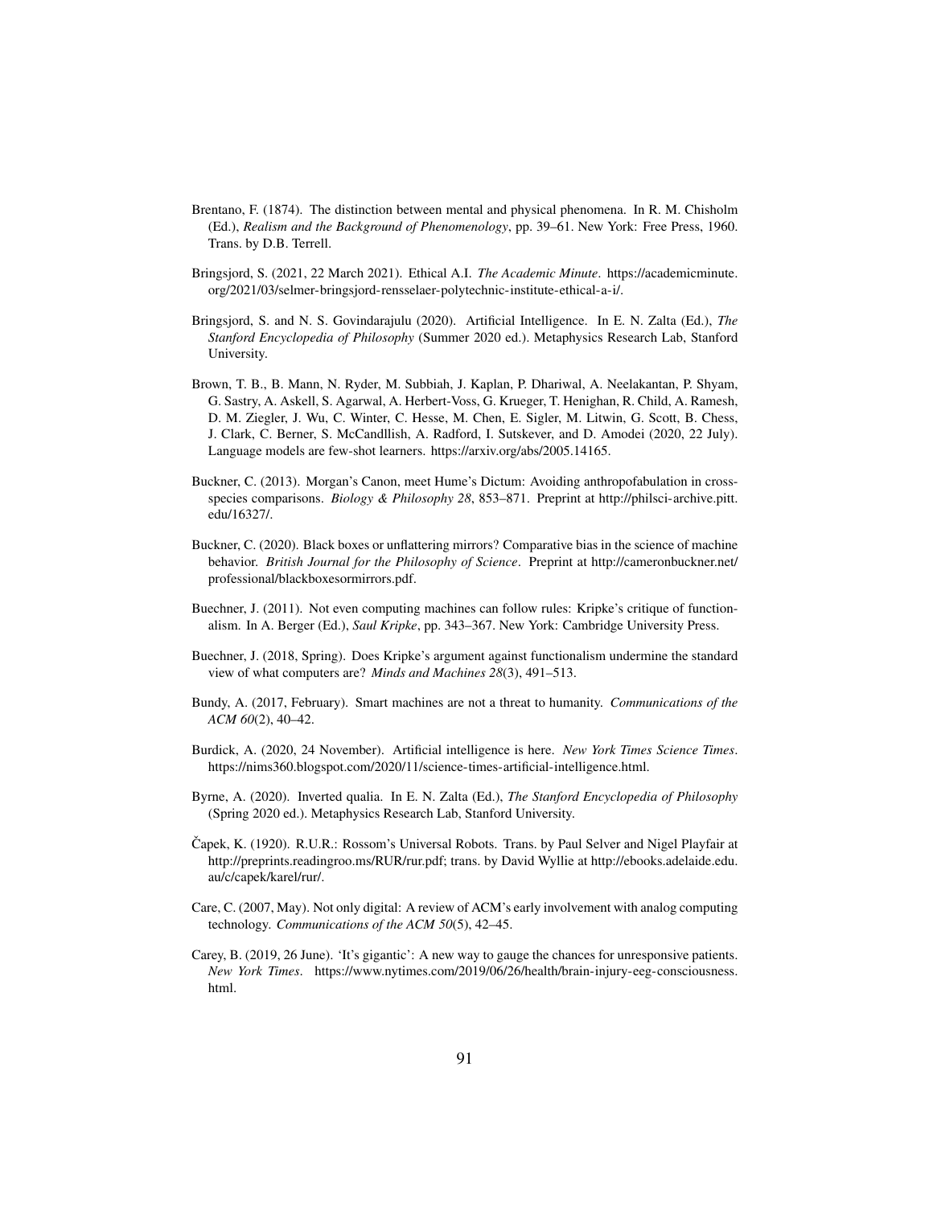Brentano, F. (1874). The distinction between mental and physical phenomena. In R. M. Chisholm (Ed.), *Realism and the Background of Phenomenology*, pp. 39–61. New York: Free Press, 1960. Trans. by D.B. Terrell.

Bringsjord, S. (2021, 22 March 2021). Ethical A.I. *The Academic Minute*. https://academicminute.org/2021/03/selmer-bringsjord-rensselaer-polytechnic-institute-ethical-a-i/.

Bringsjord, S. and N. S. Govindarajulu (2020). Artificial Intelligence. In E. N. Zalta (Ed.), *The Stanford Encyclopedia of Philosophy* (Summer 2020 ed.). Metaphysics Research Lab, Stanford University.

Brown, T. B., B. Mann, N. Ryder, M. Subbiah, J. Kaplan, P. Dhariwal, A. Neelakantan, P. Shyam, G. Sastry, A. Askell, S. Agarwal, A. Herbert-Voss, G. Krueger, T. Henighan, R. Child, A. Ramesh, D. M. Ziegler, J. Wu, C. Winter, C. Hesse, M. Chen, E. Sigler, M. Litwin, S. Gray, B. Chess, J. Clark, C. Berner, S. McCandllish, A. Radford, I. Sutskever, and D. Amodei (2020, 22 July). Language models are few-shot learners. https://arxiv.org/abs/2005.14165.

Buckner, C. (2013). Morgan's Canon, meet Hume's Dictum: Avoiding anthropofabulation in cross-species comparisons. *Biology & Philosophy 28*, 853–871. Preprint at http://philsci-archive.pitt.edu/16327/.

Buckner, C. (2020). Black boxes or unflattering mirrors? Comparative bias in the science of machine behavior. *British Journal for the Philosophy of Science*. Preprint at http://cameronbuckner.net/professional/blackboxesormirrors.pdf.

Buechner, J. (2011). Not even computing machines can follow rules: Kripke's critique of functionalism. In A. Berger (Ed.), *Saul Kripke*, pp. 343–367. New York: Cambridge University Press.

Buechner, J. (2018, Spring). Does Kripke's argument against functionalism undermine the standard view of what computers are? *Minds and Machines 28*(3), 491–513.

Bundy, A. (2017, February). Smart machines are not a threat to humanity. *Communications of the ACM 60*(2), 40–42.

Burdick, A. (2020, 24 November). Artificial intelligence is here. *New York Times Science Times*. https://nims360.blogspot.com/2020/11/science-times-artificial-intelligence.html.

Byrne, A. (2020). Inverted qualia. In E. N. Zalta (Ed.), *The Stanford Encyclopedia of Philosophy* (Spring 2020 ed.). Metaphysics Research Lab, Stanford University.

Čapek, K. (1920). R.U.R.: Rossom's Universal Robots. Trans. by Paul Selver and Nigel Playfair at http://preprints.readingroo.ms/RUR/rur.pdf; trans. by David Wyllie at http://ebooks.adelaide.edu.au/c/capek/karel/rur/.

Care, C. (2007, May). Not only digital: A review of ACM's early involvement with analog computing technology. *Communications of the ACM 50*(5), 42–45.

Carey, B. (2019, 26 June). 'It's gigantic': A new way to gauge the chances for unresponsive patients. *New York Times*. https://www.nytimes.com/2019/06/26/health/brain-injury-eeg-consciousness.html.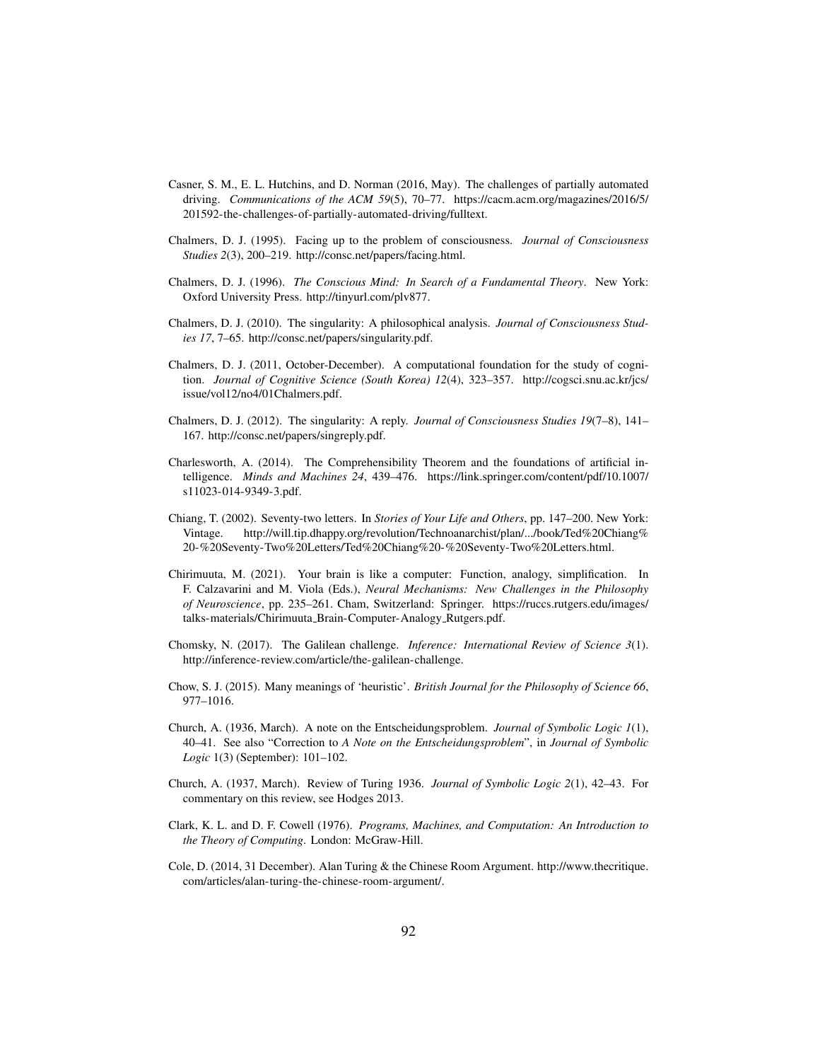Casner, S. M., E. L. Hutchins, and D. Norman (2016, May). The challenges of partially automated driving. *Communications of the ACM 59*(5), 70–77. https://cacm.acm.org/magazines/2016/5/201592-the-challenges-of-partially-automated-driving/fulltext.

Chalmers, D. J. (1995). Facing up to the problem of consciousness. *Journal of Consciousness Studies 2*(3), 200–219. http://consc.net/papers/facing.html.

Chalmers, D. J. (1996). *The Conscious Mind: In Search of a Fundamental Theory*. New York: Oxford University Press. http://tinyurl.com/plv877.

Chalmers, D. J. (2010). The singularity: A philosophical analysis. *Journal of Consciousness Studies 17*, 7–65. http://consc.net/papers/singularity.pdf.

Chalmers, D. J. (2011, October-December). A computational foundation for the study of cognition. *Journal of Cognitive Science (South Korea) 12*(4), 323–357. http://cogsci.snu.ac.kr/jcs/issue/vol12/no4/01Chalmers.pdf.

Chalmers, D. J. (2012). The singularity: A reply. *Journal of Consciousness Studies 19*(7–8), 141–167. http://consc.net/papers/singreply.pdf.

Charlesworth, A. (2014). The Comprehensibility Theorem and the foundations of artificial intelligence. *Minds and Machines 24*, 439–476. https://link.springer.com/content/pdf/10.1007/s11023-014-9349-3.pdf.

Chiang, T. (2002). Seventy-two letters. In *Stories of Your Life and Others*, pp. 147–200. New York: Vintage. http://will.tip.dhappy.org/revolution/Technoanarchist/plan/.../book/Ted%20Chiang%20-%20Seventy-Two%20Letters/Ted%20Chiang%20-%20Seventy-Two%20Letters.html.

Chirimuuta, M. (2021). Your brain is like a computer: Function, analogy, simplification. In F. Calzavarini and M. Viola (Eds.), *Neural Mechanisms: New Challenges in the Philosophy of Neuroscience*, pp. 235–261. Cham, Switzerland: Springer. https://ruccs.rutgers.edu/images/talks-materials/Chirimuuta_Brain-Computer-Analogy_Rutgers.pdf.

Chomsky, N. (2017). The Galilean challenge. *Inference: International Review of Science 3*(1). http://inference-review.com/article/the-galilean-challenge.

Chow, S. J. (2015). Many meanings of 'heuristic'. *British Journal for the Philosophy of Science 66*, 977–1016.

Church, A. (1936, March). A note on the Entscheidungsproblem. *Journal of Symbolic Logic 1*(1), 40–41. See also "Correction to *A Note on the Entscheidungsproblem*", in *Journal of Symbolic Logic* 1(3) (September): 101–102.

Church, A. (1937, March). Review of Turing 1936. *Journal of Symbolic Logic 2*(1), 42–43. For commentary on this review, see Hodges 2013.

Clark, K. L. and D. F. Cowell (1976). *Programs, Machines, and Computation: An Introduction to the Theory of Computing*. London: McGraw-Hill.

Cole, D. (2014, 31 December). Alan Turing & the Chinese Room Argument. http://www.thecritique.com/articles/alan-turing-the-chinese-room-argument/.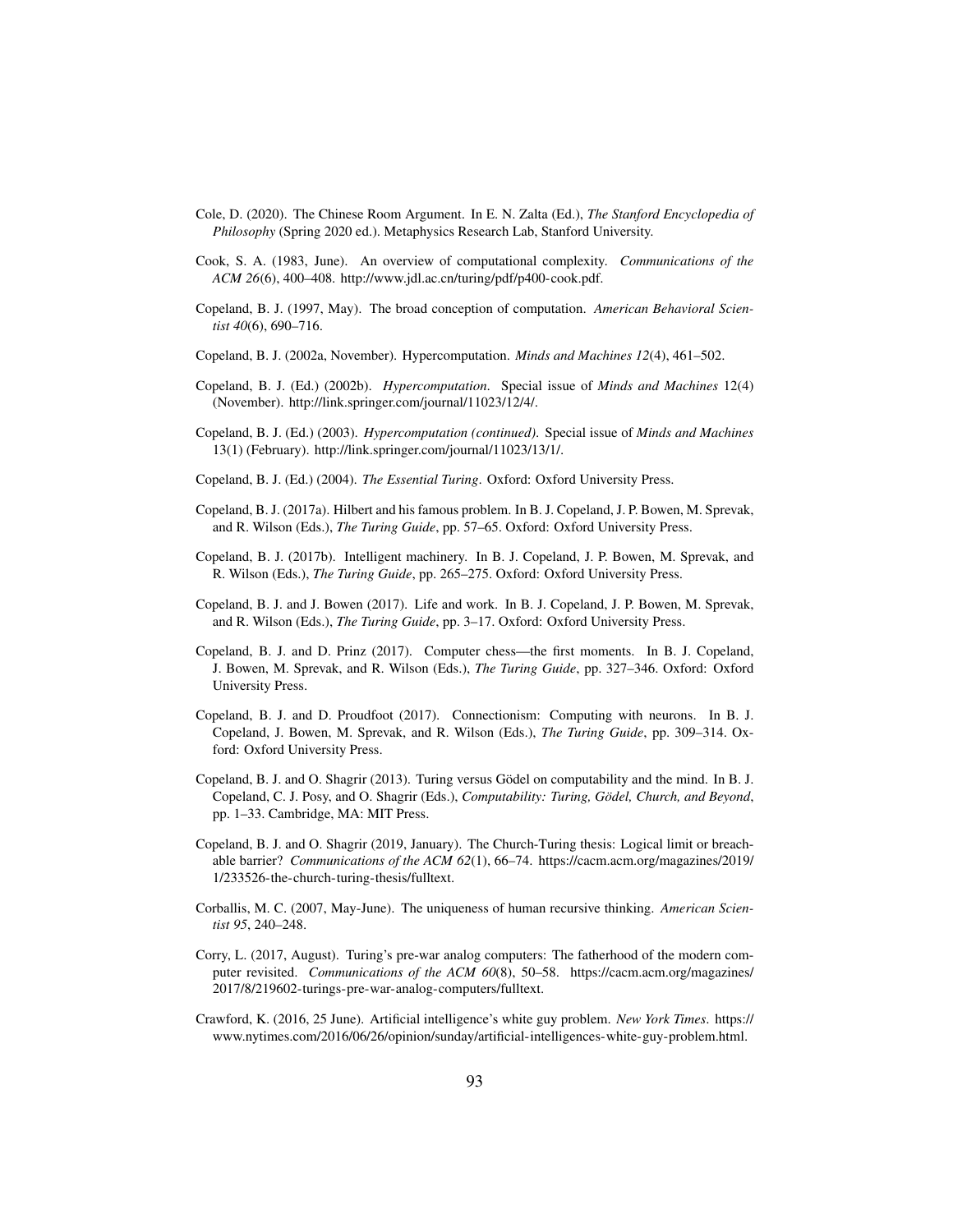Cole, D. (2020). The Chinese Room Argument. In E. N. Zalta (Ed.), *The Stanford Encyclopedia of Philosophy* (Spring 2020 ed.). Metaphysics Research Lab, Stanford University.

Cook, S. A. (1983, June). An overview of computational complexity. *Communications of the ACM 26*(6), 400–408. http://www.jdl.ac.cn/turing/pdf/p400-cook.pdf.

Copeland, B. J. (1997, May). The broad conception of computation. *American Behavioral Scientist 40*(6), 690–716.

Copeland, B. J. (2002a, November). Hypercomputation. *Minds and Machines 12*(4), 461–502.

Copeland, B. J. (Ed.) (2002b). *Hypercomputation*. Special issue of *Minds and Machines* 12(4) (November). http://link.springer.com/journal/11023/12/4/.

Copeland, B. J. (Ed.) (2003). *Hypercomputation (continued)*. Special issue of *Minds and Machines* 13(1) (February). http://link.springer.com/journal/11023/13/1/.

Copeland, B. J. (Ed.) (2004). *The Essential Turing*. Oxford: Oxford University Press.

Copeland, B. J. (2017a). Hilbert and his famous problem. In B. J. Copeland, J. P. Bowen, M. Sprevak, and R. Wilson (Eds.), *The Turing Guide*, pp. 57–65. Oxford: Oxford University Press.

Copeland, B. J. (2017b). Intelligent machinery. In B. J. Copeland, J. P. Bowen, M. Sprevak, and R. Wilson (Eds.), *The Turing Guide*, pp. 265–275. Oxford: Oxford University Press.

Copeland, B. J. and J. Bowen (2017). Life and work. In B. J. Copeland, J. P. Bowen, M. Sprevak, and R. Wilson (Eds.), *The Turing Guide*, pp. 3–17. Oxford: Oxford University Press.

Copeland, B. J. and D. Prinz (2017). Computer chess—the first moments. In B. J. Copeland, J. Bowen, M. Sprevak, and R. Wilson (Eds.), *The Turing Guide*, pp. 327–346. Oxford: Oxford University Press.

Copeland, B. J. and D. Proudfoot (2017). Connectionism: Computing with neurons. In B. J. Copeland, J. Bowen, M. Sprevak, and R. Wilson (Eds.), *The Turing Guide*, pp. 309–314. Oxford: Oxford University Press.

Copeland, B. J. and O. Shagrir (2013). Turing versus Gödel on computability and the mind. In B. J. Copeland, C. J. Posy, and O. Shagrir (Eds.), *Computability: Turing, Gödel, Church, and Beyond*, pp. 1–33. Cambridge, MA: MIT Press.

Copeland, B. J. and O. Shagrir (2019, January). The Church-Turing thesis: Logical limit or breachable barrier? *Communications of the ACM 62*(1), 66–74. https://cacm.acm.org/magazines/2019/1/233526-the-church-turing-thesis/fulltext.

Corballis, M. C. (2007, May-June). The uniqueness of human recursive thinking. *American Scientist 95*, 240–248.

Corry, L. (2017, August). Turing's pre-war analog computers: The fatherhood of the modern computer revisited. *Communications of the ACM 60*(8), 50–58. https://cacm.acm.org/magazines/2017/8/219602-turings-pre-war-analog-computers/fulltext.

Crawford, K. (2016, 25 June). Artificial intelligence's white guy problem. *New York Times*. https://www.nytimes.com/2016/06/26/opinion/sunday/artificial-intelligences-white-guy-problem.html.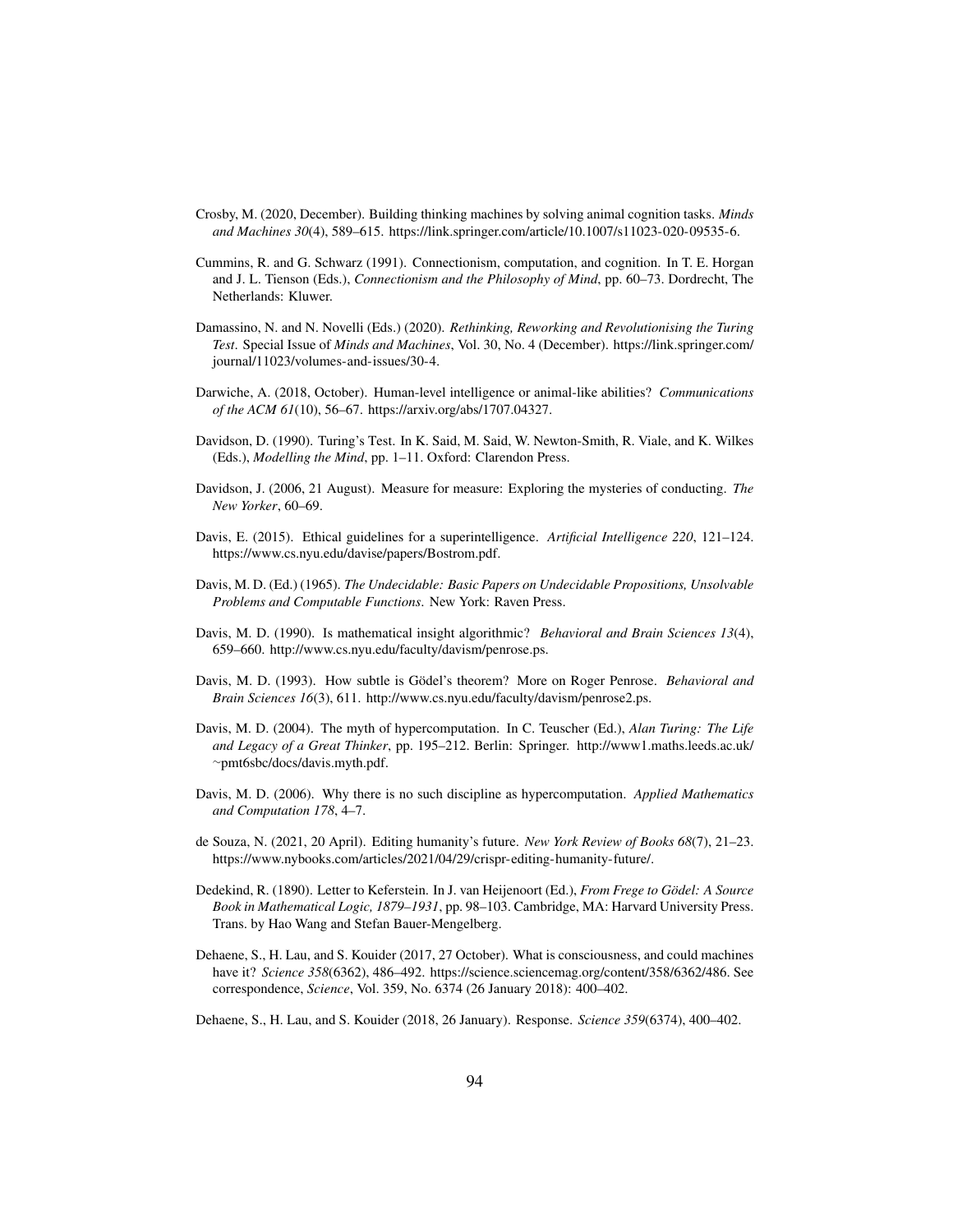Crosby, M. (2020, December). Building thinking machines by solving animal cognition tasks. *Minds and Machines 30*(4), 589–615. https://link.springer.com/article/10.1007/s11023-020-09535-6.

Cummins, R. and G. Schwarz (1991). Connectionism, computation, and cognition. In T. E. Horgan and J. L. Tienson (Eds.), *Connectionism and the Philosophy of Mind*, pp. 60–73. Dordrecht, The Netherlands: Kluwer.

Damassino, N. and N. Novelli (Eds.) (2020). *Rethinking, Reworking and Revolutionising the Turing Test*. Special Issue of *Minds and Machines*, Vol. 30, No. 4 (December). https://link.springer.com/journal/11023/volumes-and-issues/30-4.

Darwiche, A. (2018, October). Human-level intelligence or animal-like abilities? *Communications of the ACM 61*(10), 56–67. https://arxiv.org/abs/1707.04327.

Davidson, D. (1990). Turing's Test. In K. Said, M. Said, W. Newton-Smith, R. Viale, and K. Wilkes (Eds.), *Modelling the Mind*, pp. 1–11. Oxford: Clarendon Press.

Davidson, J. (2006, 21 August). Measure for measure: Exploring the mysteries of conducting. *The New Yorker*, 60–69.

Davis, E. (2015). Ethical guidelines for a superintelligence. *Artificial Intelligence 220*, 121–124. https://www.cs.nyu.edu/davise/papers/Bostrom.pdf.

Davis, M. D. (Ed.) (1965). *The Undecidable: Basic Papers on Undecidable Propositions, Unsolvable Problems and Computable Functions*. New York: Raven Press.

Davis, M. D. (1990). Is mathematical insight algorithmic? *Behavioral and Brain Sciences 13*(4), 659–660. http://www.cs.nyu.edu/faculty/davism/penrose.ps.

Davis, M. D. (1993). How subtle is Gödel's theorem? More on Roger Penrose. *Behavioral and Brain Sciences 16*(3), 611. http://www.cs.nyu.edu/faculty/davism/penrose2.ps.

Davis, M. D. (2004). The myth of hypercomputation. In C. Teuscher (Ed.), *Alan Turing: The Life and Legacy of a Great Thinker*, pp. 195–212. Berlin: Springer. http://www1.maths.leeds.ac.uk/~pmt6sbc/docs/davis.myth.pdf.

Davis, M. D. (2006). Why there is no such discipline as hypercomputation. *Applied Mathematics and Computation 178*, 4–7.

de Souza, N. (2021, 20 April). Editing humanity's future. *New York Review of Books 68*(7), 21–23. https://www.nybooks.com/articles/2021/04/29/crispr-editing-humanity-future/.

Dedekind, R. (1890). Letter to Keferstein. In J. van Heijenoort (Ed.), *From Frege to Gödel: A Source Book in Mathematical Logic, 1879–1931*, pp. 98–103. Cambridge, MA: Harvard University Press. Trans. by Hao Wang and Stefan Bauer-Mengelberg.

Dehaene, S., H. Lau, and S. Kouider (2017, 27 October). What is consciousness, and could machines have it? *Science 358*(6362), 486–492. https://science.sciencemag.org/content/358/6362/486. See correspondence, *Science*, Vol. 359, No. 6374 (26 January 2018): 400–402.

Dehaene, S., H. Lau, and S. Kouider (2018, 26 January). Response. *Science 359*(6374), 400–402.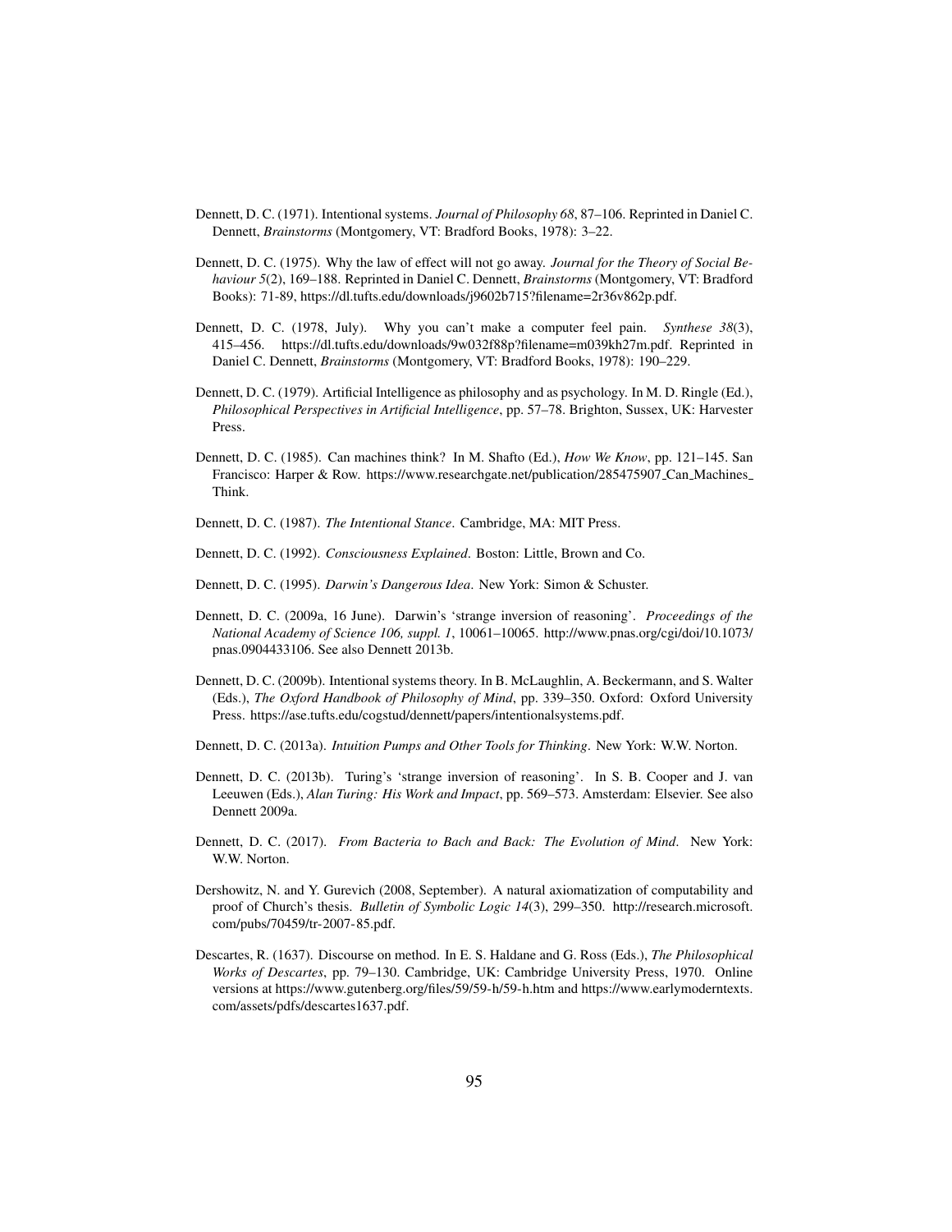Dennett, D. C. (1971). Intentional systems. *Journal of Philosophy 68*, 87–106. Reprinted in Daniel C. Dennett, *Brainstorms* (Montgomery, VT: Bradford Books, 1978): 3–22.

Dennett, D. C. (1975). Why the law of effect will not go away. *Journal for the Theory of Social Behaviour 5*(2), 169–188. Reprinted in Daniel C. Dennett, *Brainstorms* (Montgomery, VT: Bradford Books): 71-89, https://dl.tufts.edu/downloads/j9602b715?filename=2r36v862p.pdf.

Dennett, D. C. (1978, July). Why you can't make a computer feel pain. *Synthese 38*(3), 415–456. https://dl.tufts.edu/downloads/9w032f88p?filename=m039kh27m.pdf. Reprinted in Daniel C. Dennett, *Brainstorms* (Montgomery, VT: Bradford Books, 1978): 190–229.

Dennett, D. C. (1979). Artificial Intelligence as philosophy and as psychology. In M. D. Ringle (Ed.), *Philosophical Perspectives in Artificial Intelligence*, pp. 57–78. Brighton, Sussex, UK: Harvester Press.

Dennett, D. C. (1985). Can machines think? In M. Shafto (Ed.), *How We Know*, pp. 121–145. San Francisco: Harper & Row. https://www.researchgate.net/publication/285475907_Can_Machines_Think.

Dennett, D. C. (1987). *The Intentional Stance*. Cambridge, MA: MIT Press.

Dennett, D. C. (1992). *Consciousness Explained*. Boston: Little, Brown and Co.

Dennett, D. C. (1995). *Darwin's Dangerous Idea*. New York: Simon & Schuster.

Dennett, D. C. (2009a, 16 June). Darwin's 'strange inversion of reasoning'. *Proceedings of the National Academy of Science 106, suppl. 1*, 10061–10065. http://www.pnas.org/cgi/doi/10.1073/pnas.0904433106. See also Dennett 2013b.

Dennett, D. C. (2009b). Intentional systems theory. In B. McLaughlin, A. Beckermann, and S. Walter (Eds.), *The Oxford Handbook of Philosophy of Mind*, pp. 339–350. Oxford: Oxford University Press. https://ase.tufts.edu/cogstud/dennett/papers/intentionalsystems.pdf.

Dennett, D. C. (2013a). *Intuition Pumps and Other Tools for Thinking*. New York: W.W. Norton.

Dennett, D. C. (2013b). Turing's 'strange inversion of reasoning'. In S. B. Cooper and J. van Leeuwen (Eds.), *Alan Turing: His Work and Impact*, pp. 569–573. Amsterdam: Elsevier. See also Dennett 2009a.

Dennett, D. C. (2017). *From Bacteria to Bach and Back: The Evolution of Mind*. New York: W.W. Norton.

Dershowitz, N. and Y. Gurevich (2008, September). A natural axiomatization of computability and proof of Church's thesis. *Bulletin of Symbolic Logic 14*(3), 299–350. http://research.microsoft.com/pubs/70459/tr-2007-85.pdf.

Descartes, R. (1637). Discourse on method. In E. S. Haldane and G. Ross (Eds.), *The Philosophical Works of Descartes*, pp. 79–130. Cambridge, UK: Cambridge University Press, 1970. Online versions at https://www.gutenberg.org/files/59/59-h/59-h.htm and https://www.earlymoderntexts.com/assets/pdfs/descartes1637.pdf.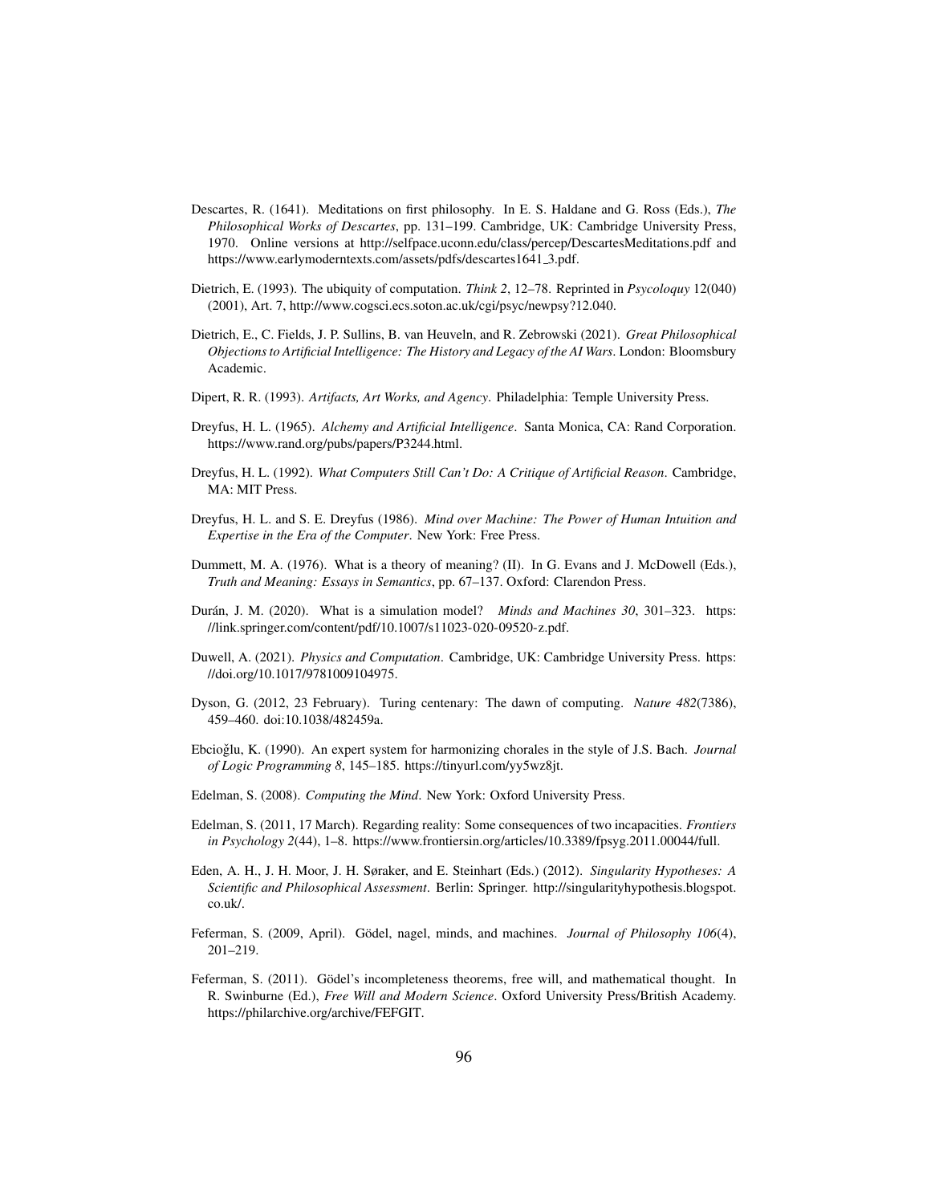Descartes, R. (1641). Meditations on first philosophy. In E. S. Haldane and G. Ross (Eds.), *The Philosophical Works of Descartes*, pp. 131–199. Cambridge, UK: Cambridge University Press, 1970. Online versions at http://selfpace.uconn.edu/class/percep/DescartesMeditations.pdf and https://www.earlymoderntexts.com/assets/pdfs/descartes1641_3.pdf.

Dietrich, E. (1993). The ubiquity of computation. *Think 2*, 12–78. Reprinted in *Psycoloquy* 12(040) (2001), Art. 7, http://www.cogsci.ecs.soton.ac.uk/cgi/psyc/newpsy?12.040.

Dietrich, E., C. Fields, J. P. Sullins, B. van Heuveln, and R. Zebrowski (2021). *Great Philosophical Objections to Artificial Intelligence: The History and Legacy of the AI Wars*. London: Bloomsbury Academic.

Dipert, R. R. (1993). *Artifacts, Art Works, and Agency*. Philadelphia: Temple University Press.

Dreyfus, H. L. (1965). *Alchemy and Artificial Intelligence*. Santa Monica, CA: Rand Corporation. https://www.rand.org/pubs/papers/P3244.html.

Dreyfus, H. L. (1992). *What Computers Still Can't Do: A Critique of Artificial Reason*. Cambridge, MA: MIT Press.

Dreyfus, H. L. and S. E. Dreyfus (1986). *Mind over Machine: The Power of Human Intuition and Expertise in the Era of the Computer*. New York: Free Press.

Dummett, M. A. (1976). What is a theory of meaning? (II). In G. Evans and J. McDowell (Eds.), *Truth and Meaning: Essays in Semantics*, pp. 67–137. Oxford: Clarendon Press.

Durán, J. M. (2020). What is a simulation model? *Minds and Machines 30*, 301–323. https://link.springer.com/content/pdf/10.1007/s11023-020-09520-z.pdf.

Duwell, A. (2021). *Physics and Computation*. Cambridge, UK: Cambridge University Press. https://doi.org/10.1017/9781009104975.

Dyson, G. (2012, 23 February). Turing centenary: The dawn of computing. *Nature 482*(7386), 459–460. doi:10.1038/482459a.

Ebcioğlu, K. (1990). An expert system for harmonizing chorales in the style of J.S. Bach. *Journal of Logic Programming 8*, 145–185. https://tinyurl.com/yy5wz8jt.

Edelman, S. (2008). *Computing the Mind*. New York: Oxford University Press.

Edelman, S. (2011, 17 March). Regarding reality: Some consequences of two incapacities. *Frontiers in Psychology 2*(44), 1–8. https://www.frontiersin.org/articles/10.3389/fpsyg.2011.00044/full.

Eden, A. H., J. H. Moor, J. H. Søraker, and E. Steinhart (Eds.) (2012). *Singularity Hypotheses: A Scientific and Philosophical Assessment*. Berlin: Springer. http://singularityhypothesis.blogspot.co.uk/.

Feferman, S. (2009, April). Gödel, nagel, minds, and machines. *Journal of Philosophy 106*(4), 201–219.

Feferman, S. (2011). Gödel's incompleteness theorems, free will, and mathematical thought. In R. Swinburne (Ed.), *Free Will and Modern Science*. Oxford University Press/British Academy. https://philarchive.org/archive/FEFGIT.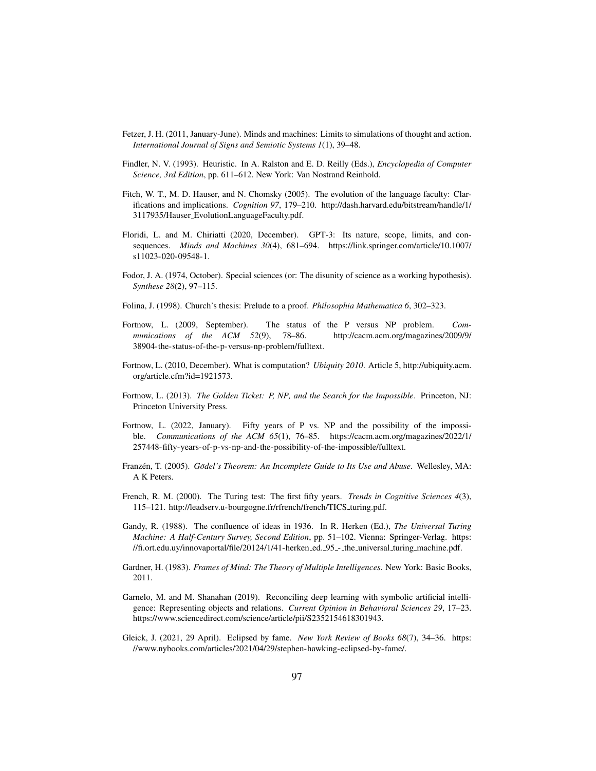Fetzer, J. H. (2011, January-June). Minds and machines: Limits to simulations of thought and action. *International Journal of Signs and Semiotic Systems 1*(1), 39–48.

Findler, N. V. (1993). Heuristic. In A. Ralston and E. D. Reilly (Eds.), *Encyclopedia of Computer Science, 3rd Edition*, pp. 611–612. New York: Van Nostrand Reinhold.

Fitch, W. T., M. D. Hauser, and N. Chomsky (2005). The evolution of the language faculty: Clarifications and implications. *Cognition 97*, 179–210. http://dash.harvard.edu/bitstream/handle/1/3117935/Hauser_EvolutionLanguageFaculty.pdf.

Floridi, L. and M. Chiriatti (2020, December). GPT-3: Its nature, scope, limits, and consequences. *Minds and Machines 30*(4), 681–694. https://link.springer.com/article/10.1007/s11023-020-09548-1.

Fodor, J. A. (1974, October). Special sciences (or: The disunity of science as a working hypothesis). *Synthese 28*(2), 97–115.

Folina, J. (1998). Church's thesis: Prelude to a proof. *Philosophia Mathematica 6*, 302–323.

Fortnow, L. (2009, September). The status of the P versus NP problem. *Communications of the ACM 52*(9), 78–86. http://cacm.acm.org/magazines/2009/9/38904-the-status-of-the-p-versus-np-problem/fulltext.

Fortnow, L. (2010, December). What is computation? *Ubiquity 2010*. Article 5, http://ubiquity.acm.org/article.cfm?id=1921573.

Fortnow, L. (2013). *The Golden Ticket: P, NP, and the Search for the Impossible*. Princeton, NJ: Princeton University Press.

Fortnow, L. (2022, January). Fifty years of P vs. NP and the possibility of the impossible. *Communications of the ACM 65*(1), 76–85. https://cacm.acm.org/magazines/2022/1/257448-fifty-years-of-p-vs-np-and-the-possibility-of-the-impossible/fulltext.

Franzén, T. (2005). *Gödel's Theorem: An Incomplete Guide to Its Use and Abuse*. Wellesley, MA: A K Peters.

French, R. M. (2000). The Turing test: The first fifty years. *Trends in Cognitive Sciences 4*(3), 115–121. http://leadserv.u-bourgogne.fr/rfrench/french/TICS_turing.pdf.

Gandy, R. (1988). The confluence of ideas in 1936. In R. Herken (Ed.), *The Universal Turing Machine: A Half-Century Survey, Second Edition*, pp. 51–102. Vienna: Springer-Verlag. https://fi.ort.edu.uy/innovaportal/file/20124/1/41-herken_ed._95_-_the_universal_turing_machine.pdf.

Gardner, H. (1983). *Frames of Mind: The Theory of Multiple Intelligences*. New York: Basic Books, 2011.

Garnelo, M. and M. Shanahan (2019). Reconciling deep learning with symbolic artificial intelligence: Representing objects and relations. *Current Opinion in Behavioral Sciences 29*, 17–23. https://www.sciencedirect.com/science/article/pii/S2352154618301943.

Gleick, J. (2021, 29 April). Eclipsed by fame. *New York Review of Books 68*(7), 34–36. https://www.nybooks.com/articles/2021/04/29/stephen-hawking-eclipsed-by-fame/.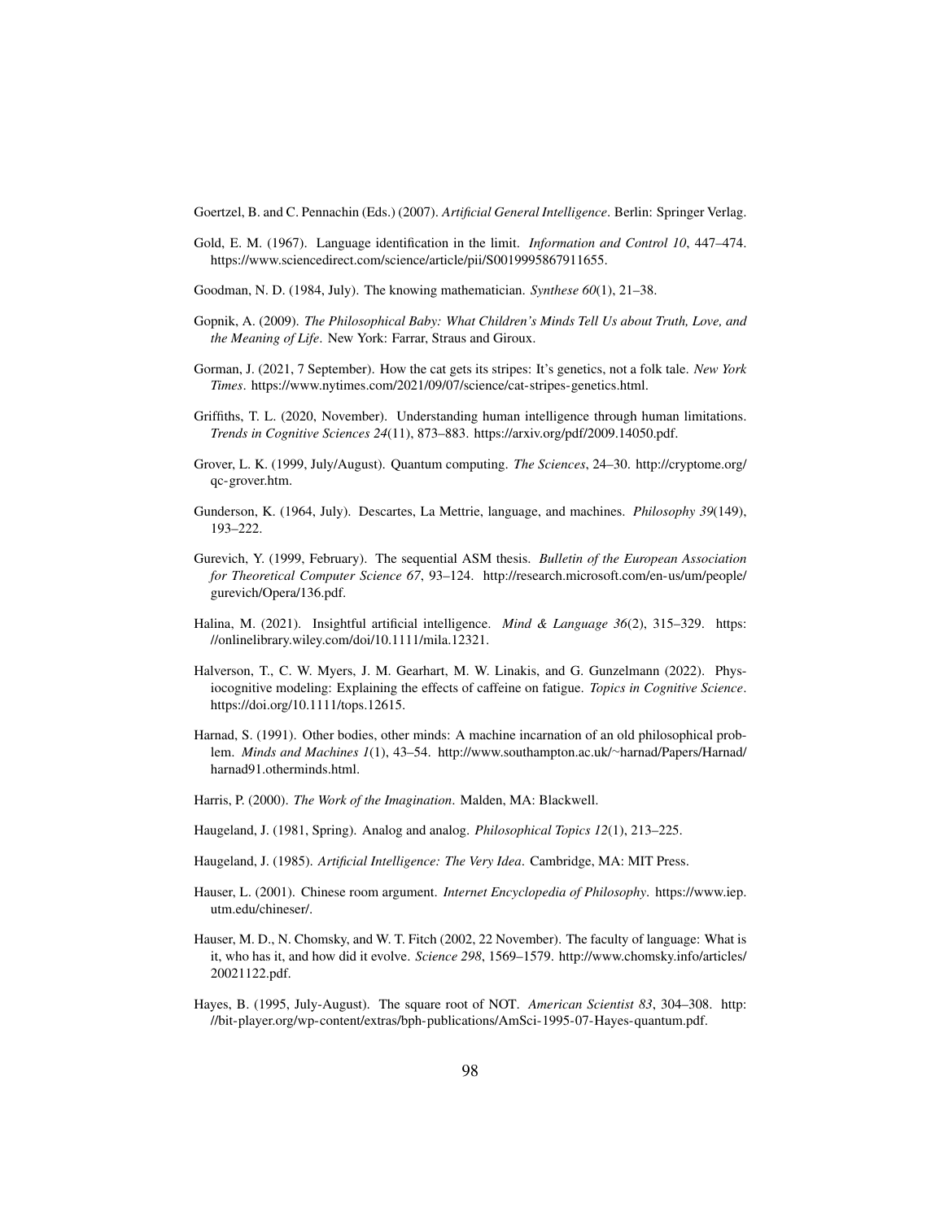Goertzel, B. and C. Pennachin (Eds.) (2007). *Artificial General Intelligence*. Berlin: Springer Verlag.

Gold, E. M. (1967). Language identification in the limit. *Information and Control 10*, 447–474. https://www.sciencedirect.com/science/article/pii/S0019995867911655.

Goodman, N. D. (1984, July). The knowing mathematician. *Synthese 60*(1), 21–38.

Gopnik, A. (2009). *The Philosophical Baby: What Children's Minds Tell Us about Truth, Love, and the Meaning of Life*. New York: Farrar, Straus and Giroux.

Gorman, J. (2021, 7 September). How the cat gets its stripes: It's genetics, not a folk tale. *New York Times*. https://www.nytimes.com/2021/09/07/science/cat-stripes-genetics.html.

Griffiths, T. L. (2020, November). Understanding human intelligence through human limitations. *Trends in Cognitive Sciences 24*(11), 873–883. https://arxiv.org/pdf/2009.14050.pdf.

Grover, L. K. (1999, July/August). Quantum computing. *The Sciences*, 24–30. http://cryptome.org/qc-grover.htm.

Gunderson, K. (1964, July). Descartes, La Mettrie, language, and machines. *Philosophy 39*(149), 193–222.

Gurevich, Y. (1999, February). The sequential ASM thesis. *Bulletin of the European Association for Theoretical Computer Science 67*, 93–124. http://research.microsoft.com/en-us/um/people/gurevich/Opera/136.pdf.

Halina, M. (2021). Insightful artificial intelligence. *Mind & Language 36*(2), 315–329. https://onlinelibrary.wiley.com/doi/10.1111/mila.12321.

Halverson, T., C. W. Myers, J. M. Gearhart, M. W. Linakis, and G. Gunzelmann (2022). Physiocognitive modeling: Explaining the effects of caffeine on fatigue. *Topics in Cognitive Science*. https://doi.org/10.1111/tops.12615.

Harnad, S. (1991). Other bodies, other minds: A machine incarnation of an old philosophical problem. *Minds and Machines 1*(1), 43–54. http://www.southampton.ac.uk/~harnad/Papers/Harnad/harnad91.otherminds.html.

Harris, P. (2000). *The Work of the Imagination*. Malden, MA: Blackwell.

Haugeland, J. (1981, Spring). Analog and analog. *Philosophical Topics 12*(1), 213–225.

Haugeland, J. (1985). *Artificial Intelligence: The Very Idea*. Cambridge, MA: MIT Press.

Hauser, L. (2001). Chinese room argument. *Internet Encyclopedia of Philosophy*. https://www.iep.utm.edu/chineser/.

Hauser, M. D., N. Chomsky, and W. T. Fitch (2002, 22 November). The faculty of language: What is it, who has it, and how did it evolve. *Science 298*, 1569–1579. http://www.chomsky.info/articles/20021122.pdf.

Hayes, B. (1995, July-August). The square root of NOT. *American Scientist 83*, 304–308. http://bit-player.org/wp-content/extras/bph-publications/AmSci-1995-07-Hayes-quantum.pdf.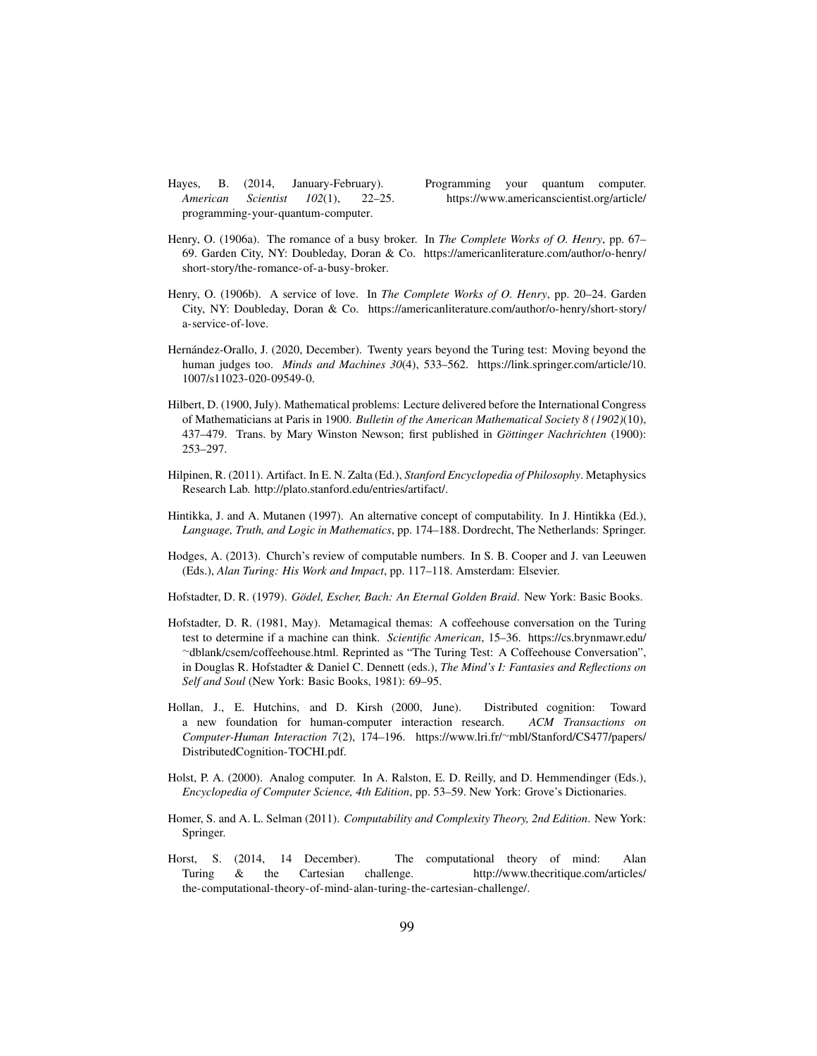Hayes, B. (2014, January-February). Programming your quantum computer. *American Scientist 102*(1), 22–25. https://www.americanscientist.org/article/programming-your-quantum-computer.

Henry, O. (1906a). The romance of a busy broker. In *The Complete Works of O. Henry*, pp. 67–69. Garden City, NY: Doubleday, Doran & Co. https://americanliterature.com/author/o-henry/short-story/the-romance-of-a-busy-broker.

Henry, O. (1906b). A service of love. In *The Complete Works of O. Henry*, pp. 20–24. Garden City, NY: Doubleday, Doran & Co. https://americanliterature.com/author/o-henry/short-story/a-service-of-love.

Hernández-Orallo, J. (2020, December). Twenty years beyond the Turing test: Moving beyond the human judges too. *Minds and Machines 30*(4), 533–562. https://link.springer.com/article/10.1007/s11023-020-09549-0.

Hilbert, D. (1900, July). Mathematical problems: Lecture delivered before the International Congress of Mathematicians at Paris in 1900. *Bulletin of the American Mathematical Society 8 (1902)*(10), 437–479. Trans. by Mary Winston Newson; first published in *Göttinger Nachrichten* (1900): 253–297.

Hilpinen, R. (2011). Artifact. In E. N. Zalta (Ed.), *Stanford Encyclopedia of Philosophy*. Metaphysics Research Lab. http://plato.stanford.edu/entries/artifact/.

Hintikka, J. and A. Mutanen (1997). An alternative concept of computability. In J. Hintikka (Ed.), *Language, Truth, and Logic in Mathematics*, pp. 174–188. Dordrecht, The Netherlands: Springer.

Hodges, A. (2013). Church's review of computable numbers. In S. B. Cooper and J. van Leeuwen (Eds.), *Alan Turing: His Work and Impact*, pp. 117–118. Amsterdam: Elsevier.

Hofstadter, D. R. (1979). *Gödel, Escher, Bach: An Eternal Golden Braid*. New York: Basic Books.

Hofstadter, D. R. (1981, May). Metamagical themas: A coffeehouse conversation on the Turing test to determine if a machine can think. *Scientific American*, 15–36. https://cs.brynmawr.edu/~dblank/csem/coffeehouse.html. Reprinted as "The Turing Test: A Coffeehouse Conversation", in Douglas R. Hofstadter & Daniel C. Dennett (eds.), *The Mind's I: Fantasies and Reflections on Self and Soul* (New York: Basic Books, 1981): 69–95.

Hollan, J., E. Hutchins, and D. Kirsh (2000, June). Distributed cognition: Toward a new foundation for human-computer interaction research. *ACM Transactions on Computer-Human Interaction 7*(2), 174–196. https://www.lri.fr/~mbl/Stanford/CS477/papers/DistributedCognition-TOCHI.pdf.

Holst, P. A. (2000). Analog computer. In A. Ralston, E. D. Reilly, and D. Hemmendinger (Eds.), *Encyclopedia of Computer Science, 4th Edition*, pp. 53–59. New York: Grove's Dictionaries.

Homer, S. and A. L. Selman (2011). *Computability and Complexity Theory, 2nd Edition*. New York: Springer.

Horst, S. (2014, 14 December). The computational theory of mind: Alan Turing & the Cartesian challenge. http://www.thecritique.com/articles/the-computational-theory-of-mind-alan-turing-the-cartesian-challenge/.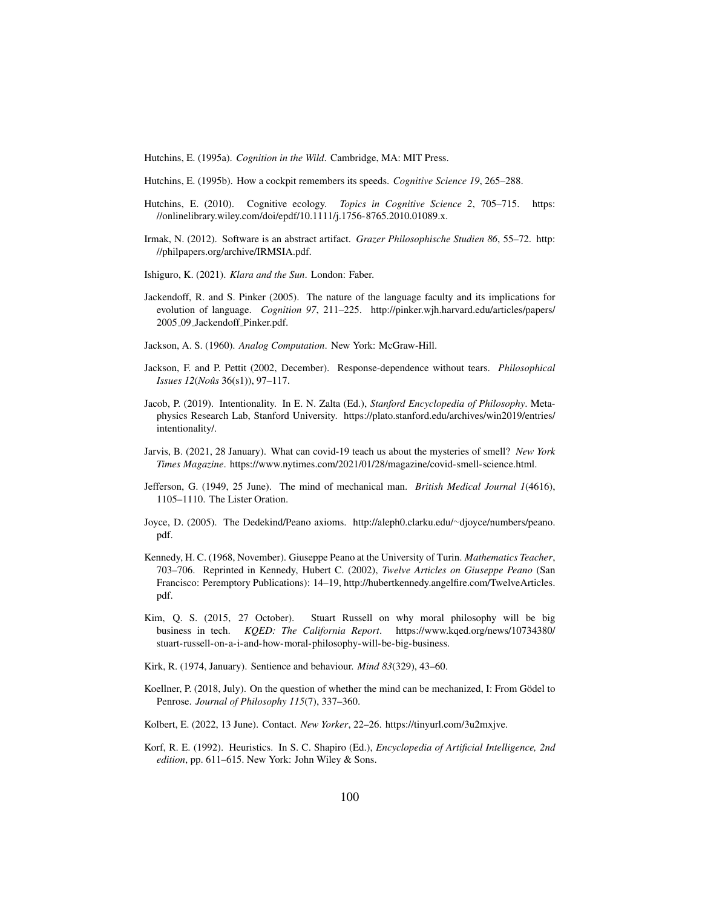Hutchins, E. (1995a). *Cognition in the Wild*. Cambridge, MA: MIT Press.

Hutchins, E. (1995b). How a cockpit remembers its speeds. *Cognitive Science 19*, 265–288.

Hutchins, E. (2010). Cognitive ecology. *Topics in Cognitive Science 2*, 705–715. https://onlinelibrary.wiley.com/doi/epdf/10.1111/j.1756-8765.2010.01089.x.

Irmak, N. (2012). Software is an abstract artifact. *Grazer Philosophische Studien 86*, 55–72. http://philpapers.org/archive/IRMSIA.pdf.

Ishiguro, K. (2021). *Klara and the Sun*. London: Faber.

Jackendoff, R. and S. Pinker (2005). The nature of the language faculty and its implications for evolution of language. *Cognition 97*, 211–225. http://pinker.wjh.harvard.edu/articles/papers/2005_09_Jackendoff_Pinker.pdf.

Jackson, A. S. (1960). *Analog Computation*. New York: McGraw-Hill.

Jackson, F. and P. Pettit (2002, December). Response-dependence without tears. *Philosophical Issues 12*(*Noûs* 36(s1)), 97–117.

Jacob, P. (2019). Intentionality. In E. N. Zalta (Ed.), *Stanford Encyclopedia of Philosophy*. Metaphysics Research Lab, Stanford University. https://plato.stanford.edu/archives/win2019/entries/intentionality/.

Jarvis, B. (2021, 28 January). What can covid-19 teach us about the mysteries of smell? *New York Times Magazine*. https://www.nytimes.com/2021/01/28/magazine/covid-smell-science.html.

Jefferson, G. (1949, 25 June). The mind of mechanical man. *British Medical Journal 1*(4616), 1105–1110. The Lister Oration.

Joyce, D. (2005). The Dedekind/Peano axioms. http://aleph0.clarku.edu/~djoyce/numbers/peano.pdf.

Kennedy, H. C. (1968, November). Giuseppe Peano at the University of Turin. *Mathematics Teacher*, 703–706. Reprinted in Kennedy, Hubert C. (2002), *Twelve Articles on Giuseppe Peano* (San Francisco: Peremptory Publications): 14–19, http://hubertkennedy.angelfire.com/TwelveArticles.pdf.

Kim, Q. S. (2015, 27 October). Stuart Russell on why moral philosophy will be big business in tech. *KQED: The California Report*. https://www.kqed.org/news/10734380/stuart-russell-on-a-i-and-how-moral-philosophy-will-be-big-business.

Kirk, R. (1974, January). Sentience and behaviour. *Mind 83*(329), 43–60.

Koellner, P. (2018, July). On the question of whether the mind can be mechanized, I: From Gödel to Penrose. *Journal of Philosophy 115*(7), 337–360.

Kolbert, E. (2022, 13 June). Contact. *New Yorker*, 22–26. https://tinyurl.com/3u2mxjve.

Korf, R. E. (1992). Heuristics. In S. C. Shapiro (Ed.), *Encyclopedia of Artificial Intelligence, 2nd edition*, pp. 611–615. New York: John Wiley & Sons.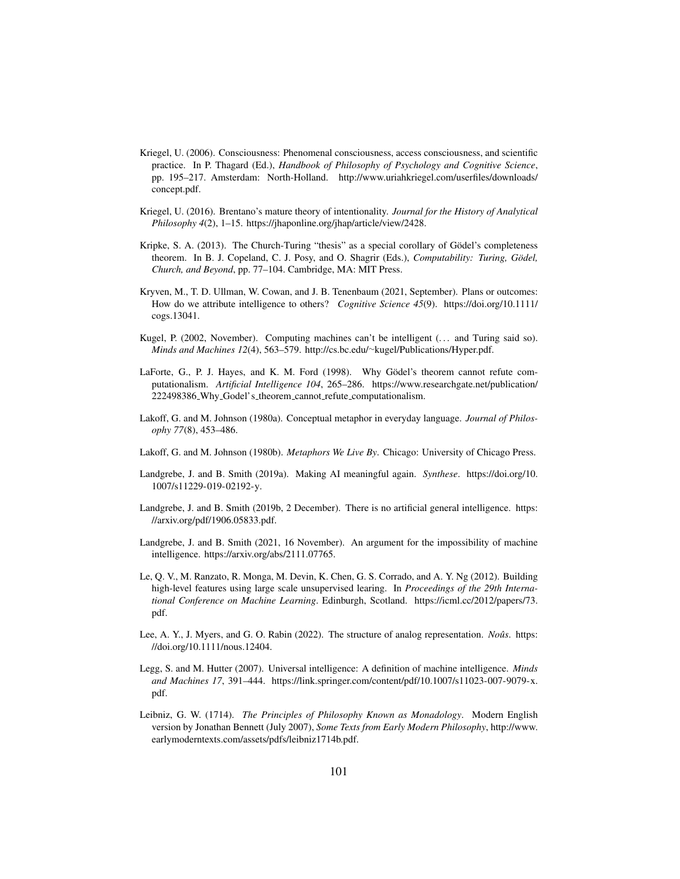Kriegel, U. (2006). Consciousness: Phenomenal consciousness, access consciousness, and scientific practice. In P. Thagard (Ed.), *Handbook of Philosophy of Psychology and Cognitive Science*, pp. 195–217. Amsterdam: North-Holland. http://www.uriahkriegel.com/userfiles/downloads/concept.pdf.

Kriegel, U. (2016). Brentano's mature theory of intentionality. *Journal for the History of Analytical Philosophy 4*(2), 1–15. https://jhaponline.org/jhap/article/view/2428.

Kripke, S. A. (2013). The Church-Turing "thesis" as a special corollary of Gödel's completeness theorem. In B. J. Copeland, C. J. Posy, and O. Shagrir (Eds.), *Computability: Turing, Gödel, Church, and Beyond*, pp. 77–104. Cambridge, MA: MIT Press.

Kryven, M., T. D. Ullman, W. Cowan, and J. B. Tenenbaum (2021, September). Plans or outcomes: How do we attribute intelligence to others? *Cognitive Science 45*(9). https://doi.org/10.1111/cogs.13041.

Kugel, P. (2002, November). Computing machines can't be intelligent (... and Turing said so). *Minds and Machines 12*(4), 563–579. http://cs.bc.edu/~kugel/Publications/Hyper.pdf.

LaForte, G., P. J. Hayes, and K. M. Ford (1998). Why Gödel's theorem cannot refute computationalism. *Artificial Intelligence 104*, 265–286. https://www.researchgate.net/publication/222498386_Why_Godel's_theorem_cannot_refute_computationalism.

Lakoff, G. and M. Johnson (1980a). Conceptual metaphor in everyday language. *Journal of Philosophy 77*(8), 453–486.

Lakoff, G. and M. Johnson (1980b). *Metaphors We Live By*. Chicago: University of Chicago Press.

Landgrebe, J. and B. Smith (2019a). Making AI meaningful again. *Synthese*. https://doi.org/10.1007/s11229-019-02192-y.

Landgrebe, J. and B. Smith (2019b, 2 December). There is no artificial general intelligence. https://arxiv.org/pdf/1906.05833.pdf.

Landgrebe, J. and B. Smith (2021, 16 November). An argument for the impossibility of machine intelligence. https://arxiv.org/abs/2111.07765.

Le, Q. V., M. Ranzato, R. Monga, M. Devin, K. Chen, G. S. Corrado, and A. Y. Ng (2012). Building high-level features using large scale unsupervised learing. In *Proceedings of the 29th International Conference on Machine Learning*. Edinburgh, Scotland. https://icml.cc/2012/papers/73.pdf.

Lee, A. Y., J. Myers, and G. O. Rabin (2022). The structure of analog representation. *Noûs*. https://doi.org/10.1111/nous.12404.

Legg, S. and M. Hutter (2007). Universal intelligence: A definition of machine intelligence. *Minds and Machines 17*, 391–444. https://link.springer.com/content/pdf/10.1007/s11023-007-9079-x.pdf.

Leibniz, G. W. (1714). *The Principles of Philosophy Known as Monadology*. Modern English version by Jonathan Bennett (July 2007), *Some Texts from Early Modern Philosophy*, http://www.earlymoderntexts.com/assets/pdfs/leibniz1714b.pdf.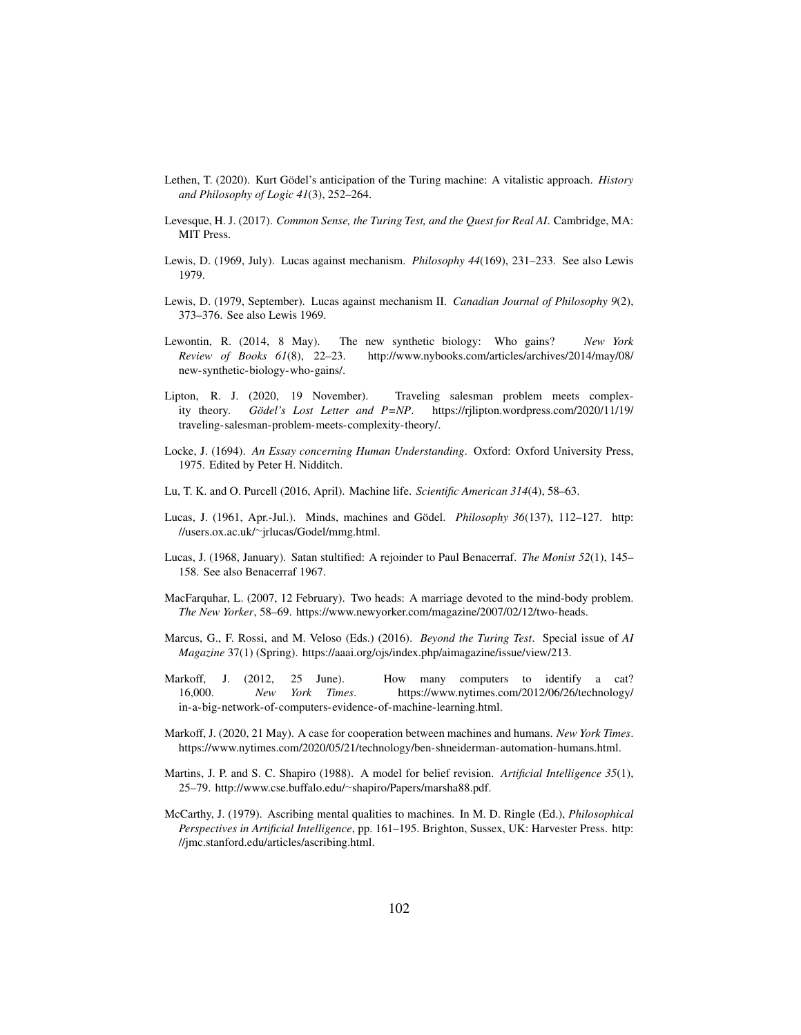Lethen, T. (2020). Kurt Gödel's anticipation of the Turing machine: A vitalistic approach. *History and Philosophy of Logic 41*(3), 252–264.

Levesque, H. J. (2017). *Common Sense, the Turing Test, and the Quest for Real AI*. Cambridge, MA: MIT Press.

Lewis, D. (1969, July). Lucas against mechanism. *Philosophy 44*(169), 231–233. See also Lewis 1979.

Lewis, D. (1979, September). Lucas against mechanism II. *Canadian Journal of Philosophy 9*(2), 373–376. See also Lewis 1969.

Lewontin, R. (2014, 8 May). The new synthetic biology: Who gains? *New York Review of Books 61*(8), 22–23. http://www.nybooks.com/articles/archives/2014/may/08/new-synthetic-biology-who-gains/.

Lipton, R. J. (2020, 19 November). Traveling salesman problem meets complexity theory. *Gödel's Lost Letter and P=NP*. https://rjlipton.wordpress.com/2020/11/19/traveling-salesman-problem-meets-complexity-theory/.

Locke, J. (1694). *An Essay concerning Human Understanding*. Oxford: Oxford University Press, 1975. Edited by Peter H. Nidditch.

Lu, T. K. and O. Purcell (2016, April). Machine life. *Scientific American 314*(4), 58–63.

Lucas, J. (1961, Apr.-Jul.). Minds, machines and Gödel. *Philosophy 36*(137), 112–127. http://users.ox.ac.uk/~jrlucas/Godel/mmg.html.

Lucas, J. (1968, January). Satan stultified: A rejoinder to Paul Benacerraf. *The Monist 52*(1), 145–158. See also Benacerraf 1967.

MacFarquhar, L. (2007, 12 February). Two heads: A marriage devoted to the mind-body problem. *The New Yorker*, 58–69. https://www.newyorker.com/magazine/2007/02/12/two-heads.

Marcus, G., F. Rossi, and M. Veloso (Eds.) (2016). *Beyond the Turing Test*. Special issue of *AI Magazine* 37(1) (Spring). https://aaai.org/ojs/index.php/aimagazine/issue/view/213.

Markoff, J. (2012, 25 June). How many computers to identify a cat? 16,000. *New York Times*. https://www.nytimes.com/2012/06/26/technology/in-a-big-network-of-computers-evidence-of-machine-learning.html.

Markoff, J. (2020, 21 May). A case for cooperation between machines and humans. *New York Times*. https://www.nytimes.com/2020/05/21/technology/ben-shneiderman-automation-humans.html.

Martins, J. P. and S. C. Shapiro (1988). A model for belief revision. *Artificial Intelligence 35*(1), 25–79. http://www.cse.buffalo.edu/~shapiro/Papers/marsha88.pdf.

McCarthy, J. (1979). Ascribing mental qualities to machines. In M. D. Ringle (Ed.), *Philosophical Perspectives in Artificial Intelligence*, pp. 161–195. Brighton, Sussex, UK: Harvester Press. http://jmc.stanford.edu/articles/ascribing.html.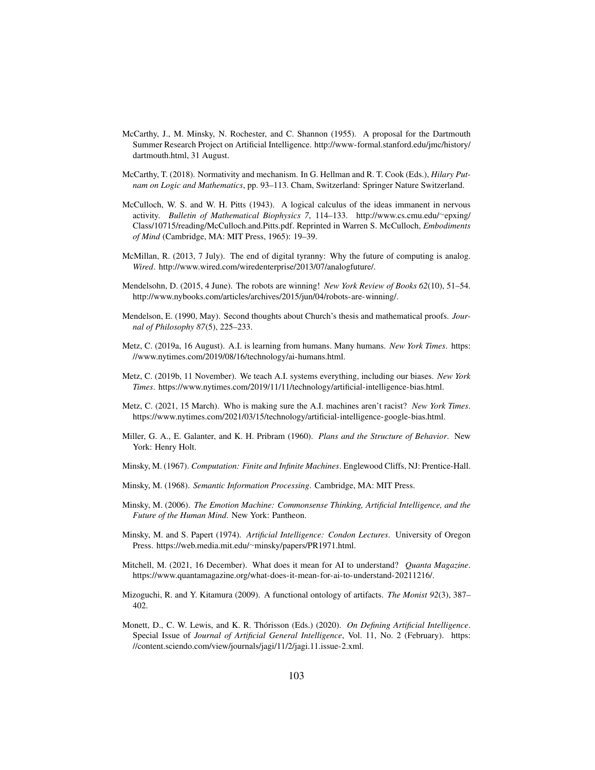McCarthy, J., M. Minsky, N. Rochester, and C. Shannon (1955). A proposal for the Dartmouth Summer Research Project on Artificial Intelligence. http://www-formal.stanford.edu/jmc/history/dartmouth.html, 31 August.

McCarthy, T. (2018). Normativity and mechanism. In G. Hellman and R. T. Cook (Eds.), *Hilary Putnam on Logic and Mathematics*, pp. 93–113. Cham, Switzerland: Springer Nature Switzerland.

McCulloch, W. S. and W. H. Pitts (1943). A logical calculus of the ideas immanent in nervous activity. *Bulletin of Mathematical Biophysics 7*, 114–133. http://www.cs.cmu.edu/~epxing/Class/10715/reading/McCulloch.and.Pitts.pdf. Reprinted in Warren S. McCulloch, *Embodiments of Mind* (Cambridge, MA: MIT Press, 1965): 19–39.

McMillan, R. (2013, 7 July). The end of digital tyranny: Why the future of computing is analog. *Wired*. http://www.wired.com/wiredenterprise/2013/07/analogfuture/.

Mendelsohn, D. (2015, 4 June). The robots are winning! *New York Review of Books 62*(10), 51–54. http://www.nybooks.com/articles/archives/2015/jun/04/robots-are-winning/.

Mendelson, E. (1990, May). Second thoughts about Church's thesis and mathematical proofs. *Journal of Philosophy 87*(5), 225–233.

Metz, C. (2019a, 16 August). A.I. is learning from humans. Many humans. *New York Times*. https://www.nytimes.com/2019/08/16/technology/ai-humans.html.

Metz, C. (2019b, 11 November). We teach A.I. systems everything, including our biases. *New York Times*. https://www.nytimes.com/2019/11/11/technology/artificial-intelligence-bias.html.

Metz, C. (2021, 15 March). Who is making sure the A.I. machines aren't racist? *New York Times*. https://www.nytimes.com/2021/03/15/technology/artificial-intelligence-google-bias.html.

Miller, G. A., E. Galanter, and K. H. Pribram (1960). *Plans and the Structure of Behavior*. New York: Henry Holt.

Minsky, M. (1967). *Computation: Finite and Infinite Machines*. Englewood Cliffs, NJ: Prentice-Hall.

Minsky, M. (1968). *Semantic Information Processing*. Cambridge, MA: MIT Press.

Minsky, M. (2006). *The Emotion Machine: Commonsense Thinking, Artificial Intelligence, and the Future of the Human Mind*. New York: Pantheon.

Minsky, M. and S. Papert (1974). *Artificial Intelligence: Condon Lectures*. University of Oregon Press. https://web.media.mit.edu/~minsky/papers/PR1971.html.

Mitchell, M. (2021, 16 December). What does it mean for AI to understand? *Quanta Magazine*. https://www.quantamagazine.org/what-does-it-mean-for-ai-to-understand-20211216/.

Mizoguchi, R. and Y. Kitamura (2009). A functional ontology of artifacts. *The Monist 92*(3), 387–402.

Monett, D., C. W. Lewis, and K. R. Thórisson (Eds.) (2020). *On Defining Artificial Intelligence*. Special Issue of *Journal of Artificial General Intelligence*, Vol. 11, No. 2 (February). https://content.sciendo.com/view/journals/jagi/11/2/jagi.11.issue-2.xml.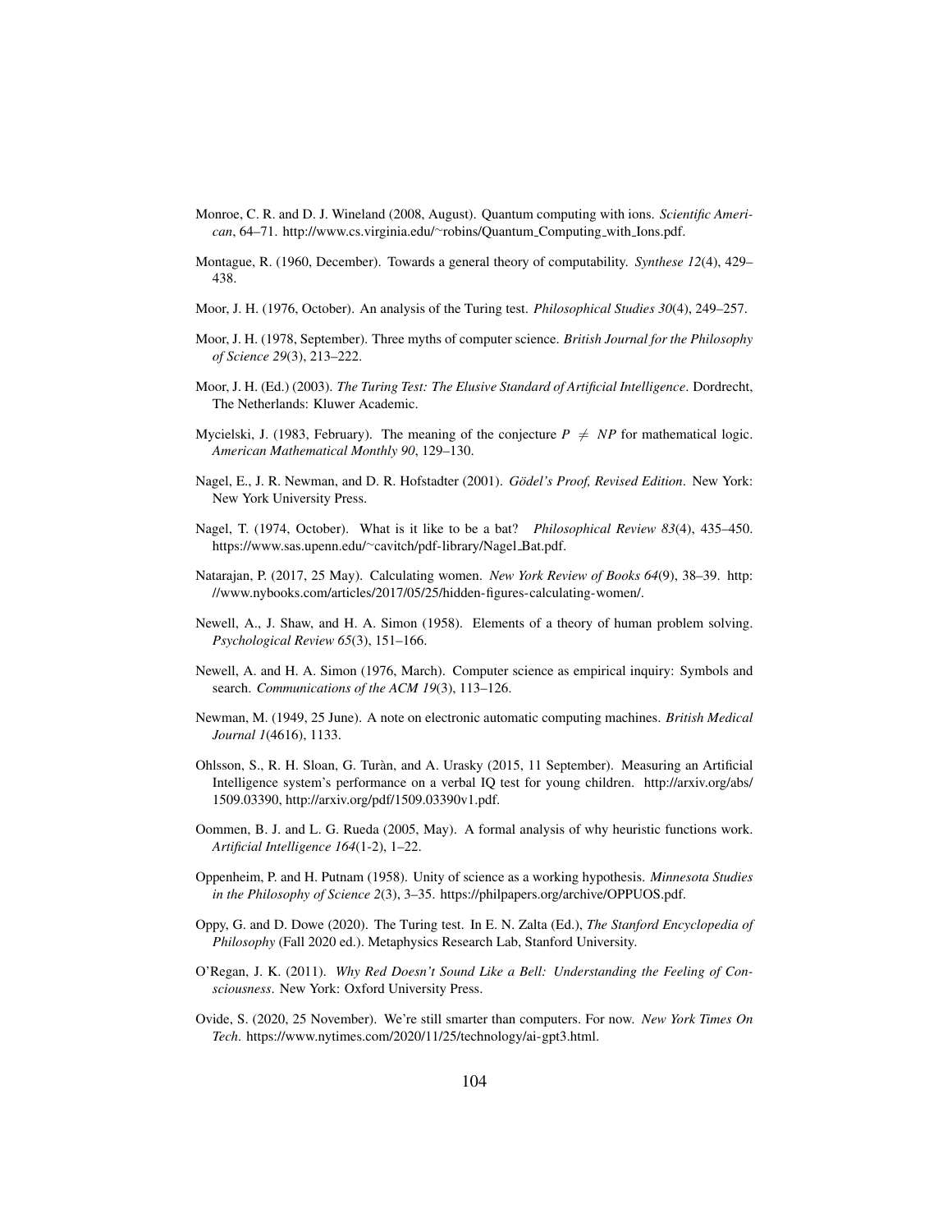Monroe, C. R. and D. J. Wineland (2008, August). Quantum computing with ions. *Scientific American*, 64–71. http://www.cs.virginia.edu/~robins/Quantum_Computing_with_Ions.pdf.

Montague, R. (1960, December). Towards a general theory of computability. *Synthese 12*(4), 429–438.

Moor, J. H. (1976, October). An analysis of the Turing test. *Philosophical Studies 30*(4), 249–257.

Moor, J. H. (1978, September). Three myths of computer science. *British Journal for the Philosophy of Science 29*(3), 213–222.

Moor, J. H. (Ed.) (2003). *The Turing Test: The Elusive Standard of Artificial Intelligence*. Dordrecht, The Netherlands: Kluwer Academic.

Mycielski, J. (1983, February). The meaning of the conjecture $P \neq NP$ for mathematical logic. *American Mathematical Monthly 90*, 129–130.

Nagel, E., J. R. Newman, and D. R. Hofstadter (2001). *Gödel's Proof, Revised Edition*. New York: New York University Press.

Nagel, T. (1974, October). What is it like to be a bat? *Philosophical Review 83*(4), 435–450. https://www.sas.upenn.edu/~cavitch/pdf-library/Nagel_Bat.pdf.

Natarajan, P. (2017, 25 May). Calculating women. *New York Review of Books 64*(9), 38–39. http://www.nybooks.com/articles/2017/05/25/hidden-figures-calculating-women/.

Newell, A., J. Shaw, and H. A. Simon (1958). Elements of a theory of human problem solving. *Psychological Review 65*(3), 151–166.

Newell, A. and H. A. Simon (1976, March). Computer science as empirical inquiry: Symbols and search. *Communications of the ACM 19*(3), 113–126.

Newman, M. (1949, 25 June). A note on electronic automatic computing machines. *British Medical Journal 1*(4616), 1133.

Ohlsson, S., R. H. Sloan, G. Turàn, and A. Urasky (2015, 11 September). Measuring an Artificial Intelligence system's performance on a verbal IQ test for young children. http://arxiv.org/abs/1509.03390, http://arxiv.org/pdf/1509.03390v1.pdf.

Oommen, B. J. and L. G. Rueda (2005, May). A formal analysis of why heuristic functions work. *Artificial Intelligence 164*(1-2), 1–22.

Oppenheim, P. and H. Putnam (1958). Unity of science as a working hypothesis. *Minnesota Studies in the Philosophy of Science 2*(3), 3–35. https://philpapers.org/archive/OPPUOS.pdf.

Oppy, G. and D. Dowe (2020). The Turing test. In E. N. Zalta (Ed.), *The Stanford Encyclopedia of Philosophy* (Fall 2020 ed.). Metaphysics Research Lab, Stanford University.

O'Regan, J. K. (2011). *Why Red Doesn't Sound Like a Bell: Understanding the Feeling of Consciousness*. New York: Oxford University Press.

Ovide, S. (2020, 25 November). We're still smarter than computers. For now. *New York Times On Tech*. https://www.nytimes.com/2020/11/25/technology/ai-gpt3.html.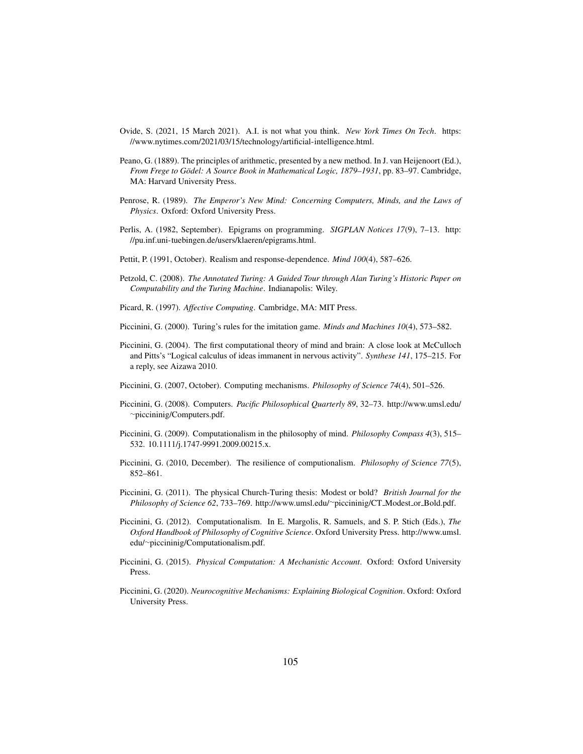Ovide, S. (2021, 15 March 2021). A.I. is not what you think. *New York Times On Tech*. https://www.nytimes.com/2021/03/15/technology/artificial-intelligence.html.

Peano, G. (1889). The principles of arithmetic, presented by a new method. In J. van Heijenoort (Ed.), *From Frege to Gödel: A Source Book in Mathematical Logic, 1879–1931*, pp. 83–97. Cambridge, MA: Harvard University Press.

Penrose, R. (1989). *The Emperor's New Mind: Concerning Computers, Minds, and the Laws of Physics*. Oxford: Oxford University Press.

Perlis, A. (1982, September). Epigrams on programming. *SIGPLAN Notices 17*(9), 7–13. http://pu.inf.uni-tuebingen.de/users/klaeren/epigrams.html.

Pettit, P. (1991, October). Realism and response-dependence. *Mind 100*(4), 587–626.

Petzold, C. (2008). *The Annotated Turing: A Guided Tour through Alan Turing's Historic Paper on Computability and the Turing Machine*. Indianapolis: Wiley.

Picard, R. (1997). *Affective Computing*. Cambridge, MA: MIT Press.

Piccinini, G. (2000). Turing's rules for the imitation game. *Minds and Machines 10*(4), 573–582.

Piccinini, G. (2004). The first computational theory of mind and brain: A close look at McCulloch and Pitts's "Logical calculus of ideas immanent in nervous activity". *Synthese 141*, 175–215. For a reply, see Aizawa 2010.

Piccinini, G. (2007, October). Computing mechanisms. *Philosophy of Science 74*(4), 501–526.

Piccinini, G. (2008). Computers. *Pacific Philosophical Quarterly 89*, 32–73. http://www.umsl.edu/~piccininig/Computers.pdf.

Piccinini, G. (2009). Computationalism in the philosophy of mind. *Philosophy Compass 4*(3), 515–532. 10.1111/j.1747-9991.2009.00215.x.

Piccinini, G. (2010, December). The resilience of computionalism. *Philosophy of Science 77*(5), 852–861.

Piccinini, G. (2011). The physical Church-Turing thesis: Modest or bold? *British Journal for the Philosophy of Science 62*, 733–769. http://www.umsl.edu/~piccininig/CT_Modest_or_Bold.pdf.

Piccinini, G. (2012). Computationalism. In E. Margolis, R. Samuels, and S. P. Stich (Eds.), *The Oxford Handbook of Philosophy of Cognitive Science*. Oxford University Press. http://www.umsl.edu/~piccininig/Computationalism.pdf.

Piccinini, G. (2015). *Physical Computation: A Mechanistic Account*. Oxford: Oxford University Press.

Piccinini, G. (2020). *Neurocognitive Mechanisms: Explaining Biological Cognition*. Oxford: Oxford University Press.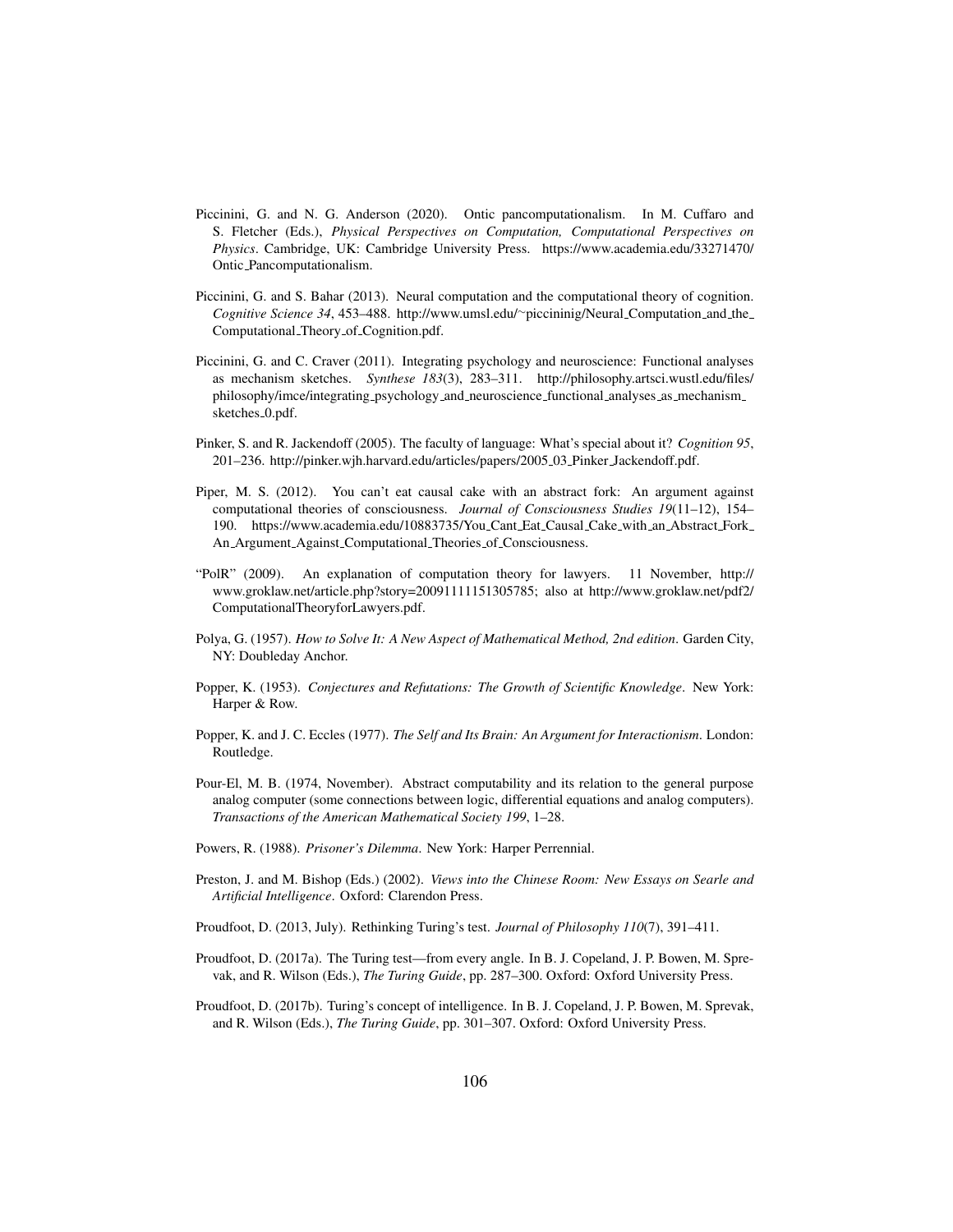Piccinini, G. and N. G. Anderson (2020). Ontic pancomputationalism. In M. Cuffaro and S. Fletcher (Eds.), *Physical Perspectives on Computation, Computational Perspectives on Physics*. Cambridge, UK: Cambridge University Press. https://www.academia.edu/33271470/Ontic_Pancomputationalism.

Piccinini, G. and S. Bahar (2013). Neural computation and the computational theory of cognition. *Cognitive Science 34*, 453–488. http://www.umsl.edu/~piccininig/Neural_Computation_and_the_Computational_Theory_of_Cognition.pdf.

Piccinini, G. and C. Craver (2011). Integrating psychology and neuroscience: Functional analyses as mechanism sketches. *Synthese 183*(3), 283–311. http://philosophy.artsci.wustl.edu/files/philosophy/imce/integrating_psychology_and_neuroscience_functional_analyses_as_mechanism_sketches_0.pdf.

Pinker, S. and R. Jackendoff (2005). The faculty of language: What's special about it? *Cognition 95*, 201–236. http://pinker.wjh.harvard.edu/articles/papers/2005_03_Pinker_Jackendoff.pdf.

Piper, M. S. (2012). You can't eat causal cake with an abstract fork: An argument against computational theories of consciousness. *Journal of Consciousness Studies 19*(11–12), 154–190. https://www.academia.edu/10883735/You_Cant_Eat_Causal_Cake_with_an_Abstract_Fork_An_Argument_Against_Computational_Theories_of_Consciousness.

"PolR" (2009). An explanation of computation theory for lawyers. 11 November, http://www.groklaw.net/article.php?story=20091111151305785; also at http://www.groklaw.net/pdf2/ComputationalTheoryforLawyers.pdf.

Polya, G. (1957). *How to Solve It: A New Aspect of Mathematical Method, 2nd edition*. Garden City, NY: Doubleday Anchor.

Popper, K. (1953). *Conjectures and Refutations: The Growth of Scientific Knowledge*. New York: Harper & Row.

Popper, K. and J. C. Eccles (1977). *The Self and Its Brain: An Argument for Interactionism*. London: Routledge.

Pour-El, M. B. (1974, November). Abstract computability and its relation to the general purpose analog computer (some connections between logic, differential equations and analog computers). *Transactions of the American Mathematical Society 199*, 1–28.

Powers, R. (1988). *Prisoner's Dilemma*. New York: Harper Perrennial.

Preston, J. and M. Bishop (Eds.) (2002). *Views into the Chinese Room: New Essays on Searle and Artificial Intelligence*. Oxford: Clarendon Press.

Proudfoot, D. (2013, July). Rethinking Turing's test. *Journal of Philosophy 110*(7), 391–411.

Proudfoot, D. (2017a). The Turing test—from every angle. In B. J. Copeland, J. P. Bowen, M. Sprevak, and R. Wilson (Eds.), *The Turing Guide*, pp. 287–300. Oxford: Oxford University Press.

Proudfoot, D. (2017b). Turing's concept of intelligence. In B. J. Copeland, J. P. Bowen, M. Sprevak, and R. Wilson (Eds.), *The Turing Guide*, pp. 301–307. Oxford: Oxford University Press.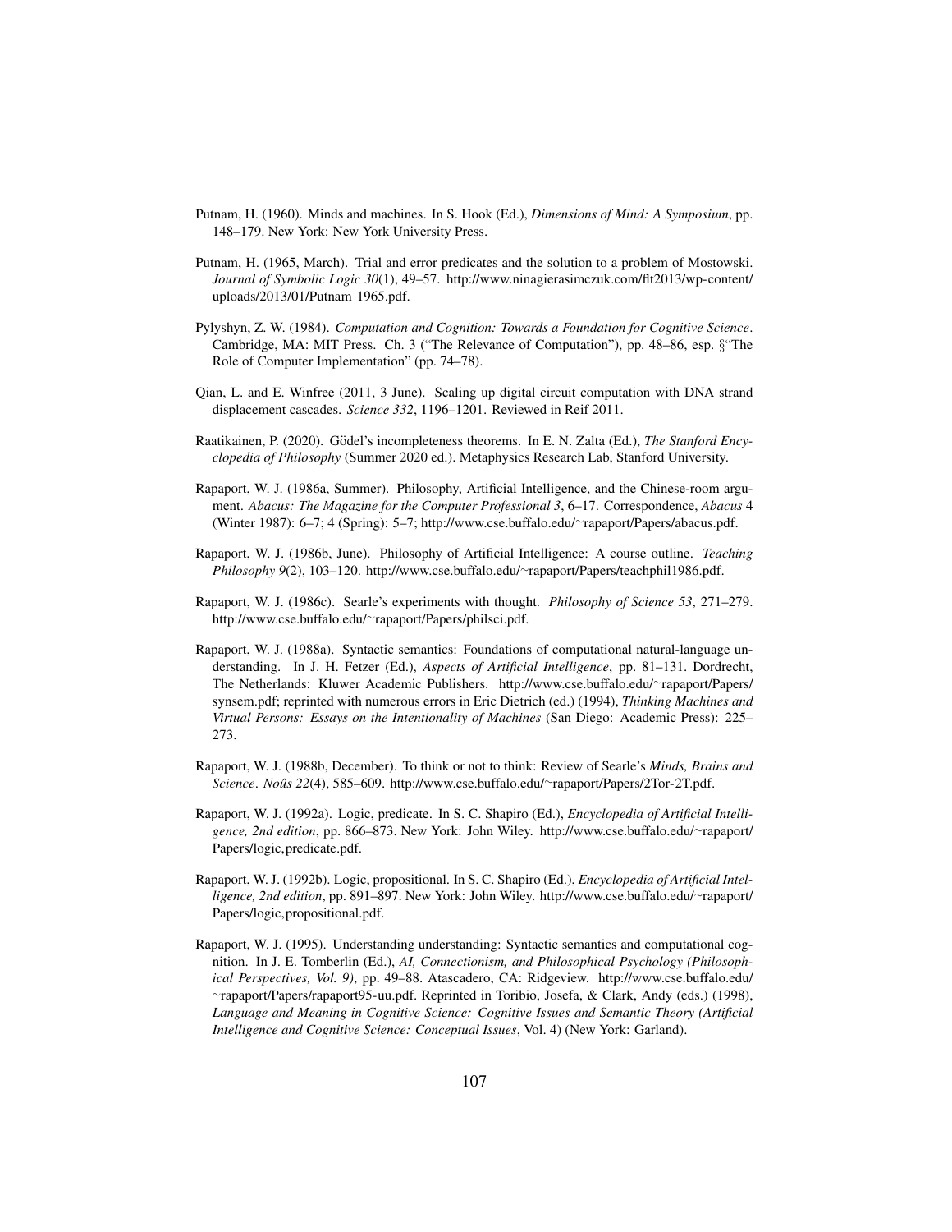Putnam, H. (1960). Minds and machines. In S. Hook (Ed.), *Dimensions of Mind: A Symposium*, pp. 148–179. New York: New York University Press.

Putnam, H. (1965, March). Trial and error predicates and the solution to a problem of Mostowski. *Journal of Symbolic Logic 30*(1), 49–57. http://www.ninagierasimczuk.com/flt2013/wp-content/uploads/2013/01/Putnam_1965.pdf.

Pylyshyn, Z. W. (1984). *Computation and Cognition: Towards a Foundation for Cognitive Science*. Cambridge, MA: MIT Press. Ch. 3 ("The Relevance of Computation"), pp. 48–86, esp. §"The Role of Computer Implementation" (pp. 74–78).

Qian, L. and E. Winfree (2011, 3 June). Scaling up digital circuit computation with DNA strand displacement cascades. *Science 332*, 1196–1201. Reviewed in Reif 2011.

Raatikainen, P. (2020). Gödel's incompleteness theorems. In E. N. Zalta (Ed.), *The Stanford Encyclopedia of Philosophy* (Summer 2020 ed.). Metaphysics Research Lab, Stanford University.

Rapaport, W. J. (1986a, Summer). Philosophy, Artificial Intelligence, and the Chinese-room argument. *Abacus: The Magazine for the Computer Professional 3*, 6–17. Correspondence, *Abacus* 4 (Winter 1987): 6–7; 4 (Spring): 5–7; http://www.cse.buffalo.edu/~rapaport/Papers/abacus.pdf.

Rapaport, W. J. (1986b, June). Philosophy of Artificial Intelligence: A course outline. *Teaching Philosophy 9*(2), 103–120. http://www.cse.buffalo.edu/~rapaport/Papers/teachphil1986.pdf.

Rapaport, W. J. (1986c). Searle's experiments with thought. *Philosophy of Science 53*, 271–279. http://www.cse.buffalo.edu/~rapaport/Papers/philsci.pdf.

Rapaport, W. J. (1988a). Syntactic semantics: Foundations of computational natural-language understanding. In J. H. Fetzer (Ed.), *Aspects of Artificial Intelligence*, pp. 81–131. Dordrecht, The Netherlands: Kluwer Academic Publishers. http://www.cse.buffalo.edu/~rapaport/Papers/synsem.pdf; reprinted with numerous errors in Eric Dietrich (ed.) (1994), *Thinking Machines and Virtual Persons: Essays on the Intentionality of Machines* (San Diego: Academic Press): 225–273.

Rapaport, W. J. (1988b, December). To think or not to think: Review of Searle's *Minds, Brains and Science*. *Noûs 22*(4), 585–609. http://www.cse.buffalo.edu/~rapaport/Papers/2Tor-2T.pdf.

Rapaport, W. J. (1992a). Logic, predicate. In S. C. Shapiro (Ed.), *Encyclopedia of Artificial Intelligence, 2nd edition*, pp. 866–873. New York: John Wiley. http://www.cse.buffalo.edu/~rapaport/Papers/logic,predicate.pdf.

Rapaport, W. J. (1992b). Logic, propositional. In S. C. Shapiro (Ed.), *Encyclopedia of Artificial Intelligence, 2nd edition*, pp. 891–897. New York: John Wiley. http://www.cse.buffalo.edu/~rapaport/Papers/logic,propositional.pdf.

Rapaport, W. J. (1995). Understanding understanding: Syntactic semantics and computational cognition. In J. E. Tomberlin (Ed.), *AI, Connectionism, and Philosophical Psychology (Philosophical Perspectives, Vol. 9)*, pp. 49–88. Atascadero, CA: Ridgeview. http://www.cse.buffalo.edu/~rapaport/Papers/rapaport95-uu.pdf. Reprinted in Toribio, Josefa, & Clark, Andy (eds.) (1998), *Language and Meaning in Cognitive Science: Cognitive Issues and Semantic Theory (Artificial Intelligence and Cognitive Science: Conceptual Issues*, Vol. 4) (New York: Garland).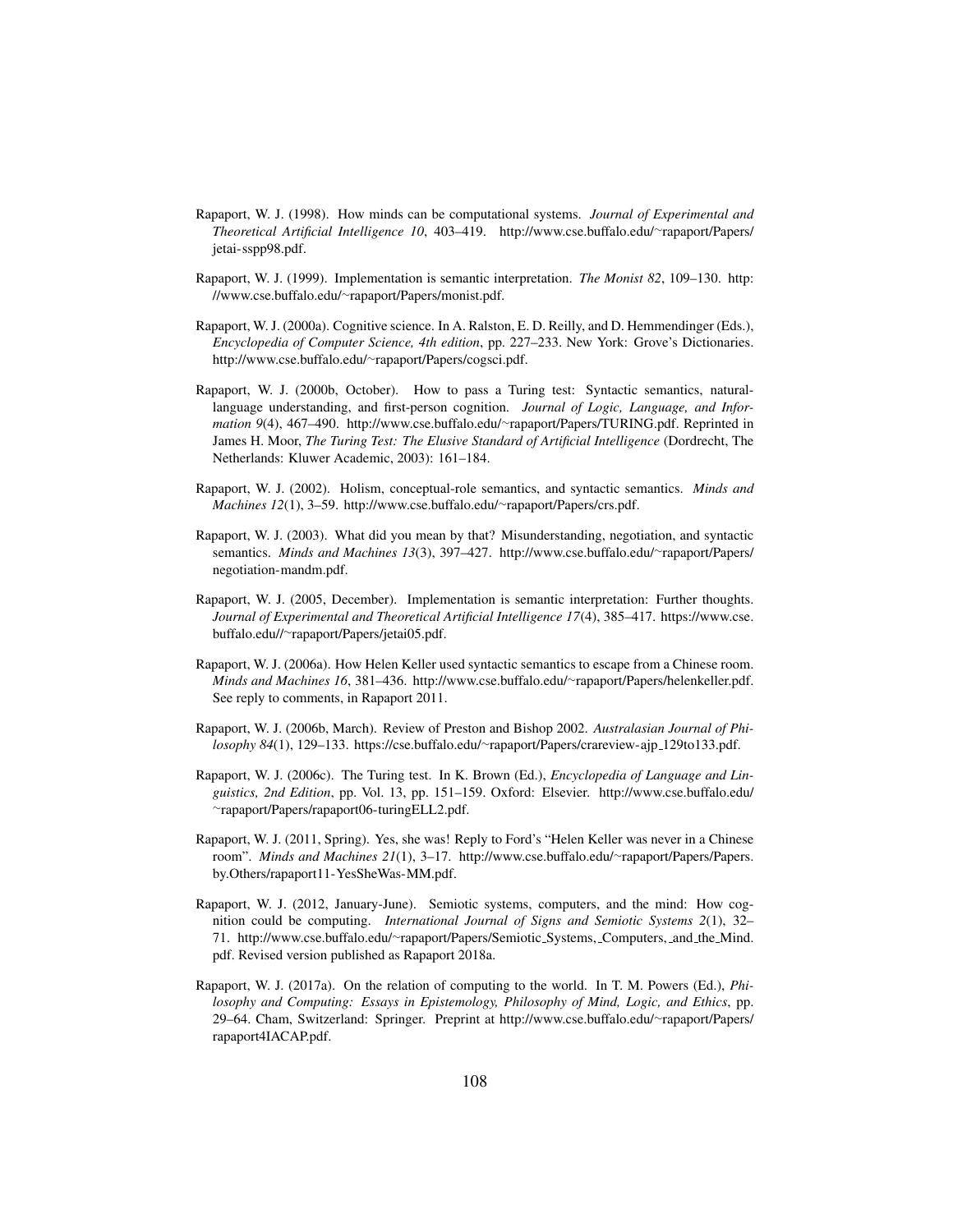Rapaport, W. J. (1998). How minds can be computational systems. *Journal of Experimental and Theoretical Artificial Intelligence 10*, 403–419. http://www.cse.buffalo.edu/~rapaport/Papers/jetai-sspp98.pdf.

Rapaport, W. J. (1999). Implementation is semantic interpretation. *The Monist 82*, 109–130. http://www.cse.buffalo.edu/~rapaport/Papers/monist.pdf.

Rapaport, W. J. (2000a). Cognitive science. In A. Ralston, E. D. Reilly, and D. Hemmendinger (Eds.), *Encyclopedia of Computer Science, 4th edition*, pp. 227–233. New York: Grove's Dictionaries. http://www.cse.buffalo.edu/~rapaport/Papers/cogsci.pdf.

Rapaport, W. J. (2000b, October). How to pass a Turing test: Syntactic semantics, natural-language understanding, and first-person cognition. *Journal of Logic, Language, and Information 9*(4), 467–490. http://www.cse.buffalo.edu/~rapaport/Papers/TURING.pdf. Reprinted in James H. Moor, *The Turing Test: The Elusive Standard of Artificial Intelligence* (Dordrecht, The Netherlands: Kluwer Academic, 2003): 161–184.

Rapaport, W. J. (2002). Holism, conceptual-role semantics, and syntactic semantics. *Minds and Machines 12*(1), 3–59. http://www.cse.buffalo.edu/~rapaport/Papers/crs.pdf.

Rapaport, W. J. (2003). What did you mean by that? Misunderstanding, negotiation, and syntactic semantics. *Minds and Machines 13*(3), 397–427. http://www.cse.buffalo.edu/~rapaport/Papers/negotiation-mandm.pdf.

Rapaport, W. J. (2005, December). Implementation is semantic interpretation: Further thoughts. *Journal of Experimental and Theoretical Artificial Intelligence 17*(4), 385–417. https://www.cse.buffalo.edu//~rapaport/Papers/jetai05.pdf.

Rapaport, W. J. (2006a). How Helen Keller used syntactic semantics to escape from a Chinese room. *Minds and Machines 16*, 381–436. http://www.cse.buffalo.edu/~rapaport/Papers/helenkeller.pdf. See reply to comments, in Rapaport 2011.

Rapaport, W. J. (2006b, March). Review of Preston and Bishop 2002. *Australasian Journal of Philosophy 84*(1), 129–133. https://cse.buffalo.edu/~rapaport/Papers/crareview-ajp_129to133.pdf.

Rapaport, W. J. (2006c). The Turing test. In K. Brown (Ed.), *Encyclopedia of Language and Linguistics, 2nd Edition*, pp. Vol. 13, pp. 151–159. Oxford: Elsevier. http://www.cse.buffalo.edu/~rapaport/Papers/rapaport06-turingELL2.pdf.

Rapaport, W. J. (2011, Spring). Yes, she was! Reply to Ford's "Helen Keller was never in a Chinese room". *Minds and Machines 21*(1), 3–17. http://www.cse.buffalo.edu/~rapaport/Papers/Papers.by.Others/rapaport11-YesSheWas-MM.pdf.

Rapaport, W. J. (2012, January-June). Semiotic systems, computers, and the mind: How cognition could be computing. *International Journal of Signs and Semiotic Systems 2*(1), 32–71. http://www.cse.buffalo.edu/~rapaport/Papers/Semiotic_Systems,_Computers,_and_the_Mind.pdf. Revised version published as Rapaport 2018a.

Rapaport, W. J. (2017a). On the relation of computing to the world. In T. M. Powers (Ed.), *Philosophy and Computing: Essays in Epistemology, Philosophy of Mind, Logic, and Ethics*, pp. 29–64. Cham, Switzerland: Springer. Preprint at http://www.cse.buffalo.edu/~rapaport/Papers/rapaport4IACAP.pdf.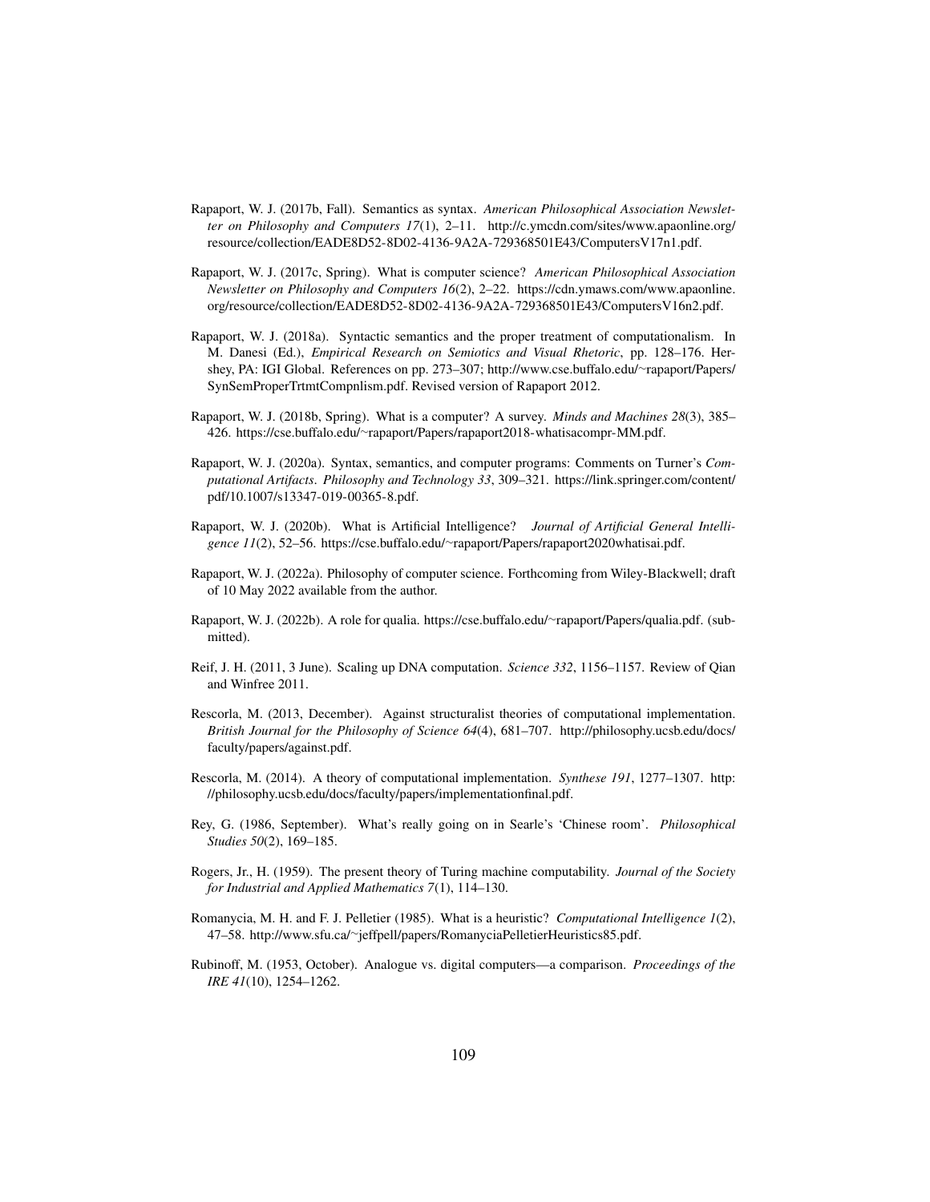Rapaport, W. J. (2017b, Fall). Semantics as syntax. *American Philosophical Association Newsletter on Philosophy and Computers 17*(1), 2–11. http://c.ymcdn.com/sites/www.apaonline.org/resource/collection/EADE8D52-8D02-4136-9A2A-729368501E43/ComputersV17n1.pdf.

Rapaport, W. J. (2017c, Spring). What is computer science? *American Philosophical Association Newsletter on Philosophy and Computers 16*(2), 2–22. https://cdn.ymaws.com/www.apaonline.org/resource/collection/EADE8D52-8D02-4136-9A2A-729368501E43/ComputersV16n2.pdf.

Rapaport, W. J. (2018a). Syntactic semantics and the proper treatment of computationalism. In M. Danesi (Ed.), *Empirical Research on Semiotics and Visual Rhetoric*, pp. 128–176. Hershey, PA: IGI Global. References on pp. 273–307; http://www.cse.buffalo.edu/~rapaport/Papers/SynSemProperTrtmtCompnlism.pdf. Revised version of Rapaport 2012.

Rapaport, W. J. (2018b, Spring). What is a computer? A survey. *Minds and Machines 28*(3), 385–426. https://cse.buffalo.edu/~rapaport/Papers/rapaport2018-whatisacompr-MM.pdf.

Rapaport, W. J. (2020a). Syntax, semantics, and computer programs: Comments on Turner's *Computational Artifacts*. *Philosophy and Technology 33*, 309–321. https://link.springer.com/content/pdf/10.1007/s13347-019-00365-8.pdf.

Rapaport, W. J. (2020b). What is Artificial Intelligence? *Journal of Artificial General Intelligence 11*(2), 52–56. https://cse.buffalo.edu/~rapaport/Papers/rapaport2020whatisai.pdf.

Rapaport, W. J. (2022a). Philosophy of computer science. Forthcoming from Wiley-Blackwell; draft of 10 May 2022 available from the author.

Rapaport, W. J. (2022b). A role for qualia. https://cse.buffalo.edu/~rapaport/Papers/qualia.pdf. (submitted).

Reif, J. H. (2011, 3 June). Scaling up DNA computation. *Science 332*, 1156–1157. Review of Qian and Winfree 2011.

Rescorla, M. (2013, December). Against structuralist theories of computational implementation. *British Journal for the Philosophy of Science 64*(4), 681–707. http://philosophy.ucsb.edu/docs/faculty/papers/against.pdf.

Rescorla, M. (2014). A theory of computational implementation. *Synthese 191*, 1277–1307. http://philosophy.ucsb.edu/docs/faculty/papers/implementationfinal.pdf.

Rey, G. (1986, September). What's really going on in Searle's 'Chinese room'. *Philosophical Studies 50*(2), 169–185.

Rogers, Jr., H. (1959). The present theory of Turing machine computability. *Journal of the Society for Industrial and Applied Mathematics 7*(1), 114–130.

Romanycia, M. H. and F. J. Pelletier (1985). What is a heuristic? *Computational Intelligence 1*(2), 47–58. http://www.sfu.ca/~jeffpell/papers/RomanyciaPelletierHeuristics85.pdf.

Rubinoff, M. (1953, October). Analogue vs. digital computers—a comparison. *Proceedings of the IRE 41*(10), 1254–1262.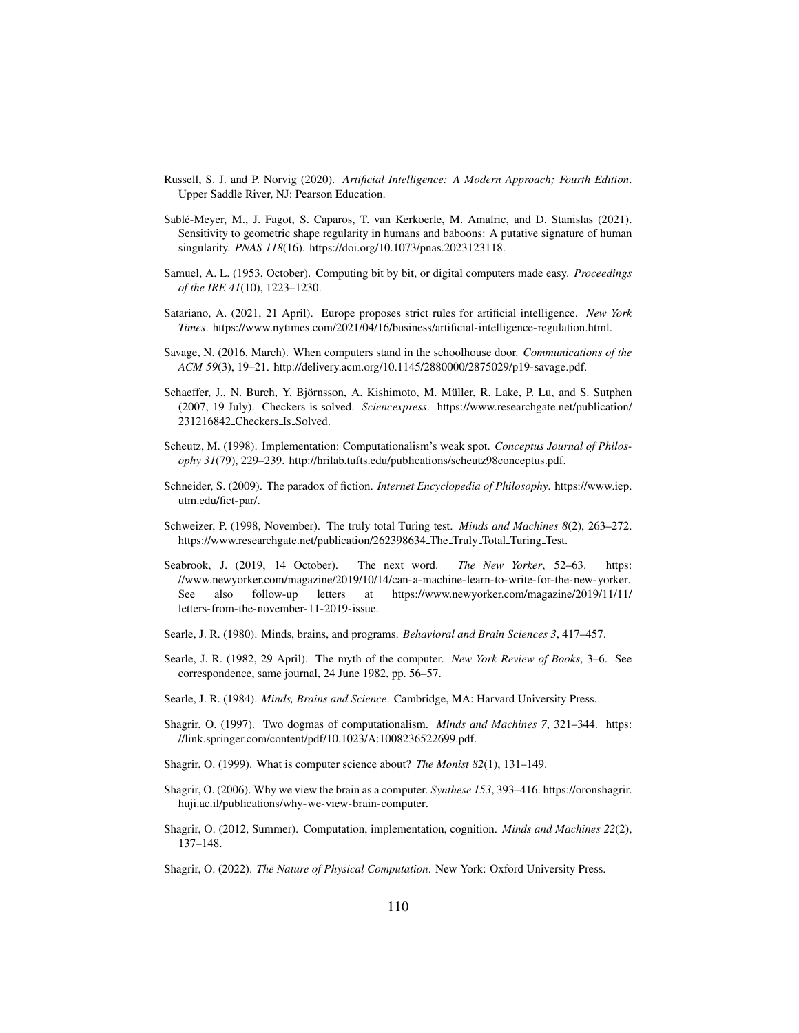Russell, S. J. and P. Norvig (2020). *Artificial Intelligence: A Modern Approach; Fourth Edition*. Upper Saddle River, NJ: Pearson Education.

Sablé-Meyer, M., J. Fagot, S. Caparos, T. van Kerkoerle, M. Amalric, and D. Stanislas (2021). Sensitivity to geometric shape regularity in humans and baboons: A putative signature of human singularity. *PNAS 118*(16). https://doi.org/10.1073/pnas.2023123118.

Samuel, A. L. (1953, October). Computing bit by bit, or digital computers made easy. *Proceedings of the IRE 41*(10), 1223–1230.

Satariano, A. (2021, 21 April). Europe proposes strict rules for artificial intelligence. *New York Times*. https://www.nytimes.com/2021/04/16/business/artificial-intelligence-regulation.html.

Savage, N. (2016, March). When computers stand in the schoolhouse door. *Communications of the ACM 59*(3), 19–21. http://delivery.acm.org/10.1145/2880000/2875029/p19-savage.pdf.

Schaeffer, J., N. Burch, Y. Björnsson, A. Kishimoto, M. Müller, R. Lake, P. Lu, and S. Sutphen (2007, 19 July). Checkers is solved. *Sciencexpress*. https://www.researchgate.net/publication/231216842_Checkers_Is_Solved.

Scheutz, M. (1998). Implementation: Computationalism's weak spot. *Conceptus Journal of Philosophy 31*(79), 229–239. http://hrilab.tufts.edu/publications/scheutz98conceptus.pdf.

Schneider, S. (2009). The paradox of fiction. *Internet Encyclopedia of Philosophy*. https://www.iep.utm.edu/fict-par/.

Schweizer, P. (1998, November). The truly total Turing test. *Minds and Machines 8*(2), 263–272. https://www.researchgate.net/publication/262398634_The_Truly_Total_Turing_Test.

Seabrook, J. (2019, 14 October). The next word. *The New Yorker*, 52–63. https://www.newyorker.com/magazine/2019/10/14/can-a-machine-learn-to-write-for-the-new-yorker. See also follow-up letters at https://www.newyorker.com/magazine/2019/11/11/letters-from-the-november-11-2019-issue.

Searle, J. R. (1980). Minds, brains, and programs. *Behavioral and Brain Sciences 3*, 417–457.

Searle, J. R. (1982, 29 April). The myth of the computer. *New York Review of Books*, 3–6. See correspondence, same journal, 24 June 1982, pp. 56–57.

Searle, J. R. (1984). *Minds, Brains and Science*. Cambridge, MA: Harvard University Press.

Shagrir, O. (1997). Two dogmas of computationalism. *Minds and Machines 7*, 321–344. https://link.springer.com/content/pdf/10.1023/A:1008236522699.pdf.

Shagrir, O. (1999). What is computer science about? *The Monist 82*(1), 131–149.

Shagrir, O. (2006). Why we view the brain as a computer. *Synthese 153*, 393–416. https://oronshagrir.huji.ac.il/publications/why-we-view-brain-computer.

Shagrir, O. (2012, Summer). Computation, implementation, cognition. *Minds and Machines 22*(2), 137–148.

Shagrir, O. (2022). *The Nature of Physical Computation*. New York: Oxford University Press.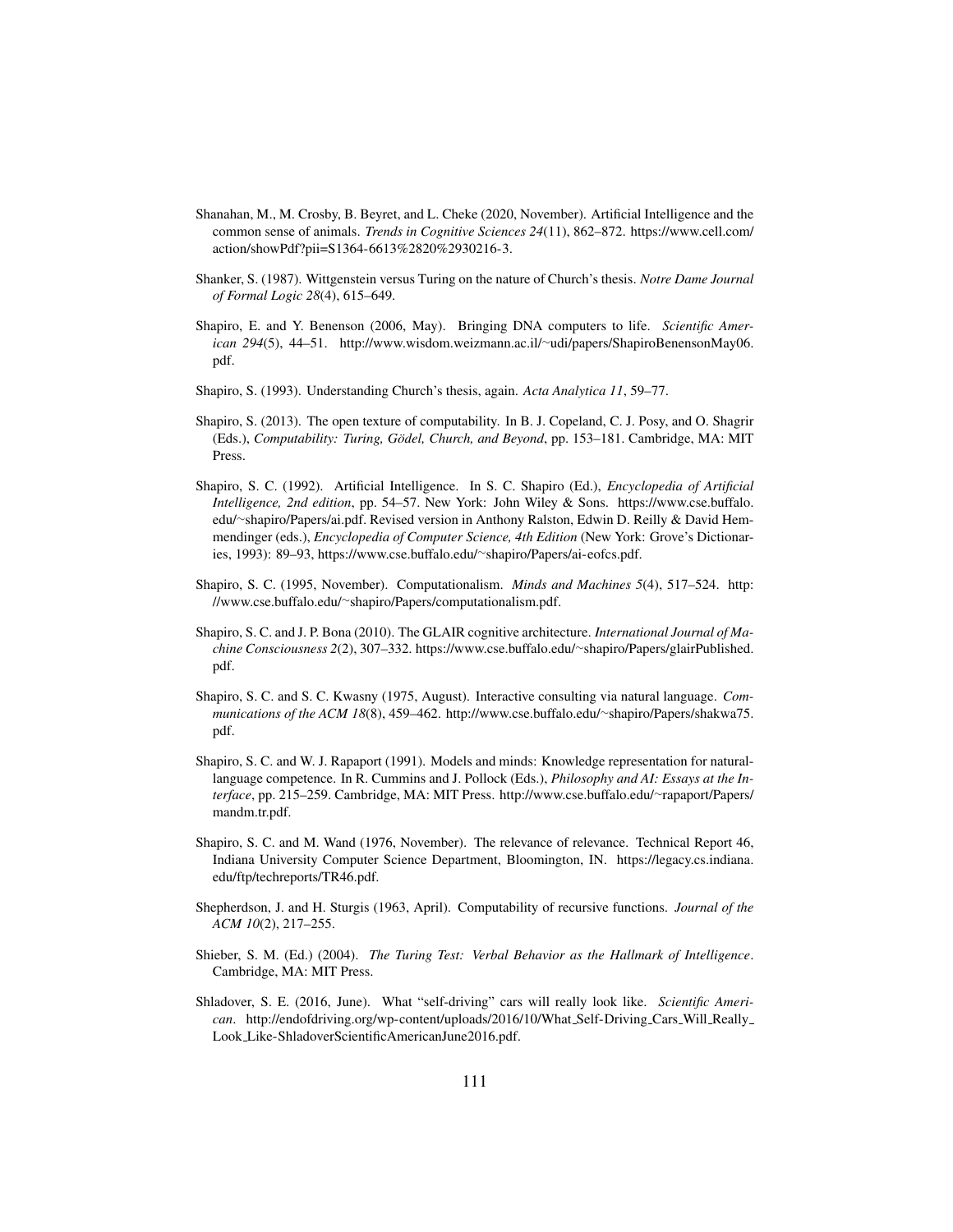Shanahan, M., M. Crosby, B. Beyret, and L. Cheke (2020, November). Artificial Intelligence and the common sense of animals. *Trends in Cognitive Sciences 24*(11), 862–872. https://www.cell.com/action/showPdf?pii=S1364-6613%2820%2930216-3.

Shanker, S. (1987). Wittgenstein versus Turing on the nature of Church's thesis. *Notre Dame Journal of Formal Logic 28*(4), 615–649.

Shapiro, E. and Y. Benenson (2006, May). Bringing DNA computers to life. *Scientific American 294*(5), 44–51. http://www.wisdom.weizmann.ac.il/~udi/papers/ShapiroBenensonMay06.pdf.

Shapiro, S. (1993). Understanding Church's thesis, again. *Acta Analytica 11*, 59–77.

Shapiro, S. (2013). The open texture of computability. In B. J. Copeland, C. J. Posy, and O. Shagrir (Eds.), *Computability: Turing, Gödel, Church, and Beyond*, pp. 153–181. Cambridge, MA: MIT Press.

Shapiro, S. C. (1992). Artificial Intelligence. In S. C. Shapiro (Ed.), *Encyclopedia of Artificial Intelligence, 2nd edition*, pp. 54–57. New York: John Wiley & Sons. https://www.cse.buffalo.edu/~shapiro/Papers/ai.pdf. Revised version in Anthony Ralston, Edwin D. Reilly & David Hemmendinger (eds.), *Encyclopedia of Computer Science, 4th Edition* (New York: Grove's Dictionaries, 1993): 89–93, https://www.cse.buffalo.edu/~shapiro/Papers/ai-eofcs.pdf.

Shapiro, S. C. (1995, November). Computationalism. *Minds and Machines 5*(4), 517–524. http://www.cse.buffalo.edu/~shapiro/Papers/computationalism.pdf.

Shapiro, S. C. and J. P. Bona (2010). The GLAIR cognitive architecture. *International Journal of Machine Consciousness 2*(2), 307–332. https://www.cse.buffalo.edu/~shapiro/Papers/glairPublished.pdf.

Shapiro, S. C. and S. C. Kwasny (1975, August). Interactive consulting via natural language. *Communications of the ACM 18*(8), 459–462. http://www.cse.buffalo.edu/~shapiro/Papers/shakwa75.pdf.

Shapiro, S. C. and W. J. Rapaport (1991). Models and minds: Knowledge representation for natural-language competence. In R. Cummins and J. Pollock (Eds.), *Philosophy and AI: Essays at the Interface*, pp. 215–259. Cambridge, MA: MIT Press. http://www.cse.buffalo.edu/~rapaport/Papers/mandm.tr.pdf.

Shapiro, S. C. and M. Wand (1976, November). The relevance of relevance. Technical Report 46, Indiana University Computer Science Department, Bloomington, IN. https://legacy.cs.indiana.edu/ftp/techreports/TR46.pdf.

Shepherdson, J. and H. Sturgis (1963, April). Computability of recursive functions. *Journal of the ACM 10*(2), 217–255.

Shieber, S. M. (Ed.) (2004). *The Turing Test: Verbal Behavior as the Hallmark of Intelligence*. Cambridge, MA: MIT Press.

Shladover, S. E. (2016, June). What "self-driving" cars will really look like. *Scientific American*. http://endofdriving.org/wp-content/uploads/2016/10/What_Self-Driving_Cars_Will_Really_Look_Like-ShladoverScientificAmericanJune2016.pdf.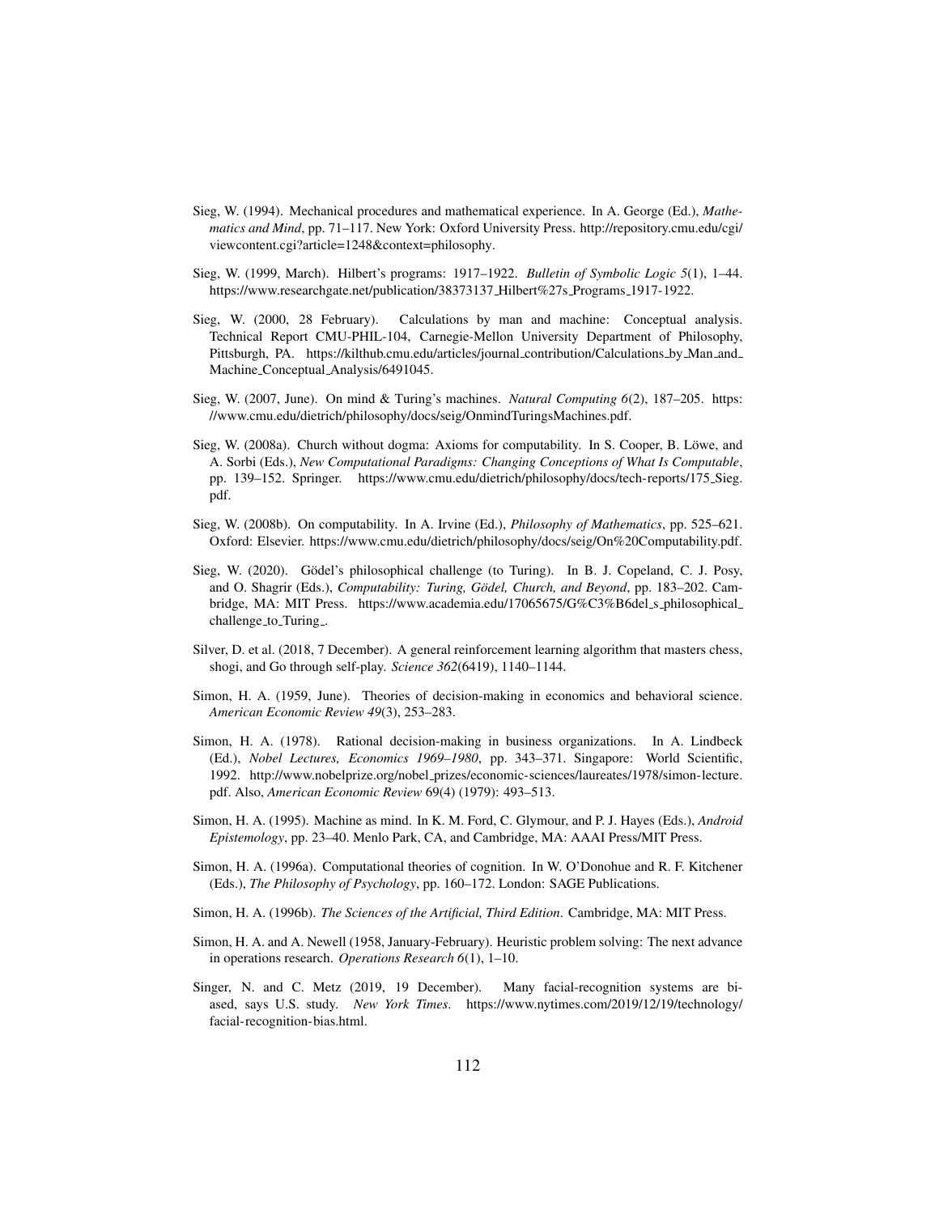Sieg, W. (1994). Mechanical procedures and mathematical experience. In A. George (Ed.), *Mathematics and Mind*, pp. 71–117. New York: Oxford University Press. http://repository.cmu.edu/cgi/viewcontent.cgi?article=1248&context=philosophy.

Sieg, W. (1999, March). Hilbert's programs: 1917–1922. *Bulletin of Symbolic Logic 5*(1), 1–44. https://www.researchgate.net/publication/38373137_Hilbert%27s_Programs_1917-1922.

Sieg, W. (2000, 28 February). Calculations by man and machine: Conceptual analysis. Technical Report CMU-PHIL-104, Carnegie-Mellon University Department of Philosophy, Pittsburgh, PA. https://kilthub.cmu.edu/articles/journal_contribution/Calculations_by_Man_and_Machine_Conceptual_Analysis/6491045.

Sieg, W. (2007, June). On mind & Turing's machines. *Natural Computing 6*(2), 187–205. https://www.cmu.edu/dietrich/philosophy/docs/seig/OnmindTuringsMachines.pdf.

Sieg, W. (2008a). Church without dogma: Axioms for computability. In S. Cooper, B. Löwe, and A. Sorbi (Eds.), *New Computational Paradigms: Changing Conceptions of What Is Computable*, pp. 139–152. Springer. https://www.cmu.edu/dietrich/philosophy/docs/tech-reports/175_Sieg.pdf.

Sieg, W. (2008b). On computability. In A. Irvine (Ed.), *Philosophy of Mathematics*, pp. 525–621. Oxford: Elsevier. https://www.cmu.edu/dietrich/philosophy/docs/seig/On%20Computability.pdf.

Sieg, W. (2020). Gödel's philosophical challenge (to Turing). In B. J. Copeland, C. J. Posy, and O. Shagrir (Eds.), *Computability: Turing, Gödel, Church, and Beyond*, pp. 183–202. Cambridge, MA: MIT Press. https://www.academia.edu/17065675/G%C3%B6del_s_philosophical_challenge_to_Turing_.

Silver, D. et al. (2018, 7 December). A general reinforcement learning algorithm that masters chess, shogi, and Go through self-play. *Science 362*(6419), 1140–1144.

Simon, H. A. (1959, June). Theories of decision-making in economics and behavioral science. *American Economic Review 49*(3), 253–283.

Simon, H. A. (1978). Rational decision-making in business organizations. In A. Lindbeck (Ed.), *Nobel Lectures, Economics 1969–1980*, pp. 343–371. Singapore: World Scientific, 1992. http://www.nobelprize.org/nobel_prizes/economic-sciences/laureates/1978/simon-lecture.pdf. Also, *American Economic Review* 69(4) (1979): 493–513.

Simon, H. A. (1995). Machine as mind. In K. M. Ford, C. Glymour, and P. J. Hayes (Eds.), *Android Epistemology*, pp. 23–40. Menlo Park, CA, and Cambridge, MA: AAAI Press/MIT Press.

Simon, H. A. (1996a). Computational theories of cognition. In W. O'Donohue and R. F. Kitchener (Eds.), *The Philosophy of Psychology*, pp. 160–172. London: SAGE Publications.

Simon, H. A. (1996b). *The Sciences of the Artificial, Third Edition*. Cambridge, MA: MIT Press.

Simon, H. A. and A. Newell (1958, January-February). Heuristic problem solving: The next advance in operations research. *Operations Research 6*(1), 1–10.

Singer, N. and C. Metz (2019, 19 December). Many facial-recognition systems are biased, says U.S. study. *New York Times*. https://www.nytimes.com/2019/12/19/technology/facial-recognition-bias.html.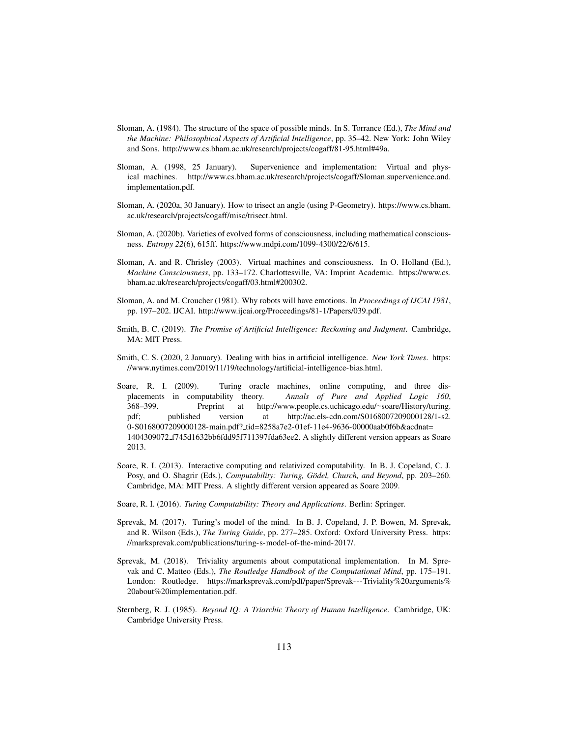Sloman, A. (1984). The structure of the space of possible minds. In S. Torrance (Ed.), *The Mind and the Machine: Philosophical Aspects of Artificial Intelligence*, pp. 35–42. New York: John Wiley and Sons. http://www.cs.bham.ac.uk/research/projects/cogaff/81-95.html#49a.

Sloman, A. (1998, 25 January). Supervenience and implementation: Virtual and physical machines. http://www.cs.bham.ac.uk/research/projects/cogaff/Sloman.supervenience.and.implementation.pdf.

Sloman, A. (2020a, 30 January). How to trisect an angle (using P-Geometry). https://www.cs.bham.ac.uk/research/projects/cogaff/misc/trisect.html.

Sloman, A. (2020b). Varieties of evolved forms of consciousness, including mathematical consciousness. *Entropy 22*(6), 615ff. https://www.mdpi.com/1099-4300/22/6/615.

Sloman, A. and R. Chrisley (2003). Virtual machines and consciousness. In O. Holland (Ed.), *Machine Consciousness*, pp. 133–172. Charlottesville, VA: Imprint Academic. https://www.cs.bham.ac.uk/research/projects/cogaff/03.html#200302.

Sloman, A. and M. Croucher (1981). Why robots will have emotions. In *Proceedings of IJCAI 1981*, pp. 197–202. IJCAI. http://www.ijcai.org/Proceedings/81-1/Papers/039.pdf.

Smith, B. C. (2019). *The Promise of Artificial Intelligence: Reckoning and Judgment*. Cambridge, MA: MIT Press.

Smith, C. S. (2020, 2 January). Dealing with bias in artificial intelligence. *New York Times*. https://www.nytimes.com/2019/11/19/technology/artificial-intelligence-bias.html.

Soare, R. I. (2009). Turing oracle machines, online computing, and three displacements in computability theory. *Annals of Pure and Applied Logic 160*, 368–399. Preprint at http://www.people.cs.uchicago.edu/~soare/History/turing.pdf; published version at http://ac.els-cdn.com/S0168007209000128/1-s2.0-S0168007209000128-main.pdf?_tid=8258a7e2-01ef-11e4-9636-00000aab0f6b&acdnat=1404309072_f745d1632bb6fdd95f711397fda63ee2. A slightly different version appears as Soare 2013.

Soare, R. I. (2013). Interactive computing and relativized computability. In B. J. Copeland, C. J. Posy, and O. Shagrir (Eds.), *Computability: Turing, Gödel, Church, and Beyond*, pp. 203–260. Cambridge, MA: MIT Press. A slightly different version appeared as Soare 2009.

Soare, R. I. (2016). *Turing Computability: Theory and Applications*. Berlin: Springer.

Sprevak, M. (2017). Turing's model of the mind. In B. J. Copeland, J. P. Bowen, M. Sprevak, and R. Wilson (Eds.), *The Turing Guide*, pp. 277–285. Oxford: Oxford University Press. https://marksprevak.com/publications/turing-s-model-of-the-mind-2017/.

Sprevak, M. (2018). Triviality arguments about computational implementation. In M. Sprevak and C. Matteo (Eds.), *The Routledge Handbook of the Computational Mind*, pp. 175–191. London: Routledge. https://marksprevak.com/pdf/paper/Sprevak---Triviality%20arguments%20about%20implementation.pdf.

Sternberg, R. J. (1985). *Beyond IQ: A Triarchic Theory of Human Intelligence*. Cambridge, UK: Cambridge University Press.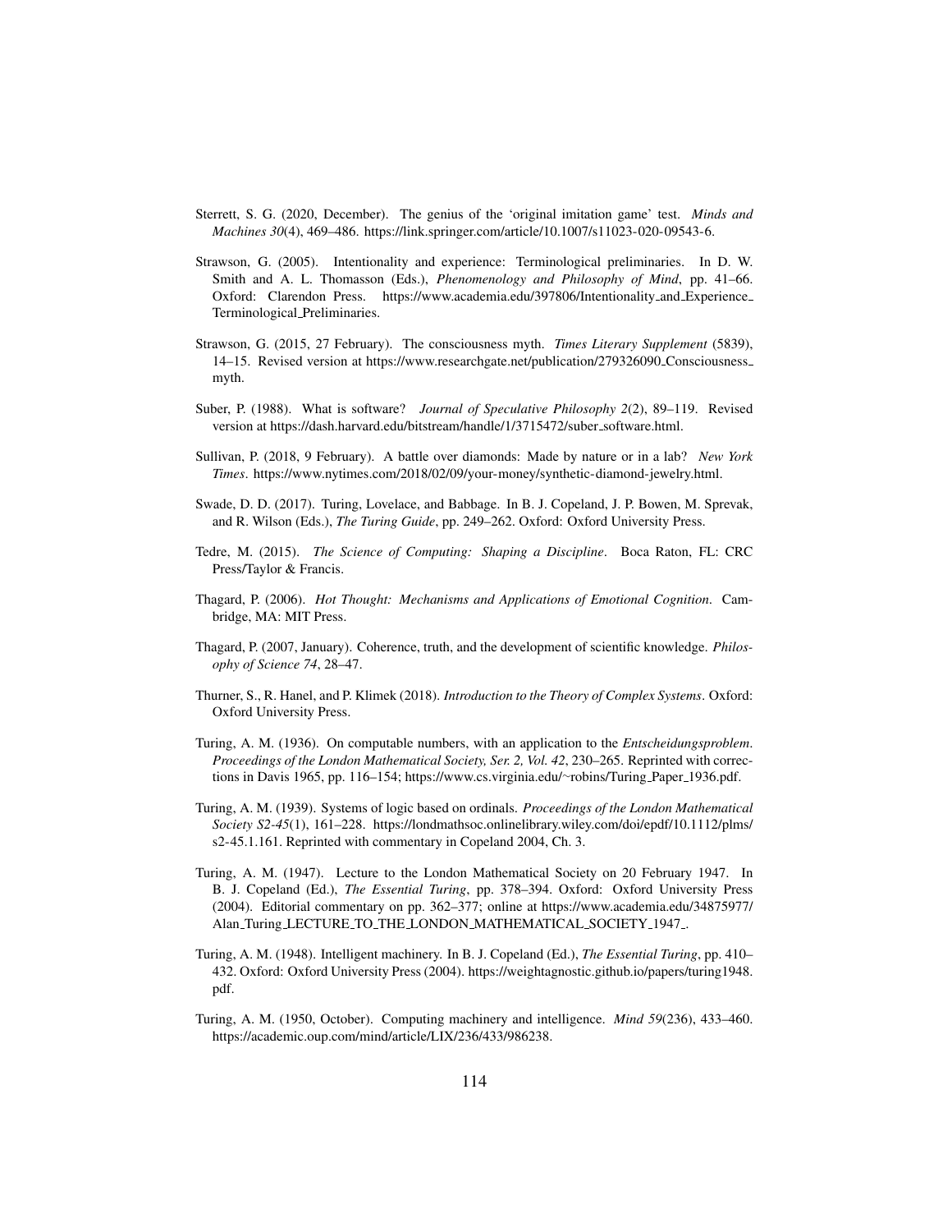Sterrett, S. G. (2020, December). The genius of the 'original imitation game' test. *Minds and Machines 30*(4), 469–486. https://link.springer.com/article/10.1007/s11023-020-09543-6.

Strawson, G. (2005). Intentionality and experience: Terminological preliminaries. In D. W. Smith and A. L. Thomasson (Eds.), *Phenomenology and Philosophy of Mind*, pp. 41–66. Oxford: Clarendon Press. https://www.academia.edu/397806/Intentionality_and_Experience_Terminological_Preliminaries.

Strawson, G. (2015, 27 February). The consciousness myth. *Times Literary Supplement* (5839), 14–15. Revised version at https://www.researchgate.net/publication/279326090_Consciousness_myth.

Suber, P. (1988). What is software? *Journal of Speculative Philosophy 2*(2), 89–119. Revised version at https://dash.harvard.edu/bitstream/handle/1/3715472/suber_software.html.

Sullivan, P. (2018, 9 February). A battle over diamonds: Made by nature or in a lab? *New York Times*. https://www.nytimes.com/2018/02/09/your-money/synthetic-diamond-jewelry.html.

Swade, D. D. (2017). Turing, Lovelace, and Babbage. In B. J. Copeland, J. P. Bowen, M. Sprevak, and R. Wilson (Eds.), *The Turing Guide*, pp. 249–262. Oxford: Oxford University Press.

Tedre, M. (2015). *The Science of Computing: Shaping a Discipline*. Boca Raton, FL: CRC Press/Taylor & Francis.

Thagard, P. (2006). *Hot Thought: Mechanisms and Applications of Emotional Cognition*. Cambridge, MA: MIT Press.

Thagard, P. (2007, January). Coherence, truth, and the development of scientific knowledge. *Philosophy of Science 74*, 28–47.

Thurner, S., R. Hanel, and P. Klimek (2018). *Introduction to the Theory of Complex Systems*. Oxford: Oxford University Press.

Turing, A. M. (1936). On computable numbers, with an application to the *Entscheidungsproblem*. *Proceedings of the London Mathematical Society, Ser. 2, Vol. 42*, 230–265. Reprinted with corrections in Davis 1965, pp. 116–154; https://www.cs.virginia.edu/~robins/Turing_Paper_1936.pdf.

Turing, A. M. (1939). Systems of logic based on ordinals. *Proceedings of the London Mathematical Society S2-45*(1), 161–228. https://londmathsoc.onlinelibrary.wiley.com/doi/epdf/10.1112/plms/s2-45.1.161. Reprinted with commentary in Copeland 2004, Ch. 3.

Turing, A. M. (1947). Lecture to the London Mathematical Society on 20 February 1947. In B. J. Copeland (Ed.), *The Essential Turing*, pp. 378–394. Oxford: Oxford University Press (2004). Editorial commentary on pp. 362–377; online at https://www.academia.edu/34875977/Alan_Turing_LECTURE_TO_THE_LONDON_MATHEMATICAL_SOCIETY_1947_.

Turing, A. M. (1948). Intelligent machinery. In B. J. Copeland (Ed.), *The Essential Turing*, pp. 410–432. Oxford: Oxford University Press (2004). https://weightagnostic.github.io/papers/turing1948.pdf.

Turing, A. M. (1950, October). Computing machinery and intelligence. *Mind 59*(236), 433–460. https://academic.oup.com/mind/article/LIX/236/433/986238.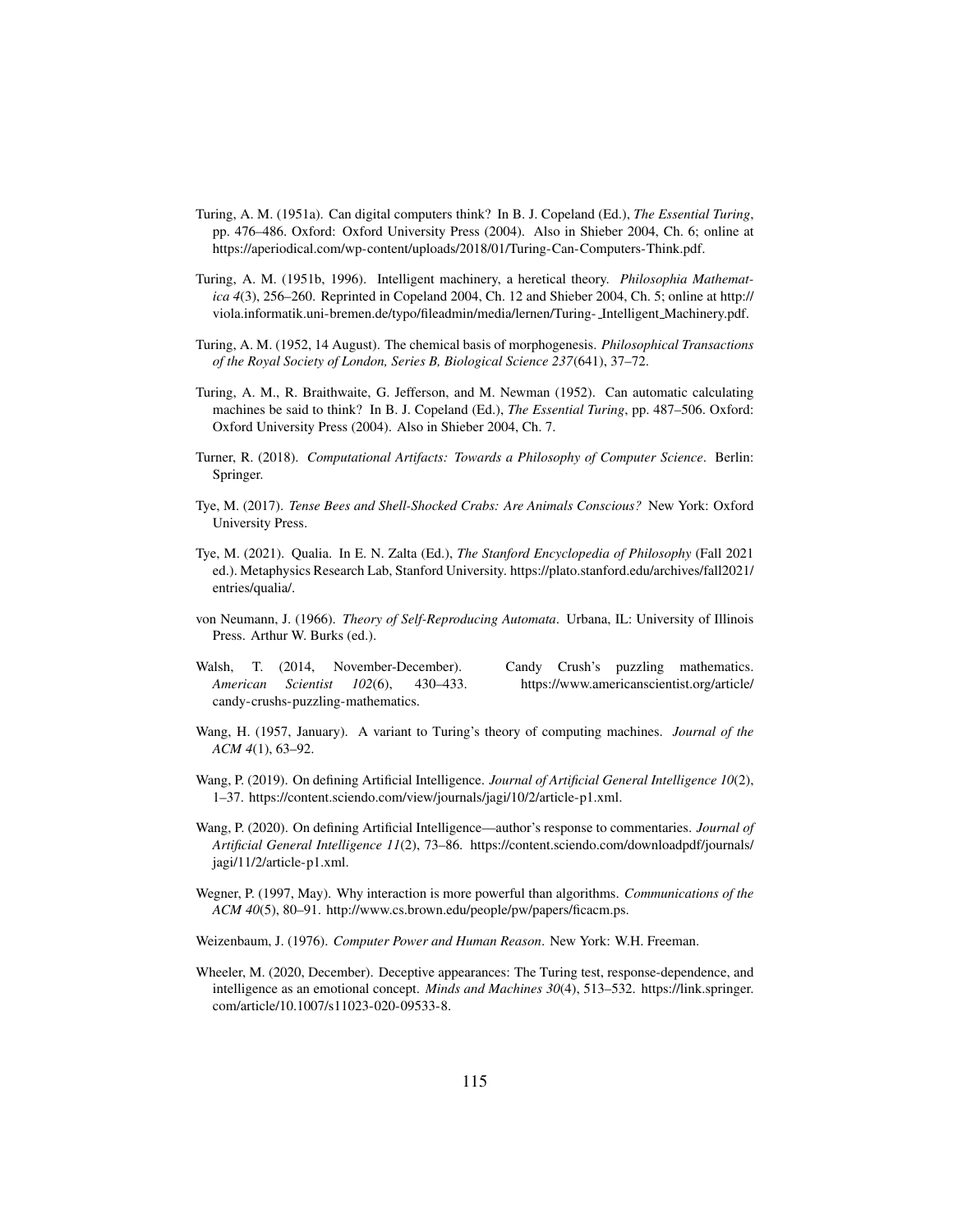Turing, A. M. (1951a). Can digital computers think? In B. J. Copeland (Ed.), *The Essential Turing*, pp. 476–486. Oxford: Oxford University Press (2004). Also in Shieber 2004, Ch. 6; online at https://aperiodical.com/wp-content/uploads/2018/01/Turing-Can-Computers-Think.pdf.

Turing, A. M. (1951b, 1996). Intelligent machinery, a heretical theory. *Philosophia Mathematica 4*(3), 256–260. Reprinted in Copeland 2004, Ch. 12 and Shieber 2004, Ch. 5; online at http://viola.informatik.uni-bremen.de/typo/fileadmin/media/lernen/Turing-_Intelligent_Machinery.pdf.

Turing, A. M. (1952, 14 August). The chemical basis of morphogenesis. *Philosophical Transactions of the Royal Society of London, Series B, Biological Science 237*(641), 37–72.

Turing, A. M., R. Braithwaite, G. Jefferson, and M. Newman (1952). Can automatic calculating machines be said to think? In B. J. Copeland (Ed.), *The Essential Turing*, pp. 487–506. Oxford: Oxford University Press (2004). Also in Shieber 2004, Ch. 7.

Turner, R. (2018). *Computational Artifacts: Towards a Philosophy of Computer Science*. Berlin: Springer.

Tye, M. (2017). *Tense Bees and Shell-Shocked Crabs: Are Animals Conscious?* New York: Oxford University Press.

Tye, M. (2021). Qualia. In E. N. Zalta (Ed.), *The Stanford Encyclopedia of Philosophy* (Fall 2021 ed.). Metaphysics Research Lab, Stanford University. https://plato.stanford.edu/archives/fall2021/entries/qualia/.

von Neumann, J. (1966). *Theory of Self-Reproducing Automata*. Urbana, IL: University of Illinois Press. Arthur W. Burks (ed.).

Walsh, T. (2014, November-December). Candy Crush's puzzling mathematics. *American Scientist 102*(6), 430–433. https://www.americanscientist.org/article/candy-crushs-puzzling-mathematics.

Wang, H. (1957, January). A variant to Turing's theory of computing machines. *Journal of the ACM 4*(1), 63–92.

Wang, P. (2019). On defining Artificial Intelligence. *Journal of Artificial General Intelligence 10*(2), 1–37. https://content.sciendo.com/view/journals/jagi/10/2/article-p1.xml.

Wang, P. (2020). On defining Artificial Intelligence—author's response to commentaries. *Journal of Artificial General Intelligence 11*(2), 73–86. https://content.sciendo.com/downloadpdf/journals/jagi/11/2/article-p1.xml.

Wegner, P. (1997, May). Why interaction is more powerful than algorithms. *Communications of the ACM 40*(5), 80–91. http://www.cs.brown.edu/people/pw/papers/ficacm.ps.

Weizenbaum, J. (1976). *Computer Power and Human Reason*. New York: W.H. Freeman.

Wheeler, M. (2020, December). Deceptive appearances: The Turing test, response-dependence, and intelligence as an emotional concept. *Minds and Machines 30*(4), 513–532. https://link.springer.com/article/10.1007/s11023-020-09533-8.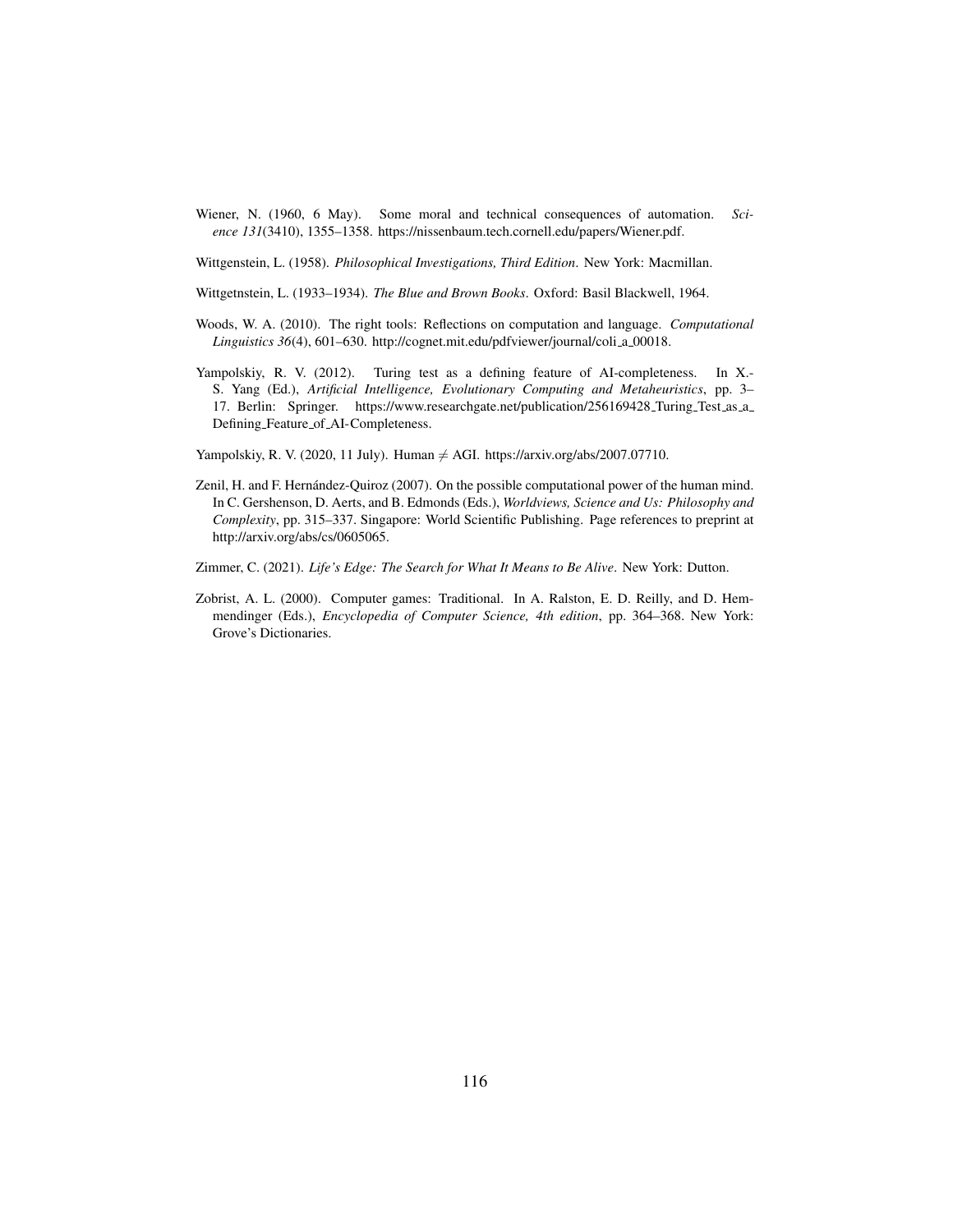Wiener, N. (1960, 6 May). Some moral and technical consequences of automation. *Science 131*(3410), 1355–1358. https://nissenbaum.tech.cornell.edu/papers/Wiener.pdf.

Wittgenstein, L. (1958). *Philosophical Investigations, Third Edition*. New York: Macmillan.

Wittgetnstein, L. (1933–1934). *The Blue and Brown Books*. Oxford: Basil Blackwell, 1964.

Woods, W. A. (2010). The right tools: Reflections on computation and language. *Computational Linguistics 36*(4), 601–630. http://cognet.mit.edu/pdfviewer/journal/coli_a_00018.

Yampolskiy, R. V. (2012). Turing test as a defining feature of AI-completeness. In X.-S. Yang (Ed.), *Artificial Intelligence, Evolutionary Computing and Metaheuristics*, pp. 3–17. Berlin: Springer. https://www.researchgate.net/publication/256169428_Turing_Test_as_a_Defining_Feature_of_AI-Completeness.

Yampolskiy, R. V. (2020, 11 July). Human $\neq$ AGI. https://arxiv.org/abs/2007.07710.

Zenil, H. and F. Hernández-Quiroz (2007). On the possible computational power of the human mind. In C. Gershenson, D. Aerts, and B. Edmonds (Eds.), *Worldviews, Science and Us: Philosophy and Complexity*, pp. 315–337. Singapore: World Scientific Publishing. Page references to preprint at http://arxiv.org/abs/cs/0605065.

Zimmer, C. (2021). *Life's Edge: The Search for What It Means to Be Alive*. New York: Dutton.

Zobrist, A. L. (2000). Computer games: Traditional. In A. Ralston, E. D. Reilly, and D. Hemmendinger (Eds.), *Encyclopedia of Computer Science, 4th edition*, pp. 364–368. New York: Grove's Dictionaries.